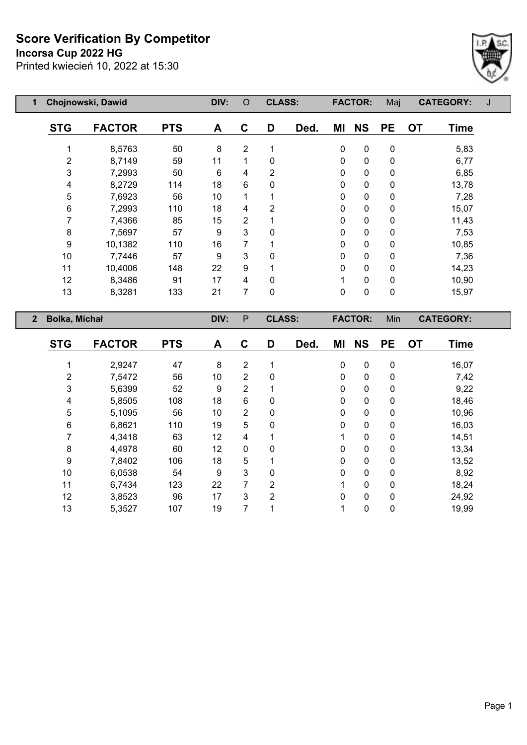# Score Verification By Competitor

**Incorsa Cup 2022 HG**

Printed kwiecień 10, 2022 at 15:30

**1 Chojnowski, Dawid** | DIV: O | CLASS: | FACTOR: Maj | CATEGORY: J

| STG | FACTOR | PTS | A | C | D | Ded. | MI | NS | PE | OT | Time |
|---|---|---|---|---|---|---|---|---|---|---|---|
| 1 | 8,5763 | 50 | 8 | 2 | 1 | | 0 | 0 | 0 | | 5,83 |
| 2 | 8,7149 | 59 | 11 | 1 | 0 | | 0 | 0 | 0 | | 6,77 |
| 3 | 7,2993 | 50 | 6 | 4 | 2 | | 0 | 0 | 0 | | 6,85 |
| 4 | 8,2729 | 114 | 18 | 6 | 0 | | 0 | 0 | 0 | | 13,78 |
| 5 | 7,6923 | 56 | 10 | 1 | 1 | | 0 | 0 | 0 | | 7,28 |
| 6 | 7,2993 | 110 | 18 | 4 | 2 | | 0 | 0 | 0 | | 15,07 |
| 7 | 7,4366 | 85 | 15 | 2 | 1 | | 0 | 0 | 0 | | 11,43 |
| 8 | 7,5697 | 57 | 9 | 3 | 0 | | 0 | 0 | 0 | | 7,53 |
| 9 | 10,1382 | 110 | 16 | 7 | 1 | | 0 | 0 | 0 | | 10,85 |
| 10 | 7,7446 | 57 | 9 | 3 | 0 | | 0 | 0 | 0 | | 7,36 |
| 11 | 10,4006 | 148 | 22 | 9 | 1 | | 0 | 0 | 0 | | 14,23 |
| 12 | 8,3486 | 91 | 17 | 4 | 0 | | 1 | 0 | 0 | | 10,90 |
| 13 | 8,3281 | 133 | 21 | 7 | 0 | | 0 | 0 | 0 | | 15,97 |

**2 Bolka, Michał** | DIV: P | CLASS: | FACTOR: Min | CATEGORY:

| STG | FACTOR | PTS | A | C | D | Ded. | MI | NS | PE | OT | Time |
|---|---|---|---|---|---|---|---|---|---|---|---|
| 1 | 2,9247 | 47 | 8 | 2 | 1 | | 0 | 0 | 0 | | 16,07 |
| 2 | 7,5472 | 56 | 10 | 2 | 0 | | 0 | 0 | 0 | | 7,42 |
| 3 | 5,6399 | 52 | 9 | 2 | 1 | | 0 | 0 | 0 | | 9,22 |
| 4 | 5,8505 | 108 | 18 | 6 | 0 | | 0 | 0 | 0 | | 18,46 |
| 5 | 5,1095 | 56 | 10 | 2 | 0 | | 0 | 0 | 0 | | 10,96 |
| 6 | 6,8621 | 110 | 19 | 5 | 0 | | 0 | 0 | 0 | | 16,03 |
| 7 | 4,3418 | 63 | 12 | 4 | 1 | | 1 | 0 | 0 | | 14,51 |
| 8 | 4,4978 | 60 | 12 | 0 | 0 | | 0 | 0 | 0 | | 13,34 |
| 9 | 7,8402 | 106 | 18 | 5 | 1 | | 0 | 0 | 0 | | 13,52 |
| 10 | 6,0538 | 54 | 9 | 3 | 0 | | 0 | 0 | 0 | | 8,92 |
| 11 | 6,7434 | 123 | 22 | 7 | 2 | | 1 | 0 | 0 | | 18,24 |
| 12 | 3,8523 | 96 | 17 | 3 | 2 | | 0 | 0 | 0 | | 24,92 |
| 13 | 5,3527 | 107 | 19 | 7 | 1 | | 1 | 0 | 0 | | 19,99 |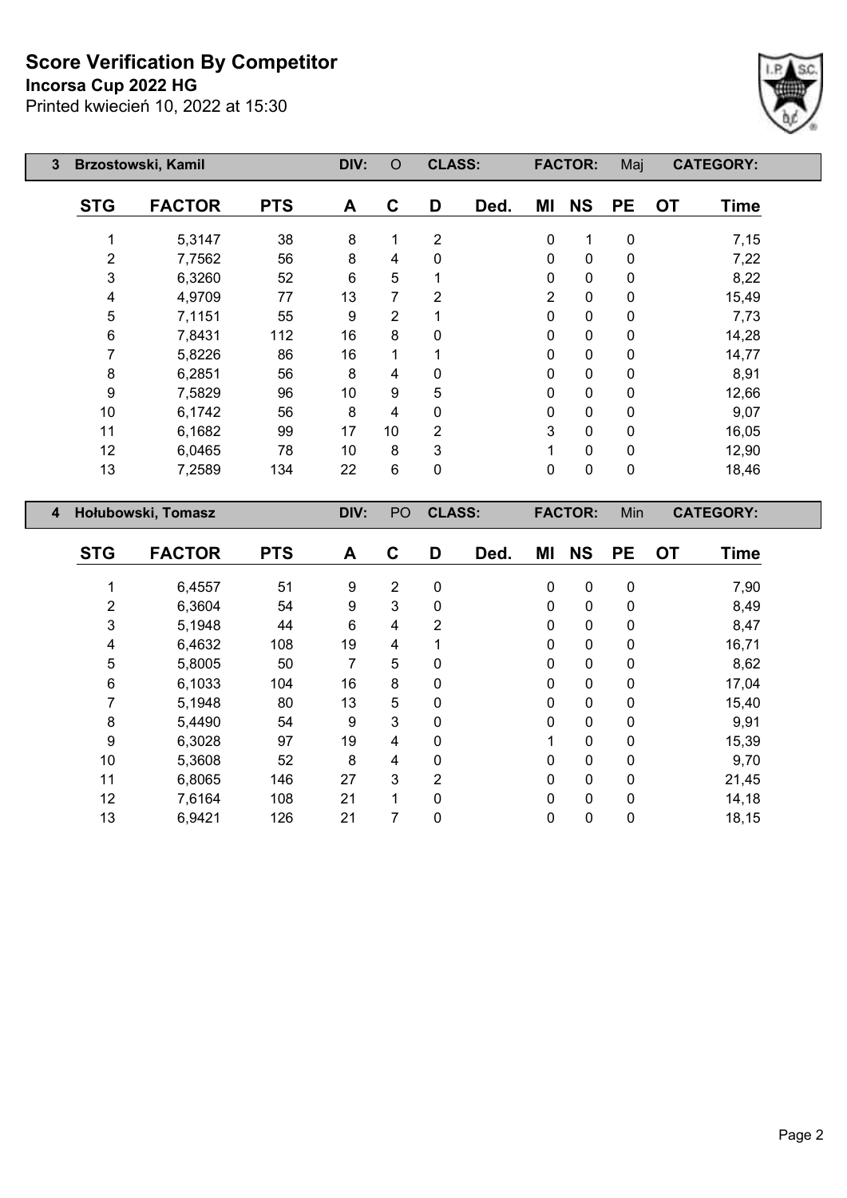# Score Verification By Competitor

**Incorsa Cup 2022 HG**

Printed kwiecień 10, 2022 at 15:30

**3 Brzostowski, Kamil** — DIV: O — CLASS: — FACTOR: Maj — CATEGORY:

| STG | FACTOR | PTS | A | C | D | Ded. | MI | NS | PE | OT | Time |
|---|---|---|---|---|---|---|---|---|---|---|---|
| 1 | 5,3147 | 38 | 8 | 1 | 2 | | 0 | 1 | 0 | | 7,15 |
| 2 | 7,7562 | 56 | 8 | 4 | 0 | | 0 | 0 | 0 | | 7,22 |
| 3 | 6,3260 | 52 | 6 | 5 | 1 | | 0 | 0 | 0 | | 8,22 |
| 4 | 4,9709 | 77 | 13 | 7 | 2 | | 2 | 0 | 0 | | 15,49 |
| 5 | 7,1151 | 55 | 9 | 2 | 1 | | 0 | 0 | 0 | | 7,73 |
| 6 | 7,8431 | 112 | 16 | 8 | 0 | | 0 | 0 | 0 | | 14,28 |
| 7 | 5,8226 | 86 | 16 | 1 | 1 | | 0 | 0 | 0 | | 14,77 |
| 8 | 6,2851 | 56 | 8 | 4 | 0 | | 0 | 0 | 0 | | 8,91 |
| 9 | 7,5829 | 96 | 10 | 9 | 5 | | 0 | 0 | 0 | | 12,66 |
| 10 | 6,1742 | 56 | 8 | 4 | 0 | | 0 | 0 | 0 | | 9,07 |
| 11 | 6,1682 | 99 | 17 | 10 | 2 | | 3 | 0 | 0 | | 16,05 |
| 12 | 6,0465 | 78 | 10 | 8 | 3 | | 1 | 0 | 0 | | 12,90 |
| 13 | 7,2589 | 134 | 22 | 6 | 0 | | 0 | 0 | 0 | | 18,46 |

**4 Hołubowski, Tomasz** — DIV: PO — CLASS: — FACTOR: Min — CATEGORY:

| STG | FACTOR | PTS | A | C | D | Ded. | MI | NS | PE | OT | Time |
|---|---|---|---|---|---|---|---|---|---|---|---|
| 1 | 6,4557 | 51 | 9 | 2 | 0 | | 0 | 0 | 0 | | 7,90 |
| 2 | 6,3604 | 54 | 9 | 3 | 0 | | 0 | 0 | 0 | | 8,49 |
| 3 | 5,1948 | 44 | 6 | 4 | 2 | | 0 | 0 | 0 | | 8,47 |
| 4 | 6,4632 | 108 | 19 | 4 | 1 | | 0 | 0 | 0 | | 16,71 |
| 5 | 5,8005 | 50 | 7 | 5 | 0 | | 0 | 0 | 0 | | 8,62 |
| 6 | 6,1033 | 104 | 16 | 8 | 0 | | 0 | 0 | 0 | | 17,04 |
| 7 | 5,1948 | 80 | 13 | 5 | 0 | | 0 | 0 | 0 | | 15,40 |
| 8 | 5,4490 | 54 | 9 | 3 | 0 | | 0 | 0 | 0 | | 9,91 |
| 9 | 6,3028 | 97 | 19 | 4 | 0 | | 1 | 0 | 0 | | 15,39 |
| 10 | 5,3608 | 52 | 8 | 4 | 0 | | 0 | 0 | 0 | | 9,70 |
| 11 | 6,8065 | 146 | 27 | 3 | 2 | | 0 | 0 | 0 | | 21,45 |
| 12 | 7,6164 | 108 | 21 | 1 | 0 | | 0 | 0 | 0 | | 14,18 |
| 13 | 6,9421 | 126 | 21 | 7 | 0 | | 0 | 0 | 0 | | 18,15 |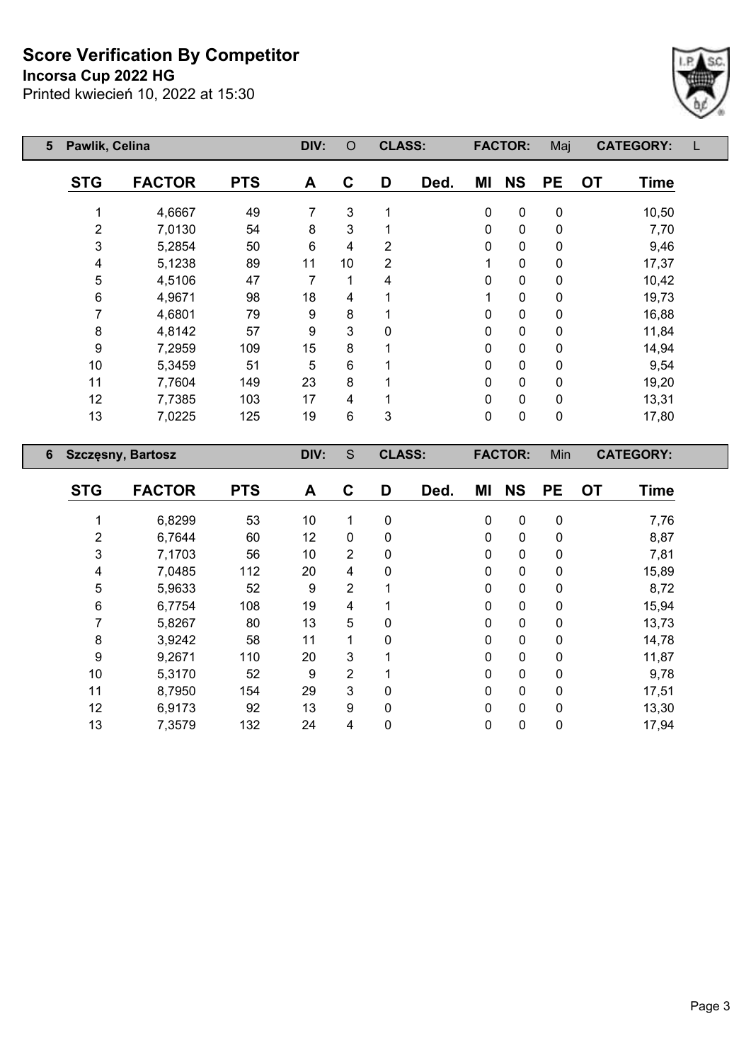# Score Verification By Competitor

**Incorsa Cup 2022 HG**

Printed kwiecień 10, 2022 at 15:30

| 5 | Pawlik, Celina | | DIV: | O | CLASS: | | FACTOR: | Maj | | CATEGORY: | L |
|---|---|---|---|---|---|---|---|---|---|---|---|

| STG | FACTOR | PTS | A | C | D | Ded. | MI | NS | PE | OT | Time |
|---|---|---|---|---|---|---|---|---|---|---|---|
| 1 | 4,6667 | 49 | 7 | 3 | 1 | | 0 | 0 | 0 | | 10,50 |
| 2 | 7,0130 | 54 | 8 | 3 | 1 | | 0 | 0 | 0 | | 7,70 |
| 3 | 5,2854 | 50 | 6 | 4 | 2 | | 0 | 0 | 0 | | 9,46 |
| 4 | 5,1238 | 89 | 11 | 10 | 2 | | 1 | 0 | 0 | | 17,37 |
| 5 | 4,5106 | 47 | 7 | 1 | 4 | | 0 | 0 | 0 | | 10,42 |
| 6 | 4,9671 | 98 | 18 | 4 | 1 | | 1 | 0 | 0 | | 19,73 |
| 7 | 4,6801 | 79 | 9 | 8 | 1 | | 0 | 0 | 0 | | 16,88 |
| 8 | 4,8142 | 57 | 9 | 3 | 0 | | 0 | 0 | 0 | | 11,84 |
| 9 | 7,2959 | 109 | 15 | 8 | 1 | | 0 | 0 | 0 | | 14,94 |
| 10 | 5,3459 | 51 | 5 | 6 | 1 | | 0 | 0 | 0 | | 9,54 |
| 11 | 7,7604 | 149 | 23 | 8 | 1 | | 0 | 0 | 0 | | 19,20 |
| 12 | 7,7385 | 103 | 17 | 4 | 1 | | 0 | 0 | 0 | | 13,31 |
| 13 | 7,0225 | 125 | 19 | 6 | 3 | | 0 | 0 | 0 | | 17,80 |

| 6 | Szczęsny, Bartosz | | DIV: | S | CLASS: | | FACTOR: | Min | | CATEGORY: | |
|---|---|---|---|---|---|---|---|---|---|---|---|

| STG | FACTOR | PTS | A | C | D | Ded. | MI | NS | PE | OT | Time |
|---|---|---|---|---|---|---|---|---|---|---|---|
| 1 | 6,8299 | 53 | 10 | 1 | 0 | | 0 | 0 | 0 | | 7,76 |
| 2 | 6,7644 | 60 | 12 | 0 | 0 | | 0 | 0 | 0 | | 8,87 |
| 3 | 7,1703 | 56 | 10 | 2 | 0 | | 0 | 0 | 0 | | 7,81 |
| 4 | 7,0485 | 112 | 20 | 4 | 0 | | 0 | 0 | 0 | | 15,89 |
| 5 | 5,9633 | 52 | 9 | 2 | 1 | | 0 | 0 | 0 | | 8,72 |
| 6 | 6,7754 | 108 | 19 | 4 | 1 | | 0 | 0 | 0 | | 15,94 |
| 7 | 5,8267 | 80 | 13 | 5 | 0 | | 0 | 0 | 0 | | 13,73 |
| 8 | 3,9242 | 58 | 11 | 1 | 0 | | 0 | 0 | 0 | | 14,78 |
| 9 | 9,2671 | 110 | 20 | 3 | 1 | | 0 | 0 | 0 | | 11,87 |
| 10 | 5,3170 | 52 | 9 | 2 | 1 | | 0 | 0 | 0 | | 9,78 |
| 11 | 8,7950 | 154 | 29 | 3 | 0 | | 0 | 0 | 0 | | 17,51 |
| 12 | 6,9173 | 92 | 13 | 9 | 0 | | 0 | 0 | 0 | | 13,30 |
| 13 | 7,3579 | 132 | 24 | 4 | 0 | | 0 | 0 | 0 | | 17,94 |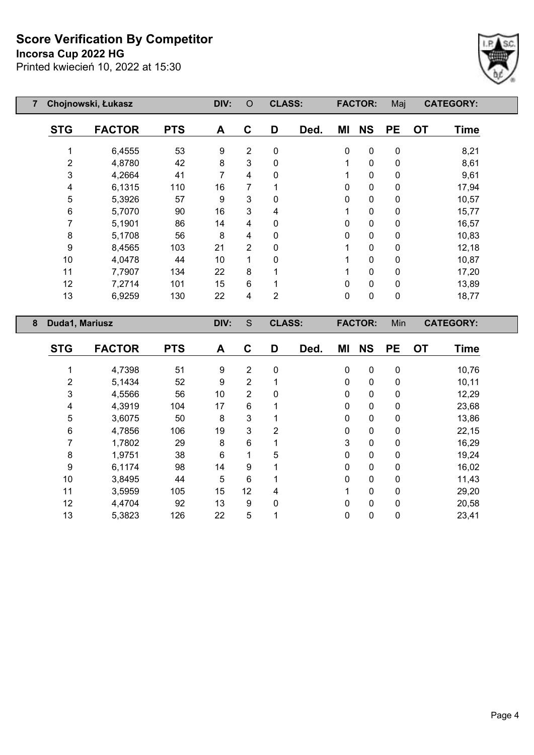# Score Verification By Competitor

**Incorsa Cup 2022 HG**

Printed kwiecień 10, 2022 at 15:30

| 7 | Chojnowski, Łukasz | | DIV: | O | CLASS: | | FACTOR: | | Maj | CATEGORY: | |
|---|---|---|---|---|---|---|---|---|---|---|---|

| STG | FACTOR | PTS | A | C | D | Ded. | MI | NS | PE | OT | Time |
|---|---|---|---|---|---|---|---|---|---|---|---|
| 1 | 6,4555 | 53 | 9 | 2 | 0 | | 0 | 0 | 0 | | 8,21 |
| 2 | 4,8780 | 42 | 8 | 3 | 0 | | 1 | 0 | 0 | | 8,61 |
| 3 | 4,2664 | 41 | 7 | 4 | 0 | | 1 | 0 | 0 | | 9,61 |
| 4 | 6,1315 | 110 | 16 | 7 | 1 | | 0 | 0 | 0 | | 17,94 |
| 5 | 5,3926 | 57 | 9 | 3 | 0 | | 0 | 0 | 0 | | 10,57 |
| 6 | 5,7070 | 90 | 16 | 3 | 4 | | 1 | 0 | 0 | | 15,77 |
| 7 | 5,1901 | 86 | 14 | 4 | 0 | | 0 | 0 | 0 | | 16,57 |
| 8 | 5,1708 | 56 | 8 | 4 | 0 | | 0 | 0 | 0 | | 10,83 |
| 9 | 8,4565 | 103 | 21 | 2 | 0 | | 1 | 0 | 0 | | 12,18 |
| 10 | 4,0478 | 44 | 10 | 1 | 0 | | 1 | 0 | 0 | | 10,87 |
| 11 | 7,7907 | 134 | 22 | 8 | 1 | | 1 | 0 | 0 | | 17,20 |
| 12 | 7,2714 | 101 | 15 | 6 | 1 | | 0 | 0 | 0 | | 13,89 |
| 13 | 6,9259 | 130 | 22 | 4 | 2 | | 0 | 0 | 0 | | 18,77 |

| 8 | Duda1, Mariusz | | DIV: | S | CLASS: | | FACTOR: | | Min | CATEGORY: | |
|---|---|---|---|---|---|---|---|---|---|---|---|

| STG | FACTOR | PTS | A | C | D | Ded. | MI | NS | PE | OT | Time |
|---|---|---|---|---|---|---|---|---|---|---|---|
| 1 | 4,7398 | 51 | 9 | 2 | 0 | | 0 | 0 | 0 | | 10,76 |
| 2 | 5,1434 | 52 | 9 | 2 | 1 | | 0 | 0 | 0 | | 10,11 |
| 3 | 4,5566 | 56 | 10 | 2 | 0 | | 0 | 0 | 0 | | 12,29 |
| 4 | 4,3919 | 104 | 17 | 6 | 1 | | 0 | 0 | 0 | | 23,68 |
| 5 | 3,6075 | 50 | 8 | 3 | 1 | | 0 | 0 | 0 | | 13,86 |
| 6 | 4,7856 | 106 | 19 | 3 | 2 | | 0 | 0 | 0 | | 22,15 |
| 7 | 1,7802 | 29 | 8 | 6 | 1 | | 3 | 0 | 0 | | 16,29 |
| 8 | 1,9751 | 38 | 6 | 1 | 5 | | 0 | 0 | 0 | | 19,24 |
| 9 | 6,1174 | 98 | 14 | 9 | 1 | | 0 | 0 | 0 | | 16,02 |
| 10 | 3,8495 | 44 | 5 | 6 | 1 | | 0 | 0 | 0 | | 11,43 |
| 11 | 3,5959 | 105 | 15 | 12 | 4 | | 1 | 0 | 0 | | 29,20 |
| 12 | 4,4704 | 92 | 13 | 9 | 0 | | 0 | 0 | 0 | | 20,58 |
| 13 | 5,3823 | 126 | 22 | 5 | 1 | | 0 | 0 | 0 | | 23,41 |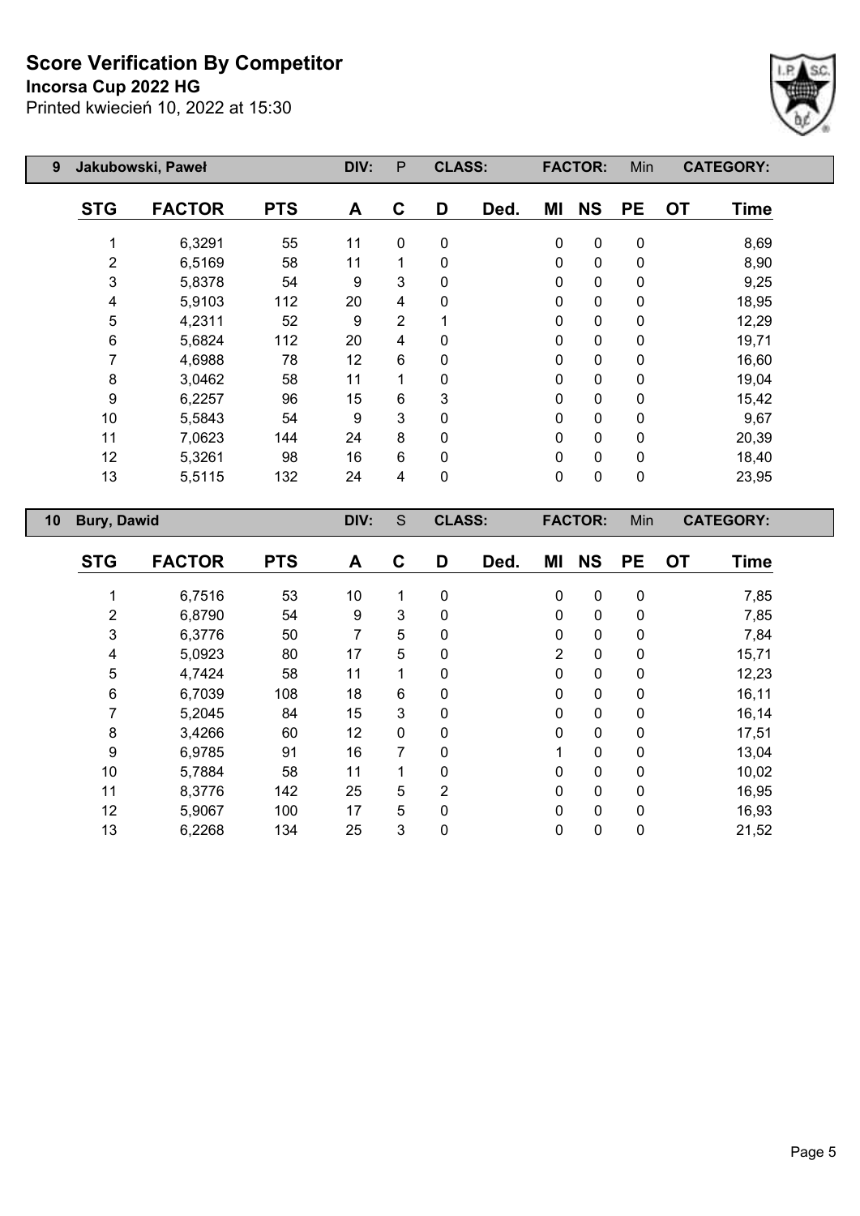# Score Verification By Competitor

**Incorsa Cup 2022 HG**

Printed kwiecień 10, 2022 at 15:30

| 9 | Jakubowski, Paweł | | DIV: | P | CLASS: | | FACTOR: | Min | | CATEGORY: | |
|---|---|---|---|---|---|---|---|---|---|---|---|
| **STG** | **FACTOR** | **PTS** | **A** | **C** | **D** | **Ded.** | **MI** | **NS** | **PE** | **OT** | **Time** |
| 1 | 6,3291 | 55 | 11 | 0 | 0 | | 0 | 0 | 0 | | 8,69 |
| 2 | 6,5169 | 58 | 11 | 1 | 0 | | 0 | 0 | 0 | | 8,90 |
| 3 | 5,8378 | 54 | 9 | 3 | 0 | | 0 | 0 | 0 | | 9,25 |
| 4 | 5,9103 | 112 | 20 | 4 | 0 | | 0 | 0 | 0 | | 18,95 |
| 5 | 4,2311 | 52 | 9 | 2 | 1 | | 0 | 0 | 0 | | 12,29 |
| 6 | 5,6824 | 112 | 20 | 4 | 0 | | 0 | 0 | 0 | | 19,71 |
| 7 | 4,6988 | 78 | 12 | 6 | 0 | | 0 | 0 | 0 | | 16,60 |
| 8 | 3,0462 | 58 | 11 | 1 | 0 | | 0 | 0 | 0 | | 19,04 |
| 9 | 6,2257 | 96 | 15 | 6 | 3 | | 0 | 0 | 0 | | 15,42 |
| 10 | 5,5843 | 54 | 9 | 3 | 0 | | 0 | 0 | 0 | | 9,67 |
| 11 | 7,0623 | 144 | 24 | 8 | 0 | | 0 | 0 | 0 | | 20,39 |
| 12 | 5,3261 | 98 | 16 | 6 | 0 | | 0 | 0 | 0 | | 18,40 |
| 13 | 5,5115 | 132 | 24 | 4 | 0 | | 0 | 0 | 0 | | 23,95 |

| 10 | Bury, Dawid | | DIV: | S | CLASS: | | FACTOR: | Min | | CATEGORY: | |
|---|---|---|---|---|---|---|---|---|---|---|---|
| **STG** | **FACTOR** | **PTS** | **A** | **C** | **D** | **Ded.** | **MI** | **NS** | **PE** | **OT** | **Time** |
| 1 | 6,7516 | 53 | 10 | 1 | 0 | | 0 | 0 | 0 | | 7,85 |
| 2 | 6,8790 | 54 | 9 | 3 | 0 | | 0 | 0 | 0 | | 7,85 |
| 3 | 6,3776 | 50 | 7 | 5 | 0 | | 0 | 0 | 0 | | 7,84 |
| 4 | 5,0923 | 80 | 17 | 5 | 0 | | 2 | 0 | 0 | | 15,71 |
| 5 | 4,7424 | 58 | 11 | 1 | 0 | | 0 | 0 | 0 | | 12,23 |
| 6 | 6,7039 | 108 | 18 | 6 | 0 | | 0 | 0 | 0 | | 16,11 |
| 7 | 5,2045 | 84 | 15 | 3 | 0 | | 0 | 0 | 0 | | 16,14 |
| 8 | 3,4266 | 60 | 12 | 0 | 0 | | 0 | 0 | 0 | | 17,51 |
| 9 | 6,9785 | 91 | 16 | 7 | 0 | | 1 | 0 | 0 | | 13,04 |
| 10 | 5,7884 | 58 | 11 | 1 | 0 | | 0 | 0 | 0 | | 10,02 |
| 11 | 8,3776 | 142 | 25 | 5 | 2 | | 0 | 0 | 0 | | 16,95 |
| 12 | 5,9067 | 100 | 17 | 5 | 0 | | 0 | 0 | 0 | | 16,93 |
| 13 | 6,2268 | 134 | 25 | 3 | 0 | | 0 | 0 | 0 | | 21,52 |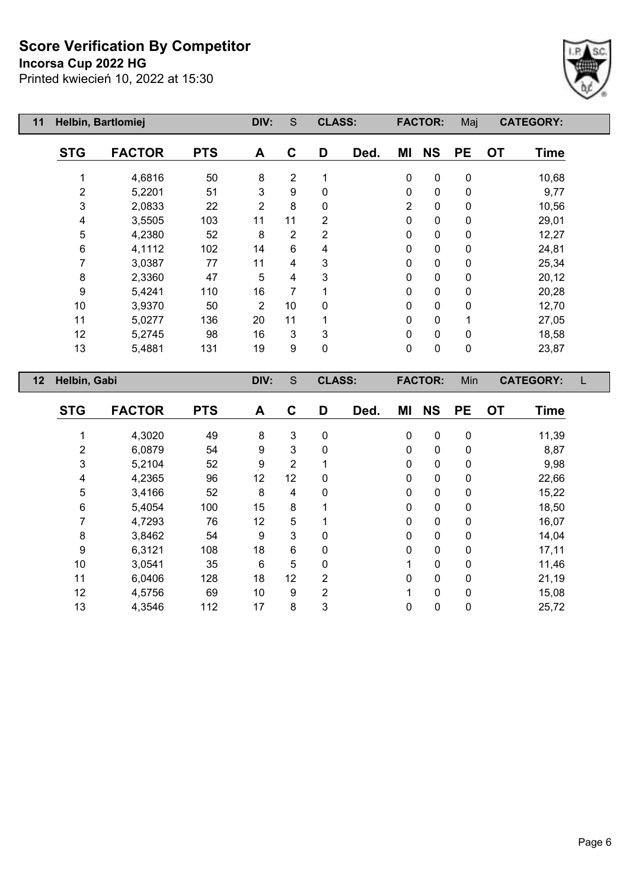# Score Verification By Competitor

**Incorsa Cup 2022 HG**

Printed kwiecień 10, 2022 at 15:30

| 11 | Helbin, Bartlomiej | | DIV: | S | CLASS: | | FACTOR: | Maj | CATEGORY: | | |
|---|---|---|---|---|---|---|---|---|---|---|---|

| STG | FACTOR | PTS | A | C | D | Ded. | MI | NS | PE | OT | Time |
|---|---|---|---|---|---|---|---|---|---|---|---|
| 1 | 4,6816 | 50 | 8 | 2 | 1 | | 0 | 0 | 0 | | 10,68 |
| 2 | 5,2201 | 51 | 3 | 9 | 0 | | 0 | 0 | 0 | | 9,77 |
| 3 | 2,0833 | 22 | 2 | 8 | 0 | | 2 | 0 | 0 | | 10,56 |
| 4 | 3,5505 | 103 | 11 | 11 | 2 | | 0 | 0 | 0 | | 29,01 |
| 5 | 4,2380 | 52 | 8 | 2 | 2 | | 0 | 0 | 0 | | 12,27 |
| 6 | 4,1112 | 102 | 14 | 6 | 4 | | 0 | 0 | 0 | | 24,81 |
| 7 | 3,0387 | 77 | 11 | 4 | 3 | | 0 | 0 | 0 | | 25,34 |
| 8 | 2,3360 | 47 | 5 | 4 | 3 | | 0 | 0 | 0 | | 20,12 |
| 9 | 5,4241 | 110 | 16 | 7 | 1 | | 0 | 0 | 0 | | 20,28 |
| 10 | 3,9370 | 50 | 2 | 10 | 0 | | 0 | 0 | 0 | | 12,70 |
| 11 | 5,0277 | 136 | 20 | 11 | 1 | | 0 | 0 | 1 | | 27,05 |
| 12 | 5,2745 | 98 | 16 | 3 | 3 | | 0 | 0 | 0 | | 18,58 |
| 13 | 5,4881 | 131 | 19 | 9 | 0 | | 0 | 0 | 0 | | 23,87 |

| 12 | Helbin, Gabi | | DIV: | S | CLASS: | | FACTOR: | Min | CATEGORY: | L | |
|---|---|---|---|---|---|---|---|---|---|---|---|

| STG | FACTOR | PTS | A | C | D | Ded. | MI | NS | PE | OT | Time |
|---|---|---|---|---|---|---|---|---|---|---|---|
| 1 | 4,3020 | 49 | 8 | 3 | 0 | | 0 | 0 | 0 | | 11,39 |
| 2 | 6,0879 | 54 | 9 | 3 | 0 | | 0 | 0 | 0 | | 8,87 |
| 3 | 5,2104 | 52 | 9 | 2 | 1 | | 0 | 0 | 0 | | 9,98 |
| 4 | 4,2365 | 96 | 12 | 12 | 0 | | 0 | 0 | 0 | | 22,66 |
| 5 | 3,4166 | 52 | 8 | 4 | 0 | | 0 | 0 | 0 | | 15,22 |
| 6 | 5,4054 | 100 | 15 | 8 | 1 | | 0 | 0 | 0 | | 18,50 |
| 7 | 4,7293 | 76 | 12 | 5 | 1 | | 0 | 0 | 0 | | 16,07 |
| 8 | 3,8462 | 54 | 9 | 3 | 0 | | 0 | 0 | 0 | | 14,04 |
| 9 | 6,3121 | 108 | 18 | 6 | 0 | | 0 | 0 | 0 | | 17,11 |
| 10 | 3,0541 | 35 | 6 | 5 | 0 | | 1 | 0 | 0 | | 11,46 |
| 11 | 6,0406 | 128 | 18 | 12 | 2 | | 0 | 0 | 0 | | 21,19 |
| 12 | 4,5756 | 69 | 10 | 9 | 2 | | 1 | 0 | 0 | | 15,08 |
| 13 | 4,3546 | 112 | 17 | 8 | 3 | | 0 | 0 | 0 | | 25,72 |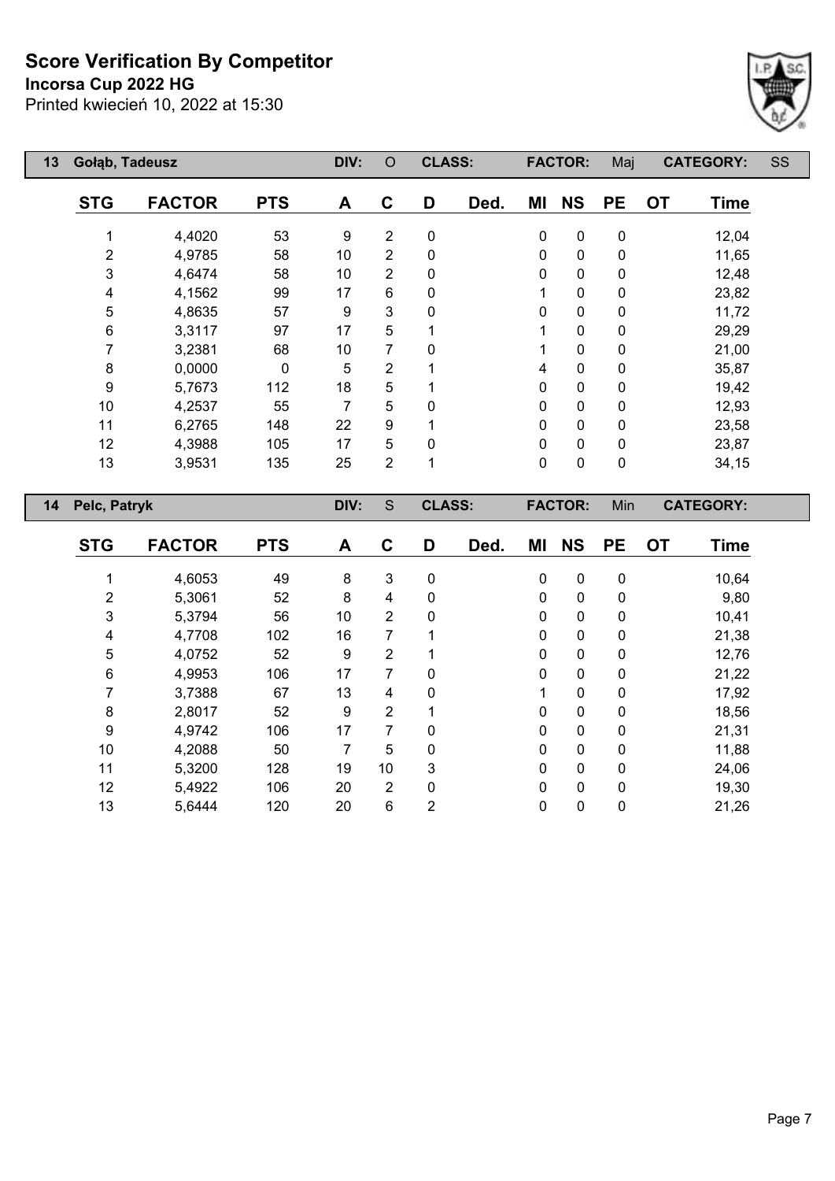# Score Verification By Competitor

**Incorsa Cup 2022 HG**

Printed kwiecień 10, 2022 at 15:30

| 13 | Gołąb, Tadeusz | | DIV: | O | CLASS: | | | FACTOR: | | Maj | CATEGORY: | SS |
|---|---|---|---|---|---|---|---|---|---|---|---|---|

| STG | FACTOR | PTS | A | C | D | Ded. | MI | NS | PE | OT | Time |
|---|---|---|---|---|---|---|---|---|---|---|---|
| 1 | 4,4020 | 53 | 9 | 2 | 0 | | 0 | 0 | 0 | | 12,04 |
| 2 | 4,9785 | 58 | 10 | 2 | 0 | | 0 | 0 | 0 | | 11,65 |
| 3 | 4,6474 | 58 | 10 | 2 | 0 | | 0 | 0 | 0 | | 12,48 |
| 4 | 4,1562 | 99 | 17 | 6 | 0 | | 1 | 0 | 0 | | 23,82 |
| 5 | 4,8635 | 57 | 9 | 3 | 0 | | 0 | 0 | 0 | | 11,72 |
| 6 | 3,3117 | 97 | 17 | 5 | 1 | | 1 | 0 | 0 | | 29,29 |
| 7 | 3,2381 | 68 | 10 | 7 | 0 | | 1 | 0 | 0 | | 21,00 |
| 8 | 0,0000 | 0 | 5 | 2 | 1 | | 4 | 0 | 0 | | 35,87 |
| 9 | 5,7673 | 112 | 18 | 5 | 1 | | 0 | 0 | 0 | | 19,42 |
| 10 | 4,2537 | 55 | 7 | 5 | 0 | | 0 | 0 | 0 | | 12,93 |
| 11 | 6,2765 | 148 | 22 | 9 | 1 | | 0 | 0 | 0 | | 23,58 |
| 12 | 4,3988 | 105 | 17 | 5 | 0 | | 0 | 0 | 0 | | 23,87 |
| 13 | 3,9531 | 135 | 25 | 2 | 1 | | 0 | 0 | 0 | | 34,15 |

| 14 | Pelc, Patryk | | DIV: | S | CLASS: | | | FACTOR: | | Min | CATEGORY: | |
|---|---|---|---|---|---|---|---|---|---|---|---|---|

| STG | FACTOR | PTS | A | C | D | Ded. | MI | NS | PE | OT | Time |
|---|---|---|---|---|---|---|---|---|---|---|---|
| 1 | 4,6053 | 49 | 8 | 3 | 0 | | 0 | 0 | 0 | | 10,64 |
| 2 | 5,3061 | 52 | 8 | 4 | 0 | | 0 | 0 | 0 | | 9,80 |
| 3 | 5,3794 | 56 | 10 | 2 | 0 | | 0 | 0 | 0 | | 10,41 |
| 4 | 4,7708 | 102 | 16 | 7 | 1 | | 0 | 0 | 0 | | 21,38 |
| 5 | 4,0752 | 52 | 9 | 2 | 1 | | 0 | 0 | 0 | | 12,76 |
| 6 | 4,9953 | 106 | 17 | 7 | 0 | | 0 | 0 | 0 | | 21,22 |
| 7 | 3,7388 | 67 | 13 | 4 | 0 | | 1 | 0 | 0 | | 17,92 |
| 8 | 2,8017 | 52 | 9 | 2 | 1 | | 0 | 0 | 0 | | 18,56 |
| 9 | 4,9742 | 106 | 17 | 7 | 0 | | 0 | 0 | 0 | | 21,31 |
| 10 | 4,2088 | 50 | 7 | 5 | 0 | | 0 | 0 | 0 | | 11,88 |
| 11 | 5,3200 | 128 | 19 | 10 | 3 | | 0 | 0 | 0 | | 24,06 |
| 12 | 5,4922 | 106 | 20 | 2 | 0 | | 0 | 0 | 0 | | 19,30 |
| 13 | 5,6444 | 120 | 20 | 6 | 2 | | 0 | 0 | 0 | | 21,26 |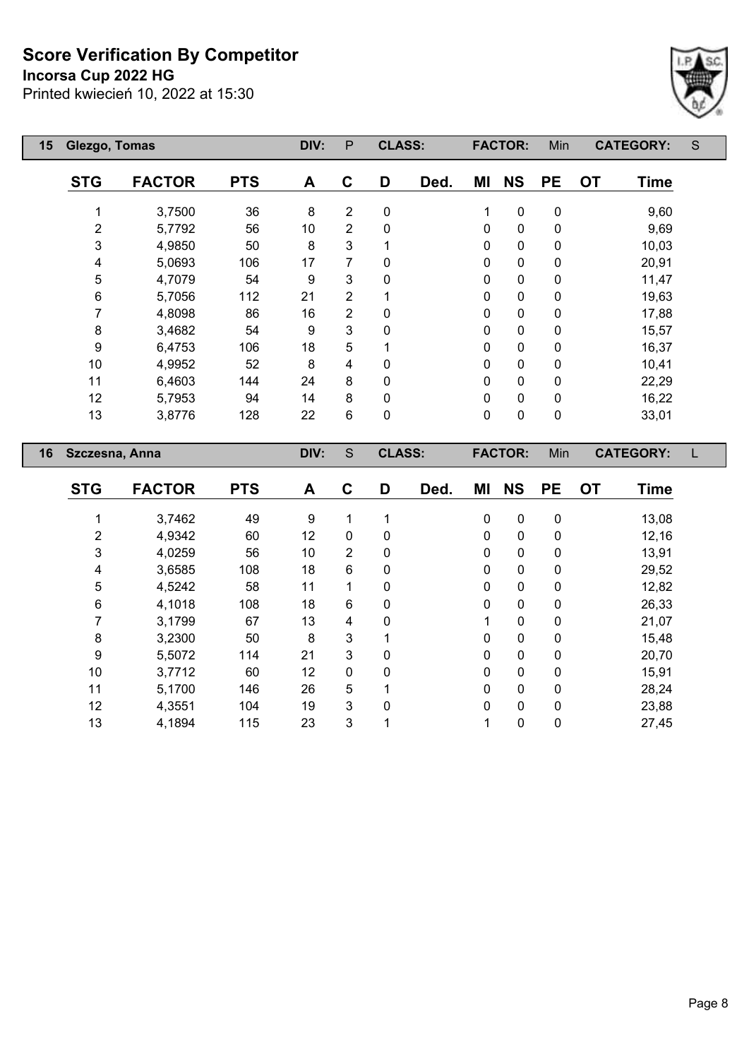# Score Verification By Competitor

**Incorsa Cup 2022 HG**

Printed kwiecień 10, 2022 at 15:30

| 15 | Glezgo, Tomas | | DIV: | P | CLASS: | | FACTOR: | Min | | CATEGORY: | S |
|---|---|---|---|---|---|---|---|---|---|---|---|

| STG | FACTOR | PTS | A | C | D | Ded. | MI | NS | PE | OT | Time |
|---|---|---|---|---|---|---|---|---|---|---|---|
| 1 | 3,7500 | 36 | 8 | 2 | 0 | | 1 | 0 | 0 | | 9,60 |
| 2 | 5,7792 | 56 | 10 | 2 | 0 | | 0 | 0 | 0 | | 9,69 |
| 3 | 4,9850 | 50 | 8 | 3 | 1 | | 0 | 0 | 0 | | 10,03 |
| 4 | 5,0693 | 106 | 17 | 7 | 0 | | 0 | 0 | 0 | | 20,91 |
| 5 | 4,7079 | 54 | 9 | 3 | 0 | | 0 | 0 | 0 | | 11,47 |
| 6 | 5,7056 | 112 | 21 | 2 | 1 | | 0 | 0 | 0 | | 19,63 |
| 7 | 4,8098 | 86 | 16 | 2 | 0 | | 0 | 0 | 0 | | 17,88 |
| 8 | 3,4682 | 54 | 9 | 3 | 0 | | 0 | 0 | 0 | | 15,57 |
| 9 | 6,4753 | 106 | 18 | 5 | 1 | | 0 | 0 | 0 | | 16,37 |
| 10 | 4,9952 | 52 | 8 | 4 | 0 | | 0 | 0 | 0 | | 10,41 |
| 11 | 6,4603 | 144 | 24 | 8 | 0 | | 0 | 0 | 0 | | 22,29 |
| 12 | 5,7953 | 94 | 14 | 8 | 0 | | 0 | 0 | 0 | | 16,22 |
| 13 | 3,8776 | 128 | 22 | 6 | 0 | | 0 | 0 | 0 | | 33,01 |

| 16 | Szczesna, Anna | | DIV: | S | CLASS: | | FACTOR: | Min | | CATEGORY: | L |
|---|---|---|---|---|---|---|---|---|---|---|---|

| STG | FACTOR | PTS | A | C | D | Ded. | MI | NS | PE | OT | Time |
|---|---|---|---|---|---|---|---|---|---|---|---|
| 1 | 3,7462 | 49 | 9 | 1 | 1 | | 0 | 0 | 0 | | 13,08 |
| 2 | 4,9342 | 60 | 12 | 0 | 0 | | 0 | 0 | 0 | | 12,16 |
| 3 | 4,0259 | 56 | 10 | 2 | 0 | | 0 | 0 | 0 | | 13,91 |
| 4 | 3,6585 | 108 | 18 | 6 | 0 | | 0 | 0 | 0 | | 29,52 |
| 5 | 4,5242 | 58 | 11 | 1 | 0 | | 0 | 0 | 0 | | 12,82 |
| 6 | 4,1018 | 108 | 18 | 6 | 0 | | 0 | 0 | 0 | | 26,33 |
| 7 | 3,1799 | 67 | 13 | 4 | 0 | | 1 | 0 | 0 | | 21,07 |
| 8 | 3,2300 | 50 | 8 | 3 | 1 | | 0 | 0 | 0 | | 15,48 |
| 9 | 5,5072 | 114 | 21 | 3 | 0 | | 0 | 0 | 0 | | 20,70 |
| 10 | 3,7712 | 60 | 12 | 0 | 0 | | 0 | 0 | 0 | | 15,91 |
| 11 | 5,1700 | 146 | 26 | 5 | 1 | | 0 | 0 | 0 | | 28,24 |
| 12 | 4,3551 | 104 | 19 | 3 | 0 | | 0 | 0 | 0 | | 23,88 |
| 13 | 4,1894 | 115 | 23 | 3 | 1 | | 1 | 0 | 0 | | 27,45 |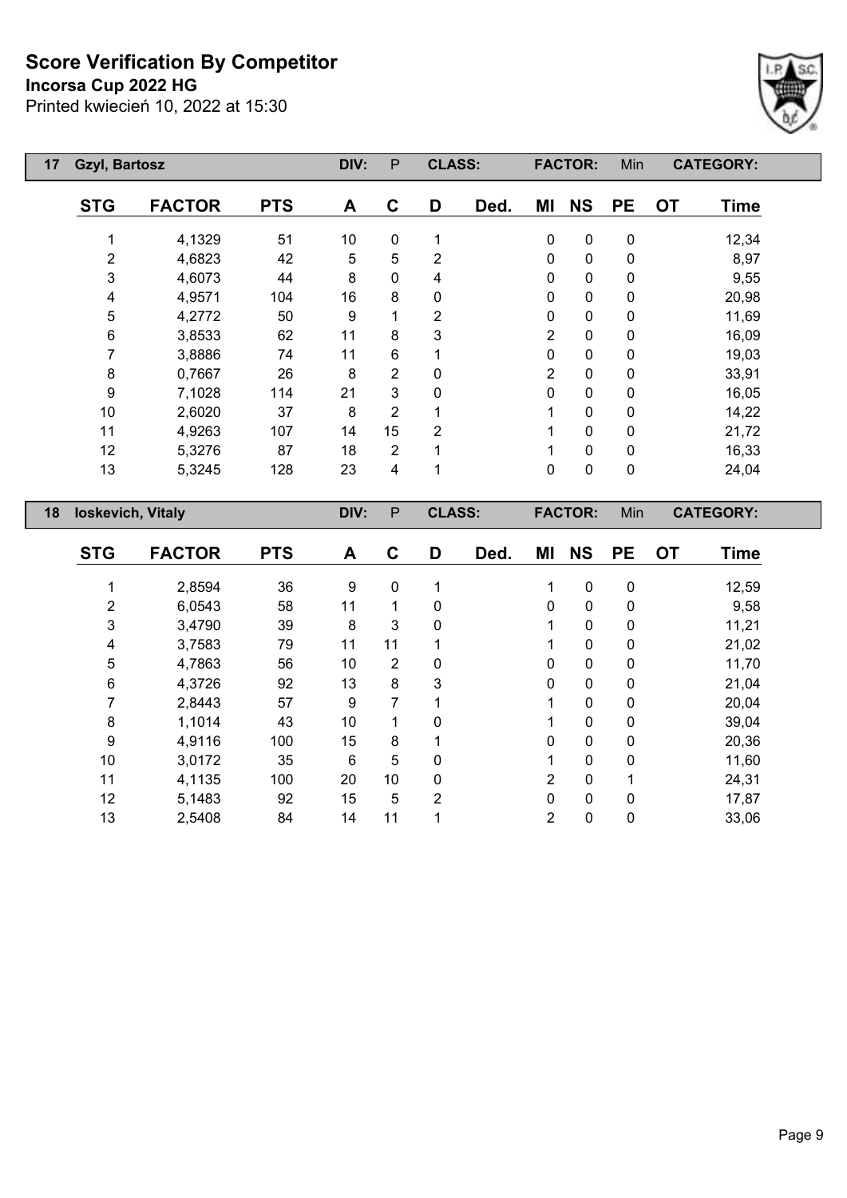# Score Verification By Competitor

**Incorsa Cup 2022 HG**

Printed kwiecień 10, 2022 at 15:30

| 17 | Gzyl, Bartosz | | DIV: | P | CLASS: | | FACTOR: | | Min | CATEGORY: | |
|---|---|---|---|---|---|---|---|---|---|---|---|
| **STG** | **FACTOR** | **PTS** | **A** | **C** | **D** | **Ded.** | **MI** | **NS** | **PE** | **OT** | **Time** |
| 1 | 4,1329 | 51 | 10 | 0 | 1 | | 0 | 0 | 0 | | 12,34 |
| 2 | 4,6823 | 42 | 5 | 5 | 2 | | 0 | 0 | 0 | | 8,97 |
| 3 | 4,6073 | 44 | 8 | 0 | 4 | | 0 | 0 | 0 | | 9,55 |
| 4 | 4,9571 | 104 | 16 | 8 | 0 | | 0 | 0 | 0 | | 20,98 |
| 5 | 4,2772 | 50 | 9 | 1 | 2 | | 0 | 0 | 0 | | 11,69 |
| 6 | 3,8533 | 62 | 11 | 8 | 3 | | 2 | 0 | 0 | | 16,09 |
| 7 | 3,8886 | 74 | 11 | 6 | 1 | | 0 | 0 | 0 | | 19,03 |
| 8 | 0,7667 | 26 | 8 | 2 | 0 | | 2 | 0 | 0 | | 33,91 |
| 9 | 7,1028 | 114 | 21 | 3 | 0 | | 0 | 0 | 0 | | 16,05 |
| 10 | 2,6020 | 37 | 8 | 2 | 1 | | 1 | 0 | 0 | | 14,22 |
| 11 | 4,9263 | 107 | 14 | 15 | 2 | | 1 | 0 | 0 | | 21,72 |
| 12 | 5,3276 | 87 | 18 | 2 | 1 | | 1 | 0 | 0 | | 16,33 |
| 13 | 5,3245 | 128 | 23 | 4 | 1 | | 0 | 0 | 0 | | 24,04 |

| 18 | Ioskevich, Vitaly | | DIV: | P | CLASS: | | FACTOR: | | Min | CATEGORY: | |
|---|---|---|---|---|---|---|---|---|---|---|---|
| **STG** | **FACTOR** | **PTS** | **A** | **C** | **D** | **Ded.** | **MI** | **NS** | **PE** | **OT** | **Time** |
| 1 | 2,8594 | 36 | 9 | 0 | 1 | | 1 | 0 | 0 | | 12,59 |
| 2 | 6,0543 | 58 | 11 | 1 | 0 | | 0 | 0 | 0 | | 9,58 |
| 3 | 3,4790 | 39 | 8 | 3 | 0 | | 1 | 0 | 0 | | 11,21 |
| 4 | 3,7583 | 79 | 11 | 11 | 1 | | 1 | 0 | 0 | | 21,02 |
| 5 | 4,7863 | 56 | 10 | 2 | 0 | | 0 | 0 | 0 | | 11,70 |
| 6 | 4,3726 | 92 | 13 | 8 | 3 | | 0 | 0 | 0 | | 21,04 |
| 7 | 2,8443 | 57 | 9 | 7 | 1 | | 1 | 0 | 0 | | 20,04 |
| 8 | 1,1014 | 43 | 10 | 1 | 0 | | 1 | 0 | 0 | | 39,04 |
| 9 | 4,9116 | 100 | 15 | 8 | 1 | | 0 | 0 | 0 | | 20,36 |
| 10 | 3,0172 | 35 | 6 | 5 | 0 | | 1 | 0 | 0 | | 11,60 |
| 11 | 4,1135 | 100 | 20 | 10 | 0 | | 2 | 0 | 1 | | 24,31 |
| 12 | 5,1483 | 92 | 15 | 5 | 2 | | 0 | 0 | 0 | | 17,87 |
| 13 | 2,5408 | 84 | 14 | 11 | 1 | | 2 | 0 | 0 | | 33,06 |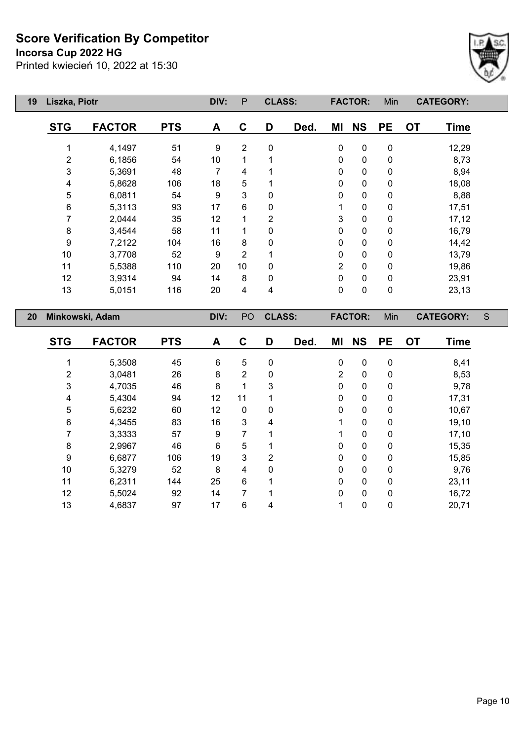# Score Verification By Competitor

**Incorsa Cup 2022 HG**

Printed kwiecień 10, 2022 at 15:30

| 19 | Liszka, Piotr | | DIV: | P | CLASS: | | FACTOR: | | Min | CATEGORY: | |
|---|---|---|---|---|---|---|---|---|---|---|---|

| STG | FACTOR | PTS | A | C | D | Ded. | MI | NS | PE | OT | Time |
|---|---|---|---|---|---|---|---|---|---|---|---|
| 1 | 4,1497 | 51 | 9 | 2 | 0 | | 0 | 0 | 0 | | 12,29 |
| 2 | 6,1856 | 54 | 10 | 1 | 1 | | 0 | 0 | 0 | | 8,73 |
| 3 | 5,3691 | 48 | 7 | 4 | 1 | | 0 | 0 | 0 | | 8,94 |
| 4 | 5,8628 | 106 | 18 | 5 | 1 | | 0 | 0 | 0 | | 18,08 |
| 5 | 6,0811 | 54 | 9 | 3 | 0 | | 0 | 0 | 0 | | 8,88 |
| 6 | 5,3113 | 93 | 17 | 6 | 0 | | 1 | 0 | 0 | | 17,51 |
| 7 | 2,0444 | 35 | 12 | 1 | 2 | | 3 | 0 | 0 | | 17,12 |
| 8 | 3,4544 | 58 | 11 | 1 | 0 | | 0 | 0 | 0 | | 16,79 |
| 9 | 7,2122 | 104 | 16 | 8 | 0 | | 0 | 0 | 0 | | 14,42 |
| 10 | 3,7708 | 52 | 9 | 2 | 1 | | 0 | 0 | 0 | | 13,79 |
| 11 | 5,5388 | 110 | 20 | 10 | 0 | | 2 | 0 | 0 | | 19,86 |
| 12 | 3,9314 | 94 | 14 | 8 | 0 | | 0 | 0 | 0 | | 23,91 |
| 13 | 5,0151 | 116 | 20 | 4 | 4 | | 0 | 0 | 0 | | 23,13 |

| 20 | Minkowski, Adam | | DIV: | PO | CLASS: | | FACTOR: | | Min | CATEGORY: | S |
|---|---|---|---|---|---|---|---|---|---|---|---|

| STG | FACTOR | PTS | A | C | D | Ded. | MI | NS | PE | OT | Time |
|---|---|---|---|---|---|---|---|---|---|---|---|
| 1 | 5,3508 | 45 | 6 | 5 | 0 | | 0 | 0 | 0 | | 8,41 |
| 2 | 3,0481 | 26 | 8 | 2 | 0 | | 2 | 0 | 0 | | 8,53 |
| 3 | 4,7035 | 46 | 8 | 1 | 3 | | 0 | 0 | 0 | | 9,78 |
| 4 | 5,4304 | 94 | 12 | 11 | 1 | | 0 | 0 | 0 | | 17,31 |
| 5 | 5,6232 | 60 | 12 | 0 | 0 | | 0 | 0 | 0 | | 10,67 |
| 6 | 4,3455 | 83 | 16 | 3 | 4 | | 1 | 0 | 0 | | 19,10 |
| 7 | 3,3333 | 57 | 9 | 7 | 1 | | 1 | 0 | 0 | | 17,10 |
| 8 | 2,9967 | 46 | 6 | 5 | 1 | | 0 | 0 | 0 | | 15,35 |
| 9 | 6,6877 | 106 | 19 | 3 | 2 | | 0 | 0 | 0 | | 15,85 |
| 10 | 5,3279 | 52 | 8 | 4 | 0 | | 0 | 0 | 0 | | 9,76 |
| 11 | 6,2311 | 144 | 25 | 6 | 1 | | 0 | 0 | 0 | | 23,11 |
| 12 | 5,5024 | 92 | 14 | 7 | 1 | | 0 | 0 | 0 | | 16,72 |
| 13 | 4,6837 | 97 | 17 | 6 | 4 | | 1 | 0 | 0 | | 20,71 |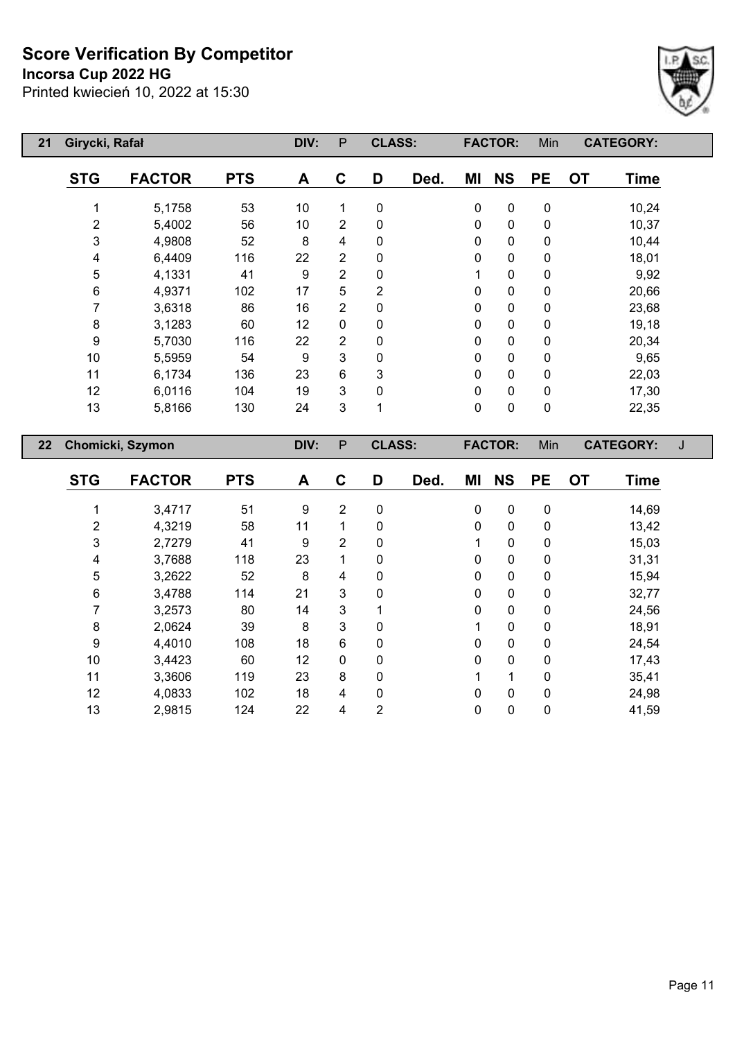# Score Verification By Competitor

**Incorsa Cup 2022 HG**

Printed kwiecień 10, 2022 at 15:30

| 21 | Girycki, Rafał | | DIV: | P | CLASS: | | FACTOR: | | Min | | CATEGORY: |
|---|---|---|---|---|---|---|---|---|---|---|---|

| STG | FACTOR | PTS | A | C | D | Ded. | MI | NS | PE | OT | Time |
|---|---|---|---|---|---|---|---|---|---|---|---|
| 1 | 5,1758 | 53 | 10 | 1 | 0 | | 0 | 0 | 0 | | 10,24 |
| 2 | 5,4002 | 56 | 10 | 2 | 0 | | 0 | 0 | 0 | | 10,37 |
| 3 | 4,9808 | 52 | 8 | 4 | 0 | | 0 | 0 | 0 | | 10,44 |
| 4 | 6,4409 | 116 | 22 | 2 | 0 | | 0 | 0 | 0 | | 18,01 |
| 5 | 4,1331 | 41 | 9 | 2 | 0 | | 1 | 0 | 0 | | 9,92 |
| 6 | 4,9371 | 102 | 17 | 5 | 2 | | 0 | 0 | 0 | | 20,66 |
| 7 | 3,6318 | 86 | 16 | 2 | 0 | | 0 | 0 | 0 | | 23,68 |
| 8 | 3,1283 | 60 | 12 | 0 | 0 | | 0 | 0 | 0 | | 19,18 |
| 9 | 5,7030 | 116 | 22 | 2 | 0 | | 0 | 0 | 0 | | 20,34 |
| 10 | 5,5959 | 54 | 9 | 3 | 0 | | 0 | 0 | 0 | | 9,65 |
| 11 | 6,1734 | 136 | 23 | 6 | 3 | | 0 | 0 | 0 | | 22,03 |
| 12 | 6,0116 | 104 | 19 | 3 | 0 | | 0 | 0 | 0 | | 17,30 |
| 13 | 5,8166 | 130 | 24 | 3 | 1 | | 0 | 0 | 0 | | 22,35 |

| 22 | Chomicki, Szymon | | DIV: | P | CLASS: | | FACTOR: | | Min | | CATEGORY: | J |
|---|---|---|---|---|---|---|---|---|---|---|---|---|

| STG | FACTOR | PTS | A | C | D | Ded. | MI | NS | PE | OT | Time |
|---|---|---|---|---|---|---|---|---|---|---|---|
| 1 | 3,4717 | 51 | 9 | 2 | 0 | | 0 | 0 | 0 | | 14,69 |
| 2 | 4,3219 | 58 | 11 | 1 | 0 | | 0 | 0 | 0 | | 13,42 |
| 3 | 2,7279 | 41 | 9 | 2 | 0 | | 1 | 0 | 0 | | 15,03 |
| 4 | 3,7688 | 118 | 23 | 1 | 0 | | 0 | 0 | 0 | | 31,31 |
| 5 | 3,2622 | 52 | 8 | 4 | 0 | | 0 | 0 | 0 | | 15,94 |
| 6 | 3,4788 | 114 | 21 | 3 | 0 | | 0 | 0 | 0 | | 32,77 |
| 7 | 3,2573 | 80 | 14 | 3 | 1 | | 0 | 0 | 0 | | 24,56 |
| 8 | 2,0624 | 39 | 8 | 3 | 0 | | 1 | 0 | 0 | | 18,91 |
| 9 | 4,4010 | 108 | 18 | 6 | 0 | | 0 | 0 | 0 | | 24,54 |
| 10 | 3,4423 | 60 | 12 | 0 | 0 | | 0 | 0 | 0 | | 17,43 |
| 11 | 3,3606 | 119 | 23 | 8 | 0 | | 1 | 1 | 0 | | 35,41 |
| 12 | 4,0833 | 102 | 18 | 4 | 0 | | 0 | 0 | 0 | | 24,98 |
| 13 | 2,9815 | 124 | 22 | 4 | 2 | | 0 | 0 | 0 | | 41,59 |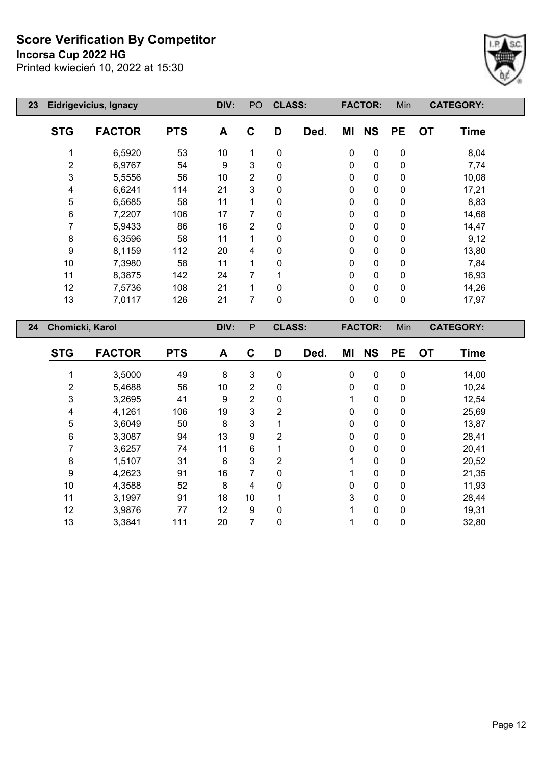# Score Verification By Competitor

**Incorsa Cup 2022 HG**

Printed kwiecień 10, 2022 at 15:30

| 23 | Eidrigevicius, Ignacy | | DIV: | PO | CLASS: | | FACTOR: | | Min | | CATEGORY: |
|---|---|---|---|---|---|---|---|---|---|---|---|
| **STG** | **FACTOR** | **PTS** | **A** | **C** | **D** | **Ded.** | **MI** | **NS** | **PE** | **OT** | **Time** |
| 1 | 6,5920 | 53 | 10 | 1 | 0 | | 0 | 0 | 0 | | 8,04 |
| 2 | 6,9767 | 54 | 9 | 3 | 0 | | 0 | 0 | 0 | | 7,74 |
| 3 | 5,5556 | 56 | 10 | 2 | 0 | | 0 | 0 | 0 | | 10,08 |
| 4 | 6,6241 | 114 | 21 | 3 | 0 | | 0 | 0 | 0 | | 17,21 |
| 5 | 6,5685 | 58 | 11 | 1 | 0 | | 0 | 0 | 0 | | 8,83 |
| 6 | 7,2207 | 106 | 17 | 7 | 0 | | 0 | 0 | 0 | | 14,68 |
| 7 | 5,9433 | 86 | 16 | 2 | 0 | | 0 | 0 | 0 | | 14,47 |
| 8 | 6,3596 | 58 | 11 | 1 | 0 | | 0 | 0 | 0 | | 9,12 |
| 9 | 8,1159 | 112 | 20 | 4 | 0 | | 0 | 0 | 0 | | 13,80 |
| 10 | 7,3980 | 58 | 11 | 1 | 0 | | 0 | 0 | 0 | | 7,84 |
| 11 | 8,3875 | 142 | 24 | 7 | 1 | | 0 | 0 | 0 | | 16,93 |
| 12 | 7,5736 | 108 | 21 | 1 | 0 | | 0 | 0 | 0 | | 14,26 |
| 13 | 7,0117 | 126 | 21 | 7 | 0 | | 0 | 0 | 0 | | 17,97 |

| 24 | Chomicki, Karol | | DIV: | P | CLASS: | | FACTOR: | | Min | | CATEGORY: |
|---|---|---|---|---|---|---|---|---|---|---|---|
| **STG** | **FACTOR** | **PTS** | **A** | **C** | **D** | **Ded.** | **MI** | **NS** | **PE** | **OT** | **Time** |
| 1 | 3,5000 | 49 | 8 | 3 | 0 | | 0 | 0 | 0 | | 14,00 |
| 2 | 5,4688 | 56 | 10 | 2 | 0 | | 0 | 0 | 0 | | 10,24 |
| 3 | 3,2695 | 41 | 9 | 2 | 0 | | 1 | 0 | 0 | | 12,54 |
| 4 | 4,1261 | 106 | 19 | 3 | 2 | | 0 | 0 | 0 | | 25,69 |
| 5 | 3,6049 | 50 | 8 | 3 | 1 | | 0 | 0 | 0 | | 13,87 |
| 6 | 3,3087 | 94 | 13 | 9 | 2 | | 0 | 0 | 0 | | 28,41 |
| 7 | 3,6257 | 74 | 11 | 6 | 1 | | 0 | 0 | 0 | | 20,41 |
| 8 | 1,5107 | 31 | 6 | 3 | 2 | | 1 | 0 | 0 | | 20,52 |
| 9 | 4,2623 | 91 | 16 | 7 | 0 | | 1 | 0 | 0 | | 21,35 |
| 10 | 4,3588 | 52 | 8 | 4 | 0 | | 0 | 0 | 0 | | 11,93 |
| 11 | 3,1997 | 91 | 18 | 10 | 1 | | 3 | 0 | 0 | | 28,44 |
| 12 | 3,9876 | 77 | 12 | 9 | 0 | | 1 | 0 | 0 | | 19,31 |
| 13 | 3,3841 | 111 | 20 | 7 | 0 | | 1 | 0 | 0 | | 32,80 |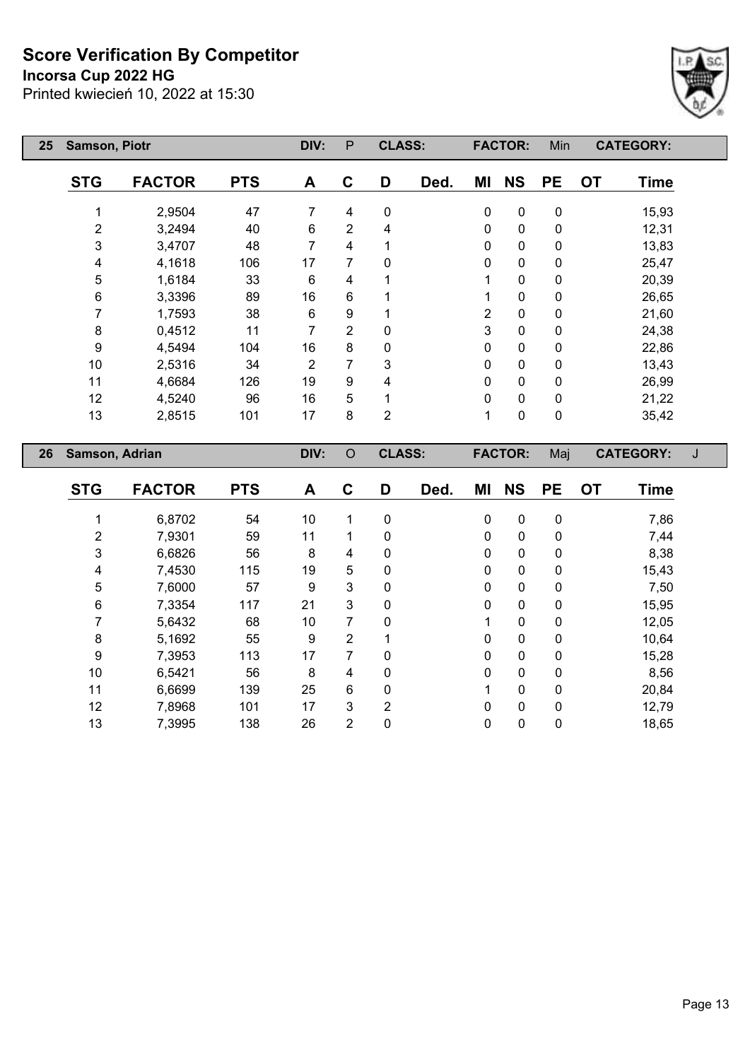# Score Verification By Competitor

**Incorsa Cup 2022 HG**

Printed kwiecień 10, 2022 at 15:30

| 25 | Samson, Piotr | | DIV: P | | CLASS: | | FACTOR: Min | | | CATEGORY: |
|---|---|---|---|---|---|---|---|---|---|---|---|

| STG | FACTOR | PTS | A | C | D | Ded. | MI | NS | PE | OT | Time |
|---|---|---|---|---|---|---|---|---|---|---|---|
| 1 | 2,9504 | 47 | 7 | 4 | 0 | | 0 | 0 | 0 | | 15,93 |
| 2 | 3,2494 | 40 | 6 | 2 | 4 | | 0 | 0 | 0 | | 12,31 |
| 3 | 3,4707 | 48 | 7 | 4 | 1 | | 0 | 0 | 0 | | 13,83 |
| 4 | 4,1618 | 106 | 17 | 7 | 0 | | 0 | 0 | 0 | | 25,47 |
| 5 | 1,6184 | 33 | 6 | 4 | 1 | | 1 | 0 | 0 | | 20,39 |
| 6 | 3,3396 | 89 | 16 | 6 | 1 | | 1 | 0 | 0 | | 26,65 |
| 7 | 1,7593 | 38 | 6 | 9 | 1 | | 2 | 0 | 0 | | 21,60 |
| 8 | 0,4512 | 11 | 7 | 2 | 0 | | 3 | 0 | 0 | | 24,38 |
| 9 | 4,5494 | 104 | 16 | 8 | 0 | | 0 | 0 | 0 | | 22,86 |
| 10 | 2,5316 | 34 | 2 | 7 | 3 | | 0 | 0 | 0 | | 13,43 |
| 11 | 4,6684 | 126 | 19 | 9 | 4 | | 0 | 0 | 0 | | 26,99 |
| 12 | 4,5240 | 96 | 16 | 5 | 1 | | 0 | 0 | 0 | | 21,22 |
| 13 | 2,8515 | 101 | 17 | 8 | 2 | | 1 | 0 | 0 | | 35,42 |

| 26 | Samson, Adrian | | DIV: O | | CLASS: | | FACTOR: Maj | | | CATEGORY: J |
|---|---|---|---|---|---|---|---|---|---|---|---|

| STG | FACTOR | PTS | A | C | D | Ded. | MI | NS | PE | OT | Time |
|---|---|---|---|---|---|---|---|---|---|---|---|
| 1 | 6,8702 | 54 | 10 | 1 | 0 | | 0 | 0 | 0 | | 7,86 |
| 2 | 7,9301 | 59 | 11 | 1 | 0 | | 0 | 0 | 0 | | 7,44 |
| 3 | 6,6826 | 56 | 8 | 4 | 0 | | 0 | 0 | 0 | | 8,38 |
| 4 | 7,4530 | 115 | 19 | 5 | 0 | | 0 | 0 | 0 | | 15,43 |
| 5 | 7,6000 | 57 | 9 | 3 | 0 | | 0 | 0 | 0 | | 7,50 |
| 6 | 7,3354 | 117 | 21 | 3 | 0 | | 0 | 0 | 0 | | 15,95 |
| 7 | 5,6432 | 68 | 10 | 7 | 0 | | 1 | 0 | 0 | | 12,05 |
| 8 | 5,1692 | 55 | 9 | 2 | 1 | | 0 | 0 | 0 | | 10,64 |
| 9 | 7,3953 | 113 | 17 | 7 | 0 | | 0 | 0 | 0 | | 15,28 |
| 10 | 6,5421 | 56 | 8 | 4 | 0 | | 0 | 0 | 0 | | 8,56 |
| 11 | 6,6699 | 139 | 25 | 6 | 0 | | 1 | 0 | 0 | | 20,84 |
| 12 | 7,8968 | 101 | 17 | 3 | 2 | | 0 | 0 | 0 | | 12,79 |
| 13 | 7,3995 | 138 | 26 | 2 | 0 | | 0 | 0 | 0 | | 18,65 |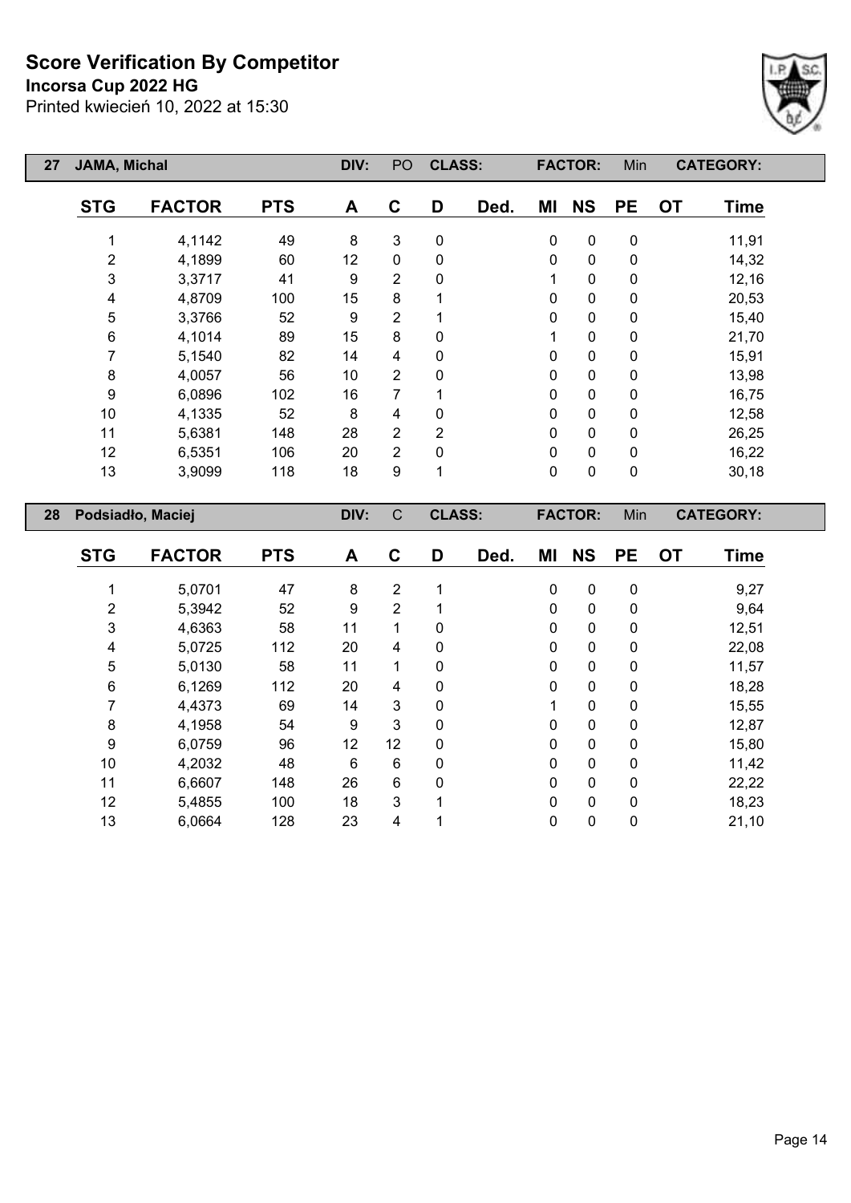# Score Verification By Competitor

**Incorsa Cup 2022 HG**

Printed kwiecień 10, 2022 at 15:30

| 27 | JAMA, Michal | | DIV: | PO | CLASS: | | FACTOR: | | Min | | CATEGORY: |
|---|---|---|---|---|---|---|---|---|---|---|---|
| **STG** | **FACTOR** | **PTS** | **A** | **C** | **D** | **Ded.** | **MI** | **NS** | **PE** | **OT** | **Time** |
| 1 | 4,1142 | 49 | 8 | 3 | 0 | | 0 | 0 | 0 | | 11,91 |
| 2 | 4,1899 | 60 | 12 | 0 | 0 | | 0 | 0 | 0 | | 14,32 |
| 3 | 3,3717 | 41 | 9 | 2 | 0 | | 1 | 0 | 0 | | 12,16 |
| 4 | 4,8709 | 100 | 15 | 8 | 1 | | 0 | 0 | 0 | | 20,53 |
| 5 | 3,3766 | 52 | 9 | 2 | 1 | | 0 | 0 | 0 | | 15,40 |
| 6 | 4,1014 | 89 | 15 | 8 | 0 | | 1 | 0 | 0 | | 21,70 |
| 7 | 5,1540 | 82 | 14 | 4 | 0 | | 0 | 0 | 0 | | 15,91 |
| 8 | 4,0057 | 56 | 10 | 2 | 0 | | 0 | 0 | 0 | | 13,98 |
| 9 | 6,0896 | 102 | 16 | 7 | 1 | | 0 | 0 | 0 | | 16,75 |
| 10 | 4,1335 | 52 | 8 | 4 | 0 | | 0 | 0 | 0 | | 12,58 |
| 11 | 5,6381 | 148 | 28 | 2 | 2 | | 0 | 0 | 0 | | 26,25 |
| 12 | 6,5351 | 106 | 20 | 2 | 0 | | 0 | 0 | 0 | | 16,22 |
| 13 | 3,9099 | 118 | 18 | 9 | 1 | | 0 | 0 | 0 | | 30,18 |

| 28 | Podsiadło, Maciej | | DIV: | C | CLASS: | | FACTOR: | | Min | | CATEGORY: |
|---|---|---|---|---|---|---|---|---|---|---|---|
| **STG** | **FACTOR** | **PTS** | **A** | **C** | **D** | **Ded.** | **MI** | **NS** | **PE** | **OT** | **Time** |
| 1 | 5,0701 | 47 | 8 | 2 | 1 | | 0 | 0 | 0 | | 9,27 |
| 2 | 5,3942 | 52 | 9 | 2 | 1 | | 0 | 0 | 0 | | 9,64 |
| 3 | 4,6363 | 58 | 11 | 1 | 0 | | 0 | 0 | 0 | | 12,51 |
| 4 | 5,0725 | 112 | 20 | 4 | 0 | | 0 | 0 | 0 | | 22,08 |
| 5 | 5,0130 | 58 | 11 | 1 | 0 | | 0 | 0 | 0 | | 11,57 |
| 6 | 6,1269 | 112 | 20 | 4 | 0 | | 0 | 0 | 0 | | 18,28 |
| 7 | 4,4373 | 69 | 14 | 3 | 0 | | 1 | 0 | 0 | | 15,55 |
| 8 | 4,1958 | 54 | 9 | 3 | 0 | | 0 | 0 | 0 | | 12,87 |
| 9 | 6,0759 | 96 | 12 | 12 | 0 | | 0 | 0 | 0 | | 15,80 |
| 10 | 4,2032 | 48 | 6 | 6 | 0 | | 0 | 0 | 0 | | 11,42 |
| 11 | 6,6607 | 148 | 26 | 6 | 0 | | 0 | 0 | 0 | | 22,22 |
| 12 | 5,4855 | 100 | 18 | 3 | 1 | | 0 | 0 | 0 | | 18,23 |
| 13 | 6,0664 | 128 | 23 | 4 | 1 | | 0 | 0 | 0 | | 21,10 |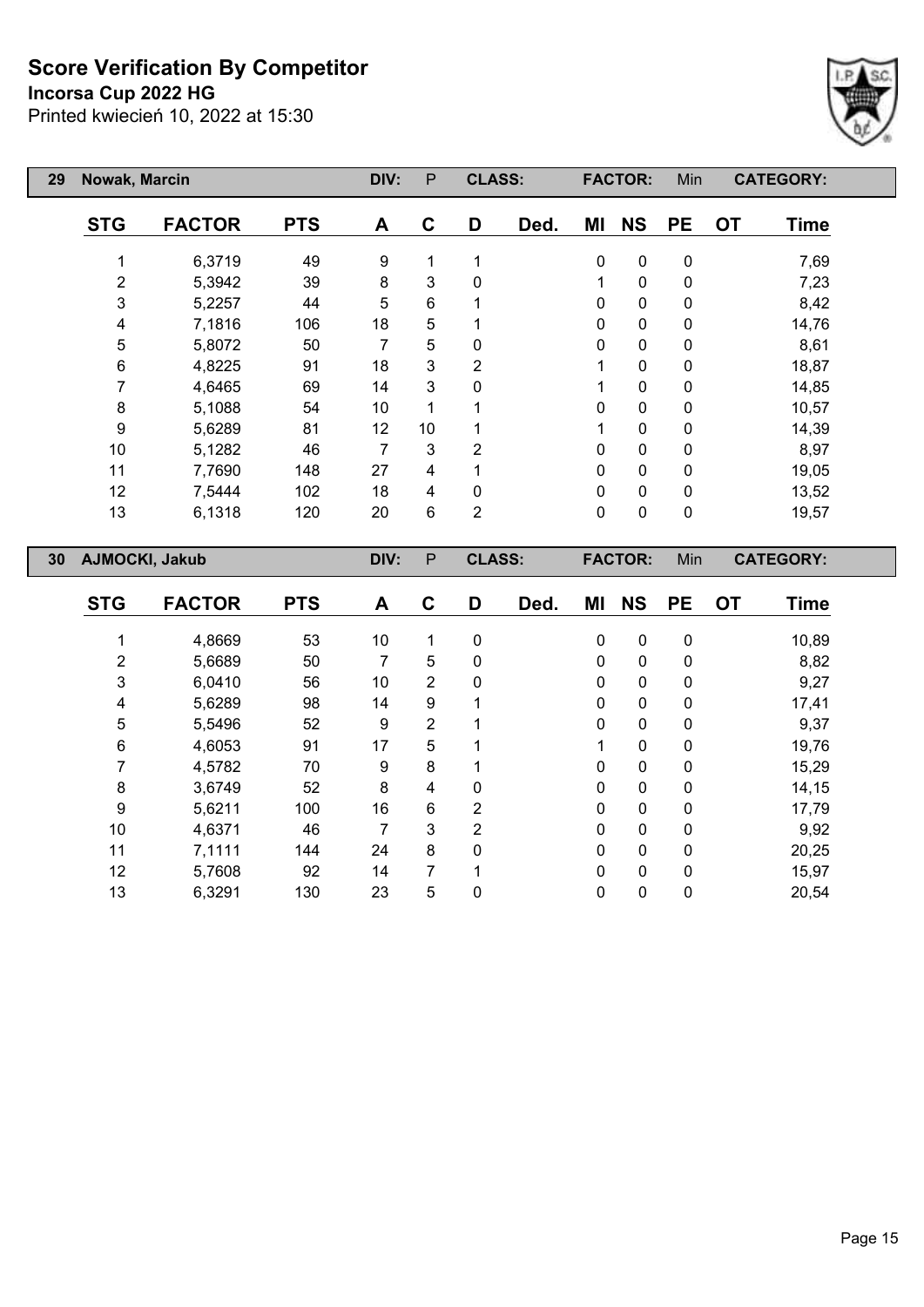# Score Verification By Competitor

**Incorsa Cup 2022 HG**

Printed kwiecień 10, 2022 at 15:30

| 29 | Nowak, Marcin | | DIV: | P | CLASS: | | FACTOR: | Min | | CATEGORY: | | |
|---|---|---|---|---|---|---|---|---|---|---|---|---|
| **STG** | **FACTOR** | **PTS** | **A** | **C** | **D** | **Ded.** | **MI** | **NS** | **PE** | **OT** | **Time** | |
| 1 | 6,3719 | 49 | 9 | 1 | 1 | | 0 | 0 | 0 | | 7,69 | |
| 2 | 5,3942 | 39 | 8 | 3 | 0 | | 1 | 0 | 0 | | 7,23 | |
| 3 | 5,2257 | 44 | 5 | 6 | 1 | | 0 | 0 | 0 | | 8,42 | |
| 4 | 7,1816 | 106 | 18 | 5 | 1 | | 0 | 0 | 0 | | 14,76 | |
| 5 | 5,8072 | 50 | 7 | 5 | 0 | | 0 | 0 | 0 | | 8,61 | |
| 6 | 4,8225 | 91 | 18 | 3 | 2 | | 1 | 0 | 0 | | 18,87 | |
| 7 | 4,6465 | 69 | 14 | 3 | 0 | | 1 | 0 | 0 | | 14,85 | |
| 8 | 5,1088 | 54 | 10 | 1 | 1 | | 0 | 0 | 0 | | 10,57 | |
| 9 | 5,6289 | 81 | 12 | 10 | 1 | | 1 | 0 | 0 | | 14,39 | |
| 10 | 5,1282 | 46 | 7 | 3 | 2 | | 0 | 0 | 0 | | 8,97 | |
| 11 | 7,7690 | 148 | 27 | 4 | 1 | | 0 | 0 | 0 | | 19,05 | |
| 12 | 7,5444 | 102 | 18 | 4 | 0 | | 0 | 0 | 0 | | 13,52 | |
| 13 | 6,1318 | 120 | 20 | 6 | 2 | | 0 | 0 | 0 | | 19,57 | |

| 30 | AJMOCKI, Jakub | | DIV: | P | CLASS: | | FACTOR: | Min | | CATEGORY: | | |
|---|---|---|---|---|---|---|---|---|---|---|---|---|
| **STG** | **FACTOR** | **PTS** | **A** | **C** | **D** | **Ded.** | **MI** | **NS** | **PE** | **OT** | **Time** | |
| 1 | 4,8669 | 53 | 10 | 1 | 0 | | 0 | 0 | 0 | | 10,89 | |
| 2 | 5,6689 | 50 | 7 | 5 | 0 | | 0 | 0 | 0 | | 8,82 | |
| 3 | 6,0410 | 56 | 10 | 2 | 0 | | 0 | 0 | 0 | | 9,27 | |
| 4 | 5,6289 | 98 | 14 | 9 | 1 | | 0 | 0 | 0 | | 17,41 | |
| 5 | 5,5496 | 52 | 9 | 2 | 1 | | 0 | 0 | 0 | | 9,37 | |
| 6 | 4,6053 | 91 | 17 | 5 | 1 | | 1 | 0 | 0 | | 19,76 | |
| 7 | 4,5782 | 70 | 9 | 8 | 1 | | 0 | 0 | 0 | | 15,29 | |
| 8 | 3,6749 | 52 | 8 | 4 | 0 | | 0 | 0 | 0 | | 14,15 | |
| 9 | 5,6211 | 100 | 16 | 6 | 2 | | 0 | 0 | 0 | | 17,79 | |
| 10 | 4,6371 | 46 | 7 | 3 | 2 | | 0 | 0 | 0 | | 9,92 | |
| 11 | 7,1111 | 144 | 24 | 8 | 0 | | 0 | 0 | 0 | | 20,25 | |
| 12 | 5,7608 | 92 | 14 | 7 | 1 | | 0 | 0 | 0 | | 15,97 | |
| 13 | 6,3291 | 130 | 23 | 5 | 0 | | 0 | 0 | 0 | | 20,54 | |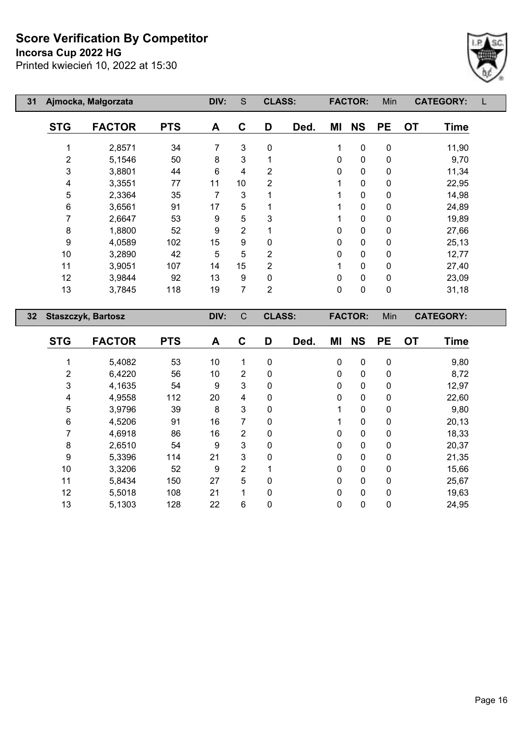# Score Verification By Competitor

**Incorsa Cup 2022 HG**

Printed kwiecień 10, 2022 at 15:30

| 31 | Ajmocka, Małgorzata | | DIV: | S | CLASS: | | FACTOR: | Min | CATEGORY: | L |
|---|---|---|---|---|---|---|---|---|---|---|

| STG | FACTOR | PTS | A | C | D | Ded. | MI | NS | PE | OT | Time |
|---|---|---|---|---|---|---|---|---|---|---|---|
| 1 | 2,8571 | 34 | 7 | 3 | 0 | | 1 | 0 | 0 | | 11,90 |
| 2 | 5,1546 | 50 | 8 | 3 | 1 | | 0 | 0 | 0 | | 9,70 |
| 3 | 3,8801 | 44 | 6 | 4 | 2 | | 0 | 0 | 0 | | 11,34 |
| 4 | 3,3551 | 77 | 11 | 10 | 2 | | 1 | 0 | 0 | | 22,95 |
| 5 | 2,3364 | 35 | 7 | 3 | 1 | | 1 | 0 | 0 | | 14,98 |
| 6 | 3,6561 | 91 | 17 | 5 | 1 | | 1 | 0 | 0 | | 24,89 |
| 7 | 2,6647 | 53 | 9 | 5 | 3 | | 1 | 0 | 0 | | 19,89 |
| 8 | 1,8800 | 52 | 9 | 2 | 1 | | 0 | 0 | 0 | | 27,66 |
| 9 | 4,0589 | 102 | 15 | 9 | 0 | | 0 | 0 | 0 | | 25,13 |
| 10 | 3,2890 | 42 | 5 | 5 | 2 | | 0 | 0 | 0 | | 12,77 |
| 11 | 3,9051 | 107 | 14 | 15 | 2 | | 1 | 0 | 0 | | 27,40 |
| 12 | 3,9844 | 92 | 13 | 9 | 0 | | 0 | 0 | 0 | | 23,09 |
| 13 | 3,7845 | 118 | 19 | 7 | 2 | | 0 | 0 | 0 | | 31,18 |

| 32 | Staszczyk, Bartosz | | DIV: | C | CLASS: | | FACTOR: | Min | CATEGORY: | |
|---|---|---|---|---|---|---|---|---|---|---|

| STG | FACTOR | PTS | A | C | D | Ded. | MI | NS | PE | OT | Time |
|---|---|---|---|---|---|---|---|---|---|---|---|
| 1 | 5,4082 | 53 | 10 | 1 | 0 | | 0 | 0 | 0 | | 9,80 |
| 2 | 6,4220 | 56 | 10 | 2 | 0 | | 0 | 0 | 0 | | 8,72 |
| 3 | 4,1635 | 54 | 9 | 3 | 0 | | 0 | 0 | 0 | | 12,97 |
| 4 | 4,9558 | 112 | 20 | 4 | 0 | | 0 | 0 | 0 | | 22,60 |
| 5 | 3,9796 | 39 | 8 | 3 | 0 | | 1 | 0 | 0 | | 9,80 |
| 6 | 4,5206 | 91 | 16 | 7 | 0 | | 1 | 0 | 0 | | 20,13 |
| 7 | 4,6918 | 86 | 16 | 2 | 0 | | 0 | 0 | 0 | | 18,33 |
| 8 | 2,6510 | 54 | 9 | 3 | 0 | | 0 | 0 | 0 | | 20,37 |
| 9 | 5,3396 | 114 | 21 | 3 | 0 | | 0 | 0 | 0 | | 21,35 |
| 10 | 3,3206 | 52 | 9 | 2 | 1 | | 0 | 0 | 0 | | 15,66 |
| 11 | 5,8434 | 150 | 27 | 5 | 0 | | 0 | 0 | 0 | | 25,67 |
| 12 | 5,5018 | 108 | 21 | 1 | 0 | | 0 | 0 | 0 | | 19,63 |
| 13 | 5,1303 | 128 | 22 | 6 | 0 | | 0 | 0 | 0 | | 24,95 |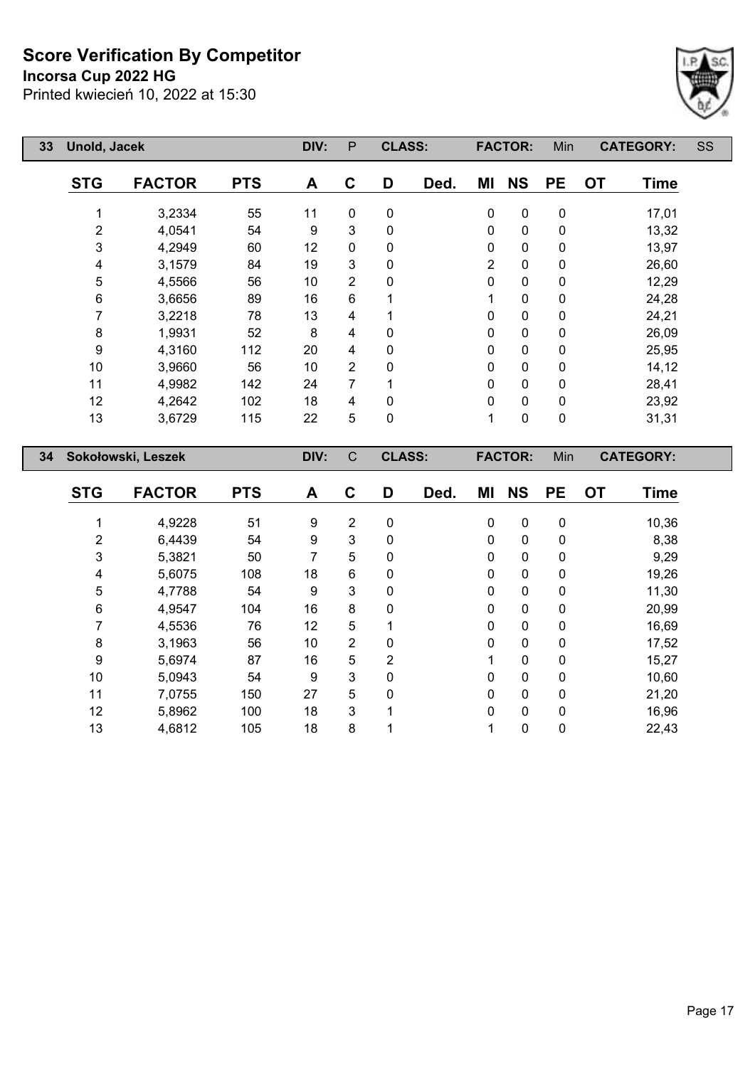# Score Verification By Competitor

**Incorsa Cup 2022 HG**

Printed kwiecień 10, 2022 at 15:30

| 33 | Unold, Jacek | | DIV: | P | CLASS: | | FACTOR: | Min | | CATEGORY: | SS |
|---|---|---|---|---|---|---|---|---|---|---|---|

| STG | FACTOR | PTS | A | C | D | Ded. | MI | NS | PE | OT | Time |
|---|---|---|---|---|---|---|---|---|---|---|---|
| 1 | 3,2334 | 55 | 11 | 0 | 0 | | 0 | 0 | 0 | | 17,01 |
| 2 | 4,0541 | 54 | 9 | 3 | 0 | | 0 | 0 | 0 | | 13,32 |
| 3 | 4,2949 | 60 | 12 | 0 | 0 | | 0 | 0 | 0 | | 13,97 |
| 4 | 3,1579 | 84 | 19 | 3 | 0 | | 2 | 0 | 0 | | 26,60 |
| 5 | 4,5566 | 56 | 10 | 2 | 0 | | 0 | 0 | 0 | | 12,29 |
| 6 | 3,6656 | 89 | 16 | 6 | 1 | | 1 | 0 | 0 | | 24,28 |
| 7 | 3,2218 | 78 | 13 | 4 | 1 | | 0 | 0 | 0 | | 24,21 |
| 8 | 1,9931 | 52 | 8 | 4 | 0 | | 0 | 0 | 0 | | 26,09 |
| 9 | 4,3160 | 112 | 20 | 4 | 0 | | 0 | 0 | 0 | | 25,95 |
| 10 | 3,9660 | 56 | 10 | 2 | 0 | | 0 | 0 | 0 | | 14,12 |
| 11 | 4,9982 | 142 | 24 | 7 | 1 | | 0 | 0 | 0 | | 28,41 |
| 12 | 4,2642 | 102 | 18 | 4 | 0 | | 0 | 0 | 0 | | 23,92 |
| 13 | 3,6729 | 115 | 22 | 5 | 0 | | 1 | 0 | 0 | | 31,31 |

| 34 | Sokołowski, Leszek | | DIV: | C | CLASS: | | FACTOR: | Min | | CATEGORY: | |
|---|---|---|---|---|---|---|---|---|---|---|---|

| STG | FACTOR | PTS | A | C | D | Ded. | MI | NS | PE | OT | Time |
|---|---|---|---|---|---|---|---|---|---|---|---|
| 1 | 4,9228 | 51 | 9 | 2 | 0 | | 0 | 0 | 0 | | 10,36 |
| 2 | 6,4439 | 54 | 9 | 3 | 0 | | 0 | 0 | 0 | | 8,38 |
| 3 | 5,3821 | 50 | 7 | 5 | 0 | | 0 | 0 | 0 | | 9,29 |
| 4 | 5,6075 | 108 | 18 | 6 | 0 | | 0 | 0 | 0 | | 19,26 |
| 5 | 4,7788 | 54 | 9 | 3 | 0 | | 0 | 0 | 0 | | 11,30 |
| 6 | 4,9547 | 104 | 16 | 8 | 0 | | 0 | 0 | 0 | | 20,99 |
| 7 | 4,5536 | 76 | 12 | 5 | 1 | | 0 | 0 | 0 | | 16,69 |
| 8 | 3,1963 | 56 | 10 | 2 | 0 | | 0 | 0 | 0 | | 17,52 |
| 9 | 5,6974 | 87 | 16 | 5 | 2 | | 1 | 0 | 0 | | 15,27 |
| 10 | 5,0943 | 54 | 9 | 3 | 0 | | 0 | 0 | 0 | | 10,60 |
| 11 | 7,0755 | 150 | 27 | 5 | 0 | | 0 | 0 | 0 | | 21,20 |
| 12 | 5,8962 | 100 | 18 | 3 | 1 | | 0 | 0 | 0 | | 16,96 |
| 13 | 4,6812 | 105 | 18 | 8 | 1 | | 1 | 0 | 0 | | 22,43 |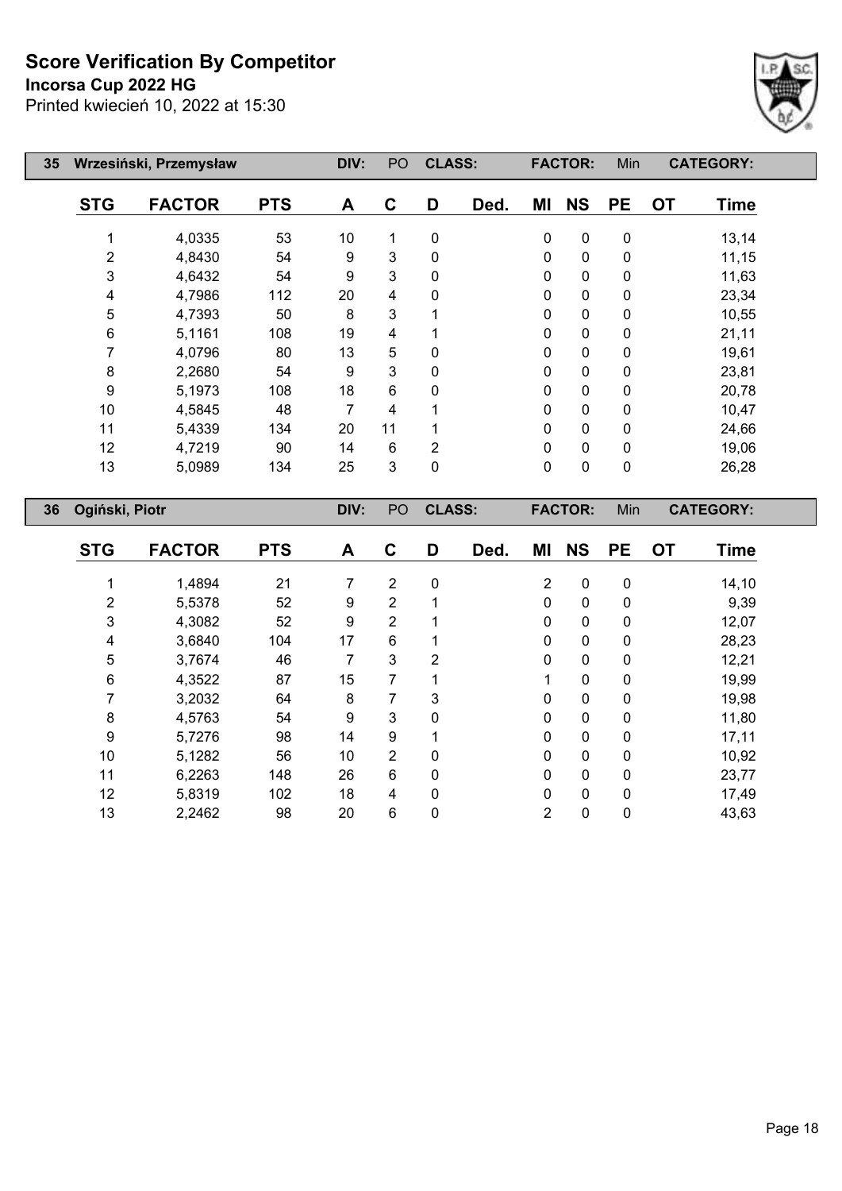# Score Verification By Competitor

**Incorsa Cup 2022 HG**

Printed kwiecień 10, 2022 at 15:30

| 35 | Wrzesiński, Przemysław | | DIV: | PO | CLASS: | | FACTOR: | | Min | CATEGORY: | |
|---|---|---|---|---|---|---|---|---|---|---|---|
| **STG** | **FACTOR** | **PTS** | **A** | **C** | **D** | **Ded.** | **MI** | **NS** | **PE** | **OT** | **Time** |
| 1 | 4,0335 | 53 | 10 | 1 | 0 | | 0 | 0 | 0 | | 13,14 |
| 2 | 4,8430 | 54 | 9 | 3 | 0 | | 0 | 0 | 0 | | 11,15 |
| 3 | 4,6432 | 54 | 9 | 3 | 0 | | 0 | 0 | 0 | | 11,63 |
| 4 | 4,7986 | 112 | 20 | 4 | 0 | | 0 | 0 | 0 | | 23,34 |
| 5 | 4,7393 | 50 | 8 | 3 | 1 | | 0 | 0 | 0 | | 10,55 |
| 6 | 5,1161 | 108 | 19 | 4 | 1 | | 0 | 0 | 0 | | 21,11 |
| 7 | 4,0796 | 80 | 13 | 5 | 0 | | 0 | 0 | 0 | | 19,61 |
| 8 | 2,2680 | 54 | 9 | 3 | 0 | | 0 | 0 | 0 | | 23,81 |
| 9 | 5,1973 | 108 | 18 | 6 | 0 | | 0 | 0 | 0 | | 20,78 |
| 10 | 4,5845 | 48 | 7 | 4 | 1 | | 0 | 0 | 0 | | 10,47 |
| 11 | 5,4339 | 134 | 20 | 11 | 1 | | 0 | 0 | 0 | | 24,66 |
| 12 | 4,7219 | 90 | 14 | 6 | 2 | | 0 | 0 | 0 | | 19,06 |
| 13 | 5,0989 | 134 | 25 | 3 | 0 | | 0 | 0 | 0 | | 26,28 |

| 36 | Ogiński, Piotr | | DIV: | PO | CLASS: | | FACTOR: | | Min | CATEGORY: | |
|---|---|---|---|---|---|---|---|---|---|---|---|
| **STG** | **FACTOR** | **PTS** | **A** | **C** | **D** | **Ded.** | **MI** | **NS** | **PE** | **OT** | **Time** |
| 1 | 1,4894 | 21 | 7 | 2 | 0 | | 2 | 0 | 0 | | 14,10 |
| 2 | 5,5378 | 52 | 9 | 2 | 1 | | 0 | 0 | 0 | | 9,39 |
| 3 | 4,3082 | 52 | 9 | 2 | 1 | | 0 | 0 | 0 | | 12,07 |
| 4 | 3,6840 | 104 | 17 | 6 | 1 | | 0 | 0 | 0 | | 28,23 |
| 5 | 3,7674 | 46 | 7 | 3 | 2 | | 0 | 0 | 0 | | 12,21 |
| 6 | 4,3522 | 87 | 15 | 7 | 1 | | 1 | 0 | 0 | | 19,99 |
| 7 | 3,2032 | 64 | 8 | 7 | 3 | | 0 | 0 | 0 | | 19,98 |
| 8 | 4,5763 | 54 | 9 | 3 | 0 | | 0 | 0 | 0 | | 11,80 |
| 9 | 5,7276 | 98 | 14 | 9 | 1 | | 0 | 0 | 0 | | 17,11 |
| 10 | 5,1282 | 56 | 10 | 2 | 0 | | 0 | 0 | 0 | | 10,92 |
| 11 | 6,2263 | 148 | 26 | 6 | 0 | | 0 | 0 | 0 | | 23,77 |
| 12 | 5,8319 | 102 | 18 | 4 | 0 | | 0 | 0 | 0 | | 17,49 |
| 13 | 2,2462 | 98 | 20 | 6 | 0 | | 2 | 0 | 0 | | 43,63 |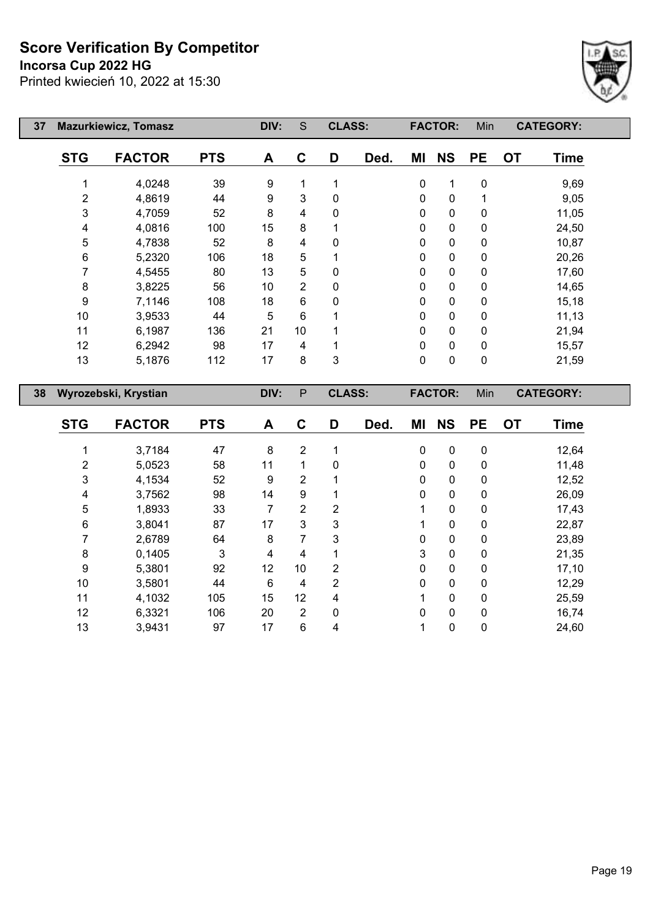# Score Verification By Competitor

**Incorsa Cup 2022 HG**

Printed kwiecień 10, 2022 at 15:30

| 37 | Mazurkiewicz, Tomasz | | DIV: | S | CLASS: | | FACTOR: | | Min | CATEGORY: | |
|---|---|---|---|---|---|---|---|---|---|---|---|
| **STG** | **FACTOR** | **PTS** | **A** | **C** | **D** | **Ded.** | **MI** | **NS** | **PE** | **OT** | **Time** |
| 1 | 4,0248 | 39 | 9 | 1 | 1 | | 0 | 1 | 0 | | 9,69 |
| 2 | 4,8619 | 44 | 9 | 3 | 0 | | 0 | 0 | 1 | | 9,05 |
| 3 | 4,7059 | 52 | 8 | 4 | 0 | | 0 | 0 | 0 | | 11,05 |
| 4 | 4,0816 | 100 | 15 | 8 | 1 | | 0 | 0 | 0 | | 24,50 |
| 5 | 4,7838 | 52 | 8 | 4 | 0 | | 0 | 0 | 0 | | 10,87 |
| 6 | 5,2320 | 106 | 18 | 5 | 1 | | 0 | 0 | 0 | | 20,26 |
| 7 | 4,5455 | 80 | 13 | 5 | 0 | | 0 | 0 | 0 | | 17,60 |
| 8 | 3,8225 | 56 | 10 | 2 | 0 | | 0 | 0 | 0 | | 14,65 |
| 9 | 7,1146 | 108 | 18 | 6 | 0 | | 0 | 0 | 0 | | 15,18 |
| 10 | 3,9533 | 44 | 5 | 6 | 1 | | 0 | 0 | 0 | | 11,13 |
| 11 | 6,1987 | 136 | 21 | 10 | 1 | | 0 | 0 | 0 | | 21,94 |
| 12 | 6,2942 | 98 | 17 | 4 | 1 | | 0 | 0 | 0 | | 15,57 |
| 13 | 5,1876 | 112 | 17 | 8 | 3 | | 0 | 0 | 0 | | 21,59 |

| 38 | Wyrozebski, Krystian | | DIV: | P | CLASS: | | FACTOR: | | Min | CATEGORY: | |
|---|---|---|---|---|---|---|---|---|---|---|---|
| **STG** | **FACTOR** | **PTS** | **A** | **C** | **D** | **Ded.** | **MI** | **NS** | **PE** | **OT** | **Time** |
| 1 | 3,7184 | 47 | 8 | 2 | 1 | | 0 | 0 | 0 | | 12,64 |
| 2 | 5,0523 | 58 | 11 | 1 | 0 | | 0 | 0 | 0 | | 11,48 |
| 3 | 4,1534 | 52 | 9 | 2 | 1 | | 0 | 0 | 0 | | 12,52 |
| 4 | 3,7562 | 98 | 14 | 9 | 1 | | 0 | 0 | 0 | | 26,09 |
| 5 | 1,8933 | 33 | 7 | 2 | 2 | | 1 | 0 | 0 | | 17,43 |
| 6 | 3,8041 | 87 | 17 | 3 | 3 | | 1 | 0 | 0 | | 22,87 |
| 7 | 2,6789 | 64 | 8 | 7 | 3 | | 0 | 0 | 0 | | 23,89 |
| 8 | 0,1405 | 3 | 4 | 4 | 1 | | 3 | 0 | 0 | | 21,35 |
| 9 | 5,3801 | 92 | 12 | 10 | 2 | | 0 | 0 | 0 | | 17,10 |
| 10 | 3,5801 | 44 | 6 | 4 | 2 | | 0 | 0 | 0 | | 12,29 |
| 11 | 4,1032 | 105 | 15 | 12 | 4 | | 1 | 0 | 0 | | 25,59 |
| 12 | 6,3321 | 106 | 20 | 2 | 0 | | 0 | 0 | 0 | | 16,74 |
| 13 | 3,9431 | 97 | 17 | 6 | 4 | | 1 | 0 | 0 | | 24,60 |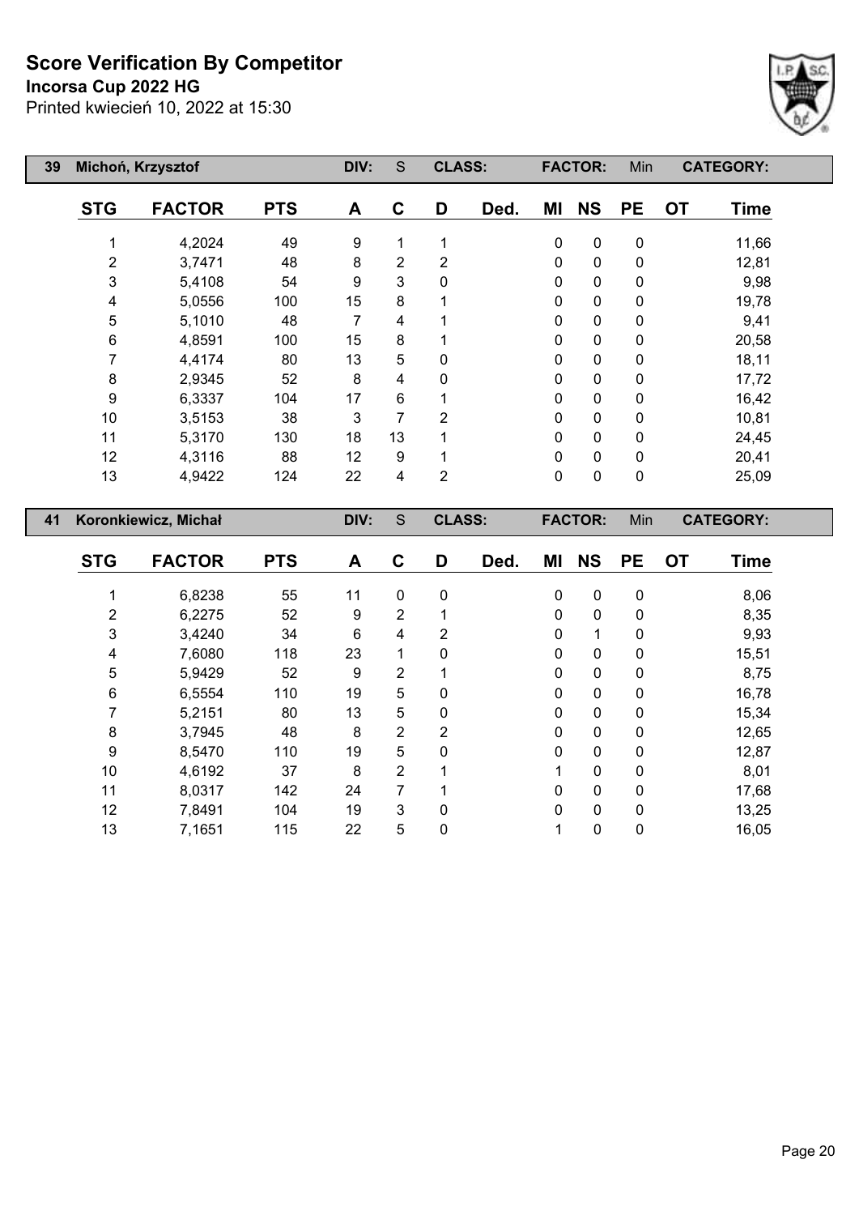# Score Verification By Competitor

**Incorsa Cup 2022 HG**

Printed kwiecień 10, 2022 at 15:30

| 39 | Michoń, Krzysztof | | DIV: | S | CLASS: | | FACTOR: | Min | | CATEGORY: |
|---|---|---|---|---|---|---|---|---|---|---|

| STG | FACTOR | PTS | A | C | D | Ded. | MI | NS | PE | OT | Time |
|---|---|---|---|---|---|---|---|---|---|---|---|
| 1 | 4,2024 | 49 | 9 | 1 | 1 | | 0 | 0 | 0 | | 11,66 |
| 2 | 3,7471 | 48 | 8 | 2 | 2 | | 0 | 0 | 0 | | 12,81 |
| 3 | 5,4108 | 54 | 9 | 3 | 0 | | 0 | 0 | 0 | | 9,98 |
| 4 | 5,0556 | 100 | 15 | 8 | 1 | | 0 | 0 | 0 | | 19,78 |
| 5 | 5,1010 | 48 | 7 | 4 | 1 | | 0 | 0 | 0 | | 9,41 |
| 6 | 4,8591 | 100 | 15 | 8 | 1 | | 0 | 0 | 0 | | 20,58 |
| 7 | 4,4174 | 80 | 13 | 5 | 0 | | 0 | 0 | 0 | | 18,11 |
| 8 | 2,9345 | 52 | 8 | 4 | 0 | | 0 | 0 | 0 | | 17,72 |
| 9 | 6,3337 | 104 | 17 | 6 | 1 | | 0 | 0 | 0 | | 16,42 |
| 10 | 3,5153 | 38 | 3 | 7 | 2 | | 0 | 0 | 0 | | 10,81 |
| 11 | 5,3170 | 130 | 18 | 13 | 1 | | 0 | 0 | 0 | | 24,45 |
| 12 | 4,3116 | 88 | 12 | 9 | 1 | | 0 | 0 | 0 | | 20,41 |
| 13 | 4,9422 | 124 | 22 | 4 | 2 | | 0 | 0 | 0 | | 25,09 |

| 41 | Koronkiewicz, Michał | | DIV: | S | CLASS: | | FACTOR: | Min | | CATEGORY: |
|---|---|---|---|---|---|---|---|---|---|---|

| STG | FACTOR | PTS | A | C | D | Ded. | MI | NS | PE | OT | Time |
|---|---|---|---|---|---|---|---|---|---|---|---|
| 1 | 6,8238 | 55 | 11 | 0 | 0 | | 0 | 0 | 0 | | 8,06 |
| 2 | 6,2275 | 52 | 9 | 2 | 1 | | 0 | 0 | 0 | | 8,35 |
| 3 | 3,4240 | 34 | 6 | 4 | 2 | | 0 | 1 | 0 | | 9,93 |
| 4 | 7,6080 | 118 | 23 | 1 | 0 | | 0 | 0 | 0 | | 15,51 |
| 5 | 5,9429 | 52 | 9 | 2 | 1 | | 0 | 0 | 0 | | 8,75 |
| 6 | 6,5554 | 110 | 19 | 5 | 0 | | 0 | 0 | 0 | | 16,78 |
| 7 | 5,2151 | 80 | 13 | 5 | 0 | | 0 | 0 | 0 | | 15,34 |
| 8 | 3,7945 | 48 | 8 | 2 | 2 | | 0 | 0 | 0 | | 12,65 |
| 9 | 8,5470 | 110 | 19 | 5 | 0 | | 0 | 0 | 0 | | 12,87 |
| 10 | 4,6192 | 37 | 8 | 2 | 1 | | 1 | 0 | 0 | | 8,01 |
| 11 | 8,0317 | 142 | 24 | 7 | 1 | | 0 | 0 | 0 | | 17,68 |
| 12 | 7,8491 | 104 | 19 | 3 | 0 | | 0 | 0 | 0 | | 13,25 |
| 13 | 7,1651 | 115 | 22 | 5 | 0 | | 1 | 0 | 0 | | 16,05 |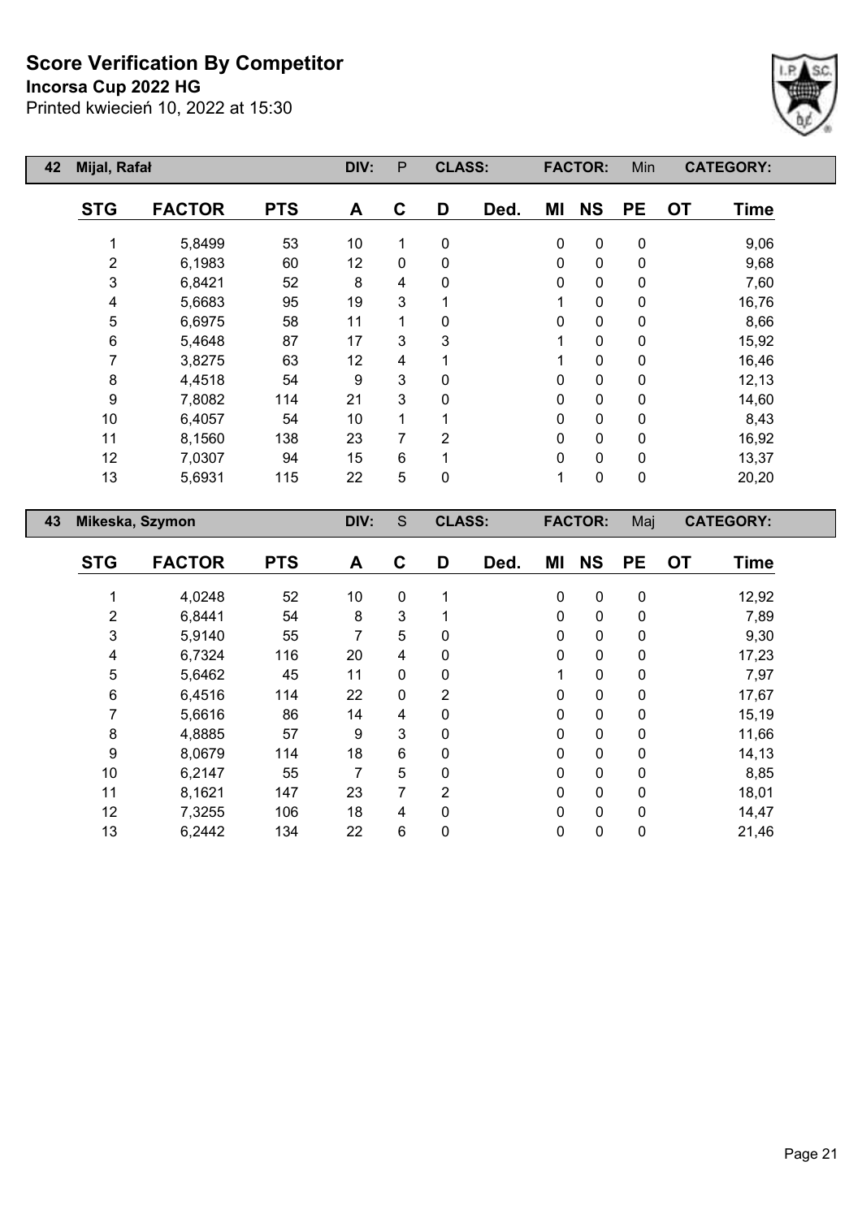# Score Verification By Competitor

**Incorsa Cup 2022 HG**

Printed kwiecień 10, 2022 at 15:30

| 42 | Mijal, Rafał | | DIV: | P | CLASS: | | FACTOR: | | Min | CATEGORY: | |
|---|---|---|---|---|---|---|---|---|---|---|---|
| **STG** | **FACTOR** | **PTS** | **A** | **C** | **D** | **Ded.** | **MI** | **NS** | **PE** | **OT** | **Time** |
| 1 | 5,8499 | 53 | 10 | 1 | 0 | | 0 | 0 | 0 | | 9,06 |
| 2 | 6,1983 | 60 | 12 | 0 | 0 | | 0 | 0 | 0 | | 9,68 |
| 3 | 6,8421 | 52 | 8 | 4 | 0 | | 0 | 0 | 0 | | 7,60 |
| 4 | 5,6683 | 95 | 19 | 3 | 1 | | 1 | 0 | 0 | | 16,76 |
| 5 | 6,6975 | 58 | 11 | 1 | 0 | | 0 | 0 | 0 | | 8,66 |
| 6 | 5,4648 | 87 | 17 | 3 | 3 | | 1 | 0 | 0 | | 15,92 |
| 7 | 3,8275 | 63 | 12 | 4 | 1 | | 1 | 0 | 0 | | 16,46 |
| 8 | 4,4518 | 54 | 9 | 3 | 0 | | 0 | 0 | 0 | | 12,13 |
| 9 | 7,8082 | 114 | 21 | 3 | 0 | | 0 | 0 | 0 | | 14,60 |
| 10 | 6,4057 | 54 | 10 | 1 | 1 | | 0 | 0 | 0 | | 8,43 |
| 11 | 8,1560 | 138 | 23 | 7 | 2 | | 0 | 0 | 0 | | 16,92 |
| 12 | 7,0307 | 94 | 15 | 6 | 1 | | 0 | 0 | 0 | | 13,37 |
| 13 | 5,6931 | 115 | 22 | 5 | 0 | | 1 | 0 | 0 | | 20,20 |

| 43 | Mikeska, Szymon | | DIV: | S | CLASS: | | FACTOR: | | Maj | CATEGORY: | |
|---|---|---|---|---|---|---|---|---|---|---|---|
| **STG** | **FACTOR** | **PTS** | **A** | **C** | **D** | **Ded.** | **MI** | **NS** | **PE** | **OT** | **Time** |
| 1 | 4,0248 | 52 | 10 | 0 | 1 | | 0 | 0 | 0 | | 12,92 |
| 2 | 6,8441 | 54 | 8 | 3 | 1 | | 0 | 0 | 0 | | 7,89 |
| 3 | 5,9140 | 55 | 7 | 5 | 0 | | 0 | 0 | 0 | | 9,30 |
| 4 | 6,7324 | 116 | 20 | 4 | 0 | | 0 | 0 | 0 | | 17,23 |
| 5 | 5,6462 | 45 | 11 | 0 | 0 | | 1 | 0 | 0 | | 7,97 |
| 6 | 6,4516 | 114 | 22 | 0 | 2 | | 0 | 0 | 0 | | 17,67 |
| 7 | 5,6616 | 86 | 14 | 4 | 0 | | 0 | 0 | 0 | | 15,19 |
| 8 | 4,8885 | 57 | 9 | 3 | 0 | | 0 | 0 | 0 | | 11,66 |
| 9 | 8,0679 | 114 | 18 | 6 | 0 | | 0 | 0 | 0 | | 14,13 |
| 10 | 6,2147 | 55 | 7 | 5 | 0 | | 0 | 0 | 0 | | 8,85 |
| 11 | 8,1621 | 147 | 23 | 7 | 2 | | 0 | 0 | 0 | | 18,01 |
| 12 | 7,3255 | 106 | 18 | 4 | 0 | | 0 | 0 | 0 | | 14,47 |
| 13 | 6,2442 | 134 | 22 | 6 | 0 | | 0 | 0 | 0 | | 21,46 |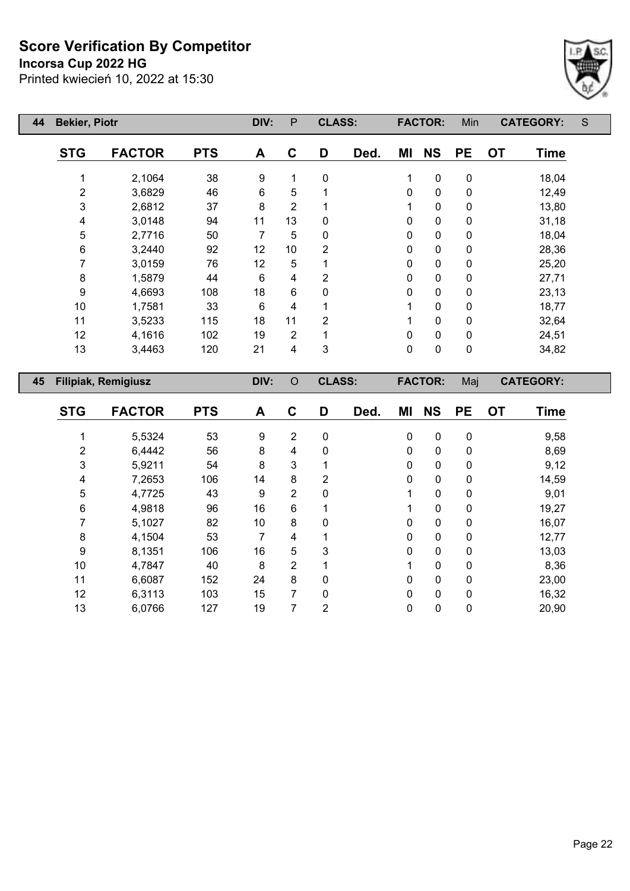# Score Verification By Competitor

**Incorsa Cup 2022 HG**

Printed kwiecień 10, 2022 at 15:30

| 44 | Bekier, Piotr | DIV: | P | CLASS: | FACTOR: | Min | CATEGORY: | S |
|---|---|---|---|---|---|---|---|---|

| STG | FACTOR | PTS | A | C | D | Ded. | MI | NS | PE | OT | Time |
|---|---|---|---|---|---|---|---|---|---|---|---|
| 1 | 2,1064 | 38 | 9 | 1 | 0 | | 1 | 0 | 0 | | 18,04 |
| 2 | 3,6829 | 46 | 6 | 5 | 1 | | 0 | 0 | 0 | | 12,49 |
| 3 | 2,6812 | 37 | 8 | 2 | 1 | | 1 | 0 | 0 | | 13,80 |
| 4 | 3,0148 | 94 | 11 | 13 | 0 | | 0 | 0 | 0 | | 31,18 |
| 5 | 2,7716 | 50 | 7 | 5 | 0 | | 0 | 0 | 0 | | 18,04 |
| 6 | 3,2440 | 92 | 12 | 10 | 2 | | 0 | 0 | 0 | | 28,36 |
| 7 | 3,0159 | 76 | 12 | 5 | 1 | | 0 | 0 | 0 | | 25,20 |
| 8 | 1,5879 | 44 | 6 | 4 | 2 | | 0 | 0 | 0 | | 27,71 |
| 9 | 4,6693 | 108 | 18 | 6 | 0 | | 0 | 0 | 0 | | 23,13 |
| 10 | 1,7581 | 33 | 6 | 4 | 1 | | 1 | 0 | 0 | | 18,77 |
| 11 | 3,5233 | 115 | 18 | 11 | 2 | | 1 | 0 | 0 | | 32,64 |
| 12 | 4,1616 | 102 | 19 | 2 | 1 | | 0 | 0 | 0 | | 24,51 |
| 13 | 3,4463 | 120 | 21 | 4 | 3 | | 0 | 0 | 0 | | 34,82 |

| 45 | Filipiak, Remigiusz | DIV: | O | CLASS: | FACTOR: | Maj | CATEGORY: | |
|---|---|---|---|---|---|---|---|---|

| STG | FACTOR | PTS | A | C | D | Ded. | MI | NS | PE | OT | Time |
|---|---|---|---|---|---|---|---|---|---|---|---|
| 1 | 5,5324 | 53 | 9 | 2 | 0 | | 0 | 0 | 0 | | 9,58 |
| 2 | 6,4442 | 56 | 8 | 4 | 0 | | 0 | 0 | 0 | | 8,69 |
| 3 | 5,9211 | 54 | 8 | 3 | 1 | | 0 | 0 | 0 | | 9,12 |
| 4 | 7,2653 | 106 | 14 | 8 | 2 | | 0 | 0 | 0 | | 14,59 |
| 5 | 4,7725 | 43 | 9 | 2 | 0 | | 1 | 0 | 0 | | 9,01 |
| 6 | 4,9818 | 96 | 16 | 6 | 1 | | 1 | 0 | 0 | | 19,27 |
| 7 | 5,1027 | 82 | 10 | 8 | 0 | | 0 | 0 | 0 | | 16,07 |
| 8 | 4,1504 | 53 | 7 | 4 | 1 | | 0 | 0 | 0 | | 12,77 |
| 9 | 8,1351 | 106 | 16 | 5 | 3 | | 0 | 0 | 0 | | 13,03 |
| 10 | 4,7847 | 40 | 8 | 2 | 1 | | 1 | 0 | 0 | | 8,36 |
| 11 | 6,6087 | 152 | 24 | 8 | 0 | | 0 | 0 | 0 | | 23,00 |
| 12 | 6,3113 | 103 | 15 | 7 | 0 | | 0 | 0 | 0 | | 16,32 |
| 13 | 6,0766 | 127 | 19 | 7 | 2 | | 0 | 0 | 0 | | 20,90 |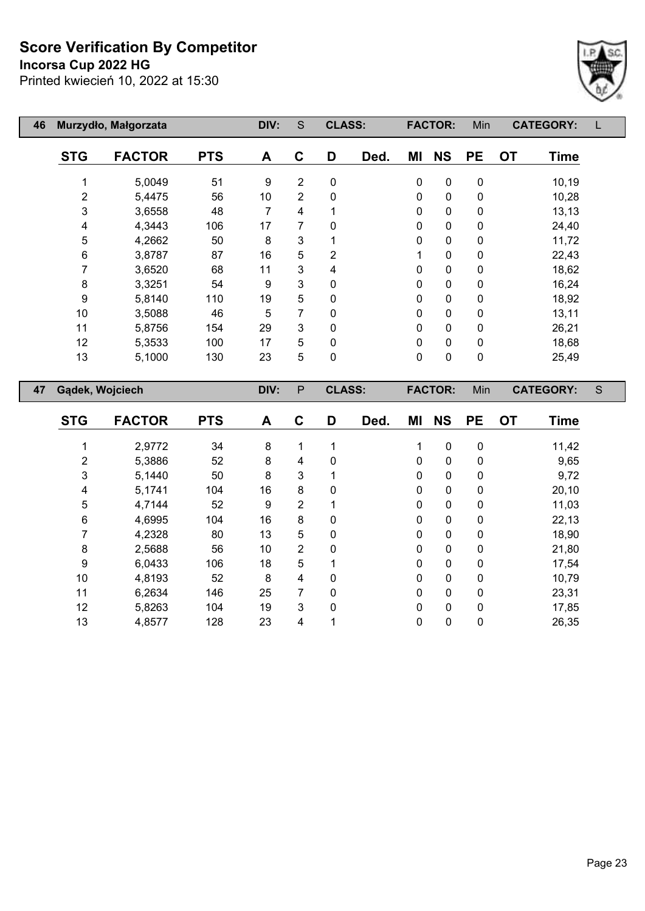# Score Verification By Competitor

**Incorsa Cup 2022 HG**

Printed kwiecień 10, 2022 at 15:30

| 46 | Murzydło, Małgorzata | | DIV: | S | CLASS: | | FACTOR: | | Min | CATEGORY: | L |
|---|---|---|---|---|---|---|---|---|---|---|---|

| STG | FACTOR | PTS | A | C | D | Ded. | MI | NS | PE | OT | Time |
|---|---|---|---|---|---|---|---|---|---|---|---|
| 1 | 5,0049 | 51 | 9 | 2 | 0 | | 0 | 0 | 0 | | 10,19 |
| 2 | 5,4475 | 56 | 10 | 2 | 0 | | 0 | 0 | 0 | | 10,28 |
| 3 | 3,6558 | 48 | 7 | 4 | 1 | | 0 | 0 | 0 | | 13,13 |
| 4 | 4,3443 | 106 | 17 | 7 | 0 | | 0 | 0 | 0 | | 24,40 |
| 5 | 4,2662 | 50 | 8 | 3 | 1 | | 0 | 0 | 0 | | 11,72 |
| 6 | 3,8787 | 87 | 16 | 5 | 2 | | 1 | 0 | 0 | | 22,43 |
| 7 | 3,6520 | 68 | 11 | 3 | 4 | | 0 | 0 | 0 | | 18,62 |
| 8 | 3,3251 | 54 | 9 | 3 | 0 | | 0 | 0 | 0 | | 16,24 |
| 9 | 5,8140 | 110 | 19 | 5 | 0 | | 0 | 0 | 0 | | 18,92 |
| 10 | 3,5088 | 46 | 5 | 7 | 0 | | 0 | 0 | 0 | | 13,11 |
| 11 | 5,8756 | 154 | 29 | 3 | 0 | | 0 | 0 | 0 | | 26,21 |
| 12 | 5,3533 | 100 | 17 | 5 | 0 | | 0 | 0 | 0 | | 18,68 |
| 13 | 5,1000 | 130 | 23 | 5 | 0 | | 0 | 0 | 0 | | 25,49 |

| 47 | Gądek, Wojciech | | DIV: | P | CLASS: | | FACTOR: | | Min | CATEGORY: | S |
|---|---|---|---|---|---|---|---|---|---|---|---|

| STG | FACTOR | PTS | A | C | D | Ded. | MI | NS | PE | OT | Time |
|---|---|---|---|---|---|---|---|---|---|---|---|
| 1 | 2,9772 | 34 | 8 | 1 | 1 | | 1 | 0 | 0 | | 11,42 |
| 2 | 5,3886 | 52 | 8 | 4 | 0 | | 0 | 0 | 0 | | 9,65 |
| 3 | 5,1440 | 50 | 8 | 3 | 1 | | 0 | 0 | 0 | | 9,72 |
| 4 | 5,1741 | 104 | 16 | 8 | 0 | | 0 | 0 | 0 | | 20,10 |
| 5 | 4,7144 | 52 | 9 | 2 | 1 | | 0 | 0 | 0 | | 11,03 |
| 6 | 4,6995 | 104 | 16 | 8 | 0 | | 0 | 0 | 0 | | 22,13 |
| 7 | 4,2328 | 80 | 13 | 5 | 0 | | 0 | 0 | 0 | | 18,90 |
| 8 | 2,5688 | 56 | 10 | 2 | 0 | | 0 | 0 | 0 | | 21,80 |
| 9 | 6,0433 | 106 | 18 | 5 | 1 | | 0 | 0 | 0 | | 17,54 |
| 10 | 4,8193 | 52 | 8 | 4 | 0 | | 0 | 0 | 0 | | 10,79 |
| 11 | 6,2634 | 146 | 25 | 7 | 0 | | 0 | 0 | 0 | | 23,31 |
| 12 | 5,8263 | 104 | 19 | 3 | 0 | | 0 | 0 | 0 | | 17,85 |
| 13 | 4,8577 | 128 | 23 | 4 | 1 | | 0 | 0 | 0 | | 26,35 |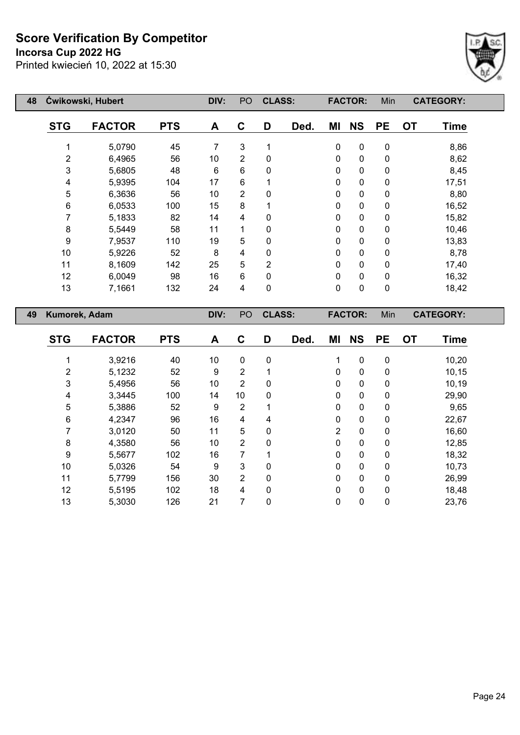# Score Verification By Competitor

**Incorsa Cup 2022 HG**

Printed kwiecień 10, 2022 at 15:30

| 48 | Ćwikowski, Hubert | | DIV: | PO | CLASS: | | FACTOR: | | Min | | CATEGORY: |
|---|---|---|---|---|---|---|---|---|---|---|---|
| **STG** | **FACTOR** | **PTS** | **A** | **C** | **D** | **Ded.** | **MI** | **NS** | **PE** | **OT** | **Time** |
| 1 | 5,0790 | 45 | 7 | 3 | 1 | | 0 | 0 | 0 | | 8,86 |
| 2 | 6,4965 | 56 | 10 | 2 | 0 | | 0 | 0 | 0 | | 8,62 |
| 3 | 5,6805 | 48 | 6 | 6 | 0 | | 0 | 0 | 0 | | 8,45 |
| 4 | 5,9395 | 104 | 17 | 6 | 1 | | 0 | 0 | 0 | | 17,51 |
| 5 | 6,3636 | 56 | 10 | 2 | 0 | | 0 | 0 | 0 | | 8,80 |
| 6 | 6,0533 | 100 | 15 | 8 | 1 | | 0 | 0 | 0 | | 16,52 |
| 7 | 5,1833 | 82 | 14 | 4 | 0 | | 0 | 0 | 0 | | 15,82 |
| 8 | 5,5449 | 58 | 11 | 1 | 0 | | 0 | 0 | 0 | | 10,46 |
| 9 | 7,9537 | 110 | 19 | 5 | 0 | | 0 | 0 | 0 | | 13,83 |
| 10 | 5,9226 | 52 | 8 | 4 | 0 | | 0 | 0 | 0 | | 8,78 |
| 11 | 8,1609 | 142 | 25 | 5 | 2 | | 0 | 0 | 0 | | 17,40 |
| 12 | 6,0049 | 98 | 16 | 6 | 0 | | 0 | 0 | 0 | | 16,32 |
| 13 | 7,1661 | 132 | 24 | 4 | 0 | | 0 | 0 | 0 | | 18,42 |

| 49 | Kumorek, Adam | | DIV: | PO | CLASS: | | FACTOR: | | Min | | CATEGORY: |
|---|---|---|---|---|---|---|---|---|---|---|---|
| **STG** | **FACTOR** | **PTS** | **A** | **C** | **D** | **Ded.** | **MI** | **NS** | **PE** | **OT** | **Time** |
| 1 | 3,9216 | 40 | 10 | 0 | 0 | | 1 | 0 | 0 | | 10,20 |
| 2 | 5,1232 | 52 | 9 | 2 | 1 | | 0 | 0 | 0 | | 10,15 |
| 3 | 5,4956 | 56 | 10 | 2 | 0 | | 0 | 0 | 0 | | 10,19 |
| 4 | 3,3445 | 100 | 14 | 10 | 0 | | 0 | 0 | 0 | | 29,90 |
| 5 | 5,3886 | 52 | 9 | 2 | 1 | | 0 | 0 | 0 | | 9,65 |
| 6 | 4,2347 | 96 | 16 | 4 | 4 | | 0 | 0 | 0 | | 22,67 |
| 7 | 3,0120 | 50 | 11 | 5 | 0 | | 2 | 0 | 0 | | 16,60 |
| 8 | 4,3580 | 56 | 10 | 2 | 0 | | 0 | 0 | 0 | | 12,85 |
| 9 | 5,5677 | 102 | 16 | 7 | 1 | | 0 | 0 | 0 | | 18,32 |
| 10 | 5,0326 | 54 | 9 | 3 | 0 | | 0 | 0 | 0 | | 10,73 |
| 11 | 5,7799 | 156 | 30 | 2 | 0 | | 0 | 0 | 0 | | 26,99 |
| 12 | 5,5195 | 102 | 18 | 4 | 0 | | 0 | 0 | 0 | | 18,48 |
| 13 | 5,3030 | 126 | 21 | 7 | 0 | | 0 | 0 | 0 | | 23,76 |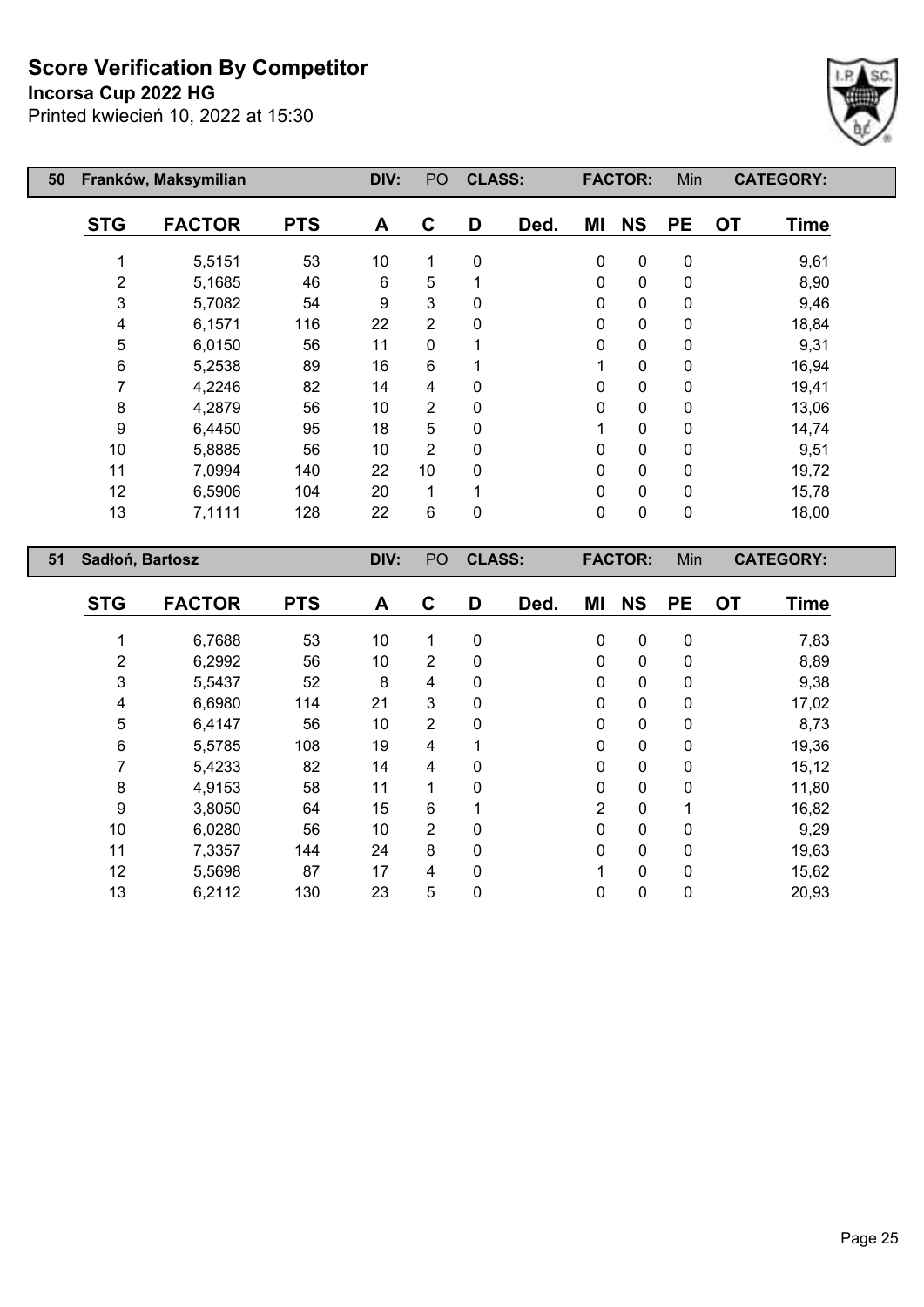# Score Verification By Competitor

**Incorsa Cup 2022 HG**

Printed kwiecień 10, 2022 at 15:30

| 50 | Franków, Maksymilian | | DIV: | PO | CLASS: | | FACTOR: | | Min | CATEGORY: | |
|---|---|---|---|---|---|---|---|---|---|---|---|
| **STG** | **FACTOR** | **PTS** | **A** | **C** | **D** | **Ded.** | **MI** | **NS** | **PE** | **OT** | **Time** |
| 1 | 5,5151 | 53 | 10 | 1 | 0 | | 0 | 0 | 0 | | 9,61 |
| 2 | 5,1685 | 46 | 6 | 5 | 1 | | 0 | 0 | 0 | | 8,90 |
| 3 | 5,7082 | 54 | 9 | 3 | 0 | | 0 | 0 | 0 | | 9,46 |
| 4 | 6,1571 | 116 | 22 | 2 | 0 | | 0 | 0 | 0 | | 18,84 |
| 5 | 6,0150 | 56 | 11 | 0 | 1 | | 0 | 0 | 0 | | 9,31 |
| 6 | 5,2538 | 89 | 16 | 6 | 1 | | 1 | 0 | 0 | | 16,94 |
| 7 | 4,2246 | 82 | 14 | 4 | 0 | | 0 | 0 | 0 | | 19,41 |
| 8 | 4,2879 | 56 | 10 | 2 | 0 | | 0 | 0 | 0 | | 13,06 |
| 9 | 6,4450 | 95 | 18 | 5 | 0 | | 1 | 0 | 0 | | 14,74 |
| 10 | 5,8885 | 56 | 10 | 2 | 0 | | 0 | 0 | 0 | | 9,51 |
| 11 | 7,0994 | 140 | 22 | 10 | 0 | | 0 | 0 | 0 | | 19,72 |
| 12 | 6,5906 | 104 | 20 | 1 | 1 | | 0 | 0 | 0 | | 15,78 |
| 13 | 7,1111 | 128 | 22 | 6 | 0 | | 0 | 0 | 0 | | 18,00 |

| 51 | Sadłoń, Bartosz | | DIV: | PO | CLASS: | | FACTOR: | | Min | CATEGORY: | |
|---|---|---|---|---|---|---|---|---|---|---|---|
| **STG** | **FACTOR** | **PTS** | **A** | **C** | **D** | **Ded.** | **MI** | **NS** | **PE** | **OT** | **Time** |
| 1 | 6,7688 | 53 | 10 | 1 | 0 | | 0 | 0 | 0 | | 7,83 |
| 2 | 6,2992 | 56 | 10 | 2 | 0 | | 0 | 0 | 0 | | 8,89 |
| 3 | 5,5437 | 52 | 8 | 4 | 0 | | 0 | 0 | 0 | | 9,38 |
| 4 | 6,6980 | 114 | 21 | 3 | 0 | | 0 | 0 | 0 | | 17,02 |
| 5 | 6,4147 | 56 | 10 | 2 | 0 | | 0 | 0 | 0 | | 8,73 |
| 6 | 5,5785 | 108 | 19 | 4 | 1 | | 0 | 0 | 0 | | 19,36 |
| 7 | 5,4233 | 82 | 14 | 4 | 0 | | 0 | 0 | 0 | | 15,12 |
| 8 | 4,9153 | 58 | 11 | 1 | 0 | | 0 | 0 | 0 | | 11,80 |
| 9 | 3,8050 | 64 | 15 | 6 | 1 | | 2 | 0 | 1 | | 16,82 |
| 10 | 6,0280 | 56 | 10 | 2 | 0 | | 0 | 0 | 0 | | 9,29 |
| 11 | 7,3357 | 144 | 24 | 8 | 0 | | 0 | 0 | 0 | | 19,63 |
| 12 | 5,5698 | 87 | 17 | 4 | 0 | | 1 | 0 | 0 | | 15,62 |
| 13 | 6,2112 | 130 | 23 | 5 | 0 | | 0 | 0 | 0 | | 20,93 |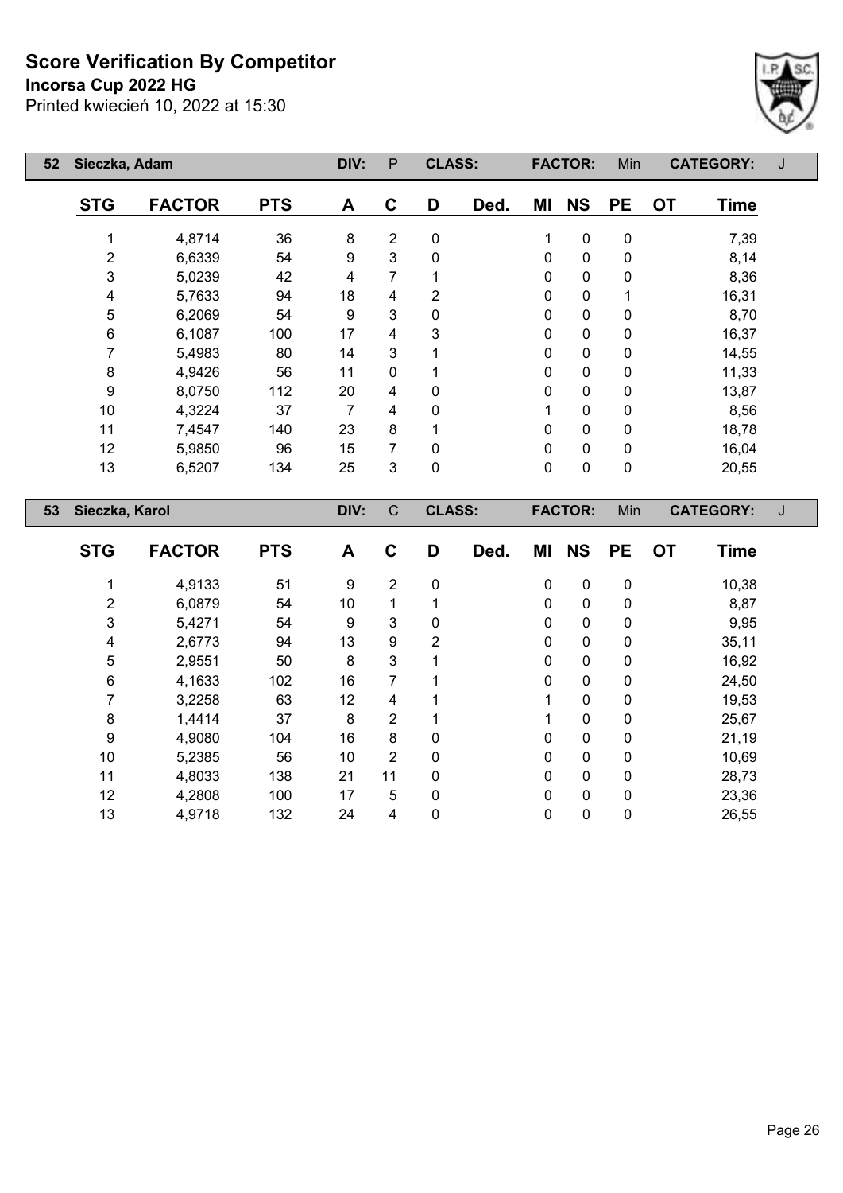# Score Verification By Competitor

**Incorsa Cup 2022 HG**

Printed kwiecień 10, 2022 at 15:30

| 52 | Sieczka, Adam | | DIV: | P | CLASS: | | FACTOR: | | Min | CATEGORY: | | J |
|---|---|---|---|---|---|---|---|---|---|---|---|---|

| STG | FACTOR | PTS | A | C | D | Ded. | MI | NS | PE | OT | Time |
|---|---|---|---|---|---|---|---|---|---|---|---|
| 1 | 4,8714 | 36 | 8 | 2 | 0 | | 1 | 0 | 0 | | 7,39 |
| 2 | 6,6339 | 54 | 9 | 3 | 0 | | 0 | 0 | 0 | | 8,14 |
| 3 | 5,0239 | 42 | 4 | 7 | 1 | | 0 | 0 | 0 | | 8,36 |
| 4 | 5,7633 | 94 | 18 | 4 | 2 | | 0 | 0 | 1 | | 16,31 |
| 5 | 6,2069 | 54 | 9 | 3 | 0 | | 0 | 0 | 0 | | 8,70 |
| 6 | 6,1087 | 100 | 17 | 4 | 3 | | 0 | 0 | 0 | | 16,37 |
| 7 | 5,4983 | 80 | 14 | 3 | 1 | | 0 | 0 | 0 | | 14,55 |
| 8 | 4,9426 | 56 | 11 | 0 | 1 | | 0 | 0 | 0 | | 11,33 |
| 9 | 8,0750 | 112 | 20 | 4 | 0 | | 0 | 0 | 0 | | 13,87 |
| 10 | 4,3224 | 37 | 7 | 4 | 0 | | 1 | 0 | 0 | | 8,56 |
| 11 | 7,4547 | 140 | 23 | 8 | 1 | | 0 | 0 | 0 | | 18,78 |
| 12 | 5,9850 | 96 | 15 | 7 | 0 | | 0 | 0 | 0 | | 16,04 |
| 13 | 6,5207 | 134 | 25 | 3 | 0 | | 0 | 0 | 0 | | 20,55 |

| 53 | Sieczka, Karol | | DIV: | C | CLASS: | | FACTOR: | | Min | CATEGORY: | | J |
|---|---|---|---|---|---|---|---|---|---|---|---|---|

| STG | FACTOR | PTS | A | C | D | Ded. | MI | NS | PE | OT | Time |
|---|---|---|---|---|---|---|---|---|---|---|---|
| 1 | 4,9133 | 51 | 9 | 2 | 0 | | 0 | 0 | 0 | | 10,38 |
| 2 | 6,0879 | 54 | 10 | 1 | 1 | | 0 | 0 | 0 | | 8,87 |
| 3 | 5,4271 | 54 | 9 | 3 | 0 | | 0 | 0 | 0 | | 9,95 |
| 4 | 2,6773 | 94 | 13 | 9 | 2 | | 0 | 0 | 0 | | 35,11 |
| 5 | 2,9551 | 50 | 8 | 3 | 1 | | 0 | 0 | 0 | | 16,92 |
| 6 | 4,1633 | 102 | 16 | 7 | 1 | | 0 | 0 | 0 | | 24,50 |
| 7 | 3,2258 | 63 | 12 | 4 | 1 | | 1 | 0 | 0 | | 19,53 |
| 8 | 1,4414 | 37 | 8 | 2 | 1 | | 1 | 0 | 0 | | 25,67 |
| 9 | 4,9080 | 104 | 16 | 8 | 0 | | 0 | 0 | 0 | | 21,19 |
| 10 | 5,2385 | 56 | 10 | 2 | 0 | | 0 | 0 | 0 | | 10,69 |
| 11 | 4,8033 | 138 | 21 | 11 | 0 | | 0 | 0 | 0 | | 28,73 |
| 12 | 4,2808 | 100 | 17 | 5 | 0 | | 0 | 0 | 0 | | 23,36 |
| 13 | 4,9718 | 132 | 24 | 4 | 0 | | 0 | 0 | 0 | | 26,55 |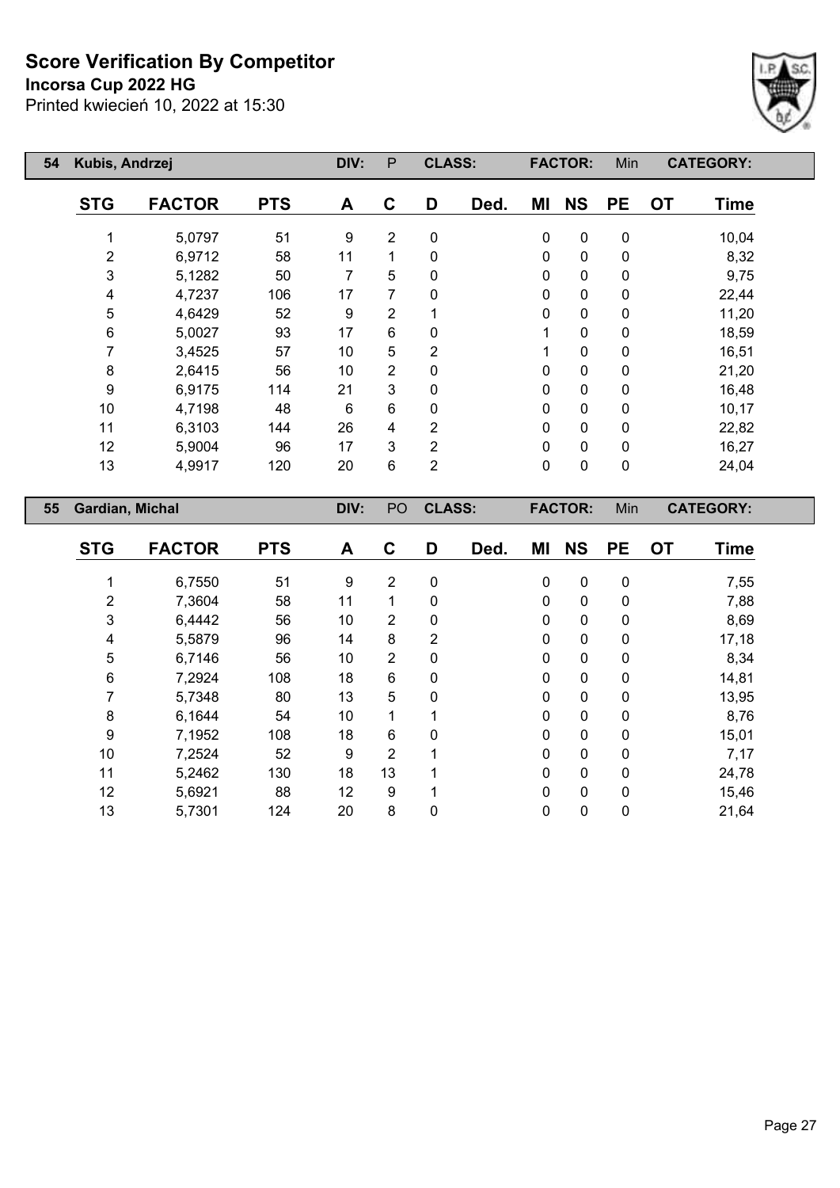# Score Verification By Competitor

**Incorsa Cup 2022 HG**

Printed kwiecień 10, 2022 at 15:30

| 54 | Kubis, Andrzej | | DIV: | P | CLASS: | | FACTOR: | | Min | CATEGORY: | |
|---|---|---|---|---|---|---|---|---|---|---|---|

| STG | FACTOR | PTS | A | C | D | Ded. | MI | NS | PE | OT | Time |
|---|---|---|---|---|---|---|---|---|---|---|---|
| 1 | 5,0797 | 51 | 9 | 2 | 0 | | 0 | 0 | 0 | | 10,04 |
| 2 | 6,9712 | 58 | 11 | 1 | 0 | | 0 | 0 | 0 | | 8,32 |
| 3 | 5,1282 | 50 | 7 | 5 | 0 | | 0 | 0 | 0 | | 9,75 |
| 4 | 4,7237 | 106 | 17 | 7 | 0 | | 0 | 0 | 0 | | 22,44 |
| 5 | 4,6429 | 52 | 9 | 2 | 1 | | 0 | 0 | 0 | | 11,20 |
| 6 | 5,0027 | 93 | 17 | 6 | 0 | | 1 | 0 | 0 | | 18,59 |
| 7 | 3,4525 | 57 | 10 | 5 | 2 | | 1 | 0 | 0 | | 16,51 |
| 8 | 2,6415 | 56 | 10 | 2 | 0 | | 0 | 0 | 0 | | 21,20 |
| 9 | 6,9175 | 114 | 21 | 3 | 0 | | 0 | 0 | 0 | | 16,48 |
| 10 | 4,7198 | 48 | 6 | 6 | 0 | | 0 | 0 | 0 | | 10,17 |
| 11 | 6,3103 | 144 | 26 | 4 | 2 | | 0 | 0 | 0 | | 22,82 |
| 12 | 5,9004 | 96 | 17 | 3 | 2 | | 0 | 0 | 0 | | 16,27 |
| 13 | 4,9917 | 120 | 20 | 6 | 2 | | 0 | 0 | 0 | | 24,04 |

| 55 | Gardian, Michal | | DIV: | PO | CLASS: | | FACTOR: | | Min | CATEGORY: | |
|---|---|---|---|---|---|---|---|---|---|---|---|

| STG | FACTOR | PTS | A | C | D | Ded. | MI | NS | PE | OT | Time |
|---|---|---|---|---|---|---|---|---|---|---|---|
| 1 | 6,7550 | 51 | 9 | 2 | 0 | | 0 | 0 | 0 | | 7,55 |
| 2 | 7,3604 | 58 | 11 | 1 | 0 | | 0 | 0 | 0 | | 7,88 |
| 3 | 6,4442 | 56 | 10 | 2 | 0 | | 0 | 0 | 0 | | 8,69 |
| 4 | 5,5879 | 96 | 14 | 8 | 2 | | 0 | 0 | 0 | | 17,18 |
| 5 | 6,7146 | 56 | 10 | 2 | 0 | | 0 | 0 | 0 | | 8,34 |
| 6 | 7,2924 | 108 | 18 | 6 | 0 | | 0 | 0 | 0 | | 14,81 |
| 7 | 5,7348 | 80 | 13 | 5 | 0 | | 0 | 0 | 0 | | 13,95 |
| 8 | 6,1644 | 54 | 10 | 1 | 1 | | 0 | 0 | 0 | | 8,76 |
| 9 | 7,1952 | 108 | 18 | 6 | 0 | | 0 | 0 | 0 | | 15,01 |
| 10 | 7,2524 | 52 | 9 | 2 | 1 | | 0 | 0 | 0 | | 7,17 |
| 11 | 5,2462 | 130 | 18 | 13 | 1 | | 0 | 0 | 0 | | 24,78 |
| 12 | 5,6921 | 88 | 12 | 9 | 1 | | 0 | 0 | 0 | | 15,46 |
| 13 | 5,7301 | 124 | 20 | 8 | 0 | | 0 | 0 | 0 | | 21,64 |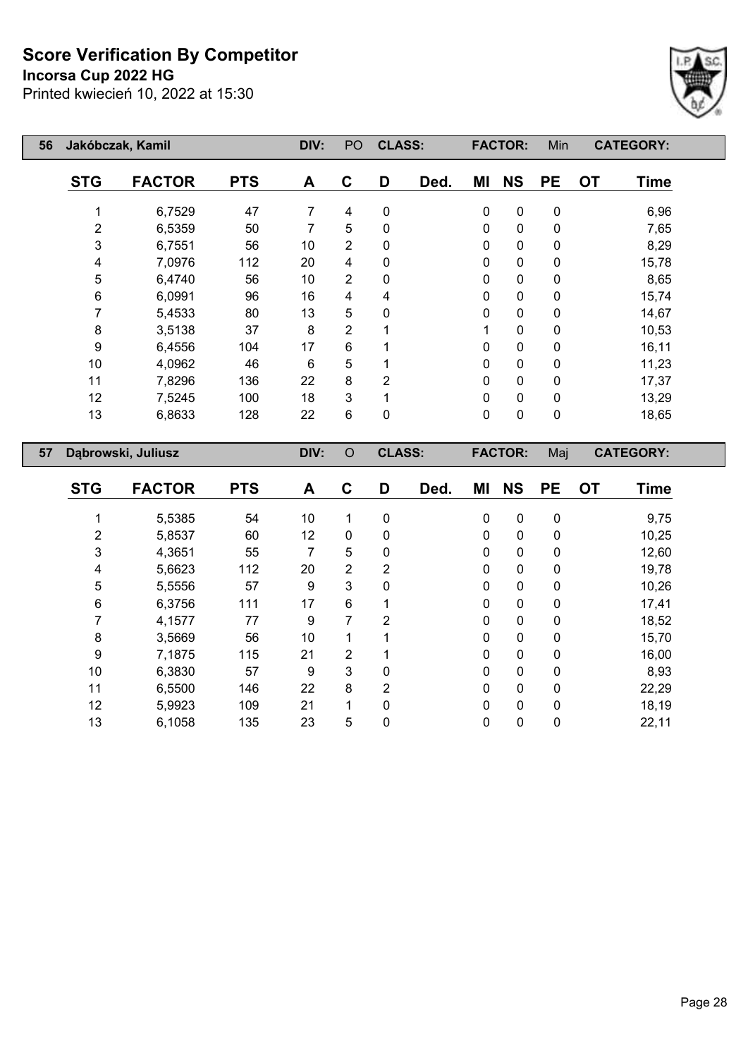# Score Verification By Competitor

**Incorsa Cup 2022 HG**

Printed kwiecień 10, 2022 at 15:30

| 56 | Jakóbczak, Kamil | | DIV: | PO | CLASS: | | FACTOR: | | Min | CATEGORY: | |
|---|---|---|---|---|---|---|---|---|---|---|---|
| **STG** | **FACTOR** | **PTS** | **A** | **C** | **D** | **Ded.** | **MI** | **NS** | **PE** | **OT** | **Time** |
| 1 | 6,7529 | 47 | 7 | 4 | 0 | | 0 | 0 | 0 | | 6,96 |
| 2 | 6,5359 | 50 | 7 | 5 | 0 | | 0 | 0 | 0 | | 7,65 |
| 3 | 6,7551 | 56 | 10 | 2 | 0 | | 0 | 0 | 0 | | 8,29 |
| 4 | 7,0976 | 112 | 20 | 4 | 0 | | 0 | 0 | 0 | | 15,78 |
| 5 | 6,4740 | 56 | 10 | 2 | 0 | | 0 | 0 | 0 | | 8,65 |
| 6 | 6,0991 | 96 | 16 | 4 | 4 | | 0 | 0 | 0 | | 15,74 |
| 7 | 5,4533 | 80 | 13 | 5 | 0 | | 0 | 0 | 0 | | 14,67 |
| 8 | 3,5138 | 37 | 8 | 2 | 1 | | 1 | 0 | 0 | | 10,53 |
| 9 | 6,4556 | 104 | 17 | 6 | 1 | | 0 | 0 | 0 | | 16,11 |
| 10 | 4,0962 | 46 | 6 | 5 | 1 | | 0 | 0 | 0 | | 11,23 |
| 11 | 7,8296 | 136 | 22 | 8 | 2 | | 0 | 0 | 0 | | 17,37 |
| 12 | 7,5245 | 100 | 18 | 3 | 1 | | 0 | 0 | 0 | | 13,29 |
| 13 | 6,8633 | 128 | 22 | 6 | 0 | | 0 | 0 | 0 | | 18,65 |

| 57 | Dąbrowski, Juliusz | | DIV: | O | CLASS: | | FACTOR: | | Maj | CATEGORY: | |
|---|---|---|---|---|---|---|---|---|---|---|---|
| **STG** | **FACTOR** | **PTS** | **A** | **C** | **D** | **Ded.** | **MI** | **NS** | **PE** | **OT** | **Time** |
| 1 | 5,5385 | 54 | 10 | 1 | 0 | | 0 | 0 | 0 | | 9,75 |
| 2 | 5,8537 | 60 | 12 | 0 | 0 | | 0 | 0 | 0 | | 10,25 |
| 3 | 4,3651 | 55 | 7 | 5 | 0 | | 0 | 0 | 0 | | 12,60 |
| 4 | 5,6623 | 112 | 20 | 2 | 2 | | 0 | 0 | 0 | | 19,78 |
| 5 | 5,5556 | 57 | 9 | 3 | 0 | | 0 | 0 | 0 | | 10,26 |
| 6 | 6,3756 | 111 | 17 | 6 | 1 | | 0 | 0 | 0 | | 17,41 |
| 7 | 4,1577 | 77 | 9 | 7 | 2 | | 0 | 0 | 0 | | 18,52 |
| 8 | 3,5669 | 56 | 10 | 1 | 1 | | 0 | 0 | 0 | | 15,70 |
| 9 | 7,1875 | 115 | 21 | 2 | 1 | | 0 | 0 | 0 | | 16,00 |
| 10 | 6,3830 | 57 | 9 | 3 | 0 | | 0 | 0 | 0 | | 8,93 |
| 11 | 6,5500 | 146 | 22 | 8 | 2 | | 0 | 0 | 0 | | 22,29 |
| 12 | 5,9923 | 109 | 21 | 1 | 0 | | 0 | 0 | 0 | | 18,19 |
| 13 | 6,1058 | 135 | 23 | 5 | 0 | | 0 | 0 | 0 | | 22,11 |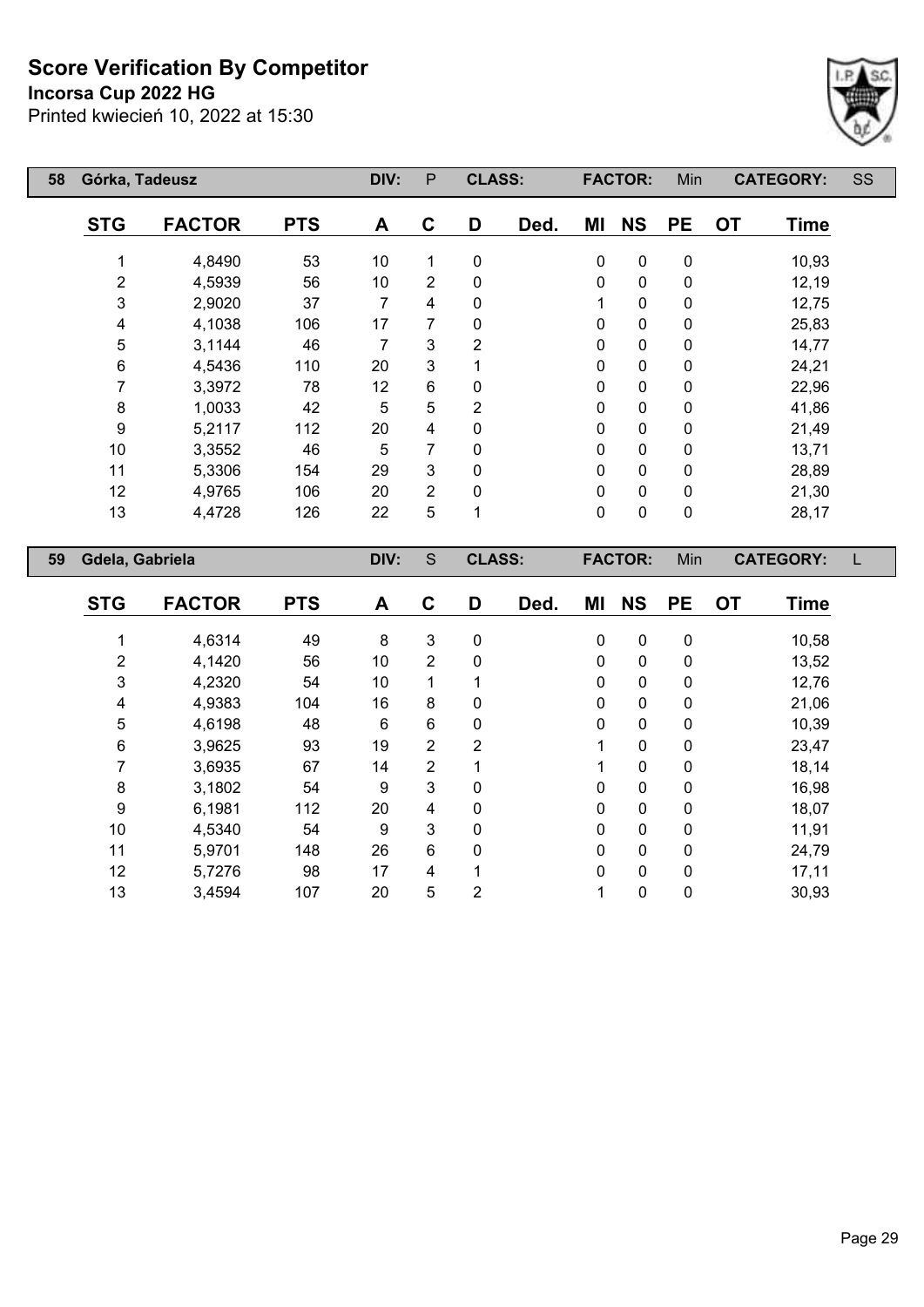# Score Verification By Competitor

**Incorsa Cup 2022 HG**

Printed kwiecień 10, 2022 at 15:30

| 58 | Górka, Tadeusz | | DIV: | P | CLASS: | | FACTOR: | | Min | CATEGORY: | SS |
|---|---|---|---|---|---|---|---|---|---|---|---|

| STG | FACTOR | PTS | A | C | D | Ded. | MI | NS | PE | OT | Time |
|---|---|---|---|---|---|---|---|---|---|---|---|
| 1 | 4,8490 | 53 | 10 | 1 | 0 | | 0 | 0 | 0 | | 10,93 |
| 2 | 4,5939 | 56 | 10 | 2 | 0 | | 0 | 0 | 0 | | 12,19 |
| 3 | 2,9020 | 37 | 7 | 4 | 0 | | 1 | 0 | 0 | | 12,75 |
| 4 | 4,1038 | 106 | 17 | 7 | 0 | | 0 | 0 | 0 | | 25,83 |
| 5 | 3,1144 | 46 | 7 | 3 | 2 | | 0 | 0 | 0 | | 14,77 |
| 6 | 4,5436 | 110 | 20 | 3 | 1 | | 0 | 0 | 0 | | 24,21 |
| 7 | 3,3972 | 78 | 12 | 6 | 0 | | 0 | 0 | 0 | | 22,96 |
| 8 | 1,0033 | 42 | 5 | 5 | 2 | | 0 | 0 | 0 | | 41,86 |
| 9 | 5,2117 | 112 | 20 | 4 | 0 | | 0 | 0 | 0 | | 21,49 |
| 10 | 3,3552 | 46 | 5 | 7 | 0 | | 0 | 0 | 0 | | 13,71 |
| 11 | 5,3306 | 154 | 29 | 3 | 0 | | 0 | 0 | 0 | | 28,89 |
| 12 | 4,9765 | 106 | 20 | 2 | 0 | | 0 | 0 | 0 | | 21,30 |
| 13 | 4,4728 | 126 | 22 | 5 | 1 | | 0 | 0 | 0 | | 28,17 |

| 59 | Gdela, Gabriela | | DIV: | S | CLASS: | | FACTOR: | | Min | CATEGORY: | L |
|---|---|---|---|---|---|---|---|---|---|---|---|

| STG | FACTOR | PTS | A | C | D | Ded. | MI | NS | PE | OT | Time |
|---|---|---|---|---|---|---|---|---|---|---|---|
| 1 | 4,6314 | 49 | 8 | 3 | 0 | | 0 | 0 | 0 | | 10,58 |
| 2 | 4,1420 | 56 | 10 | 2 | 0 | | 0 | 0 | 0 | | 13,52 |
| 3 | 4,2320 | 54 | 10 | 1 | 1 | | 0 | 0 | 0 | | 12,76 |
| 4 | 4,9383 | 104 | 16 | 8 | 0 | | 0 | 0 | 0 | | 21,06 |
| 5 | 4,6198 | 48 | 6 | 6 | 0 | | 0 | 0 | 0 | | 10,39 |
| 6 | 3,9625 | 93 | 19 | 2 | 2 | | 1 | 0 | 0 | | 23,47 |
| 7 | 3,6935 | 67 | 14 | 2 | 1 | | 1 | 0 | 0 | | 18,14 |
| 8 | 3,1802 | 54 | 9 | 3 | 0 | | 0 | 0 | 0 | | 16,98 |
| 9 | 6,1981 | 112 | 20 | 4 | 0 | | 0 | 0 | 0 | | 18,07 |
| 10 | 4,5340 | 54 | 9 | 3 | 0 | | 0 | 0 | 0 | | 11,91 |
| 11 | 5,9701 | 148 | 26 | 6 | 0 | | 0 | 0 | 0 | | 24,79 |
| 12 | 5,7276 | 98 | 17 | 4 | 1 | | 0 | 0 | 0 | | 17,11 |
| 13 | 3,4594 | 107 | 20 | 5 | 2 | | 1 | 0 | 0 | | 30,93 |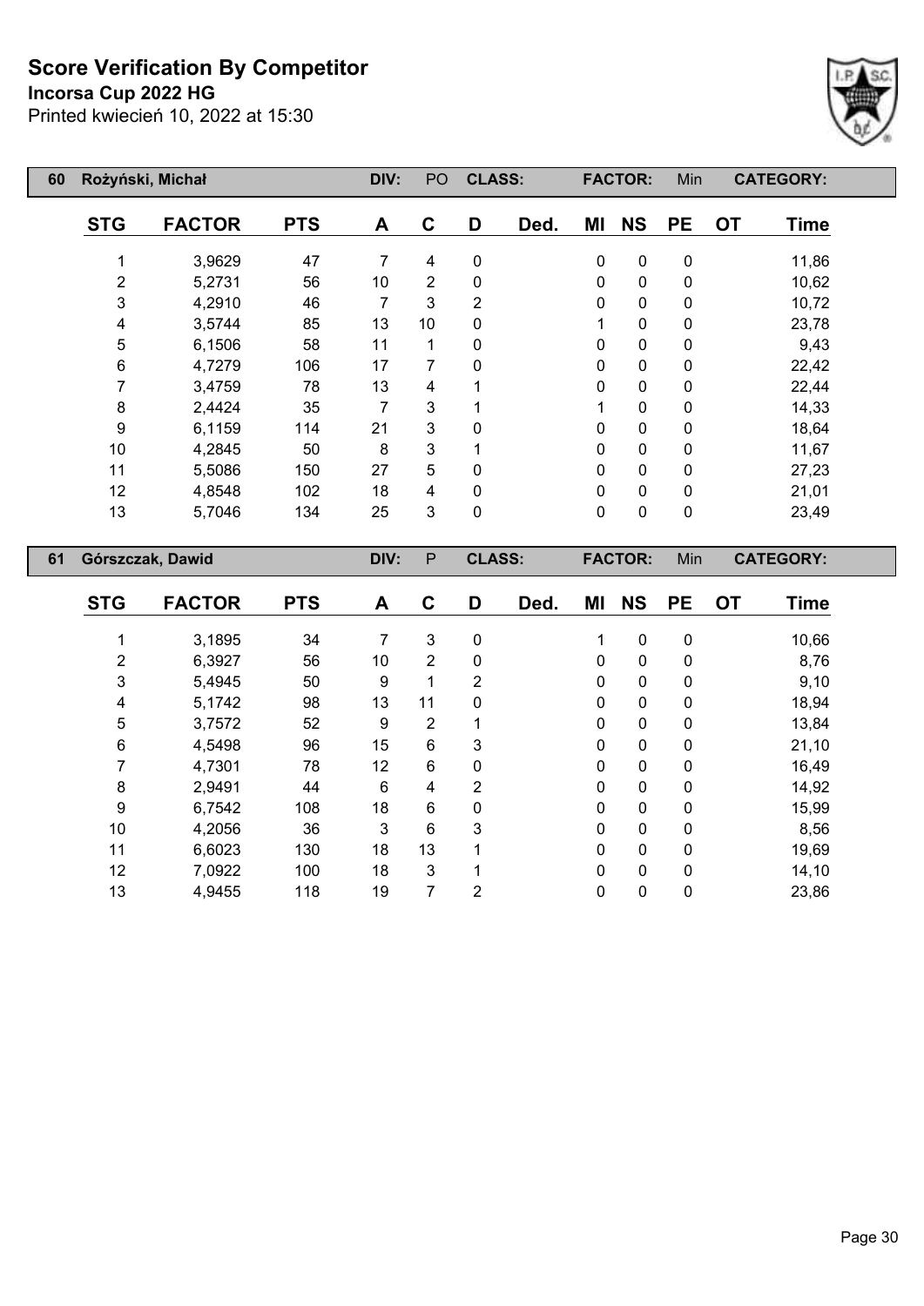# Score Verification By Competitor

**Incorsa Cup 2022 HG**

Printed kwiecień 10, 2022 at 15:30

| 60 | Rożyński, Michał | | DIV: | PO | CLASS: | | FACTOR: | | Min | CATEGORY: | |
|---|---|---|---|---|---|---|---|---|---|---|---|
| **STG** | **FACTOR** | **PTS** | **A** | **C** | **D** | **Ded.** | **MI** | **NS** | **PE** | **OT** | **Time** |
| 1 | 3,9629 | 47 | 7 | 4 | 0 | | 0 | 0 | 0 | | 11,86 |
| 2 | 5,2731 | 56 | 10 | 2 | 0 | | 0 | 0 | 0 | | 10,62 |
| 3 | 4,2910 | 46 | 7 | 3 | 2 | | 0 | 0 | 0 | | 10,72 |
| 4 | 3,5744 | 85 | 13 | 10 | 0 | | 1 | 0 | 0 | | 23,78 |
| 5 | 6,1506 | 58 | 11 | 1 | 0 | | 0 | 0 | 0 | | 9,43 |
| 6 | 4,7279 | 106 | 17 | 7 | 0 | | 0 | 0 | 0 | | 22,42 |
| 7 | 3,4759 | 78 | 13 | 4 | 1 | | 0 | 0 | 0 | | 22,44 |
| 8 | 2,4424 | 35 | 7 | 3 | 1 | | 1 | 0 | 0 | | 14,33 |
| 9 | 6,1159 | 114 | 21 | 3 | 0 | | 0 | 0 | 0 | | 18,64 |
| 10 | 4,2845 | 50 | 8 | 3 | 1 | | 0 | 0 | 0 | | 11,67 |
| 11 | 5,5086 | 150 | 27 | 5 | 0 | | 0 | 0 | 0 | | 27,23 |
| 12 | 4,8548 | 102 | 18 | 4 | 0 | | 0 | 0 | 0 | | 21,01 |
| 13 | 5,7046 | 134 | 25 | 3 | 0 | | 0 | 0 | 0 | | 23,49 |

| 61 | Górszczak, Dawid | | DIV: | P | CLASS: | | FACTOR: | | Min | CATEGORY: | |
|---|---|---|---|---|---|---|---|---|---|---|---|
| **STG** | **FACTOR** | **PTS** | **A** | **C** | **D** | **Ded.** | **MI** | **NS** | **PE** | **OT** | **Time** |
| 1 | 3,1895 | 34 | 7 | 3 | 0 | | 1 | 0 | 0 | | 10,66 |
| 2 | 6,3927 | 56 | 10 | 2 | 0 | | 0 | 0 | 0 | | 8,76 |
| 3 | 5,4945 | 50 | 9 | 1 | 2 | | 0 | 0 | 0 | | 9,10 |
| 4 | 5,1742 | 98 | 13 | 11 | 0 | | 0 | 0 | 0 | | 18,94 |
| 5 | 3,7572 | 52 | 9 | 2 | 1 | | 0 | 0 | 0 | | 13,84 |
| 6 | 4,5498 | 96 | 15 | 6 | 3 | | 0 | 0 | 0 | | 21,10 |
| 7 | 4,7301 | 78 | 12 | 6 | 0 | | 0 | 0 | 0 | | 16,49 |
| 8 | 2,9491 | 44 | 6 | 4 | 2 | | 0 | 0 | 0 | | 14,92 |
| 9 | 6,7542 | 108 | 18 | 6 | 0 | | 0 | 0 | 0 | | 15,99 |
| 10 | 4,2056 | 36 | 3 | 6 | 3 | | 0 | 0 | 0 | | 8,56 |
| 11 | 6,6023 | 130 | 18 | 13 | 1 | | 0 | 0 | 0 | | 19,69 |
| 12 | 7,0922 | 100 | 18 | 3 | 1 | | 0 | 0 | 0 | | 14,10 |
| 13 | 4,9455 | 118 | 19 | 7 | 2 | | 0 | 0 | 0 | | 23,86 |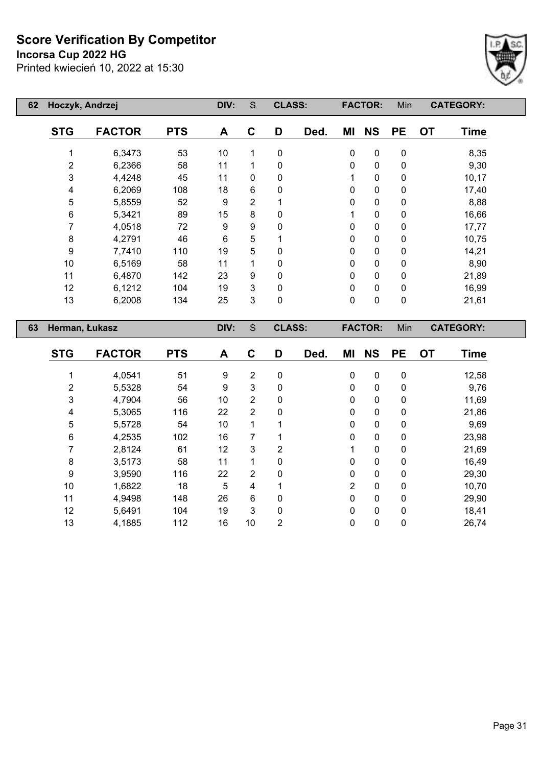# Score Verification By Competitor

**Incorsa Cup 2022 HG**

Printed kwiecień 10, 2022 at 15:30

| 62 | Hoczyk, Andrzej | | DIV: | S | CLASS: | | FACTOR: | | Min | CATEGORY: | |
|---|---|---|---|---|---|---|---|---|---|---|---|
| **STG** | **FACTOR** | **PTS** | **A** | **C** | **D** | **Ded.** | **MI** | **NS** | **PE** | **OT** | **Time** |
| 1 | 6,3473 | 53 | 10 | 1 | 0 | | 0 | 0 | 0 | | 8,35 |
| 2 | 6,2366 | 58 | 11 | 1 | 0 | | 0 | 0 | 0 | | 9,30 |
| 3 | 4,4248 | 45 | 11 | 0 | 0 | | 1 | 0 | 0 | | 10,17 |
| 4 | 6,2069 | 108 | 18 | 6 | 0 | | 0 | 0 | 0 | | 17,40 |
| 5 | 5,8559 | 52 | 9 | 2 | 1 | | 0 | 0 | 0 | | 8,88 |
| 6 | 5,3421 | 89 | 15 | 8 | 0 | | 1 | 0 | 0 | | 16,66 |
| 7 | 4,0518 | 72 | 9 | 9 | 0 | | 0 | 0 | 0 | | 17,77 |
| 8 | 4,2791 | 46 | 6 | 5 | 1 | | 0 | 0 | 0 | | 10,75 |
| 9 | 7,7410 | 110 | 19 | 5 | 0 | | 0 | 0 | 0 | | 14,21 |
| 10 | 6,5169 | 58 | 11 | 1 | 0 | | 0 | 0 | 0 | | 8,90 |
| 11 | 6,4870 | 142 | 23 | 9 | 0 | | 0 | 0 | 0 | | 21,89 |
| 12 | 6,1212 | 104 | 19 | 3 | 0 | | 0 | 0 | 0 | | 16,99 |
| 13 | 6,2008 | 134 | 25 | 3 | 0 | | 0 | 0 | 0 | | 21,61 |

| 63 | Herman, Łukasz | | DIV: | S | CLASS: | | FACTOR: | | Min | CATEGORY: | |
|---|---|---|---|---|---|---|---|---|---|---|---|
| **STG** | **FACTOR** | **PTS** | **A** | **C** | **D** | **Ded.** | **MI** | **NS** | **PE** | **OT** | **Time** |
| 1 | 4,0541 | 51 | 9 | 2 | 0 | | 0 | 0 | 0 | | 12,58 |
| 2 | 5,5328 | 54 | 9 | 3 | 0 | | 0 | 0 | 0 | | 9,76 |
| 3 | 4,7904 | 56 | 10 | 2 | 0 | | 0 | 0 | 0 | | 11,69 |
| 4 | 5,3065 | 116 | 22 | 2 | 0 | | 0 | 0 | 0 | | 21,86 |
| 5 | 5,5728 | 54 | 10 | 1 | 1 | | 0 | 0 | 0 | | 9,69 |
| 6 | 4,2535 | 102 | 16 | 7 | 1 | | 0 | 0 | 0 | | 23,98 |
| 7 | 2,8124 | 61 | 12 | 3 | 2 | | 1 | 0 | 0 | | 21,69 |
| 8 | 3,5173 | 58 | 11 | 1 | 0 | | 0 | 0 | 0 | | 16,49 |
| 9 | 3,9590 | 116 | 22 | 2 | 0 | | 0 | 0 | 0 | | 29,30 |
| 10 | 1,6822 | 18 | 5 | 4 | 1 | | 2 | 0 | 0 | | 10,70 |
| 11 | 4,9498 | 148 | 26 | 6 | 0 | | 0 | 0 | 0 | | 29,90 |
| 12 | 5,6491 | 104 | 19 | 3 | 0 | | 0 | 0 | 0 | | 18,41 |
| 13 | 4,1885 | 112 | 16 | 10 | 2 | | 0 | 0 | 0 | | 26,74 |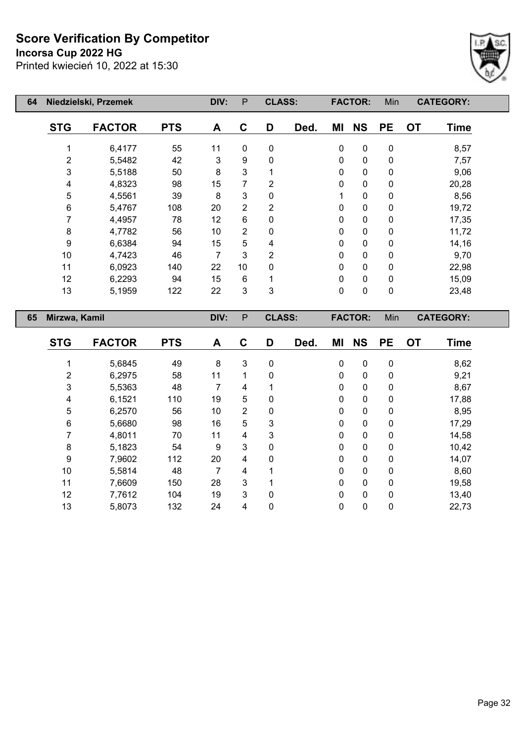# Score Verification By Competitor

**Incorsa Cup 2022 HG**

Printed kwiecień 10, 2022 at 15:30

| 64 | Niedzielski, Przemek | | DIV: | P | CLASS: | | FACTOR: | | Min | | CATEGORY: |
|---|---|---|---|---|---|---|---|---|---|---|---|
| **STG** | **FACTOR** | **PTS** | **A** | **C** | **D** | **Ded.** | **MI** | **NS** | **PE** | **OT** | **Time** |
| 1 | 6,4177 | 55 | 11 | 0 | 0 | | 0 | 0 | 0 | | 8,57 |
| 2 | 5,5482 | 42 | 3 | 9 | 0 | | 0 | 0 | 0 | | 7,57 |
| 3 | 5,5188 | 50 | 8 | 3 | 1 | | 0 | 0 | 0 | | 9,06 |
| 4 | 4,8323 | 98 | 15 | 7 | 2 | | 0 | 0 | 0 | | 20,28 |
| 5 | 4,5561 | 39 | 8 | 3 | 0 | | 1 | 0 | 0 | | 8,56 |
| 6 | 5,4767 | 108 | 20 | 2 | 2 | | 0 | 0 | 0 | | 19,72 |
| 7 | 4,4957 | 78 | 12 | 6 | 0 | | 0 | 0 | 0 | | 17,35 |
| 8 | 4,7782 | 56 | 10 | 2 | 0 | | 0 | 0 | 0 | | 11,72 |
| 9 | 6,6384 | 94 | 15 | 5 | 4 | | 0 | 0 | 0 | | 14,16 |
| 10 | 4,7423 | 46 | 7 | 3 | 2 | | 0 | 0 | 0 | | 9,70 |
| 11 | 6,0923 | 140 | 22 | 10 | 0 | | 0 | 0 | 0 | | 22,98 |
| 12 | 6,2293 | 94 | 15 | 6 | 1 | | 0 | 0 | 0 | | 15,09 |
| 13 | 5,1959 | 122 | 22 | 3 | 3 | | 0 | 0 | 0 | | 23,48 |

| 65 | Mirzwa, Kamil | | DIV: | P | CLASS: | | FACTOR: | | Min | | CATEGORY: |
|---|---|---|---|---|---|---|---|---|---|---|---|
| **STG** | **FACTOR** | **PTS** | **A** | **C** | **D** | **Ded.** | **MI** | **NS** | **PE** | **OT** | **Time** |
| 1 | 5,6845 | 49 | 8 | 3 | 0 | | 0 | 0 | 0 | | 8,62 |
| 2 | 6,2975 | 58 | 11 | 1 | 0 | | 0 | 0 | 0 | | 9,21 |
| 3 | 5,5363 | 48 | 7 | 4 | 1 | | 0 | 0 | 0 | | 8,67 |
| 4 | 6,1521 | 110 | 19 | 5 | 0 | | 0 | 0 | 0 | | 17,88 |
| 5 | 6,2570 | 56 | 10 | 2 | 0 | | 0 | 0 | 0 | | 8,95 |
| 6 | 5,6680 | 98 | 16 | 5 | 3 | | 0 | 0 | 0 | | 17,29 |
| 7 | 4,8011 | 70 | 11 | 4 | 3 | | 0 | 0 | 0 | | 14,58 |
| 8 | 5,1823 | 54 | 9 | 3 | 0 | | 0 | 0 | 0 | | 10,42 |
| 9 | 7,9602 | 112 | 20 | 4 | 0 | | 0 | 0 | 0 | | 14,07 |
| 10 | 5,5814 | 48 | 7 | 4 | 1 | | 0 | 0 | 0 | | 8,60 |
| 11 | 7,6609 | 150 | 28 | 3 | 1 | | 0 | 0 | 0 | | 19,58 |
| 12 | 7,7612 | 104 | 19 | 3 | 0 | | 0 | 0 | 0 | | 13,40 |
| 13 | 5,8073 | 132 | 24 | 4 | 0 | | 0 | 0 | 0 | | 22,73 |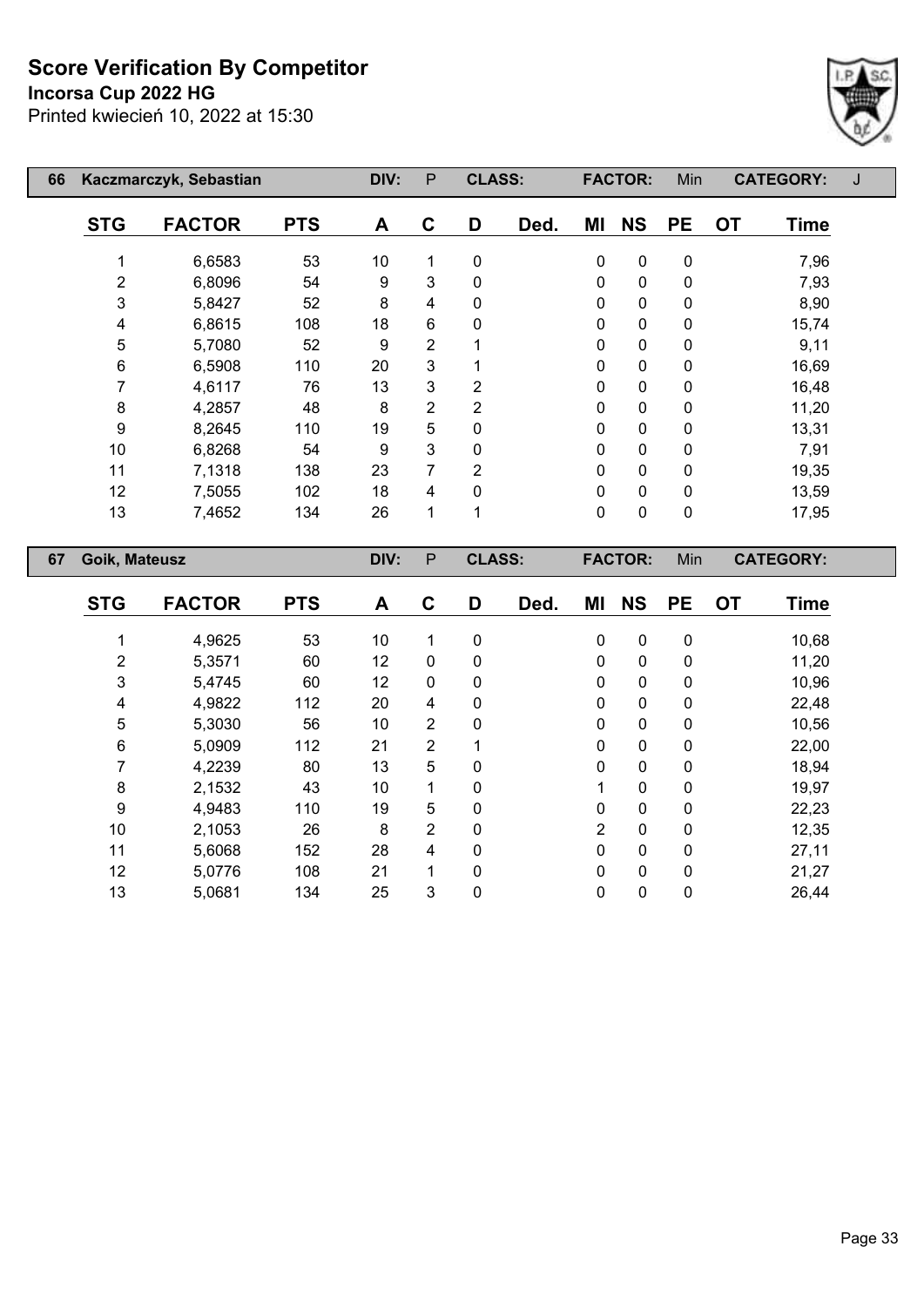# Score Verification By Competitor

**Incorsa Cup 2022 HG**

Printed kwiecień 10, 2022 at 15:30

| 66 | Kaczmarczyk, Sebastian | | DIV: | P | CLASS: | | FACTOR: | | Min | CATEGORY: | J |
|---|---|---|---|---|---|---|---|---|---|---|---|

| STG | FACTOR | PTS | A | C | D | Ded. | MI | NS | PE | OT | Time |
|---|---|---|---|---|---|---|---|---|---|---|---|
| 1 | 6,6583 | 53 | 10 | 1 | 0 | | 0 | 0 | 0 | | 7,96 |
| 2 | 6,8096 | 54 | 9 | 3 | 0 | | 0 | 0 | 0 | | 7,93 |
| 3 | 5,8427 | 52 | 8 | 4 | 0 | | 0 | 0 | 0 | | 8,90 |
| 4 | 6,8615 | 108 | 18 | 6 | 0 | | 0 | 0 | 0 | | 15,74 |
| 5 | 5,7080 | 52 | 9 | 2 | 1 | | 0 | 0 | 0 | | 9,11 |
| 6 | 6,5908 | 110 | 20 | 3 | 1 | | 0 | 0 | 0 | | 16,69 |
| 7 | 4,6117 | 76 | 13 | 3 | 2 | | 0 | 0 | 0 | | 16,48 |
| 8 | 4,2857 | 48 | 8 | 2 | 2 | | 0 | 0 | 0 | | 11,20 |
| 9 | 8,2645 | 110 | 19 | 5 | 0 | | 0 | 0 | 0 | | 13,31 |
| 10 | 6,8268 | 54 | 9 | 3 | 0 | | 0 | 0 | 0 | | 7,91 |
| 11 | 7,1318 | 138 | 23 | 7 | 2 | | 0 | 0 | 0 | | 19,35 |
| 12 | 7,5055 | 102 | 18 | 4 | 0 | | 0 | 0 | 0 | | 13,59 |
| 13 | 7,4652 | 134 | 26 | 1 | 1 | | 0 | 0 | 0 | | 17,95 |

| 67 | Goik, Mateusz | | DIV: | P | CLASS: | | FACTOR: | | Min | CATEGORY: | |
|---|---|---|---|---|---|---|---|---|---|---|---|

| STG | FACTOR | PTS | A | C | D | Ded. | MI | NS | PE | OT | Time |
|---|---|---|---|---|---|---|---|---|---|---|---|
| 1 | 4,9625 | 53 | 10 | 1 | 0 | | 0 | 0 | 0 | | 10,68 |
| 2 | 5,3571 | 60 | 12 | 0 | 0 | | 0 | 0 | 0 | | 11,20 |
| 3 | 5,4745 | 60 | 12 | 0 | 0 | | 0 | 0 | 0 | | 10,96 |
| 4 | 4,9822 | 112 | 20 | 4 | 0 | | 0 | 0 | 0 | | 22,48 |
| 5 | 5,3030 | 56 | 10 | 2 | 0 | | 0 | 0 | 0 | | 10,56 |
| 6 | 5,0909 | 112 | 21 | 2 | 1 | | 0 | 0 | 0 | | 22,00 |
| 7 | 4,2239 | 80 | 13 | 5 | 0 | | 0 | 0 | 0 | | 18,94 |
| 8 | 2,1532 | 43 | 10 | 1 | 0 | | 1 | 0 | 0 | | 19,97 |
| 9 | 4,9483 | 110 | 19 | 5 | 0 | | 0 | 0 | 0 | | 22,23 |
| 10 | 2,1053 | 26 | 8 | 2 | 0 | | 2 | 0 | 0 | | 12,35 |
| 11 | 5,6068 | 152 | 28 | 4 | 0 | | 0 | 0 | 0 | | 27,11 |
| 12 | 5,0776 | 108 | 21 | 1 | 0 | | 0 | 0 | 0 | | 21,27 |
| 13 | 5,0681 | 134 | 25 | 3 | 0 | | 0 | 0 | 0 | | 26,44 |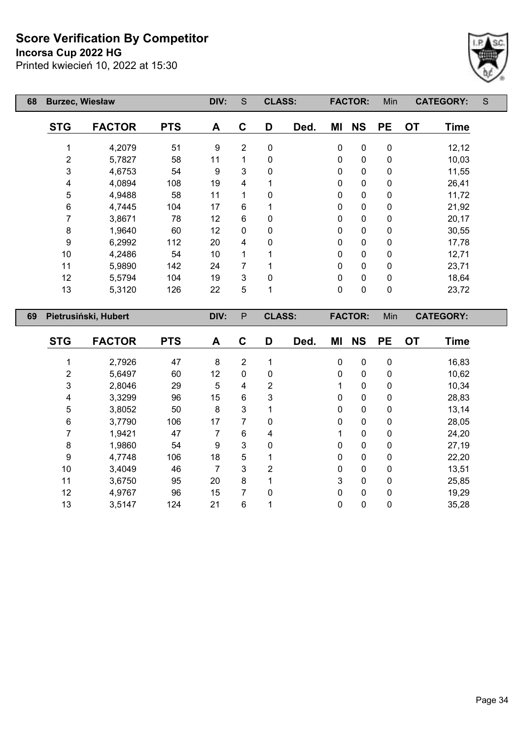# Score Verification By Competitor

**Incorsa Cup 2022 HG**

Printed kwiecień 10, 2022 at 15:30

| 68 | Burzec, Wiesław | | DIV: | S | CLASS: | | FACTOR: | | Min | CATEGORY: | S |
|---|---|---|---|---|---|---|---|---|---|---|---|

| STG | FACTOR | PTS | A | C | D | Ded. | MI | NS | PE | OT | Time |
|---|---|---|---|---|---|---|---|---|---|---|---|
| 1 | 4,2079 | 51 | 9 | 2 | 0 | | 0 | 0 | 0 | | 12,12 |
| 2 | 5,7827 | 58 | 11 | 1 | 0 | | 0 | 0 | 0 | | 10,03 |
| 3 | 4,6753 | 54 | 9 | 3 | 0 | | 0 | 0 | 0 | | 11,55 |
| 4 | 4,0894 | 108 | 19 | 4 | 1 | | 0 | 0 | 0 | | 26,41 |
| 5 | 4,9488 | 58 | 11 | 1 | 0 | | 0 | 0 | 0 | | 11,72 |
| 6 | 4,7445 | 104 | 17 | 6 | 1 | | 0 | 0 | 0 | | 21,92 |
| 7 | 3,8671 | 78 | 12 | 6 | 0 | | 0 | 0 | 0 | | 20,17 |
| 8 | 1,9640 | 60 | 12 | 0 | 0 | | 0 | 0 | 0 | | 30,55 |
| 9 | 6,2992 | 112 | 20 | 4 | 0 | | 0 | 0 | 0 | | 17,78 |
| 10 | 4,2486 | 54 | 10 | 1 | 1 | | 0 | 0 | 0 | | 12,71 |
| 11 | 5,9890 | 142 | 24 | 7 | 1 | | 0 | 0 | 0 | | 23,71 |
| 12 | 5,5794 | 104 | 19 | 3 | 0 | | 0 | 0 | 0 | | 18,64 |
| 13 | 5,3120 | 126 | 22 | 5 | 1 | | 0 | 0 | 0 | | 23,72 |

| 69 | Pietrusiński, Hubert | | DIV: | P | CLASS: | | FACTOR: | | Min | CATEGORY: | |
|---|---|---|---|---|---|---|---|---|---|---|---|

| STG | FACTOR | PTS | A | C | D | Ded. | MI | NS | PE | OT | Time |
|---|---|---|---|---|---|---|---|---|---|---|---|
| 1 | 2,7926 | 47 | 8 | 2 | 1 | | 0 | 0 | 0 | | 16,83 |
| 2 | 5,6497 | 60 | 12 | 0 | 0 | | 0 | 0 | 0 | | 10,62 |
| 3 | 2,8046 | 29 | 5 | 4 | 2 | | 1 | 0 | 0 | | 10,34 |
| 4 | 3,3299 | 96 | 15 | 6 | 3 | | 0 | 0 | 0 | | 28,83 |
| 5 | 3,8052 | 50 | 8 | 3 | 1 | | 0 | 0 | 0 | | 13,14 |
| 6 | 3,7790 | 106 | 17 | 7 | 0 | | 0 | 0 | 0 | | 28,05 |
| 7 | 1,9421 | 47 | 7 | 6 | 4 | | 1 | 0 | 0 | | 24,20 |
| 8 | 1,9860 | 54 | 9 | 3 | 0 | | 0 | 0 | 0 | | 27,19 |
| 9 | 4,7748 | 106 | 18 | 5 | 1 | | 0 | 0 | 0 | | 22,20 |
| 10 | 3,4049 | 46 | 7 | 3 | 2 | | 0 | 0 | 0 | | 13,51 |
| 11 | 3,6750 | 95 | 20 | 8 | 1 | | 3 | 0 | 0 | | 25,85 |
| 12 | 4,9767 | 96 | 15 | 7 | 0 | | 0 | 0 | 0 | | 19,29 |
| 13 | 3,5147 | 124 | 21 | 6 | 1 | | 0 | 0 | 0 | | 35,28 |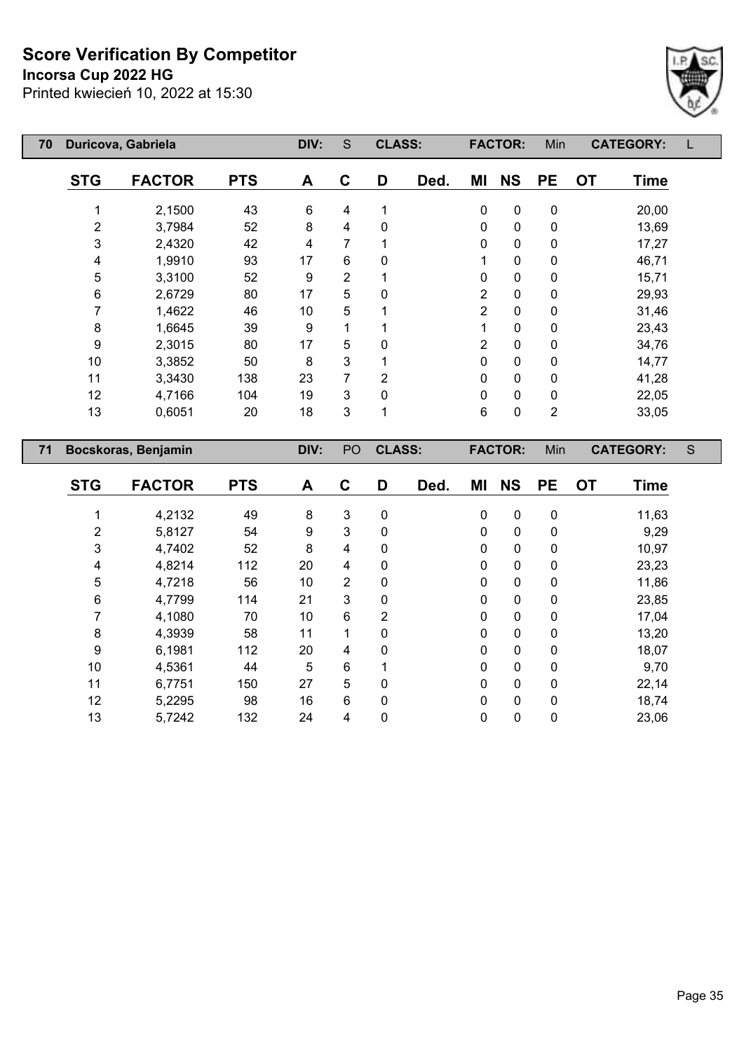# Score Verification By Competitor

**Incorsa Cup 2022 HG**

Printed kwiecień 10, 2022 at 15:30

| 70 | Duricova, Gabriela | | DIV: | S | CLASS: | | FACTOR: | | Min | CATEGORY: | L |
|---|---|---|---|---|---|---|---|---|---|---|---|
| **STG** | **FACTOR** | **PTS** | **A** | **C** | **D** | **Ded.** | **MI** | **NS** | **PE** | **OT** | **Time** |
| 1 | 2,1500 | 43 | 6 | 4 | 1 | | 0 | 0 | 0 | | 20,00 |
| 2 | 3,7984 | 52 | 8 | 4 | 0 | | 0 | 0 | 0 | | 13,69 |
| 3 | 2,4320 | 42 | 4 | 7 | 1 | | 0 | 0 | 0 | | 17,27 |
| 4 | 1,9910 | 93 | 17 | 6 | 0 | | 1 | 0 | 0 | | 46,71 |
| 5 | 3,3100 | 52 | 9 | 2 | 1 | | 0 | 0 | 0 | | 15,71 |
| 6 | 2,6729 | 80 | 17 | 5 | 0 | | 2 | 0 | 0 | | 29,93 |
| 7 | 1,4622 | 46 | 10 | 5 | 1 | | 2 | 0 | 0 | | 31,46 |
| 8 | 1,6645 | 39 | 9 | 1 | 1 | | 1 | 0 | 0 | | 23,43 |
| 9 | 2,3015 | 80 | 17 | 5 | 0 | | 2 | 0 | 0 | | 34,76 |
| 10 | 3,3852 | 50 | 8 | 3 | 1 | | 0 | 0 | 0 | | 14,77 |
| 11 | 3,3430 | 138 | 23 | 7 | 2 | | 0 | 0 | 0 | | 41,28 |
| 12 | 4,7166 | 104 | 19 | 3 | 0 | | 0 | 0 | 0 | | 22,05 |
| 13 | 0,6051 | 20 | 18 | 3 | 1 | | 6 | 0 | 2 | | 33,05 |

| 71 | Bocskoras, Benjamin | | DIV: | PO | CLASS: | | FACTOR: | | Min | CATEGORY: | S |
|---|---|---|---|---|---|---|---|---|---|---|---|
| **STG** | **FACTOR** | **PTS** | **A** | **C** | **D** | **Ded.** | **MI** | **NS** | **PE** | **OT** | **Time** |
| 1 | 4,2132 | 49 | 8 | 3 | 0 | | 0 | 0 | 0 | | 11,63 |
| 2 | 5,8127 | 54 | 9 | 3 | 0 | | 0 | 0 | 0 | | 9,29 |
| 3 | 4,7402 | 52 | 8 | 4 | 0 | | 0 | 0 | 0 | | 10,97 |
| 4 | 4,8214 | 112 | 20 | 4 | 0 | | 0 | 0 | 0 | | 23,23 |
| 5 | 4,7218 | 56 | 10 | 2 | 0 | | 0 | 0 | 0 | | 11,86 |
| 6 | 4,7799 | 114 | 21 | 3 | 0 | | 0 | 0 | 0 | | 23,85 |
| 7 | 4,1080 | 70 | 10 | 6 | 2 | | 0 | 0 | 0 | | 17,04 |
| 8 | 4,3939 | 58 | 11 | 1 | 0 | | 0 | 0 | 0 | | 13,20 |
| 9 | 6,1981 | 112 | 20 | 4 | 0 | | 0 | 0 | 0 | | 18,07 |
| 10 | 4,5361 | 44 | 5 | 6 | 1 | | 0 | 0 | 0 | | 9,70 |
| 11 | 6,7751 | 150 | 27 | 5 | 0 | | 0 | 0 | 0 | | 22,14 |
| 12 | 5,2295 | 98 | 16 | 6 | 0 | | 0 | 0 | 0 | | 18,74 |
| 13 | 5,7242 | 132 | 24 | 4 | 0 | | 0 | 0 | 0 | | 23,06 |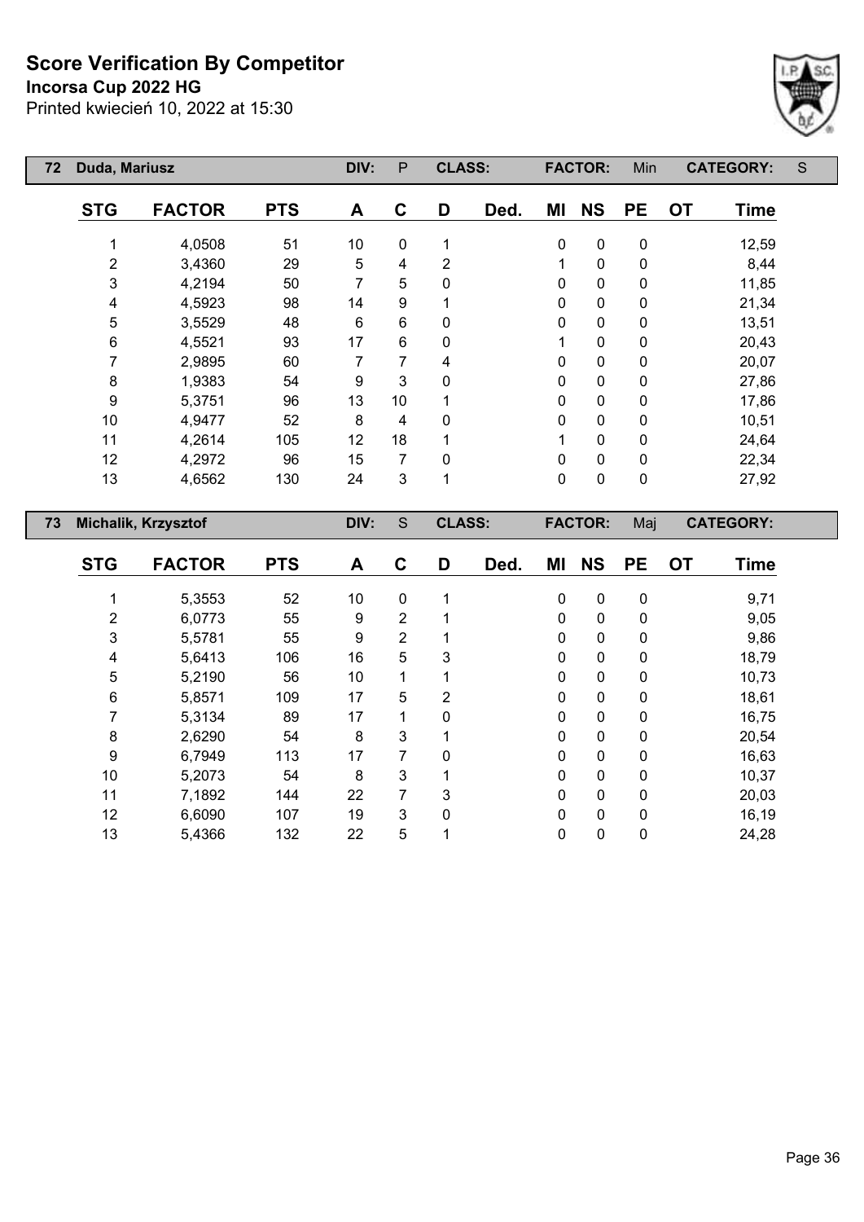# Score Verification By Competitor

**Incorsa Cup 2022 HG**

Printed kwiecień 10, 2022 at 15:30

| 72 | Duda, Mariusz | | DIV: | P | CLASS: | | FACTOR: | | Min | CATEGORY: | S |
|---|---|---|---|---|---|---|---|---|---|---|---|

| STG | FACTOR | PTS | A | C | D | Ded. | MI | NS | PE | OT | Time |
|---|---|---|---|---|---|---|---|---|---|---|---|
| 1 | 4,0508 | 51 | 10 | 0 | 1 | | 0 | 0 | 0 | | 12,59 |
| 2 | 3,4360 | 29 | 5 | 4 | 2 | | 1 | 0 | 0 | | 8,44 |
| 3 | 4,2194 | 50 | 7 | 5 | 0 | | 0 | 0 | 0 | | 11,85 |
| 4 | 4,5923 | 98 | 14 | 9 | 1 | | 0 | 0 | 0 | | 21,34 |
| 5 | 3,5529 | 48 | 6 | 6 | 0 | | 0 | 0 | 0 | | 13,51 |
| 6 | 4,5521 | 93 | 17 | 6 | 0 | | 1 | 0 | 0 | | 20,43 |
| 7 | 2,9895 | 60 | 7 | 7 | 4 | | 0 | 0 | 0 | | 20,07 |
| 8 | 1,9383 | 54 | 9 | 3 | 0 | | 0 | 0 | 0 | | 27,86 |
| 9 | 5,3751 | 96 | 13 | 10 | 1 | | 0 | 0 | 0 | | 17,86 |
| 10 | 4,9477 | 52 | 8 | 4 | 0 | | 0 | 0 | 0 | | 10,51 |
| 11 | 4,2614 | 105 | 12 | 18 | 1 | | 1 | 0 | 0 | | 24,64 |
| 12 | 4,2972 | 96 | 15 | 7 | 0 | | 0 | 0 | 0 | | 22,34 |
| 13 | 4,6562 | 130 | 24 | 3 | 1 | | 0 | 0 | 0 | | 27,92 |

| 73 | Michalik, Krzysztof | | DIV: | S | CLASS: | | FACTOR: | | Maj | CATEGORY: | |
|---|---|---|---|---|---|---|---|---|---|---|---|

| STG | FACTOR | PTS | A | C | D | Ded. | MI | NS | PE | OT | Time |
|---|---|---|---|---|---|---|---|---|---|---|---|
| 1 | 5,3553 | 52 | 10 | 0 | 1 | | 0 | 0 | 0 | | 9,71 |
| 2 | 6,0773 | 55 | 9 | 2 | 1 | | 0 | 0 | 0 | | 9,05 |
| 3 | 5,5781 | 55 | 9 | 2 | 1 | | 0 | 0 | 0 | | 9,86 |
| 4 | 5,6413 | 106 | 16 | 5 | 3 | | 0 | 0 | 0 | | 18,79 |
| 5 | 5,2190 | 56 | 10 | 1 | 1 | | 0 | 0 | 0 | | 10,73 |
| 6 | 5,8571 | 109 | 17 | 5 | 2 | | 0 | 0 | 0 | | 18,61 |
| 7 | 5,3134 | 89 | 17 | 1 | 0 | | 0 | 0 | 0 | | 16,75 |
| 8 | 2,6290 | 54 | 8 | 3 | 1 | | 0 | 0 | 0 | | 20,54 |
| 9 | 6,7949 | 113 | 17 | 7 | 0 | | 0 | 0 | 0 | | 16,63 |
| 10 | 5,2073 | 54 | 8 | 3 | 1 | | 0 | 0 | 0 | | 10,37 |
| 11 | 7,1892 | 144 | 22 | 7 | 3 | | 0 | 0 | 0 | | 20,03 |
| 12 | 6,6090 | 107 | 19 | 3 | 0 | | 0 | 0 | 0 | | 16,19 |
| 13 | 5,4366 | 132 | 22 | 5 | 1 | | 0 | 0 | 0 | | 24,28 |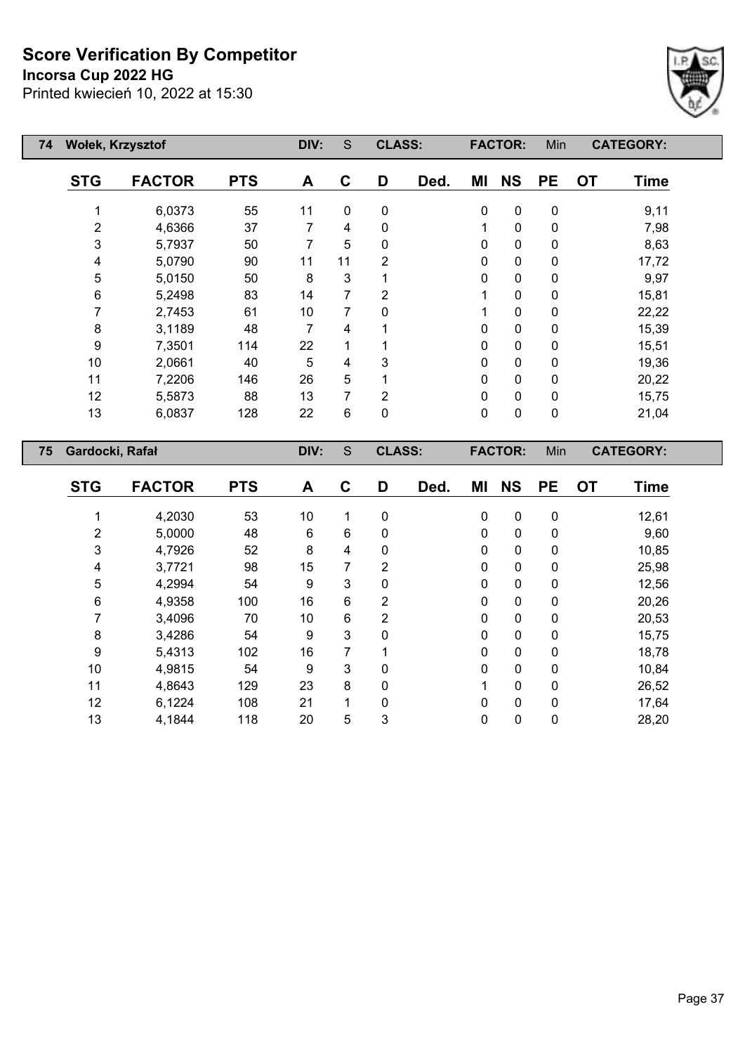# Score Verification By Competitor

**Incorsa Cup 2022 HG**

Printed kwiecień 10, 2022 at 15:30

| 74 | Wołek, Krzysztof | DIV: | S | CLASS: | | FACTOR: | Min | CATEGORY: |
|---|---|---|---|---|---|---|---|---|

| STG | FACTOR | PTS | A | C | D | Ded. | MI | NS | PE | OT | Time |
|---|---|---|---|---|---|---|---|---|---|---|---|
| 1 | 6,0373 | 55 | 11 | 0 | 0 | | 0 | 0 | 0 | | 9,11 |
| 2 | 4,6366 | 37 | 7 | 4 | 0 | | 1 | 0 | 0 | | 7,98 |
| 3 | 5,7937 | 50 | 7 | 5 | 0 | | 0 | 0 | 0 | | 8,63 |
| 4 | 5,0790 | 90 | 11 | 11 | 2 | | 0 | 0 | 0 | | 17,72 |
| 5 | 5,0150 | 50 | 8 | 3 | 1 | | 0 | 0 | 0 | | 9,97 |
| 6 | 5,2498 | 83 | 14 | 7 | 2 | | 1 | 0 | 0 | | 15,81 |
| 7 | 2,7453 | 61 | 10 | 7 | 0 | | 1 | 0 | 0 | | 22,22 |
| 8 | 3,1189 | 48 | 7 | 4 | 1 | | 0 | 0 | 0 | | 15,39 |
| 9 | 7,3501 | 114 | 22 | 1 | 1 | | 0 | 0 | 0 | | 15,51 |
| 10 | 2,0661 | 40 | 5 | 4 | 3 | | 0 | 0 | 0 | | 19,36 |
| 11 | 7,2206 | 146 | 26 | 5 | 1 | | 0 | 0 | 0 | | 20,22 |
| 12 | 5,5873 | 88 | 13 | 7 | 2 | | 0 | 0 | 0 | | 15,75 |
| 13 | 6,0837 | 128 | 22 | 6 | 0 | | 0 | 0 | 0 | | 21,04 |

| 75 | Gardocki, Rafał | DIV: | S | CLASS: | | FACTOR: | Min | CATEGORY: |
|---|---|---|---|---|---|---|---|---|

| STG | FACTOR | PTS | A | C | D | Ded. | MI | NS | PE | OT | Time |
|---|---|---|---|---|---|---|---|---|---|---|---|
| 1 | 4,2030 | 53 | 10 | 1 | 0 | | 0 | 0 | 0 | | 12,61 |
| 2 | 5,0000 | 48 | 6 | 6 | 0 | | 0 | 0 | 0 | | 9,60 |
| 3 | 4,7926 | 52 | 8 | 4 | 0 | | 0 | 0 | 0 | | 10,85 |
| 4 | 3,7721 | 98 | 15 | 7 | 2 | | 0 | 0 | 0 | | 25,98 |
| 5 | 4,2994 | 54 | 9 | 3 | 0 | | 0 | 0 | 0 | | 12,56 |
| 6 | 4,9358 | 100 | 16 | 6 | 2 | | 0 | 0 | 0 | | 20,26 |
| 7 | 3,4096 | 70 | 10 | 6 | 2 | | 0 | 0 | 0 | | 20,53 |
| 8 | 3,4286 | 54 | 9 | 3 | 0 | | 0 | 0 | 0 | | 15,75 |
| 9 | 5,4313 | 102 | 16 | 7 | 1 | | 0 | 0 | 0 | | 18,78 |
| 10 | 4,9815 | 54 | 9 | 3 | 0 | | 0 | 0 | 0 | | 10,84 |
| 11 | 4,8643 | 129 | 23 | 8 | 0 | | 1 | 0 | 0 | | 26,52 |
| 12 | 6,1224 | 108 | 21 | 1 | 0 | | 0 | 0 | 0 | | 17,64 |
| 13 | 4,1844 | 118 | 20 | 5 | 3 | | 0 | 0 | 0 | | 28,20 |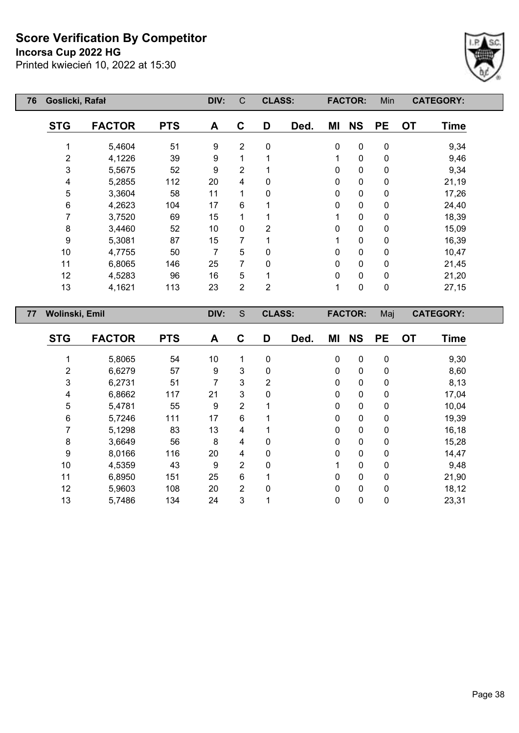# Score Verification By Competitor

**Incorsa Cup 2022 HG**

Printed kwiecień 10, 2022 at 15:30

| 76 | Goslicki, Rafał | | DIV: | C | CLASS: | | FACTOR: | Min | | CATEGORY: | | |
|---|---|---|---|---|---|---|---|---|---|---|---|---|
| **STG** | **FACTOR** | **PTS** | **A** | **C** | **D** | **Ded.** | **MI** | **NS** | **PE** | **OT** | **Time** | |
| 1 | 5,4604 | 51 | 9 | 2 | 0 | | 0 | 0 | 0 | | 9,34 | |
| 2 | 4,1226 | 39 | 9 | 1 | 1 | | 1 | 0 | 0 | | 9,46 | |
| 3 | 5,5675 | 52 | 9 | 2 | 1 | | 0 | 0 | 0 | | 9,34 | |
| 4 | 5,2855 | 112 | 20 | 4 | 0 | | 0 | 0 | 0 | | 21,19 | |
| 5 | 3,3604 | 58 | 11 | 1 | 0 | | 0 | 0 | 0 | | 17,26 | |
| 6 | 4,2623 | 104 | 17 | 6 | 1 | | 0 | 0 | 0 | | 24,40 | |
| 7 | 3,7520 | 69 | 15 | 1 | 1 | | 1 | 0 | 0 | | 18,39 | |
| 8 | 3,4460 | 52 | 10 | 0 | 2 | | 0 | 0 | 0 | | 15,09 | |
| 9 | 5,3081 | 87 | 15 | 7 | 1 | | 1 | 0 | 0 | | 16,39 | |
| 10 | 4,7755 | 50 | 7 | 5 | 0 | | 0 | 0 | 0 | | 10,47 | |
| 11 | 6,8065 | 146 | 25 | 7 | 0 | | 0 | 0 | 0 | | 21,45 | |
| 12 | 4,5283 | 96 | 16 | 5 | 1 | | 0 | 0 | 0 | | 21,20 | |
| 13 | 4,1621 | 113 | 23 | 2 | 2 | | 1 | 0 | 0 | | 27,15 | |

| 77 | Wolinski, Emil | | DIV: | S | CLASS: | | FACTOR: | Maj | | CATEGORY: | | |
|---|---|---|---|---|---|---|---|---|---|---|---|---|
| **STG** | **FACTOR** | **PTS** | **A** | **C** | **D** | **Ded.** | **MI** | **NS** | **PE** | **OT** | **Time** | |
| 1 | 5,8065 | 54 | 10 | 1 | 0 | | 0 | 0 | 0 | | 9,30 | |
| 2 | 6,6279 | 57 | 9 | 3 | 0 | | 0 | 0 | 0 | | 8,60 | |
| 3 | 6,2731 | 51 | 7 | 3 | 2 | | 0 | 0 | 0 | | 8,13 | |
| 4 | 6,8662 | 117 | 21 | 3 | 0 | | 0 | 0 | 0 | | 17,04 | |
| 5 | 5,4781 | 55 | 9 | 2 | 1 | | 0 | 0 | 0 | | 10,04 | |
| 6 | 5,7246 | 111 | 17 | 6 | 1 | | 0 | 0 | 0 | | 19,39 | |
| 7 | 5,1298 | 83 | 13 | 4 | 1 | | 0 | 0 | 0 | | 16,18 | |
| 8 | 3,6649 | 56 | 8 | 4 | 0 | | 0 | 0 | 0 | | 15,28 | |
| 9 | 8,0166 | 116 | 20 | 4 | 0 | | 0 | 0 | 0 | | 14,47 | |
| 10 | 4,5359 | 43 | 9 | 2 | 0 | | 1 | 0 | 0 | | 9,48 | |
| 11 | 6,8950 | 151 | 25 | 6 | 1 | | 0 | 0 | 0 | | 21,90 | |
| 12 | 5,9603 | 108 | 20 | 2 | 0 | | 0 | 0 | 0 | | 18,12 | |
| 13 | 5,7486 | 134 | 24 | 3 | 1 | | 0 | 0 | 0 | | 23,31 | |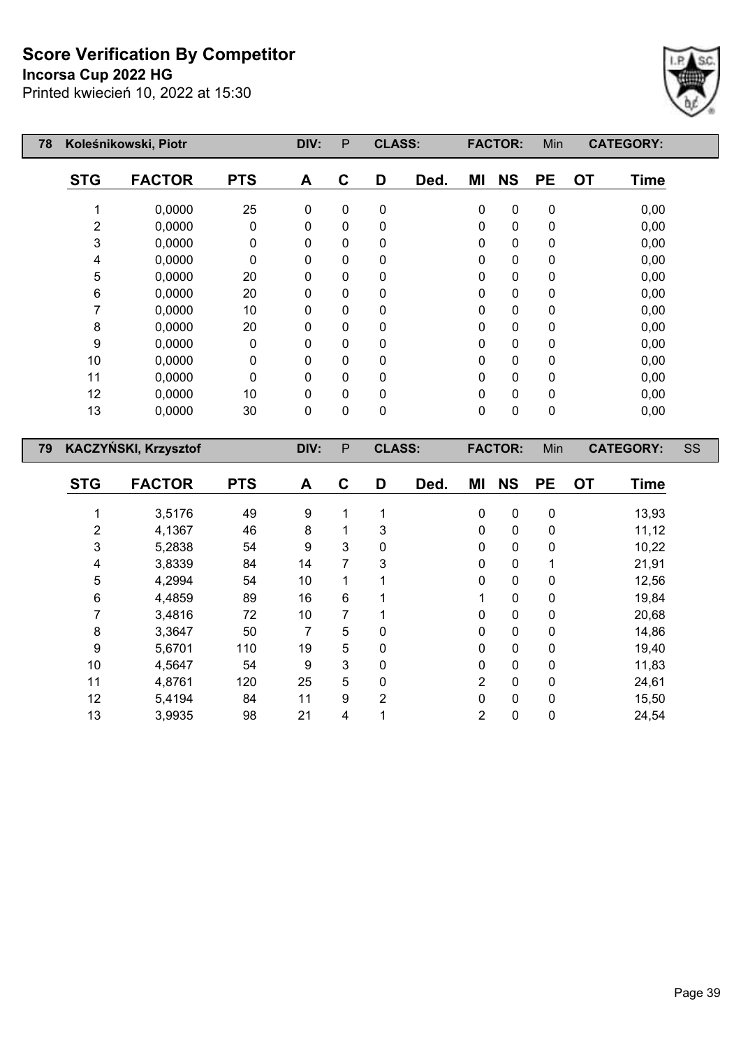# Score Verification By Competitor

**Incorsa Cup 2022 HG**

Printed kwiecień 10, 2022 at 15:30

| 78 | Koleśnikowski, Piotr | | DIV: | P | CLASS: | | FACTOR: | | Min | CATEGORY: | |
|---|---|---|---|---|---|---|---|---|---|---|---|
| **STG** | **FACTOR** | **PTS** | **A** | **C** | **D** | **Ded.** | **MI** | **NS** | **PE** | **OT** | **Time** |
| 1 | 0,0000 | 25 | 0 | 0 | 0 | | 0 | 0 | 0 | | 0,00 |
| 2 | 0,0000 | 0 | 0 | 0 | 0 | | 0 | 0 | 0 | | 0,00 |
| 3 | 0,0000 | 0 | 0 | 0 | 0 | | 0 | 0 | 0 | | 0,00 |
| 4 | 0,0000 | 0 | 0 | 0 | 0 | | 0 | 0 | 0 | | 0,00 |
| 5 | 0,0000 | 20 | 0 | 0 | 0 | | 0 | 0 | 0 | | 0,00 |
| 6 | 0,0000 | 20 | 0 | 0 | 0 | | 0 | 0 | 0 | | 0,00 |
| 7 | 0,0000 | 10 | 0 | 0 | 0 | | 0 | 0 | 0 | | 0,00 |
| 8 | 0,0000 | 20 | 0 | 0 | 0 | | 0 | 0 | 0 | | 0,00 |
| 9 | 0,0000 | 0 | 0 | 0 | 0 | | 0 | 0 | 0 | | 0,00 |
| 10 | 0,0000 | 0 | 0 | 0 | 0 | | 0 | 0 | 0 | | 0,00 |
| 11 | 0,0000 | 0 | 0 | 0 | 0 | | 0 | 0 | 0 | | 0,00 |
| 12 | 0,0000 | 10 | 0 | 0 | 0 | | 0 | 0 | 0 | | 0,00 |
| 13 | 0,0000 | 30 | 0 | 0 | 0 | | 0 | 0 | 0 | | 0,00 |

| 79 | KACZYŃSKI, Krzysztof | | DIV: | P | CLASS: | | FACTOR: | | Min | CATEGORY: | SS |
|---|---|---|---|---|---|---|---|---|---|---|---|
| **STG** | **FACTOR** | **PTS** | **A** | **C** | **D** | **Ded.** | **MI** | **NS** | **PE** | **OT** | **Time** |
| 1 | 3,5176 | 49 | 9 | 1 | 1 | | 0 | 0 | 0 | | 13,93 |
| 2 | 4,1367 | 46 | 8 | 1 | 3 | | 0 | 0 | 0 | | 11,12 |
| 3 | 5,2838 | 54 | 9 | 3 | 0 | | 0 | 0 | 0 | | 10,22 |
| 4 | 3,8339 | 84 | 14 | 7 | 3 | | 0 | 0 | 1 | | 21,91 |
| 5 | 4,2994 | 54 | 10 | 1 | 1 | | 0 | 0 | 0 | | 12,56 |
| 6 | 4,4859 | 89 | 16 | 6 | 1 | | 1 | 0 | 0 | | 19,84 |
| 7 | 3,4816 | 72 | 10 | 7 | 1 | | 0 | 0 | 0 | | 20,68 |
| 8 | 3,3647 | 50 | 7 | 5 | 0 | | 0 | 0 | 0 | | 14,86 |
| 9 | 5,6701 | 110 | 19 | 5 | 0 | | 0 | 0 | 0 | | 19,40 |
| 10 | 4,5647 | 54 | 9 | 3 | 0 | | 0 | 0 | 0 | | 11,83 |
| 11 | 4,8761 | 120 | 25 | 5 | 0 | | 2 | 0 | 0 | | 24,61 |
| 12 | 5,4194 | 84 | 11 | 9 | 2 | | 0 | 0 | 0 | | 15,50 |
| 13 | 3,9935 | 98 | 21 | 4 | 1 | | 2 | 0 | 0 | | 24,54 |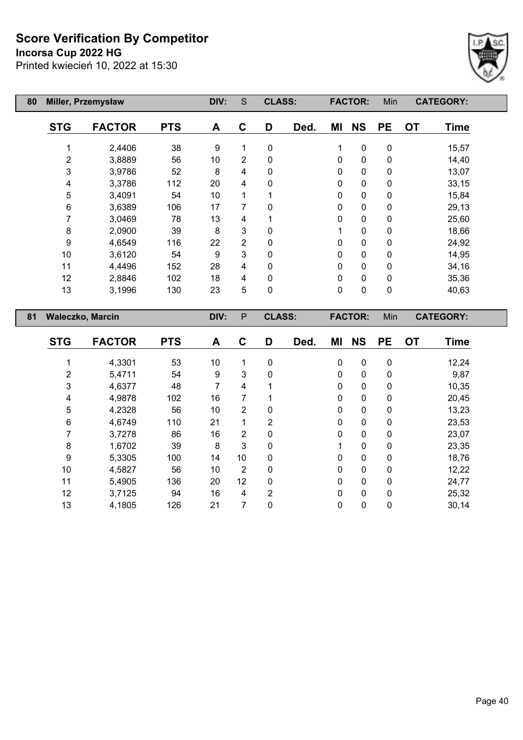# Score Verification By Competitor

**Incorsa Cup 2022 HG**

Printed kwiecień 10, 2022 at 15:30

| 80 | Miller, Przemysław | | DIV: | S | CLASS: | | FACTOR: | | Min | CATEGORY: | |
|---|---|---|---|---|---|---|---|---|---|---|---|
| **STG** | **FACTOR** | **PTS** | **A** | **C** | **D** | **Ded.** | **MI** | **NS** | **PE** | **OT** | **Time** |
| 1 | 2,4406 | 38 | 9 | 1 | 0 | | 1 | 0 | 0 | | 15,57 |
| 2 | 3,8889 | 56 | 10 | 2 | 0 | | 0 | 0 | 0 | | 14,40 |
| 3 | 3,9786 | 52 | 8 | 4 | 0 | | 0 | 0 | 0 | | 13,07 |
| 4 | 3,3786 | 112 | 20 | 4 | 0 | | 0 | 0 | 0 | | 33,15 |
| 5 | 3,4091 | 54 | 10 | 1 | 1 | | 0 | 0 | 0 | | 15,84 |
| 6 | 3,6389 | 106 | 17 | 7 | 0 | | 0 | 0 | 0 | | 29,13 |
| 7 | 3,0469 | 78 | 13 | 4 | 1 | | 0 | 0 | 0 | | 25,60 |
| 8 | 2,0900 | 39 | 8 | 3 | 0 | | 1 | 0 | 0 | | 18,66 |
| 9 | 4,6549 | 116 | 22 | 2 | 0 | | 0 | 0 | 0 | | 24,92 |
| 10 | 3,6120 | 54 | 9 | 3 | 0 | | 0 | 0 | 0 | | 14,95 |
| 11 | 4,4496 | 152 | 28 | 4 | 0 | | 0 | 0 | 0 | | 34,16 |
| 12 | 2,8846 | 102 | 18 | 4 | 0 | | 0 | 0 | 0 | | 35,36 |
| 13 | 3,1996 | 130 | 23 | 5 | 0 | | 0 | 0 | 0 | | 40,63 |

| 81 | Waleczko, Marcin | | DIV: | P | CLASS: | | FACTOR: | | Min | CATEGORY: | |
|---|---|---|---|---|---|---|---|---|---|---|---|
| **STG** | **FACTOR** | **PTS** | **A** | **C** | **D** | **Ded.** | **MI** | **NS** | **PE** | **OT** | **Time** |
| 1 | 4,3301 | 53 | 10 | 1 | 0 | | 0 | 0 | 0 | | 12,24 |
| 2 | 5,4711 | 54 | 9 | 3 | 0 | | 0 | 0 | 0 | | 9,87 |
| 3 | 4,6377 | 48 | 7 | 4 | 1 | | 0 | 0 | 0 | | 10,35 |
| 4 | 4,9878 | 102 | 16 | 7 | 1 | | 0 | 0 | 0 | | 20,45 |
| 5 | 4,2328 | 56 | 10 | 2 | 0 | | 0 | 0 | 0 | | 13,23 |
| 6 | 4,6749 | 110 | 21 | 1 | 2 | | 0 | 0 | 0 | | 23,53 |
| 7 | 3,7278 | 86 | 16 | 2 | 0 | | 0 | 0 | 0 | | 23,07 |
| 8 | 1,6702 | 39 | 8 | 3 | 0 | | 1 | 0 | 0 | | 23,35 |
| 9 | 5,3305 | 100 | 14 | 10 | 0 | | 0 | 0 | 0 | | 18,76 |
| 10 | 4,5827 | 56 | 10 | 2 | 0 | | 0 | 0 | 0 | | 12,22 |
| 11 | 5,4905 | 136 | 20 | 12 | 0 | | 0 | 0 | 0 | | 24,77 |
| 12 | 3,7125 | 94 | 16 | 4 | 2 | | 0 | 0 | 0 | | 25,32 |
| 13 | 4,1805 | 126 | 21 | 7 | 0 | | 0 | 0 | 0 | | 30,14 |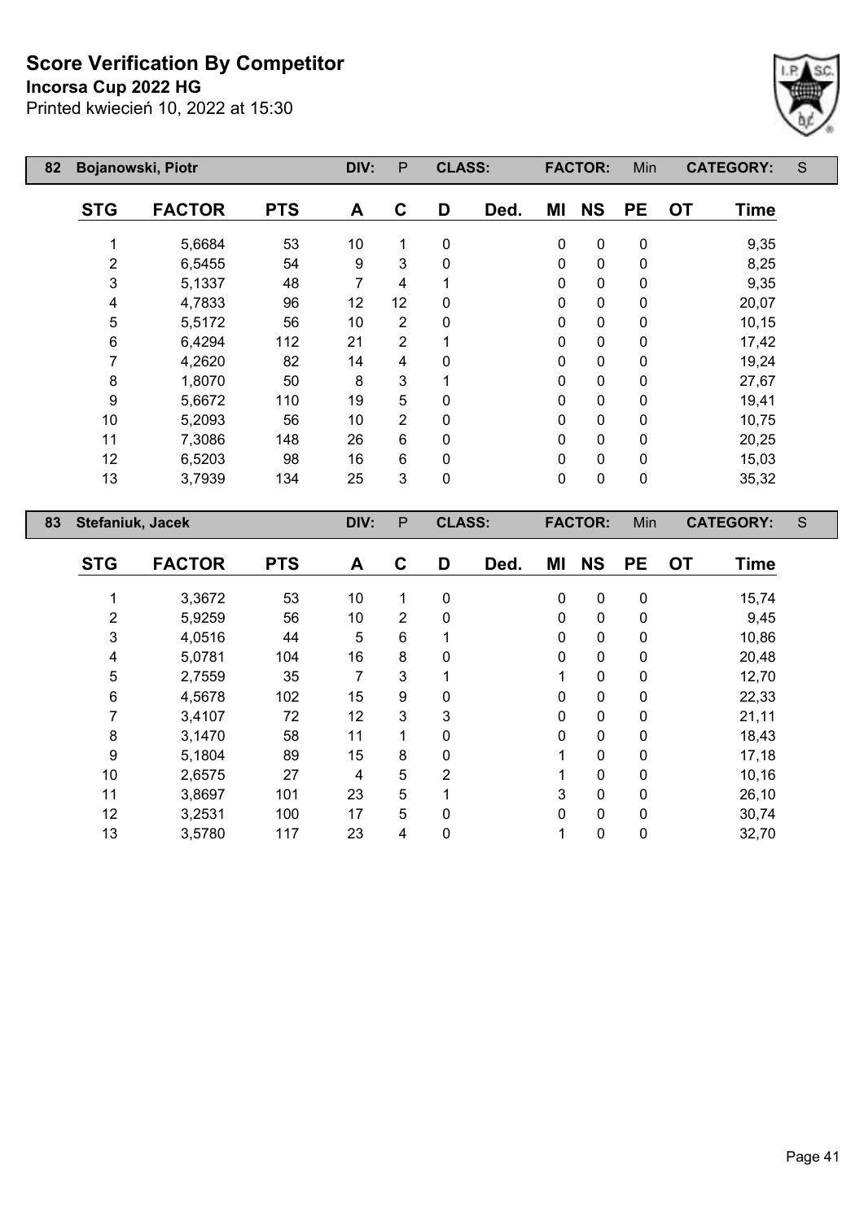# Score Verification By Competitor

**Incorsa Cup 2022 HG**

Printed kwiecień 10, 2022 at 15:30

| 82 | Bojanowski, Piotr | DIV: | P | CLASS: | | FACTOR: | Min | CATEGORY: | S |
|---|---|---|---|---|---|---|---|---|---|

| STG | FACTOR | PTS | A | C | D | Ded. | MI | NS | PE | OT | Time |
|---|---|---|---|---|---|---|---|---|---|---|---|
| 1 | 5,6684 | 53 | 10 | 1 | 0 | | 0 | 0 | 0 | | 9,35 |
| 2 | 6,5455 | 54 | 9 | 3 | 0 | | 0 | 0 | 0 | | 8,25 |
| 3 | 5,1337 | 48 | 7 | 4 | 1 | | 0 | 0 | 0 | | 9,35 |
| 4 | 4,7833 | 96 | 12 | 12 | 0 | | 0 | 0 | 0 | | 20,07 |
| 5 | 5,5172 | 56 | 10 | 2 | 0 | | 0 | 0 | 0 | | 10,15 |
| 6 | 6,4294 | 112 | 21 | 2 | 1 | | 0 | 0 | 0 | | 17,42 |
| 7 | 4,2620 | 82 | 14 | 4 | 0 | | 0 | 0 | 0 | | 19,24 |
| 8 | 1,8070 | 50 | 8 | 3 | 1 | | 0 | 0 | 0 | | 27,67 |
| 9 | 5,6672 | 110 | 19 | 5 | 0 | | 0 | 0 | 0 | | 19,41 |
| 10 | 5,2093 | 56 | 10 | 2 | 0 | | 0 | 0 | 0 | | 10,75 |
| 11 | 7,3086 | 148 | 26 | 6 | 0 | | 0 | 0 | 0 | | 20,25 |
| 12 | 6,5203 | 98 | 16 | 6 | 0 | | 0 | 0 | 0 | | 15,03 |
| 13 | 3,7939 | 134 | 25 | 3 | 0 | | 0 | 0 | 0 | | 35,32 |

| 83 | Stefaniuk, Jacek | DIV: | P | CLASS: | | FACTOR: | Min | CATEGORY: | S |
|---|---|---|---|---|---|---|---|---|---|

| STG | FACTOR | PTS | A | C | D | Ded. | MI | NS | PE | OT | Time |
|---|---|---|---|---|---|---|---|---|---|---|---|
| 1 | 3,3672 | 53 | 10 | 1 | 0 | | 0 | 0 | 0 | | 15,74 |
| 2 | 5,9259 | 56 | 10 | 2 | 0 | | 0 | 0 | 0 | | 9,45 |
| 3 | 4,0516 | 44 | 5 | 6 | 1 | | 0 | 0 | 0 | | 10,86 |
| 4 | 5,0781 | 104 | 16 | 8 | 0 | | 0 | 0 | 0 | | 20,48 |
| 5 | 2,7559 | 35 | 7 | 3 | 1 | | 1 | 0 | 0 | | 12,70 |
| 6 | 4,5678 | 102 | 15 | 9 | 0 | | 0 | 0 | 0 | | 22,33 |
| 7 | 3,4107 | 72 | 12 | 3 | 3 | | 0 | 0 | 0 | | 21,11 |
| 8 | 3,1470 | 58 | 11 | 1 | 0 | | 0 | 0 | 0 | | 18,43 |
| 9 | 5,1804 | 89 | 15 | 8 | 0 | | 1 | 0 | 0 | | 17,18 |
| 10 | 2,6575 | 27 | 4 | 5 | 2 | | 1 | 0 | 0 | | 10,16 |
| 11 | 3,8697 | 101 | 23 | 5 | 1 | | 3 | 0 | 0 | | 26,10 |
| 12 | 3,2531 | 100 | 17 | 5 | 0 | | 0 | 0 | 0 | | 30,74 |
| 13 | 3,5780 | 117 | 23 | 4 | 0 | | 1 | 0 | 0 | | 32,70 |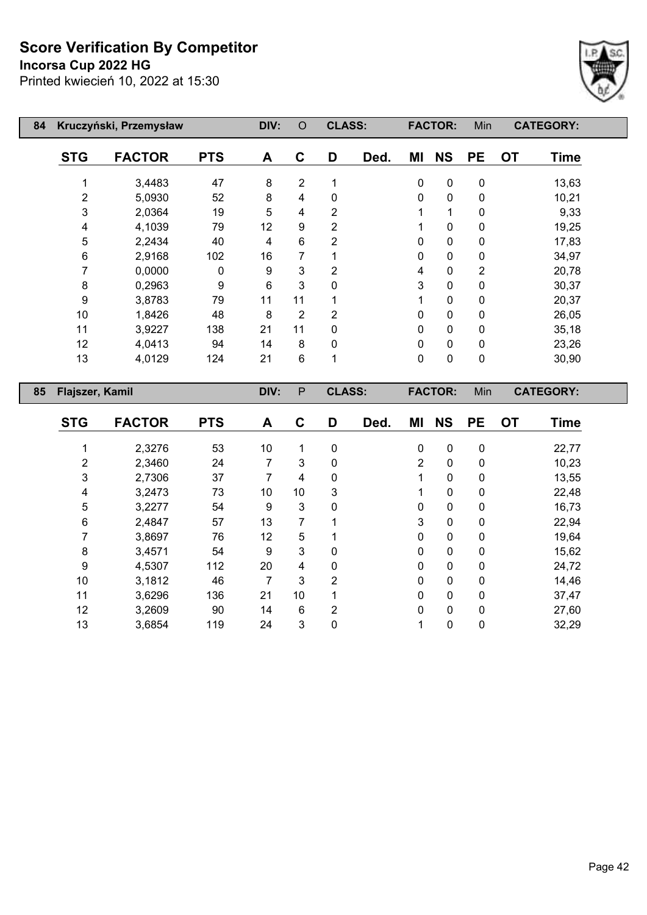# Score Verification By Competitor

**Incorsa Cup 2022 HG**

Printed kwiecień 10, 2022 at 15:30

| 84 | Kruczyński, Przemysław | | DIV: | O | CLASS: | | FACTOR: | | Min | CATEGORY: | |
|---|---|---|---|---|---|---|---|---|---|---|---|
| STG | FACTOR | PTS | A | C | D | Ded. | MI | NS | PE | OT | Time |
| 1 | 3,4483 | 47 | 8 | 2 | 1 | | 0 | 0 | 0 | | 13,63 |
| 2 | 5,0930 | 52 | 8 | 4 | 0 | | 0 | 0 | 0 | | 10,21 |
| 3 | 2,0364 | 19 | 5 | 4 | 2 | | 1 | 1 | 0 | | 9,33 |
| 4 | 4,1039 | 79 | 12 | 9 | 2 | | 1 | 0 | 0 | | 19,25 |
| 5 | 2,2434 | 40 | 4 | 6 | 2 | | 0 | 0 | 0 | | 17,83 |
| 6 | 2,9168 | 102 | 16 | 7 | 1 | | 0 | 0 | 0 | | 34,97 |
| 7 | 0,0000 | 0 | 9 | 3 | 2 | | 4 | 0 | 2 | | 20,78 |
| 8 | 0,2963 | 9 | 6 | 3 | 0 | | 3 | 0 | 0 | | 30,37 |
| 9 | 3,8783 | 79 | 11 | 11 | 1 | | 1 | 0 | 0 | | 20,37 |
| 10 | 1,8426 | 48 | 8 | 2 | 2 | | 0 | 0 | 0 | | 26,05 |
| 11 | 3,9227 | 138 | 21 | 11 | 0 | | 0 | 0 | 0 | | 35,18 |
| 12 | 4,0413 | 94 | 14 | 8 | 0 | | 0 | 0 | 0 | | 23,26 |
| 13 | 4,0129 | 124 | 21 | 6 | 1 | | 0 | 0 | 0 | | 30,90 |

| 85 | Flajszer, Kamil | | DIV: | P | CLASS: | | FACTOR: | | Min | CATEGORY: | |
|---|---|---|---|---|---|---|---|---|---|---|---|
| STG | FACTOR | PTS | A | C | D | Ded. | MI | NS | PE | OT | Time |
| 1 | 2,3276 | 53 | 10 | 1 | 0 | | 0 | 0 | 0 | | 22,77 |
| 2 | 2,3460 | 24 | 7 | 3 | 0 | | 2 | 0 | 0 | | 10,23 |
| 3 | 2,7306 | 37 | 7 | 4 | 0 | | 1 | 0 | 0 | | 13,55 |
| 4 | 3,2473 | 73 | 10 | 10 | 3 | | 1 | 0 | 0 | | 22,48 |
| 5 | 3,2277 | 54 | 9 | 3 | 0 | | 0 | 0 | 0 | | 16,73 |
| 6 | 2,4847 | 57 | 13 | 7 | 1 | | 3 | 0 | 0 | | 22,94 |
| 7 | 3,8697 | 76 | 12 | 5 | 1 | | 0 | 0 | 0 | | 19,64 |
| 8 | 3,4571 | 54 | 9 | 3 | 0 | | 0 | 0 | 0 | | 15,62 |
| 9 | 4,5307 | 112 | 20 | 4 | 0 | | 0 | 0 | 0 | | 24,72 |
| 10 | 3,1812 | 46 | 7 | 3 | 2 | | 0 | 0 | 0 | | 14,46 |
| 11 | 3,6296 | 136 | 21 | 10 | 1 | | 0 | 0 | 0 | | 37,47 |
| 12 | 3,2609 | 90 | 14 | 6 | 2 | | 0 | 0 | 0 | | 27,60 |
| 13 | 3,6854 | 119 | 24 | 3 | 0 | | 1 | 0 | 0 | | 32,29 |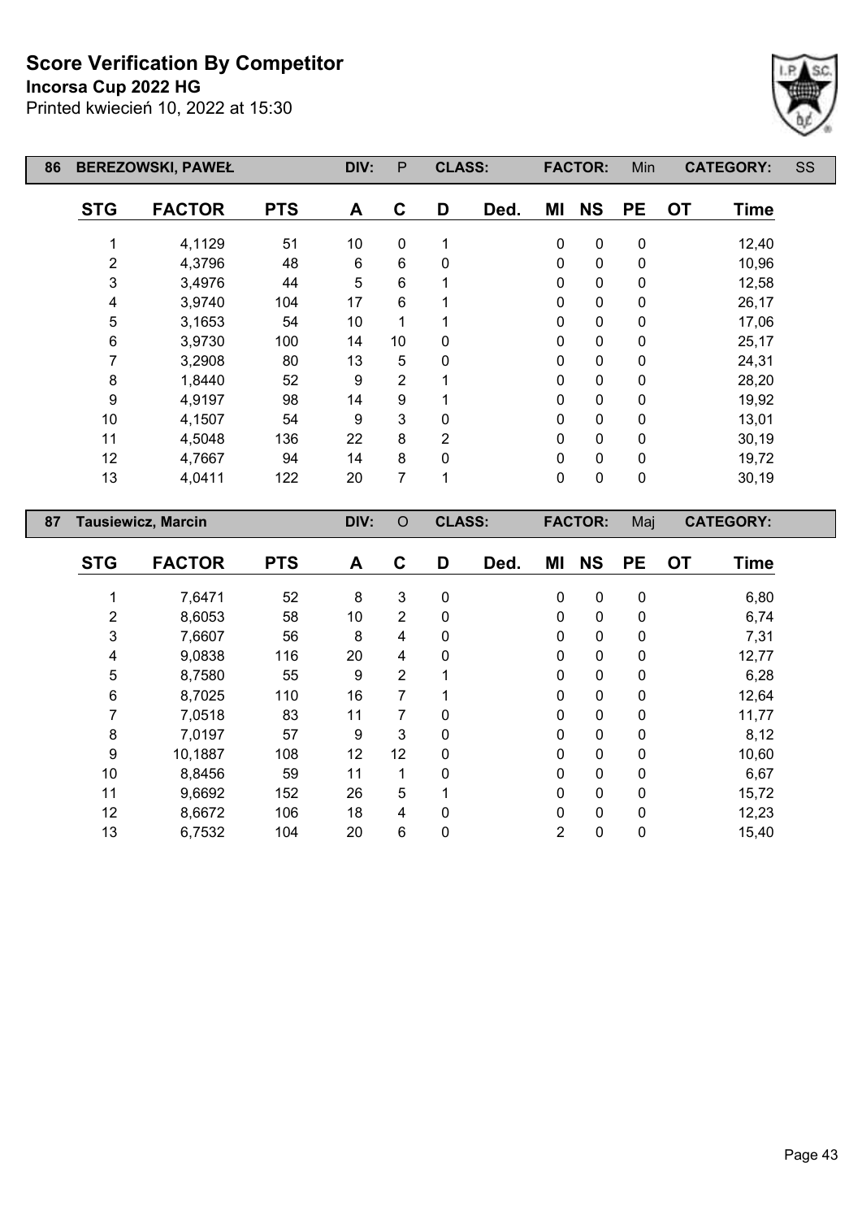# Score Verification By Competitor

**Incorsa Cup 2022 HG**

Printed kwiecień 10, 2022 at 15:30

| 86 | BEREZOWSKI, PAWEŁ | | DIV: P | | CLASS: | | | FACTOR: Min | | | CATEGORY: SS | |
|---|---|---|---|---|---|---|---|---|---|---|---|---|
| | **STG** | **FACTOR** | **PTS** | **A** | **C** | **D** | **Ded.** | **MI** | **NS** | **PE** | **OT** | **Time** |
| | 1 | 4,1129 | 51 | 10 | 0 | 1 | | 0 | 0 | 0 | | 12,40 |
| | 2 | 4,3796 | 48 | 6 | 6 | 0 | | 0 | 0 | 0 | | 10,96 |
| | 3 | 3,4976 | 44 | 5 | 6 | 1 | | 0 | 0 | 0 | | 12,58 |
| | 4 | 3,9740 | 104 | 17 | 6 | 1 | | 0 | 0 | 0 | | 26,17 |
| | 5 | 3,1653 | 54 | 10 | 1 | 1 | | 0 | 0 | 0 | | 17,06 |
| | 6 | 3,9730 | 100 | 14 | 10 | 0 | | 0 | 0 | 0 | | 25,17 |
| | 7 | 3,2908 | 80 | 13 | 5 | 0 | | 0 | 0 | 0 | | 24,31 |
| | 8 | 1,8440 | 52 | 9 | 2 | 1 | | 0 | 0 | 0 | | 28,20 |
| | 9 | 4,9197 | 98 | 14 | 9 | 1 | | 0 | 0 | 0 | | 19,92 |
| | 10 | 4,1507 | 54 | 9 | 3 | 0 | | 0 | 0 | 0 | | 13,01 |
| | 11 | 4,5048 | 136 | 22 | 8 | 2 | | 0 | 0 | 0 | | 30,19 |
| | 12 | 4,7667 | 94 | 14 | 8 | 0 | | 0 | 0 | 0 | | 19,72 |
| | 13 | 4,0411 | 122 | 20 | 7 | 1 | | 0 | 0 | 0 | | 30,19 |

| 87 | Tausiewicz, Marcin | | DIV: O | | CLASS: | | | FACTOR: Maj | | | CATEGORY: | |
|---|---|---|---|---|---|---|---|---|---|---|---|---|
| | **STG** | **FACTOR** | **PTS** | **A** | **C** | **D** | **Ded.** | **MI** | **NS** | **PE** | **OT** | **Time** |
| | 1 | 7,6471 | 52 | 8 | 3 | 0 | | 0 | 0 | 0 | | 6,80 |
| | 2 | 8,6053 | 58 | 10 | 2 | 0 | | 0 | 0 | 0 | | 6,74 |
| | 3 | 7,6607 | 56 | 8 | 4 | 0 | | 0 | 0 | 0 | | 7,31 |
| | 4 | 9,0838 | 116 | 20 | 4 | 0 | | 0 | 0 | 0 | | 12,77 |
| | 5 | 8,7580 | 55 | 9 | 2 | 1 | | 0 | 0 | 0 | | 6,28 |
| | 6 | 8,7025 | 110 | 16 | 7 | 1 | | 0 | 0 | 0 | | 12,64 |
| | 7 | 7,0518 | 83 | 11 | 7 | 0 | | 0 | 0 | 0 | | 11,77 |
| | 8 | 7,0197 | 57 | 9 | 3 | 0 | | 0 | 0 | 0 | | 8,12 |
| | 9 | 10,1887 | 108 | 12 | 12 | 0 | | 0 | 0 | 0 | | 10,60 |
| | 10 | 8,8456 | 59 | 11 | 1 | 0 | | 0 | 0 | 0 | | 6,67 |
| | 11 | 9,6692 | 152 | 26 | 5 | 1 | | 0 | 0 | 0 | | 15,72 |
| | 12 | 8,6672 | 106 | 18 | 4 | 0 | | 0 | 0 | 0 | | 12,23 |
| | 13 | 6,7532 | 104 | 20 | 6 | 0 | | 2 | 0 | 0 | | 15,40 |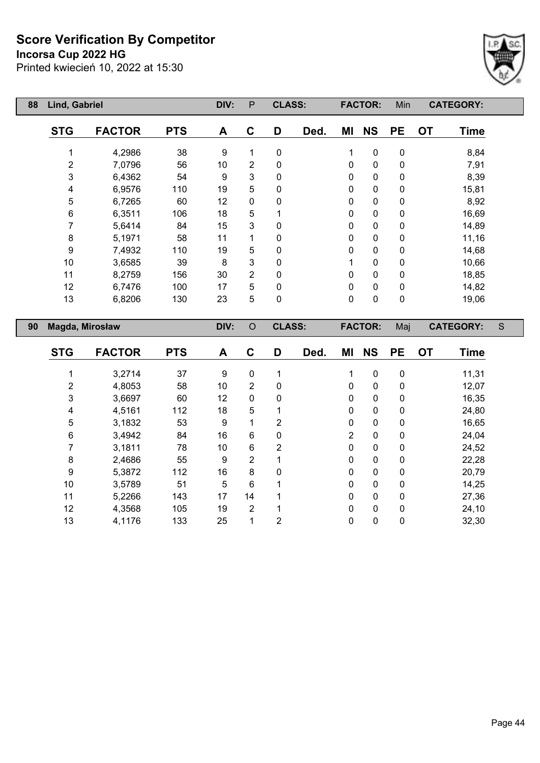# Score Verification By Competitor

**Incorsa Cup 2022 HG**

Printed kwiecień 10, 2022 at 15:30

| 88 | Lind, Gabriel | | DIV: | P | CLASS: | | FACTOR: | Min | | CATEGORY: | |
|---|---|---|---|---|---|---|---|---|---|---|---|

| STG | FACTOR | PTS | A | C | D | Ded. | MI | NS | PE | OT | Time |
|---|---|---|---|---|---|---|---|---|---|---|---|
| 1 | 4,2986 | 38 | 9 | 1 | 0 | | 1 | 0 | 0 | | 8,84 |
| 2 | 7,0796 | 56 | 10 | 2 | 0 | | 0 | 0 | 0 | | 7,91 |
| 3 | 6,4362 | 54 | 9 | 3 | 0 | | 0 | 0 | 0 | | 8,39 |
| 4 | 6,9576 | 110 | 19 | 5 | 0 | | 0 | 0 | 0 | | 15,81 |
| 5 | 6,7265 | 60 | 12 | 0 | 0 | | 0 | 0 | 0 | | 8,92 |
| 6 | 6,3511 | 106 | 18 | 5 | 1 | | 0 | 0 | 0 | | 16,69 |
| 7 | 5,6414 | 84 | 15 | 3 | 0 | | 0 | 0 | 0 | | 14,89 |
| 8 | 5,1971 | 58 | 11 | 1 | 0 | | 0 | 0 | 0 | | 11,16 |
| 9 | 7,4932 | 110 | 19 | 5 | 0 | | 0 | 0 | 0 | | 14,68 |
| 10 | 3,6585 | 39 | 8 | 3 | 0 | | 1 | 0 | 0 | | 10,66 |
| 11 | 8,2759 | 156 | 30 | 2 | 0 | | 0 | 0 | 0 | | 18,85 |
| 12 | 6,7476 | 100 | 17 | 5 | 0 | | 0 | 0 | 0 | | 14,82 |
| 13 | 6,8206 | 130 | 23 | 5 | 0 | | 0 | 0 | 0 | | 19,06 |

| 90 | Magda, Mirosław | | DIV: | O | CLASS: | | FACTOR: | Maj | | CATEGORY: | S |
|---|---|---|---|---|---|---|---|---|---|---|---|

| STG | FACTOR | PTS | A | C | D | Ded. | MI | NS | PE | OT | Time |
|---|---|---|---|---|---|---|---|---|---|---|---|
| 1 | 3,2714 | 37 | 9 | 0 | 1 | | 1 | 0 | 0 | | 11,31 |
| 2 | 4,8053 | 58 | 10 | 2 | 0 | | 0 | 0 | 0 | | 12,07 |
| 3 | 3,6697 | 60 | 12 | 0 | 0 | | 0 | 0 | 0 | | 16,35 |
| 4 | 4,5161 | 112 | 18 | 5 | 1 | | 0 | 0 | 0 | | 24,80 |
| 5 | 3,1832 | 53 | 9 | 1 | 2 | | 0 | 0 | 0 | | 16,65 |
| 6 | 3,4942 | 84 | 16 | 6 | 0 | | 2 | 0 | 0 | | 24,04 |
| 7 | 3,1811 | 78 | 10 | 6 | 2 | | 0 | 0 | 0 | | 24,52 |
| 8 | 2,4686 | 55 | 9 | 2 | 1 | | 0 | 0 | 0 | | 22,28 |
| 9 | 5,3872 | 112 | 16 | 8 | 0 | | 0 | 0 | 0 | | 20,79 |
| 10 | 3,5789 | 51 | 5 | 6 | 1 | | 0 | 0 | 0 | | 14,25 |
| 11 | 5,2266 | 143 | 17 | 14 | 1 | | 0 | 0 | 0 | | 27,36 |
| 12 | 4,3568 | 105 | 19 | 2 | 1 | | 0 | 0 | 0 | | 24,10 |
| 13 | 4,1176 | 133 | 25 | 1 | 2 | | 0 | 0 | 0 | | 32,30 |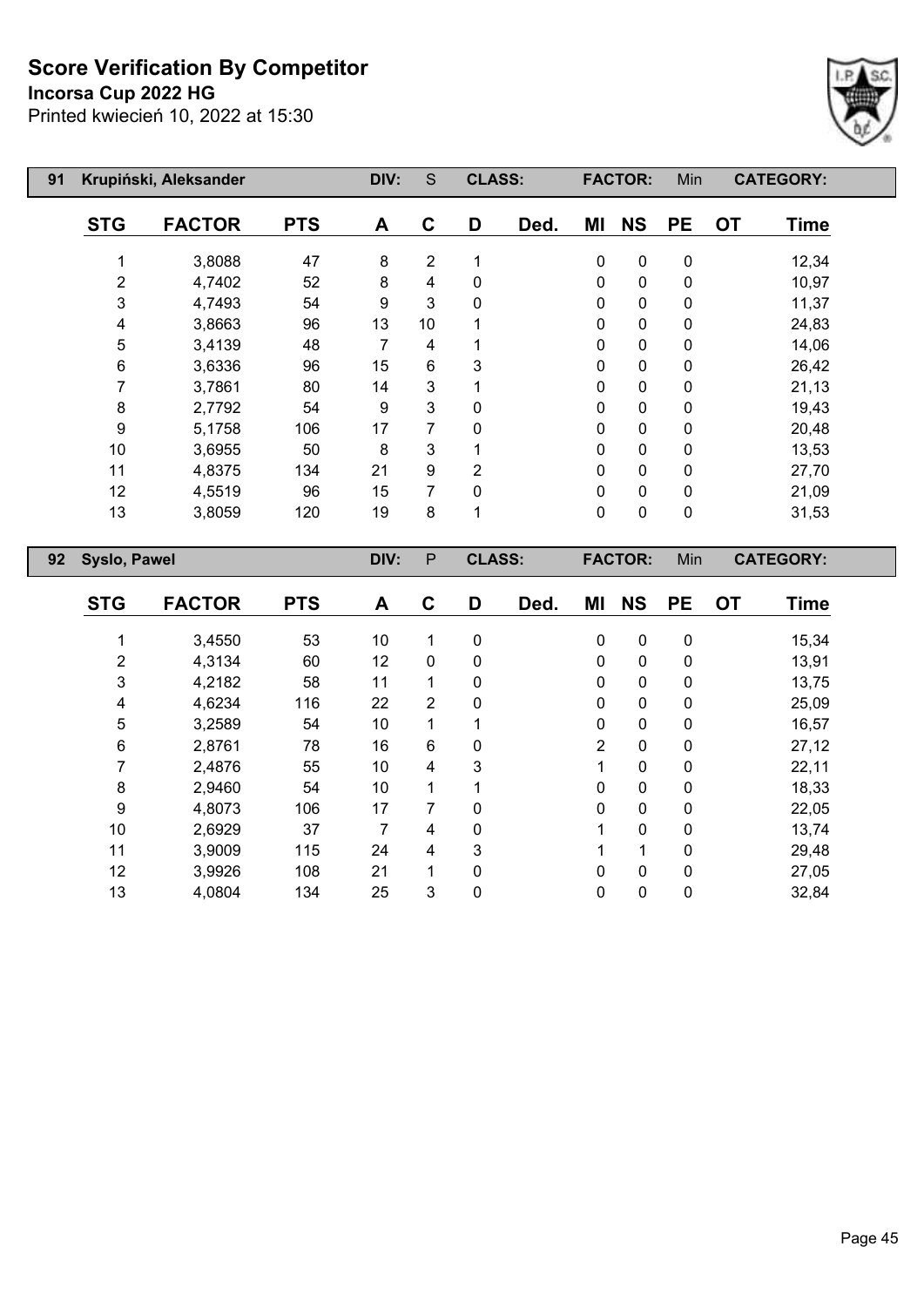# Score Verification By Competitor

**Incorsa Cup 2022 HG**

Printed kwiecień 10, 2022 at 15:30

| 91 | Krupiński, Aleksander | | DIV: | S | CLASS: | | FACTOR: | Min | | CATEGORY: | |
|---|---|---|---|---|---|---|---|---|---|---|---|
| **STG** | **FACTOR** | **PTS** | **A** | **C** | **D** | **Ded.** | **MI** | **NS** | **PE** | **OT** | **Time** |
| 1 | 3,8088 | 47 | 8 | 2 | 1 | | 0 | 0 | 0 | | 12,34 |
| 2 | 4,7402 | 52 | 8 | 4 | 0 | | 0 | 0 | 0 | | 10,97 |
| 3 | 4,7493 | 54 | 9 | 3 | 0 | | 0 | 0 | 0 | | 11,37 |
| 4 | 3,8663 | 96 | 13 | 10 | 1 | | 0 | 0 | 0 | | 24,83 |
| 5 | 3,4139 | 48 | 7 | 4 | 1 | | 0 | 0 | 0 | | 14,06 |
| 6 | 3,6336 | 96 | 15 | 6 | 3 | | 0 | 0 | 0 | | 26,42 |
| 7 | 3,7861 | 80 | 14 | 3 | 1 | | 0 | 0 | 0 | | 21,13 |
| 8 | 2,7792 | 54 | 9 | 3 | 0 | | 0 | 0 | 0 | | 19,43 |
| 9 | 5,1758 | 106 | 17 | 7 | 0 | | 0 | 0 | 0 | | 20,48 |
| 10 | 3,6955 | 50 | 8 | 3 | 1 | | 0 | 0 | 0 | | 13,53 |
| 11 | 4,8375 | 134 | 21 | 9 | 2 | | 0 | 0 | 0 | | 27,70 |
| 12 | 4,5519 | 96 | 15 | 7 | 0 | | 0 | 0 | 0 | | 21,09 |
| 13 | 3,8059 | 120 | 19 | 8 | 1 | | 0 | 0 | 0 | | 31,53 |

| 92 | Syslo, Pawel | | DIV: | P | CLASS: | | FACTOR: | Min | | CATEGORY: | |
|---|---|---|---|---|---|---|---|---|---|---|---|
| **STG** | **FACTOR** | **PTS** | **A** | **C** | **D** | **Ded.** | **MI** | **NS** | **PE** | **OT** | **Time** |
| 1 | 3,4550 | 53 | 10 | 1 | 0 | | 0 | 0 | 0 | | 15,34 |
| 2 | 4,3134 | 60 | 12 | 0 | 0 | | 0 | 0 | 0 | | 13,91 |
| 3 | 4,2182 | 58 | 11 | 1 | 0 | | 0 | 0 | 0 | | 13,75 |
| 4 | 4,6234 | 116 | 22 | 2 | 0 | | 0 | 0 | 0 | | 25,09 |
| 5 | 3,2589 | 54 | 10 | 1 | 1 | | 0 | 0 | 0 | | 16,57 |
| 6 | 2,8761 | 78 | 16 | 6 | 0 | | 2 | 0 | 0 | | 27,12 |
| 7 | 2,4876 | 55 | 10 | 4 | 3 | | 1 | 0 | 0 | | 22,11 |
| 8 | 2,9460 | 54 | 10 | 1 | 1 | | 0 | 0 | 0 | | 18,33 |
| 9 | 4,8073 | 106 | 17 | 7 | 0 | | 0 | 0 | 0 | | 22,05 |
| 10 | 2,6929 | 37 | 7 | 4 | 0 | | 1 | 0 | 0 | | 13,74 |
| 11 | 3,9009 | 115 | 24 | 4 | 3 | | 1 | 1 | 0 | | 29,48 |
| 12 | 3,9926 | 108 | 21 | 1 | 0 | | 0 | 0 | 0 | | 27,05 |
| 13 | 4,0804 | 134 | 25 | 3 | 0 | | 0 | 0 | 0 | | 32,84 |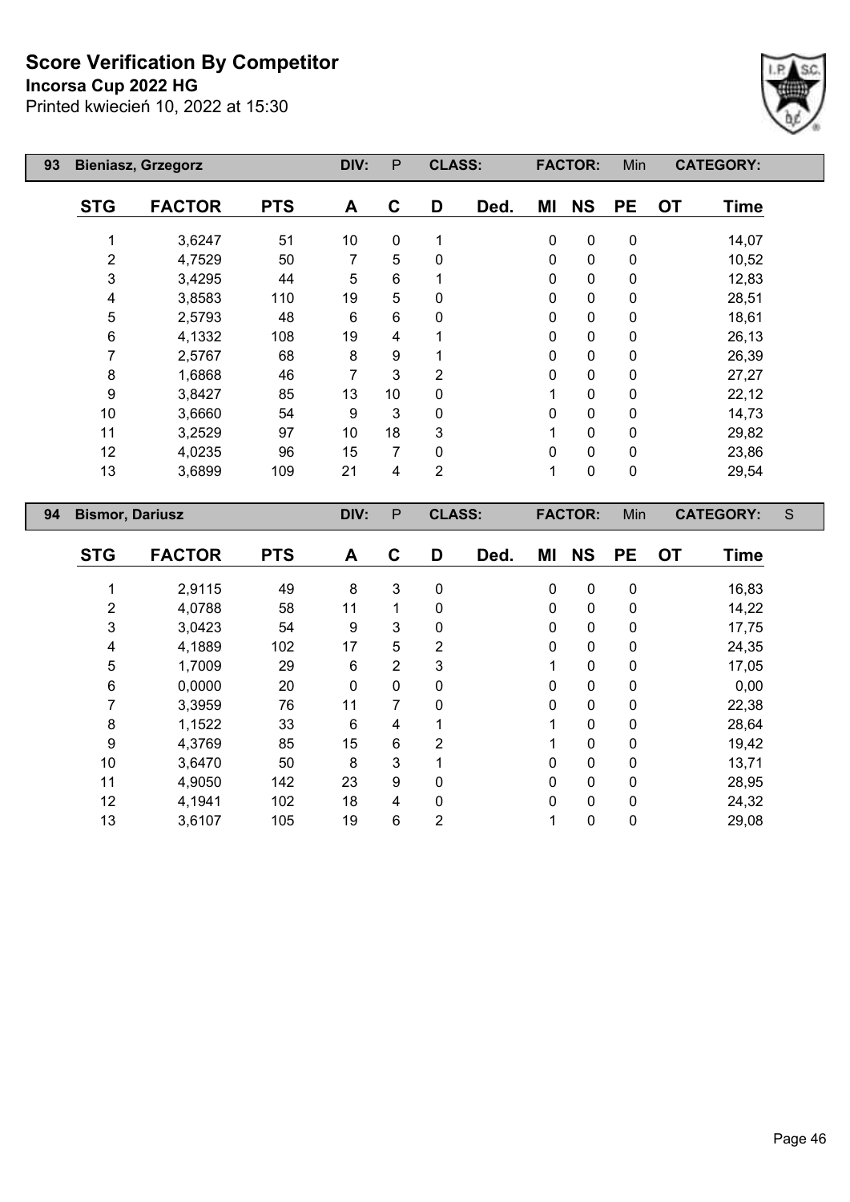# Score Verification By Competitor

**Incorsa Cup 2022 HG**

Printed kwiecień 10, 2022 at 15:30

| 93 | Bieniasz, Grzegorz | | DIV: | P | CLASS: | | FACTOR: | | Min | CATEGORY: | |
|---|---|---|---|---|---|---|---|---|---|---|---|
| **STG** | **FACTOR** | **PTS** | **A** | **C** | **D** | **Ded.** | **MI** | **NS** | **PE** | **OT** | **Time** |
| 1 | 3,6247 | 51 | 10 | 0 | 1 | | 0 | 0 | 0 | | 14,07 |
| 2 | 4,7529 | 50 | 7 | 5 | 0 | | 0 | 0 | 0 | | 10,52 |
| 3 | 3,4295 | 44 | 5 | 6 | 1 | | 0 | 0 | 0 | | 12,83 |
| 4 | 3,8583 | 110 | 19 | 5 | 0 | | 0 | 0 | 0 | | 28,51 |
| 5 | 2,5793 | 48 | 6 | 6 | 0 | | 0 | 0 | 0 | | 18,61 |
| 6 | 4,1332 | 108 | 19 | 4 | 1 | | 0 | 0 | 0 | | 26,13 |
| 7 | 2,5767 | 68 | 8 | 9 | 1 | | 0 | 0 | 0 | | 26,39 |
| 8 | 1,6868 | 46 | 7 | 3 | 2 | | 0 | 0 | 0 | | 27,27 |
| 9 | 3,8427 | 85 | 13 | 10 | 0 | | 1 | 0 | 0 | | 22,12 |
| 10 | 3,6660 | 54 | 9 | 3 | 0 | | 0 | 0 | 0 | | 14,73 |
| 11 | 3,2529 | 97 | 10 | 18 | 3 | | 1 | 0 | 0 | | 29,82 |
| 12 | 4,0235 | 96 | 15 | 7 | 0 | | 0 | 0 | 0 | | 23,86 |
| 13 | 3,6899 | 109 | 21 | 4 | 2 | | 1 | 0 | 0 | | 29,54 |

| 94 | Bismor, Dariusz | | DIV: | P | CLASS: | | FACTOR: | | Min | CATEGORY: | S |
|---|---|---|---|---|---|---|---|---|---|---|---|
| **STG** | **FACTOR** | **PTS** | **A** | **C** | **D** | **Ded.** | **MI** | **NS** | **PE** | **OT** | **Time** |
| 1 | 2,9115 | 49 | 8 | 3 | 0 | | 0 | 0 | 0 | | 16,83 |
| 2 | 4,0788 | 58 | 11 | 1 | 0 | | 0 | 0 | 0 | | 14,22 |
| 3 | 3,0423 | 54 | 9 | 3 | 0 | | 0 | 0 | 0 | | 17,75 |
| 4 | 4,1889 | 102 | 17 | 5 | 2 | | 0 | 0 | 0 | | 24,35 |
| 5 | 1,7009 | 29 | 6 | 2 | 3 | | 1 | 0 | 0 | | 17,05 |
| 6 | 0,0000 | 20 | 0 | 0 | 0 | | 0 | 0 | 0 | | 0,00 |
| 7 | 3,3959 | 76 | 11 | 7 | 0 | | 0 | 0 | 0 | | 22,38 |
| 8 | 1,1522 | 33 | 6 | 4 | 1 | | 1 | 0 | 0 | | 28,64 |
| 9 | 4,3769 | 85 | 15 | 6 | 2 | | 1 | 0 | 0 | | 19,42 |
| 10 | 3,6470 | 50 | 8 | 3 | 1 | | 0 | 0 | 0 | | 13,71 |
| 11 | 4,9050 | 142 | 23 | 9 | 0 | | 0 | 0 | 0 | | 28,95 |
| 12 | 4,1941 | 102 | 18 | 4 | 0 | | 0 | 0 | 0 | | 24,32 |
| 13 | 3,6107 | 105 | 19 | 6 | 2 | | 1 | 0 | 0 | | 29,08 |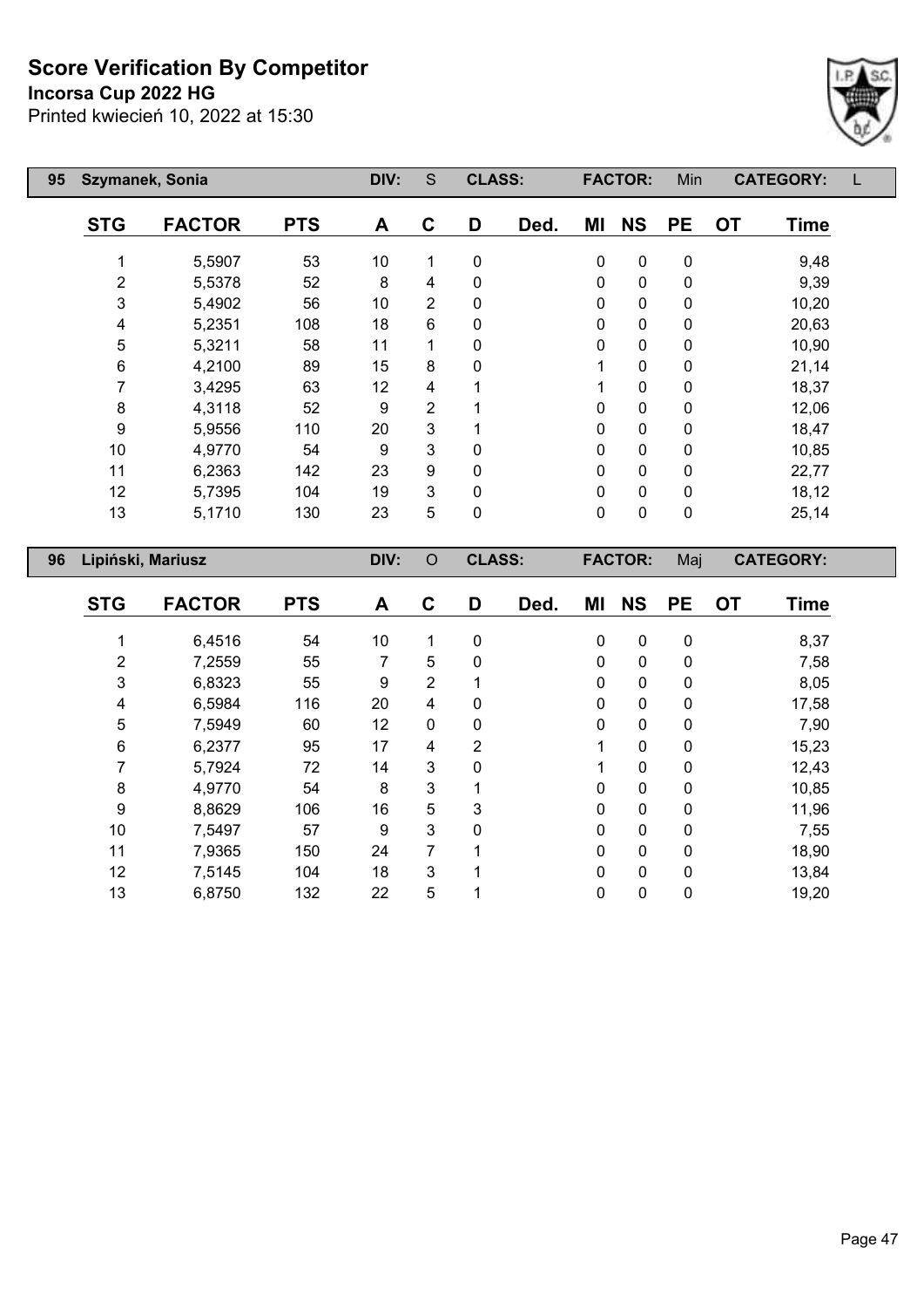# Score Verification By Competitor

**Incorsa Cup 2022 HG**

Printed kwiecień 10, 2022 at 15:30

| 95 | Szymanek, Sonia | | DIV: | S | CLASS: | | FACTOR: | | Min | CATEGORY: | L |
|---|---|---|---|---|---|---|---|---|---|---|---|
| **STG** | **FACTOR** | **PTS** | **A** | **C** | **D** | **Ded.** | **MI** | **NS** | **PE** | **OT** | **Time** |
| 1 | 5,5907 | 53 | 10 | 1 | 0 | | 0 | 0 | 0 | | 9,48 |
| 2 | 5,5378 | 52 | 8 | 4 | 0 | | 0 | 0 | 0 | | 9,39 |
| 3 | 5,4902 | 56 | 10 | 2 | 0 | | 0 | 0 | 0 | | 10,20 |
| 4 | 5,2351 | 108 | 18 | 6 | 0 | | 0 | 0 | 0 | | 20,63 |
| 5 | 5,3211 | 58 | 11 | 1 | 0 | | 0 | 0 | 0 | | 10,90 |
| 6 | 4,2100 | 89 | 15 | 8 | 0 | | 1 | 0 | 0 | | 21,14 |
| 7 | 3,4295 | 63 | 12 | 4 | 1 | | 1 | 0 | 0 | | 18,37 |
| 8 | 4,3118 | 52 | 9 | 2 | 1 | | 0 | 0 | 0 | | 12,06 |
| 9 | 5,9556 | 110 | 20 | 3 | 1 | | 0 | 0 | 0 | | 18,47 |
| 10 | 4,9770 | 54 | 9 | 3 | 0 | | 0 | 0 | 0 | | 10,85 |
| 11 | 6,2363 | 142 | 23 | 9 | 0 | | 0 | 0 | 0 | | 22,77 |
| 12 | 5,7395 | 104 | 19 | 3 | 0 | | 0 | 0 | 0 | | 18,12 |
| 13 | 5,1710 | 130 | 23 | 5 | 0 | | 0 | 0 | 0 | | 25,14 |

| 96 | Lipiński, Mariusz | | DIV: | O | CLASS: | | FACTOR: | | Maj | CATEGORY: | |
|---|---|---|---|---|---|---|---|---|---|---|---|
| **STG** | **FACTOR** | **PTS** | **A** | **C** | **D** | **Ded.** | **MI** | **NS** | **PE** | **OT** | **Time** |
| 1 | 6,4516 | 54 | 10 | 1 | 0 | | 0 | 0 | 0 | | 8,37 |
| 2 | 7,2559 | 55 | 7 | 5 | 0 | | 0 | 0 | 0 | | 7,58 |
| 3 | 6,8323 | 55 | 9 | 2 | 1 | | 0 | 0 | 0 | | 8,05 |
| 4 | 6,5984 | 116 | 20 | 4 | 0 | | 0 | 0 | 0 | | 17,58 |
| 5 | 7,5949 | 60 | 12 | 0 | 0 | | 0 | 0 | 0 | | 7,90 |
| 6 | 6,2377 | 95 | 17 | 4 | 2 | | 1 | 0 | 0 | | 15,23 |
| 7 | 5,7924 | 72 | 14 | 3 | 0 | | 1 | 0 | 0 | | 12,43 |
| 8 | 4,9770 | 54 | 8 | 3 | 1 | | 0 | 0 | 0 | | 10,85 |
| 9 | 8,8629 | 106 | 16 | 5 | 3 | | 0 | 0 | 0 | | 11,96 |
| 10 | 7,5497 | 57 | 9 | 3 | 0 | | 0 | 0 | 0 | | 7,55 |
| 11 | 7,9365 | 150 | 24 | 7 | 1 | | 0 | 0 | 0 | | 18,90 |
| 12 | 7,5145 | 104 | 18 | 3 | 1 | | 0 | 0 | 0 | | 13,84 |
| 13 | 6,8750 | 132 | 22 | 5 | 1 | | 0 | 0 | 0 | | 19,20 |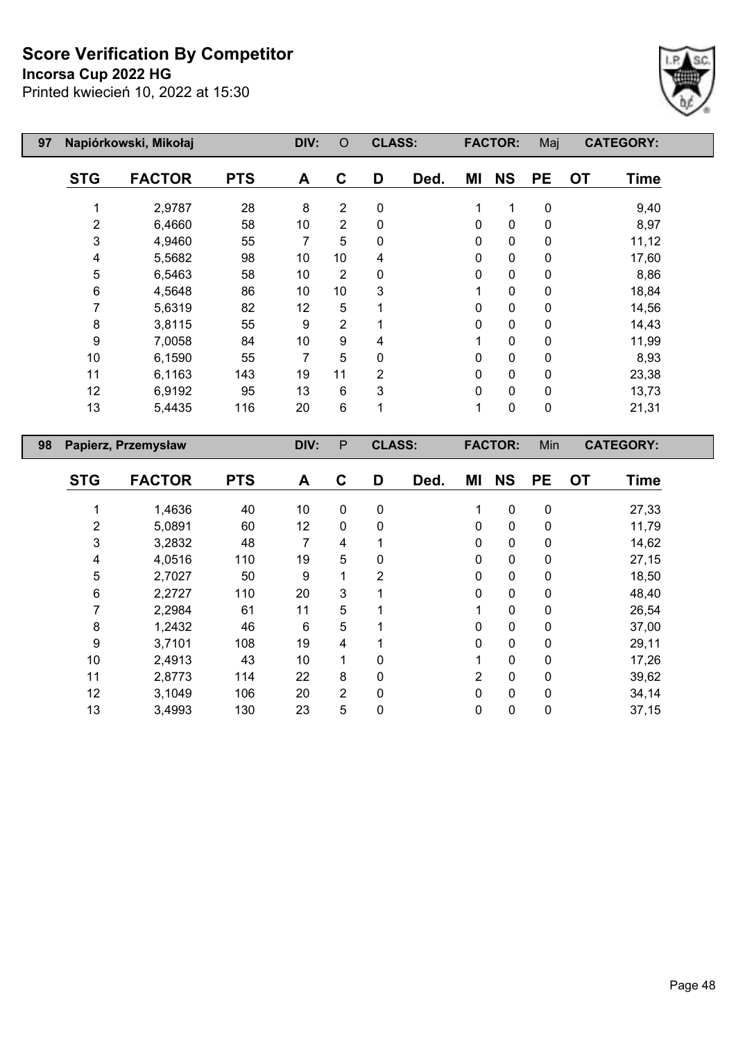# Score Verification By Competitor

**Incorsa Cup 2022 HG**

Printed kwiecień 10, 2022 at 15:30

| 97 | Napiórkowski, Mikołaj | | DIV: | O | CLASS: | | FACTOR: | | Maj | CATEGORY: | |
|---|---|---|---|---|---|---|---|---|---|---|---|
| **STG** | **FACTOR** | **PTS** | **A** | **C** | **D** | **Ded.** | **MI** | **NS** | **PE** | **OT** | **Time** |
| 1 | 2,9787 | 28 | 8 | 2 | 0 | | 1 | 1 | 0 | | 9,40 |
| 2 | 6,4660 | 58 | 10 | 2 | 0 | | 0 | 0 | 0 | | 8,97 |
| 3 | 4,9460 | 55 | 7 | 5 | 0 | | 0 | 0 | 0 | | 11,12 |
| 4 | 5,5682 | 98 | 10 | 10 | 4 | | 0 | 0 | 0 | | 17,60 |
| 5 | 6,5463 | 58 | 10 | 2 | 0 | | 0 | 0 | 0 | | 8,86 |
| 6 | 4,5648 | 86 | 10 | 10 | 3 | | 1 | 0 | 0 | | 18,84 |
| 7 | 5,6319 | 82 | 12 | 5 | 1 | | 0 | 0 | 0 | | 14,56 |
| 8 | 3,8115 | 55 | 9 | 2 | 1 | | 0 | 0 | 0 | | 14,43 |
| 9 | 7,0058 | 84 | 10 | 9 | 4 | | 1 | 0 | 0 | | 11,99 |
| 10 | 6,1590 | 55 | 7 | 5 | 0 | | 0 | 0 | 0 | | 8,93 |
| 11 | 6,1163 | 143 | 19 | 11 | 2 | | 0 | 0 | 0 | | 23,38 |
| 12 | 6,9192 | 95 | 13 | 6 | 3 | | 0 | 0 | 0 | | 13,73 |
| 13 | 5,4435 | 116 | 20 | 6 | 1 | | 1 | 0 | 0 | | 21,31 |

| 98 | Papierz, Przemysław | | DIV: | P | CLASS: | | FACTOR: | | Min | CATEGORY: | |
|---|---|---|---|---|---|---|---|---|---|---|---|
| **STG** | **FACTOR** | **PTS** | **A** | **C** | **D** | **Ded.** | **MI** | **NS** | **PE** | **OT** | **Time** |
| 1 | 1,4636 | 40 | 10 | 0 | 0 | | 1 | 0 | 0 | | 27,33 |
| 2 | 5,0891 | 60 | 12 | 0 | 0 | | 0 | 0 | 0 | | 11,79 |
| 3 | 3,2832 | 48 | 7 | 4 | 1 | | 0 | 0 | 0 | | 14,62 |
| 4 | 4,0516 | 110 | 19 | 5 | 0 | | 0 | 0 | 0 | | 27,15 |
| 5 | 2,7027 | 50 | 9 | 1 | 2 | | 0 | 0 | 0 | | 18,50 |
| 6 | 2,2727 | 110 | 20 | 3 | 1 | | 0 | 0 | 0 | | 48,40 |
| 7 | 2,2984 | 61 | 11 | 5 | 1 | | 1 | 0 | 0 | | 26,54 |
| 8 | 1,2432 | 46 | 6 | 5 | 1 | | 0 | 0 | 0 | | 37,00 |
| 9 | 3,7101 | 108 | 19 | 4 | 1 | | 0 | 0 | 0 | | 29,11 |
| 10 | 2,4913 | 43 | 10 | 1 | 0 | | 1 | 0 | 0 | | 17,26 |
| 11 | 2,8773 | 114 | 22 | 8 | 0 | | 2 | 0 | 0 | | 39,62 |
| 12 | 3,1049 | 106 | 20 | 2 | 0 | | 0 | 0 | 0 | | 34,14 |
| 13 | 3,4993 | 130 | 23 | 5 | 0 | | 0 | 0 | 0 | | 37,15 |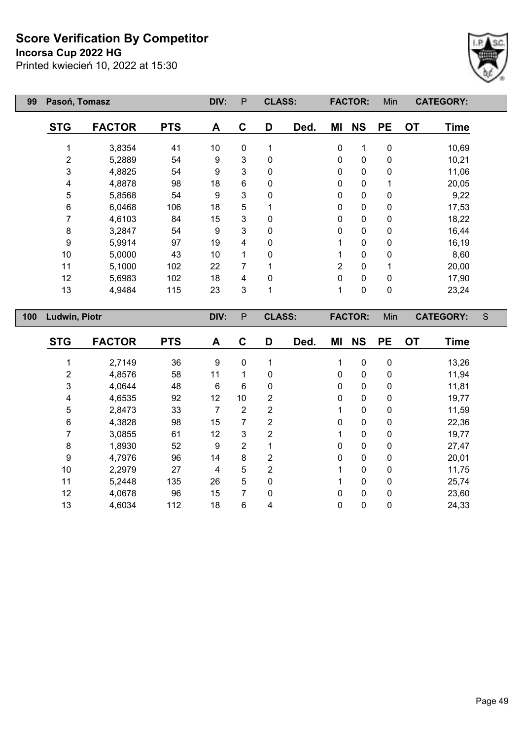# Score Verification By Competitor

**Incorsa Cup 2022 HG**

Printed kwiecień 10, 2022 at 15:30

| 99 | Pasoń, Tomasz | | DIV: | P | CLASS: | | FACTOR: | | Min | CATEGORY: | |
|---|---|---|---|---|---|---|---|---|---|---|---|

| STG | FACTOR | PTS | A | C | D | Ded. | MI | NS | PE | OT | Time |
|---|---|---|---|---|---|---|---|---|---|---|---|
| 1 | 3,8354 | 41 | 10 | 0 | 1 | | 0 | 1 | 0 | | 10,69 |
| 2 | 5,2889 | 54 | 9 | 3 | 0 | | 0 | 0 | 0 | | 10,21 |
| 3 | 4,8825 | 54 | 9 | 3 | 0 | | 0 | 0 | 0 | | 11,06 |
| 4 | 4,8878 | 98 | 18 | 6 | 0 | | 0 | 0 | 1 | | 20,05 |
| 5 | 5,8568 | 54 | 9 | 3 | 0 | | 0 | 0 | 0 | | 9,22 |
| 6 | 6,0468 | 106 | 18 | 5 | 1 | | 0 | 0 | 0 | | 17,53 |
| 7 | 4,6103 | 84 | 15 | 3 | 0 | | 0 | 0 | 0 | | 18,22 |
| 8 | 3,2847 | 54 | 9 | 3 | 0 | | 0 | 0 | 0 | | 16,44 |
| 9 | 5,9914 | 97 | 19 | 4 | 0 | | 1 | 0 | 0 | | 16,19 |
| 10 | 5,0000 | 43 | 10 | 1 | 0 | | 1 | 0 | 0 | | 8,60 |
| 11 | 5,1000 | 102 | 22 | 7 | 1 | | 2 | 0 | 1 | | 20,00 |
| 12 | 5,6983 | 102 | 18 | 4 | 0 | | 0 | 0 | 0 | | 17,90 |
| 13 | 4,9484 | 115 | 23 | 3 | 1 | | 1 | 0 | 0 | | 23,24 |

| 100 | Ludwin, Piotr | | DIV: | P | CLASS: | | FACTOR: | | Min | CATEGORY: | S |
|---|---|---|---|---|---|---|---|---|---|---|---|

| STG | FACTOR | PTS | A | C | D | Ded. | MI | NS | PE | OT | Time |
|---|---|---|---|---|---|---|---|---|---|---|---|
| 1 | 2,7149 | 36 | 9 | 0 | 1 | | 1 | 0 | 0 | | 13,26 |
| 2 | 4,8576 | 58 | 11 | 1 | 0 | | 0 | 0 | 0 | | 11,94 |
| 3 | 4,0644 | 48 | 6 | 6 | 0 | | 0 | 0 | 0 | | 11,81 |
| 4 | 4,6535 | 92 | 12 | 10 | 2 | | 0 | 0 | 0 | | 19,77 |
| 5 | 2,8473 | 33 | 7 | 2 | 2 | | 1 | 0 | 0 | | 11,59 |
| 6 | 4,3828 | 98 | 15 | 7 | 2 | | 0 | 0 | 0 | | 22,36 |
| 7 | 3,0855 | 61 | 12 | 3 | 2 | | 1 | 0 | 0 | | 19,77 |
| 8 | 1,8930 | 52 | 9 | 2 | 1 | | 0 | 0 | 0 | | 27,47 |
| 9 | 4,7976 | 96 | 14 | 8 | 2 | | 0 | 0 | 0 | | 20,01 |
| 10 | 2,2979 | 27 | 4 | 5 | 2 | | 1 | 0 | 0 | | 11,75 |
| 11 | 5,2448 | 135 | 26 | 5 | 0 | | 1 | 0 | 0 | | 25,74 |
| 12 | 4,0678 | 96 | 15 | 7 | 0 | | 0 | 0 | 0 | | 23,60 |
| 13 | 4,6034 | 112 | 18 | 6 | 4 | | 0 | 0 | 0 | | 24,33 |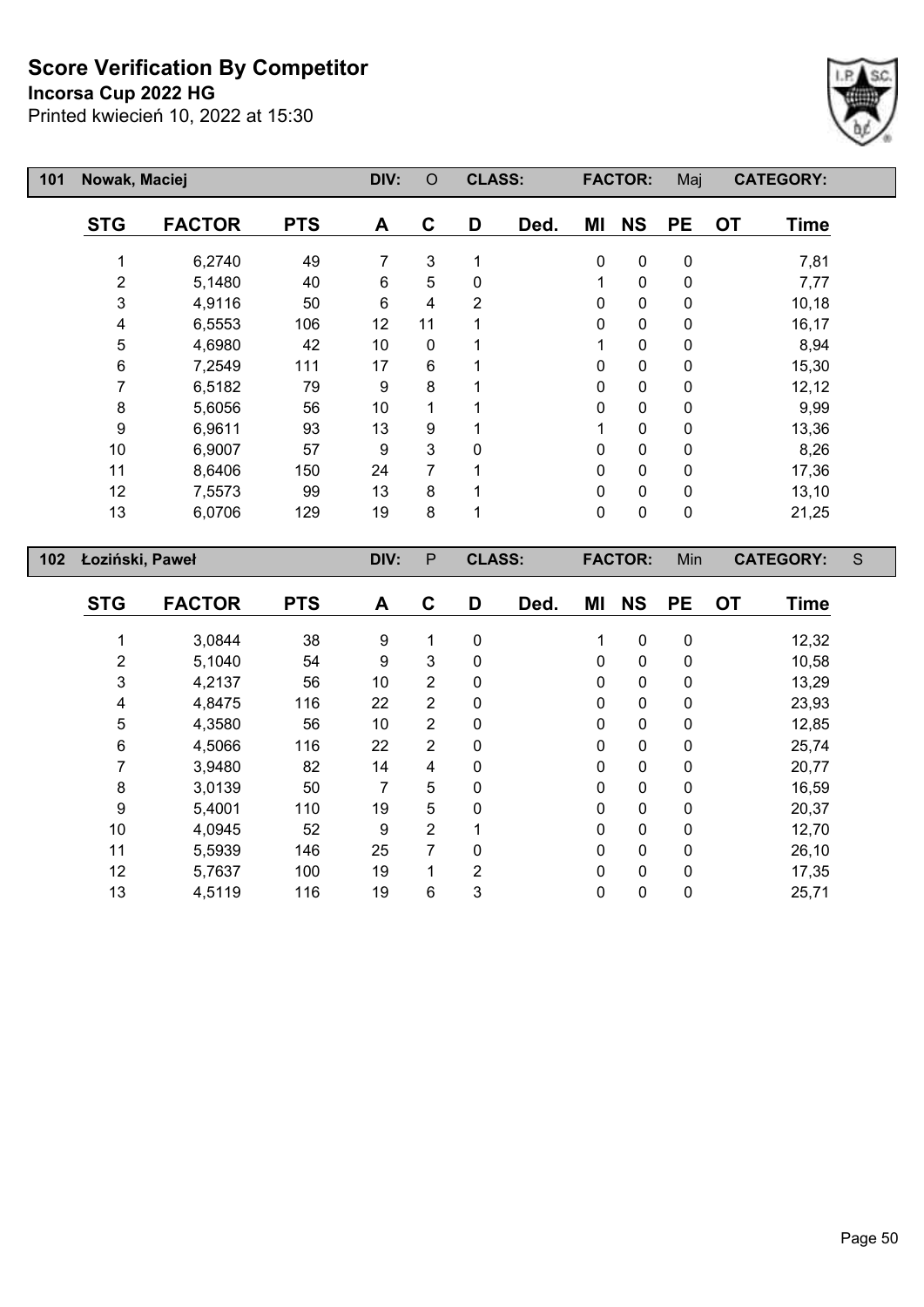# Score Verification By Competitor

**Incorsa Cup 2022 HG**

Printed kwiecień 10, 2022 at 15:30

| 101 | Nowak, Maciej | | DIV: O | CLASS: | | FACTOR: Maj | | | CATEGORY: | |
|---|---|---|---|---|---|---|---|---|---|---|
| **STG** | **FACTOR** | **PTS** | **A** | **C** | **D** | **Ded.** | **MI** | **NS** | **PE** | **OT** | **Time** |

| STG | FACTOR | PTS | A | C | D | Ded. | MI | NS | PE | OT | Time |
|---|---|---|---|---|---|---|---|---|---|---|---|
| 1 | 6,2740 | 49 | 7 | 3 | 1 | | 0 | 0 | 0 | | 7,81 |
| 2 | 5,1480 | 40 | 6 | 5 | 0 | | 1 | 0 | 0 | | 7,77 |
| 3 | 4,9116 | 50 | 6 | 4 | 2 | | 0 | 0 | 0 | | 10,18 |
| 4 | 6,5553 | 106 | 12 | 11 | 1 | | 0 | 0 | 0 | | 16,17 |
| 5 | 4,6980 | 42 | 10 | 0 | 1 | | 1 | 0 | 0 | | 8,94 |
| 6 | 7,2549 | 111 | 17 | 6 | 1 | | 0 | 0 | 0 | | 15,30 |
| 7 | 6,5182 | 79 | 9 | 8 | 1 | | 0 | 0 | 0 | | 12,12 |
| 8 | 5,6056 | 56 | 10 | 1 | 1 | | 0 | 0 | 0 | | 9,99 |
| 9 | 6,9611 | 93 | 13 | 9 | 1 | | 1 | 0 | 0 | | 13,36 |
| 10 | 6,9007 | 57 | 9 | 3 | 0 | | 0 | 0 | 0 | | 8,26 |
| 11 | 8,6406 | 150 | 24 | 7 | 1 | | 0 | 0 | 0 | | 17,36 |
| 12 | 7,5573 | 99 | 13 | 8 | 1 | | 0 | 0 | 0 | | 13,10 |
| 13 | 6,0706 | 129 | 19 | 8 | 1 | | 0 | 0 | 0 | | 21,25 |

| 102 | Łoziński, Paweł | | DIV: P | CLASS: | | FACTOR: Min | | | CATEGORY: S | |
|---|---|---|---|---|---|---|---|---|---|---|

| STG | FACTOR | PTS | A | C | D | Ded. | MI | NS | PE | OT | Time |
|---|---|---|---|---|---|---|---|---|---|---|---|
| 1 | 3,0844 | 38 | 9 | 1 | 0 | | 1 | 0 | 0 | | 12,32 |
| 2 | 5,1040 | 54 | 9 | 3 | 0 | | 0 | 0 | 0 | | 10,58 |
| 3 | 4,2137 | 56 | 10 | 2 | 0 | | 0 | 0 | 0 | | 13,29 |
| 4 | 4,8475 | 116 | 22 | 2 | 0 | | 0 | 0 | 0 | | 23,93 |
| 5 | 4,3580 | 56 | 10 | 2 | 0 | | 0 | 0 | 0 | | 12,85 |
| 6 | 4,5066 | 116 | 22 | 2 | 0 | | 0 | 0 | 0 | | 25,74 |
| 7 | 3,9480 | 82 | 14 | 4 | 0 | | 0 | 0 | 0 | | 20,77 |
| 8 | 3,0139 | 50 | 7 | 5 | 0 | | 0 | 0 | 0 | | 16,59 |
| 9 | 5,4001 | 110 | 19 | 5 | 0 | | 0 | 0 | 0 | | 20,37 |
| 10 | 4,0945 | 52 | 9 | 2 | 1 | | 0 | 0 | 0 | | 12,70 |
| 11 | 5,5939 | 146 | 25 | 7 | 0 | | 0 | 0 | 0 | | 26,10 |
| 12 | 5,7637 | 100 | 19 | 1 | 2 | | 0 | 0 | 0 | | 17,35 |
| 13 | 4,5119 | 116 | 19 | 6 | 3 | | 0 | 0 | 0 | | 25,71 |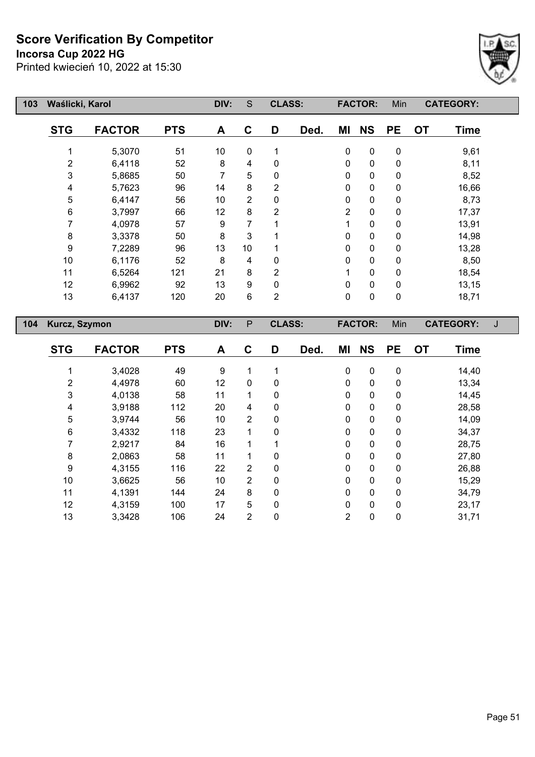# Score Verification By Competitor

**Incorsa Cup 2022 HG**

Printed kwiecień 10, 2022 at 15:30

| 103 | Waślicki, Karol | | DIV: | S | CLASS: | | FACTOR: | | Min | CATEGORY: | |
|---|---|---|---|---|---|---|---|---|---|---|---|
| **STG** | **FACTOR** | **PTS** | **A** | **C** | **D** | **Ded.** | **MI** | **NS** | **PE** | **OT** | **Time** |
| 1 | 5,3070 | 51 | 10 | 0 | 1 | | 0 | 0 | 0 | | 9,61 |
| 2 | 6,4118 | 52 | 8 | 4 | 0 | | 0 | 0 | 0 | | 8,11 |
| 3 | 5,8685 | 50 | 7 | 5 | 0 | | 0 | 0 | 0 | | 8,52 |
| 4 | 5,7623 | 96 | 14 | 8 | 2 | | 0 | 0 | 0 | | 16,66 |
| 5 | 6,4147 | 56 | 10 | 2 | 0 | | 0 | 0 | 0 | | 8,73 |
| 6 | 3,7997 | 66 | 12 | 8 | 2 | | 2 | 0 | 0 | | 17,37 |
| 7 | 4,0978 | 57 | 9 | 7 | 1 | | 1 | 0 | 0 | | 13,91 |
| 8 | 3,3378 | 50 | 8 | 3 | 1 | | 0 | 0 | 0 | | 14,98 |
| 9 | 7,2289 | 96 | 13 | 10 | 1 | | 0 | 0 | 0 | | 13,28 |
| 10 | 6,1176 | 52 | 8 | 4 | 0 | | 0 | 0 | 0 | | 8,50 |
| 11 | 6,5264 | 121 | 21 | 8 | 2 | | 1 | 0 | 0 | | 18,54 |
| 12 | 6,9962 | 92 | 13 | 9 | 0 | | 0 | 0 | 0 | | 13,15 |
| 13 | 6,4137 | 120 | 20 | 6 | 2 | | 0 | 0 | 0 | | 18,71 |

| 104 | Kurcz, Szymon | | DIV: | P | CLASS: | | FACTOR: | | Min | CATEGORY: | J |
|---|---|---|---|---|---|---|---|---|---|---|---|
| **STG** | **FACTOR** | **PTS** | **A** | **C** | **D** | **Ded.** | **MI** | **NS** | **PE** | **OT** | **Time** |
| 1 | 3,4028 | 49 | 9 | 1 | 1 | | 0 | 0 | 0 | | 14,40 |
| 2 | 4,4978 | 60 | 12 | 0 | 0 | | 0 | 0 | 0 | | 13,34 |
| 3 | 4,0138 | 58 | 11 | 1 | 0 | | 0 | 0 | 0 | | 14,45 |
| 4 | 3,9188 | 112 | 20 | 4 | 0 | | 0 | 0 | 0 | | 28,58 |
| 5 | 3,9744 | 56 | 10 | 2 | 0 | | 0 | 0 | 0 | | 14,09 |
| 6 | 3,4332 | 118 | 23 | 1 | 0 | | 0 | 0 | 0 | | 34,37 |
| 7 | 2,9217 | 84 | 16 | 1 | 1 | | 0 | 0 | 0 | | 28,75 |
| 8 | 2,0863 | 58 | 11 | 1 | 0 | | 0 | 0 | 0 | | 27,80 |
| 9 | 4,3155 | 116 | 22 | 2 | 0 | | 0 | 0 | 0 | | 26,88 |
| 10 | 3,6625 | 56 | 10 | 2 | 0 | | 0 | 0 | 0 | | 15,29 |
| 11 | 4,1391 | 144 | 24 | 8 | 0 | | 0 | 0 | 0 | | 34,79 |
| 12 | 4,3159 | 100 | 17 | 5 | 0 | | 0 | 0 | 0 | | 23,17 |
| 13 | 3,3428 | 106 | 24 | 2 | 0 | | 2 | 0 | 0 | | 31,71 |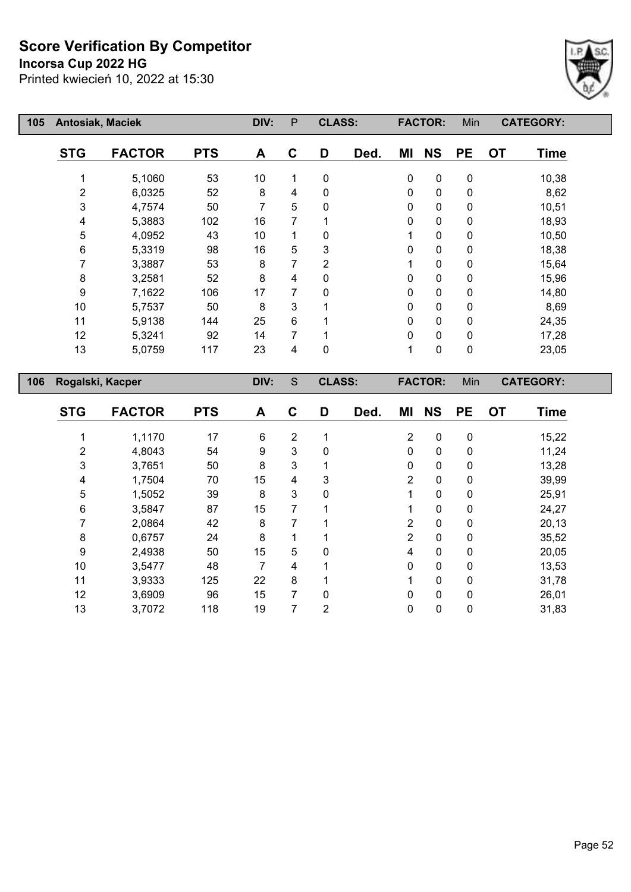# Score Verification By Competitor

**Incorsa Cup 2022 HG**

Printed kwiecień 10, 2022 at 15:30

| 105 | Antosiak, Maciek | | DIV: | P | CLASS: | | FACTOR: | | Min | CATEGORY: | |
|---|---|---|---|---|---|---|---|---|---|---|---|
| **STG** | **FACTOR** | **PTS** | **A** | **C** | **D** | **Ded.** | **MI** | **NS** | **PE** | **OT** | **Time** |
| 1 | 5,1060 | 53 | 10 | 1 | 0 | | 0 | 0 | 0 | | 10,38 |
| 2 | 6,0325 | 52 | 8 | 4 | 0 | | 0 | 0 | 0 | | 8,62 |
| 3 | 4,7574 | 50 | 7 | 5 | 0 | | 0 | 0 | 0 | | 10,51 |
| 4 | 5,3883 | 102 | 16 | 7 | 1 | | 0 | 0 | 0 | | 18,93 |
| 5 | 4,0952 | 43 | 10 | 1 | 0 | | 1 | 0 | 0 | | 10,50 |
| 6 | 5,3319 | 98 | 16 | 5 | 3 | | 0 | 0 | 0 | | 18,38 |
| 7 | 3,3887 | 53 | 8 | 7 | 2 | | 1 | 0 | 0 | | 15,64 |
| 8 | 3,2581 | 52 | 8 | 4 | 0 | | 0 | 0 | 0 | | 15,96 |
| 9 | 7,1622 | 106 | 17 | 7 | 0 | | 0 | 0 | 0 | | 14,80 |
| 10 | 5,7537 | 50 | 8 | 3 | 1 | | 0 | 0 | 0 | | 8,69 |
| 11 | 5,9138 | 144 | 25 | 6 | 1 | | 0 | 0 | 0 | | 24,35 |
| 12 | 5,3241 | 92 | 14 | 7 | 1 | | 0 | 0 | 0 | | 17,28 |
| 13 | 5,0759 | 117 | 23 | 4 | 0 | | 1 | 0 | 0 | | 23,05 |

| 106 | Rogalski, Kacper | | DIV: | S | CLASS: | | FACTOR: | | Min | CATEGORY: | |
|---|---|---|---|---|---|---|---|---|---|---|---|
| **STG** | **FACTOR** | **PTS** | **A** | **C** | **D** | **Ded.** | **MI** | **NS** | **PE** | **OT** | **Time** |
| 1 | 1,1170 | 17 | 6 | 2 | 1 | | 2 | 0 | 0 | | 15,22 |
| 2 | 4,8043 | 54 | 9 | 3 | 0 | | 0 | 0 | 0 | | 11,24 |
| 3 | 3,7651 | 50 | 8 | 3 | 1 | | 0 | 0 | 0 | | 13,28 |
| 4 | 1,7504 | 70 | 15 | 4 | 3 | | 2 | 0 | 0 | | 39,99 |
| 5 | 1,5052 | 39 | 8 | 3 | 0 | | 1 | 0 | 0 | | 25,91 |
| 6 | 3,5847 | 87 | 15 | 7 | 1 | | 1 | 0 | 0 | | 24,27 |
| 7 | 2,0864 | 42 | 8 | 7 | 1 | | 2 | 0 | 0 | | 20,13 |
| 8 | 0,6757 | 24 | 8 | 1 | 1 | | 2 | 0 | 0 | | 35,52 |
| 9 | 2,4938 | 50 | 15 | 5 | 0 | | 4 | 0 | 0 | | 20,05 |
| 10 | 3,5477 | 48 | 7 | 4 | 1 | | 0 | 0 | 0 | | 13,53 |
| 11 | 3,9333 | 125 | 22 | 8 | 1 | | 1 | 0 | 0 | | 31,78 |
| 12 | 3,6909 | 96 | 15 | 7 | 0 | | 0 | 0 | 0 | | 26,01 |
| 13 | 3,7072 | 118 | 19 | 7 | 2 | | 0 | 0 | 0 | | 31,83 |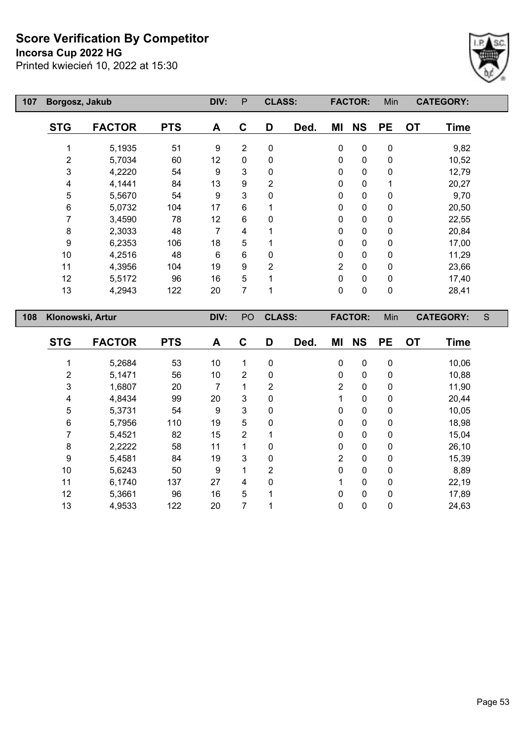# Score Verification By Competitor

**Incorsa Cup 2022 HG**

Printed kwiecień 10, 2022 at 15:30

| 107 | Borgosz, Jakub | | DIV: P | | CLASS: | | FACTOR: Min | | | CATEGORY: | |
|---|---|---|---|---|---|---|---|---|---|---|---|
| **STG** | **FACTOR** | **PTS** | **A** | **C** | **D** | **Ded.** | **MI** | **NS** | **PE** | **OT** | **Time** |
| 1 | 5,1935 | 51 | 9 | 2 | 0 | | 0 | 0 | 0 | | 9,82 |
| 2 | 5,7034 | 60 | 12 | 0 | 0 | | 0 | 0 | 0 | | 10,52 |
| 3 | 4,2220 | 54 | 9 | 3 | 0 | | 0 | 0 | 0 | | 12,79 |
| 4 | 4,1441 | 84 | 13 | 9 | 2 | | 0 | 0 | 1 | | 20,27 |
| 5 | 5,5670 | 54 | 9 | 3 | 0 | | 0 | 0 | 0 | | 9,70 |
| 6 | 5,0732 | 104 | 17 | 6 | 1 | | 0 | 0 | 0 | | 20,50 |
| 7 | 3,4590 | 78 | 12 | 6 | 0 | | 0 | 0 | 0 | | 22,55 |
| 8 | 2,3033 | 48 | 7 | 4 | 1 | | 0 | 0 | 0 | | 20,84 |
| 9 | 6,2353 | 106 | 18 | 5 | 1 | | 0 | 0 | 0 | | 17,00 |
| 10 | 4,2516 | 48 | 6 | 6 | 0 | | 0 | 0 | 0 | | 11,29 |
| 11 | 4,3956 | 104 | 19 | 9 | 2 | | 2 | 0 | 0 | | 23,66 |
| 12 | 5,5172 | 96 | 16 | 5 | 1 | | 0 | 0 | 0 | | 17,40 |
| 13 | 4,2943 | 122 | 20 | 7 | 1 | | 0 | 0 | 0 | | 28,41 |

| 108 | Klonowski, Artur | | DIV: PO | | CLASS: | | FACTOR: Min | | | CATEGORY: S | |
|---|---|---|---|---|---|---|---|---|---|---|---|
| **STG** | **FACTOR** | **PTS** | **A** | **C** | **D** | **Ded.** | **MI** | **NS** | **PE** | **OT** | **Time** |
| 1 | 5,2684 | 53 | 10 | 1 | 0 | | 0 | 0 | 0 | | 10,06 |
| 2 | 5,1471 | 56 | 10 | 2 | 0 | | 0 | 0 | 0 | | 10,88 |
| 3 | 1,6807 | 20 | 7 | 1 | 2 | | 2 | 0 | 0 | | 11,90 |
| 4 | 4,8434 | 99 | 20 | 3 | 0 | | 1 | 0 | 0 | | 20,44 |
| 5 | 5,3731 | 54 | 9 | 3 | 0 | | 0 | 0 | 0 | | 10,05 |
| 6 | 5,7956 | 110 | 19 | 5 | 0 | | 0 | 0 | 0 | | 18,98 |
| 7 | 5,4521 | 82 | 15 | 2 | 1 | | 0 | 0 | 0 | | 15,04 |
| 8 | 2,2222 | 58 | 11 | 1 | 0 | | 0 | 0 | 0 | | 26,10 |
| 9 | 5,4581 | 84 | 19 | 3 | 0 | | 2 | 0 | 0 | | 15,39 |
| 10 | 5,6243 | 50 | 9 | 1 | 2 | | 0 | 0 | 0 | | 8,89 |
| 11 | 6,1740 | 137 | 27 | 4 | 0 | | 1 | 0 | 0 | | 22,19 |
| 12 | 5,3661 | 96 | 16 | 5 | 1 | | 0 | 0 | 0 | | 17,89 |
| 13 | 4,9533 | 122 | 20 | 7 | 1 | | 0 | 0 | 0 | | 24,63 |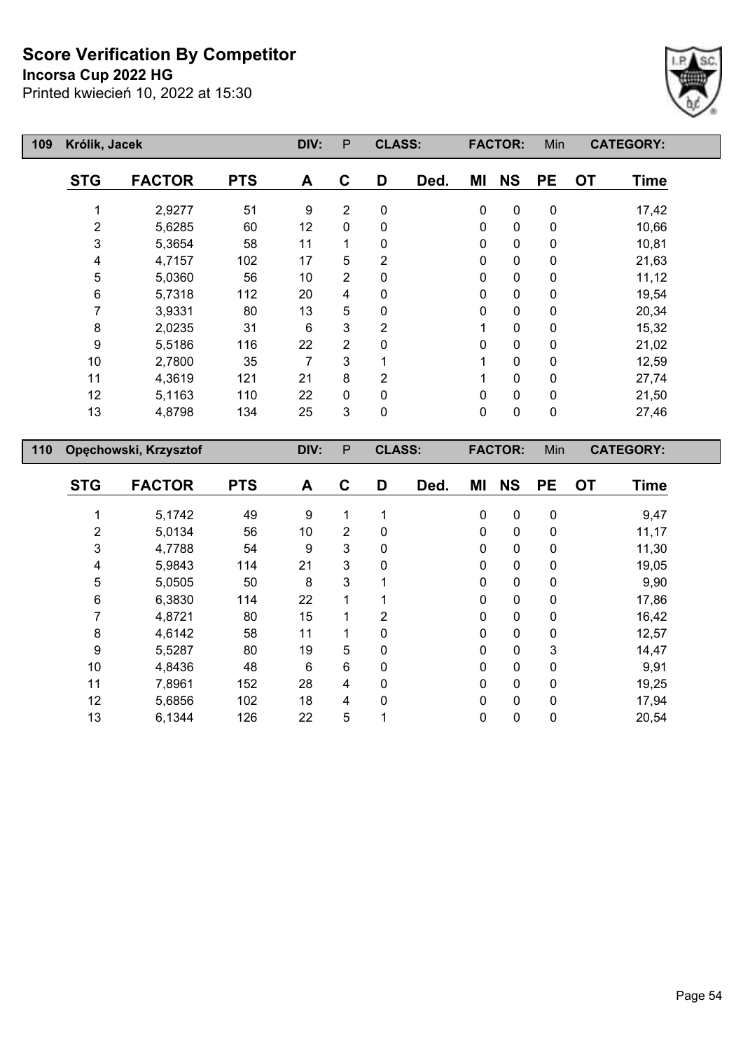# Score Verification By Competitor

**Incorsa Cup 2022 HG**

Printed kwiecień 10, 2022 at 15:30

| 109 | Królik, Jacek | | DIV: P | | CLASS: | | FACTOR: Min | | | CATEGORY: | |
|---|---|---|---|---|---|---|---|---|---|---|---|
| **STG** | **FACTOR** | **PTS** | **A** | **C** | **D** | **Ded.** | **MI** | **NS** | **PE** | **OT** | **Time** |
| 1 | 2,9277 | 51 | 9 | 2 | 0 | | 0 | 0 | 0 | | 17,42 |
| 2 | 5,6285 | 60 | 12 | 0 | 0 | | 0 | 0 | 0 | | 10,66 |
| 3 | 5,3654 | 58 | 11 | 1 | 0 | | 0 | 0 | 0 | | 10,81 |
| 4 | 4,7157 | 102 | 17 | 5 | 2 | | 0 | 0 | 0 | | 21,63 |
| 5 | 5,0360 | 56 | 10 | 2 | 0 | | 0 | 0 | 0 | | 11,12 |
| 6 | 5,7318 | 112 | 20 | 4 | 0 | | 0 | 0 | 0 | | 19,54 |
| 7 | 3,9331 | 80 | 13 | 5 | 0 | | 0 | 0 | 0 | | 20,34 |
| 8 | 2,0235 | 31 | 6 | 3 | 2 | | 1 | 0 | 0 | | 15,32 |
| 9 | 5,5186 | 116 | 22 | 2 | 0 | | 0 | 0 | 0 | | 21,02 |
| 10 | 2,7800 | 35 | 7 | 3 | 1 | | 1 | 0 | 0 | | 12,59 |
| 11 | 4,3619 | 121 | 21 | 8 | 2 | | 1 | 0 | 0 | | 27,74 |
| 12 | 5,1163 | 110 | 22 | 0 | 0 | | 0 | 0 | 0 | | 21,50 |
| 13 | 4,8798 | 134 | 25 | 3 | 0 | | 0 | 0 | 0 | | 27,46 |

| 110 | Opęchowski, Krzysztof | | DIV: P | | CLASS: | | FACTOR: Min | | | CATEGORY: | |
|---|---|---|---|---|---|---|---|---|---|---|---|
| **STG** | **FACTOR** | **PTS** | **A** | **C** | **D** | **Ded.** | **MI** | **NS** | **PE** | **OT** | **Time** |
| 1 | 5,1742 | 49 | 9 | 1 | 1 | | 0 | 0 | 0 | | 9,47 |
| 2 | 5,0134 | 56 | 10 | 2 | 0 | | 0 | 0 | 0 | | 11,17 |
| 3 | 4,7788 | 54 | 9 | 3 | 0 | | 0 | 0 | 0 | | 11,30 |
| 4 | 5,9843 | 114 | 21 | 3 | 0 | | 0 | 0 | 0 | | 19,05 |
| 5 | 5,0505 | 50 | 8 | 3 | 1 | | 0 | 0 | 0 | | 9,90 |
| 6 | 6,3830 | 114 | 22 | 1 | 1 | | 0 | 0 | 0 | | 17,86 |
| 7 | 4,8721 | 80 | 15 | 1 | 2 | | 0 | 0 | 0 | | 16,42 |
| 8 | 4,6142 | 58 | 11 | 1 | 0 | | 0 | 0 | 0 | | 12,57 |
| 9 | 5,5287 | 80 | 19 | 5 | 0 | | 0 | 0 | 3 | | 14,47 |
| 10 | 4,8436 | 48 | 6 | 6 | 0 | | 0 | 0 | 0 | | 9,91 |
| 11 | 7,8961 | 152 | 28 | 4 | 0 | | 0 | 0 | 0 | | 19,25 |
| 12 | 5,6856 | 102 | 18 | 4 | 0 | | 0 | 0 | 0 | | 17,94 |
| 13 | 6,1344 | 126 | 22 | 5 | 1 | | 0 | 0 | 0 | | 20,54 |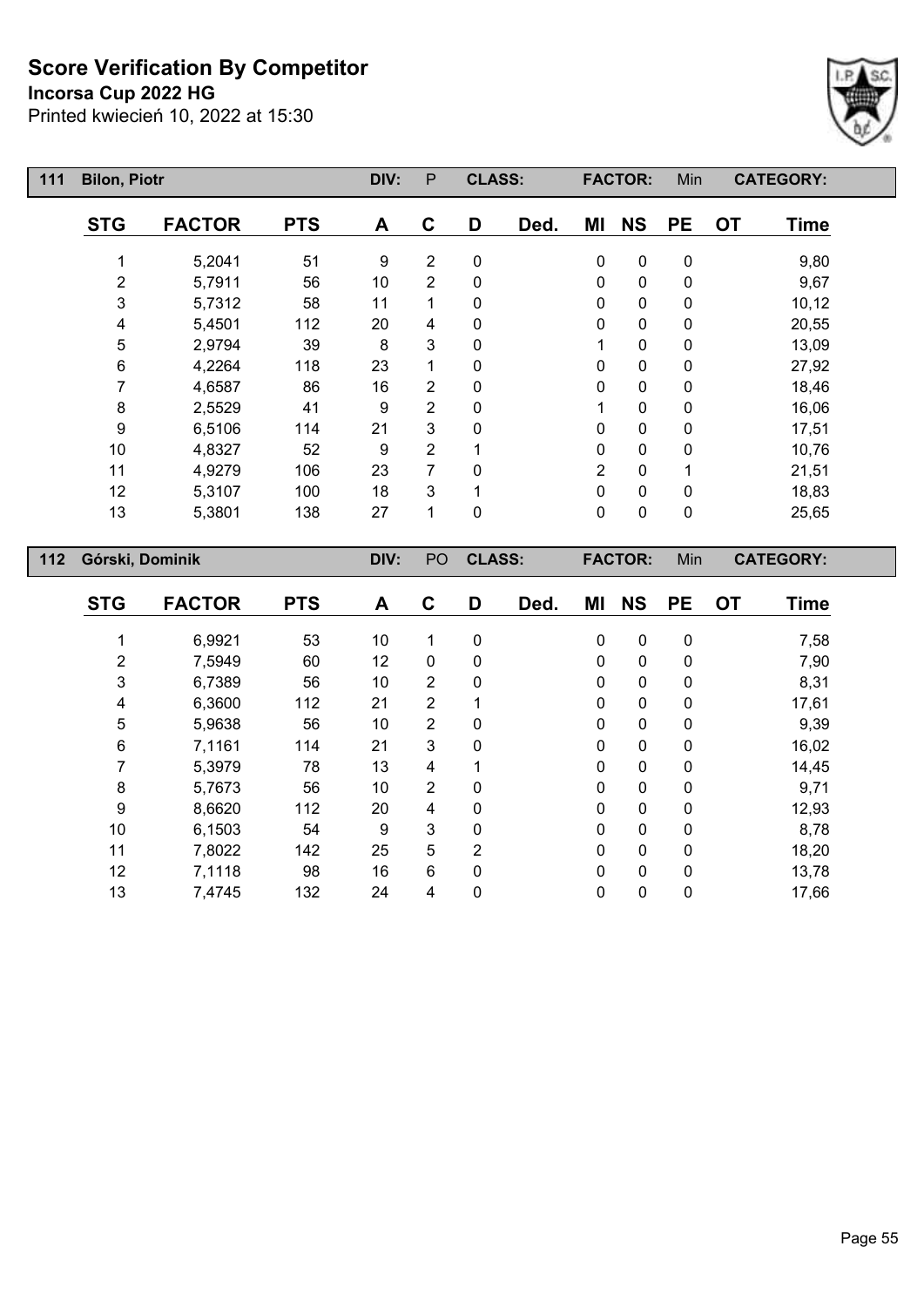# Score Verification By Competitor

**Incorsa Cup 2022 HG**

Printed kwiecień 10, 2022 at 15:30

| 111 | Bilon, Piotr | | DIV: | P | CLASS: | | FACTOR: | | Min | CATEGORY: | |
|---|---|---|---|---|---|---|---|---|---|---|---|
| **STG** | **FACTOR** | **PTS** | **A** | **C** | **D** | **Ded.** | **MI** | **NS** | **PE** | **OT** | **Time** |
| 1 | 5,2041 | 51 | 9 | 2 | 0 | | 0 | 0 | 0 | | 9,80 |
| 2 | 5,7911 | 56 | 10 | 2 | 0 | | 0 | 0 | 0 | | 9,67 |
| 3 | 5,7312 | 58 | 11 | 1 | 0 | | 0 | 0 | 0 | | 10,12 |
| 4 | 5,4501 | 112 | 20 | 4 | 0 | | 0 | 0 | 0 | | 20,55 |
| 5 | 2,9794 | 39 | 8 | 3 | 0 | | 1 | 0 | 0 | | 13,09 |
| 6 | 4,2264 | 118 | 23 | 1 | 0 | | 0 | 0 | 0 | | 27,92 |
| 7 | 4,6587 | 86 | 16 | 2 | 0 | | 0 | 0 | 0 | | 18,46 |
| 8 | 2,5529 | 41 | 9 | 2 | 0 | | 1 | 0 | 0 | | 16,06 |
| 9 | 6,5106 | 114 | 21 | 3 | 0 | | 0 | 0 | 0 | | 17,51 |
| 10 | 4,8327 | 52 | 9 | 2 | 1 | | 0 | 0 | 0 | | 10,76 |
| 11 | 4,9279 | 106 | 23 | 7 | 0 | | 2 | 0 | 1 | | 21,51 |
| 12 | 5,3107 | 100 | 18 | 3 | 1 | | 0 | 0 | 0 | | 18,83 |
| 13 | 5,3801 | 138 | 27 | 1 | 0 | | 0 | 0 | 0 | | 25,65 |

| 112 | Górski, Dominik | | DIV: | PO | CLASS: | | FACTOR: | | Min | CATEGORY: | |
|---|---|---|---|---|---|---|---|---|---|---|---|
| **STG** | **FACTOR** | **PTS** | **A** | **C** | **D** | **Ded.** | **MI** | **NS** | **PE** | **OT** | **Time** |
| 1 | 6,9921 | 53 | 10 | 1 | 0 | | 0 | 0 | 0 | | 7,58 |
| 2 | 7,5949 | 60 | 12 | 0 | 0 | | 0 | 0 | 0 | | 7,90 |
| 3 | 6,7389 | 56 | 10 | 2 | 0 | | 0 | 0 | 0 | | 8,31 |
| 4 | 6,3600 | 112 | 21 | 2 | 1 | | 0 | 0 | 0 | | 17,61 |
| 5 | 5,9638 | 56 | 10 | 2 | 0 | | 0 | 0 | 0 | | 9,39 |
| 6 | 7,1161 | 114 | 21 | 3 | 0 | | 0 | 0 | 0 | | 16,02 |
| 7 | 5,3979 | 78 | 13 | 4 | 1 | | 0 | 0 | 0 | | 14,45 |
| 8 | 5,7673 | 56 | 10 | 2 | 0 | | 0 | 0 | 0 | | 9,71 |
| 9 | 8,6620 | 112 | 20 | 4 | 0 | | 0 | 0 | 0 | | 12,93 |
| 10 | 6,1503 | 54 | 9 | 3 | 0 | | 0 | 0 | 0 | | 8,78 |
| 11 | 7,8022 | 142 | 25 | 5 | 2 | | 0 | 0 | 0 | | 18,20 |
| 12 | 7,1118 | 98 | 16 | 6 | 0 | | 0 | 0 | 0 | | 13,78 |
| 13 | 7,4745 | 132 | 24 | 4 | 0 | | 0 | 0 | 0 | | 17,66 |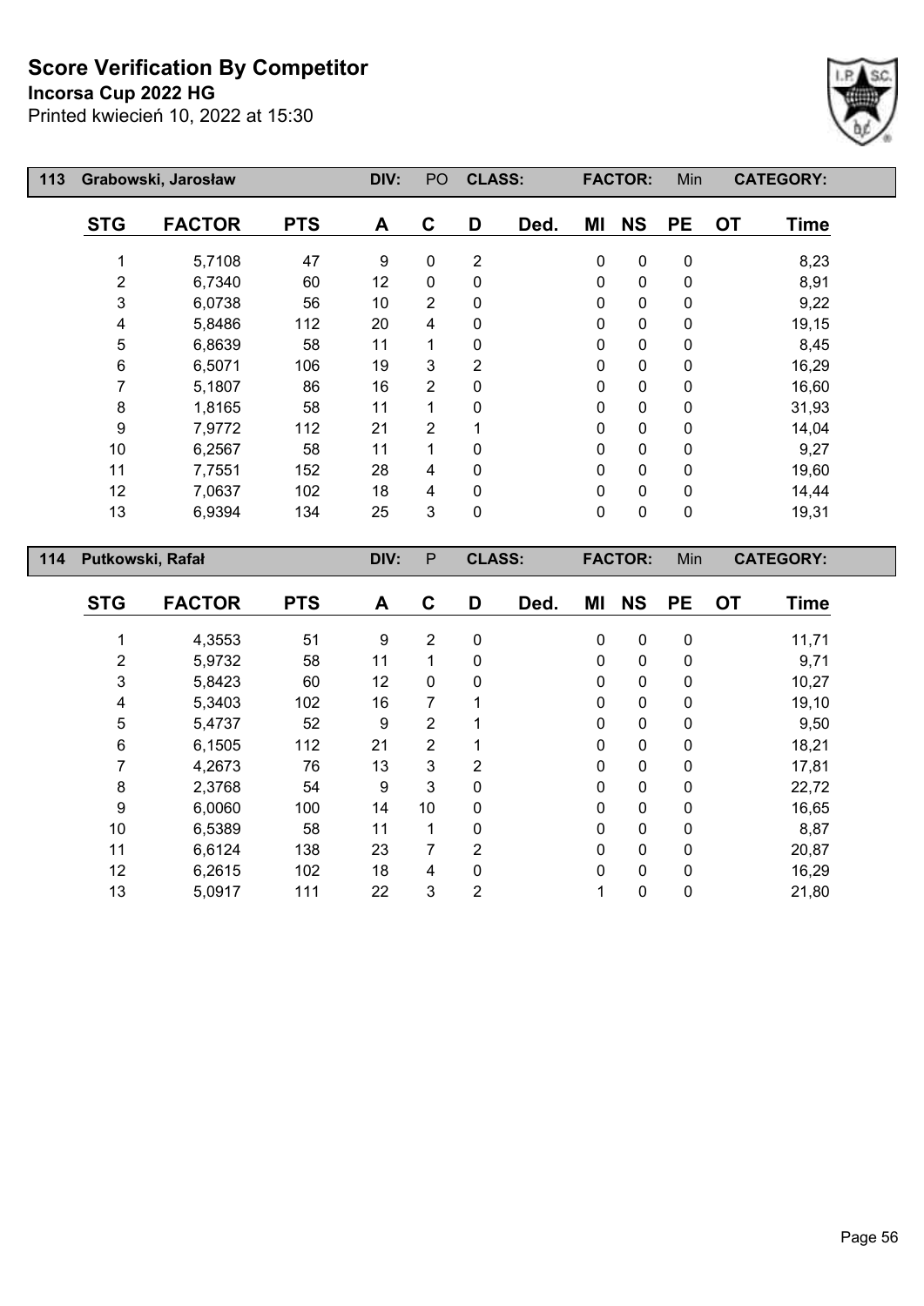# Score Verification By Competitor

**Incorsa Cup 2022 HG**

Printed kwiecień 10, 2022 at 15:30

| 113 | Grabowski, Jarosław | | DIV: | PO | CLASS: | | FACTOR: | | Min | | CATEGORY: |
|---|---|---|---|---|---|---|---|---|---|---|---|
| **STG** | **FACTOR** | **PTS** | **A** | **C** | **D** | **Ded.** | **MI** | **NS** | **PE** | **OT** | **Time** |
| 1 | 5,7108 | 47 | 9 | 0 | 2 | | 0 | 0 | 0 | | 8,23 |
| 2 | 6,7340 | 60 | 12 | 0 | 0 | | 0 | 0 | 0 | | 8,91 |
| 3 | 6,0738 | 56 | 10 | 2 | 0 | | 0 | 0 | 0 | | 9,22 |
| 4 | 5,8486 | 112 | 20 | 4 | 0 | | 0 | 0 | 0 | | 19,15 |
| 5 | 6,8639 | 58 | 11 | 1 | 0 | | 0 | 0 | 0 | | 8,45 |
| 6 | 6,5071 | 106 | 19 | 3 | 2 | | 0 | 0 | 0 | | 16,29 |
| 7 | 5,1807 | 86 | 16 | 2 | 0 | | 0 | 0 | 0 | | 16,60 |
| 8 | 1,8165 | 58 | 11 | 1 | 0 | | 0 | 0 | 0 | | 31,93 |
| 9 | 7,9772 | 112 | 21 | 2 | 1 | | 0 | 0 | 0 | | 14,04 |
| 10 | 6,2567 | 58 | 11 | 1 | 0 | | 0 | 0 | 0 | | 9,27 |
| 11 | 7,7551 | 152 | 28 | 4 | 0 | | 0 | 0 | 0 | | 19,60 |
| 12 | 7,0637 | 102 | 18 | 4 | 0 | | 0 | 0 | 0 | | 14,44 |
| 13 | 6,9394 | 134 | 25 | 3 | 0 | | 0 | 0 | 0 | | 19,31 |

| 114 | Putkowski, Rafał | | DIV: | P | CLASS: | | FACTOR: | | Min | | CATEGORY: |
|---|---|---|---|---|---|---|---|---|---|---|---|
| **STG** | **FACTOR** | **PTS** | **A** | **C** | **D** | **Ded.** | **MI** | **NS** | **PE** | **OT** | **Time** |
| 1 | 4,3553 | 51 | 9 | 2 | 0 | | 0 | 0 | 0 | | 11,71 |
| 2 | 5,9732 | 58 | 11 | 1 | 0 | | 0 | 0 | 0 | | 9,71 |
| 3 | 5,8423 | 60 | 12 | 0 | 0 | | 0 | 0 | 0 | | 10,27 |
| 4 | 5,3403 | 102 | 16 | 7 | 1 | | 0 | 0 | 0 | | 19,10 |
| 5 | 5,4737 | 52 | 9 | 2 | 1 | | 0 | 0 | 0 | | 9,50 |
| 6 | 6,1505 | 112 | 21 | 2 | 1 | | 0 | 0 | 0 | | 18,21 |
| 7 | 4,2673 | 76 | 13 | 3 | 2 | | 0 | 0 | 0 | | 17,81 |
| 8 | 2,3768 | 54 | 9 | 3 | 0 | | 0 | 0 | 0 | | 22,72 |
| 9 | 6,0060 | 100 | 14 | 10 | 0 | | 0 | 0 | 0 | | 16,65 |
| 10 | 6,5389 | 58 | 11 | 1 | 0 | | 0 | 0 | 0 | | 8,87 |
| 11 | 6,6124 | 138 | 23 | 7 | 2 | | 0 | 0 | 0 | | 20,87 |
| 12 | 6,2615 | 102 | 18 | 4 | 0 | | 0 | 0 | 0 | | 16,29 |
| 13 | 5,0917 | 111 | 22 | 3 | 2 | | 1 | 0 | 0 | | 21,80 |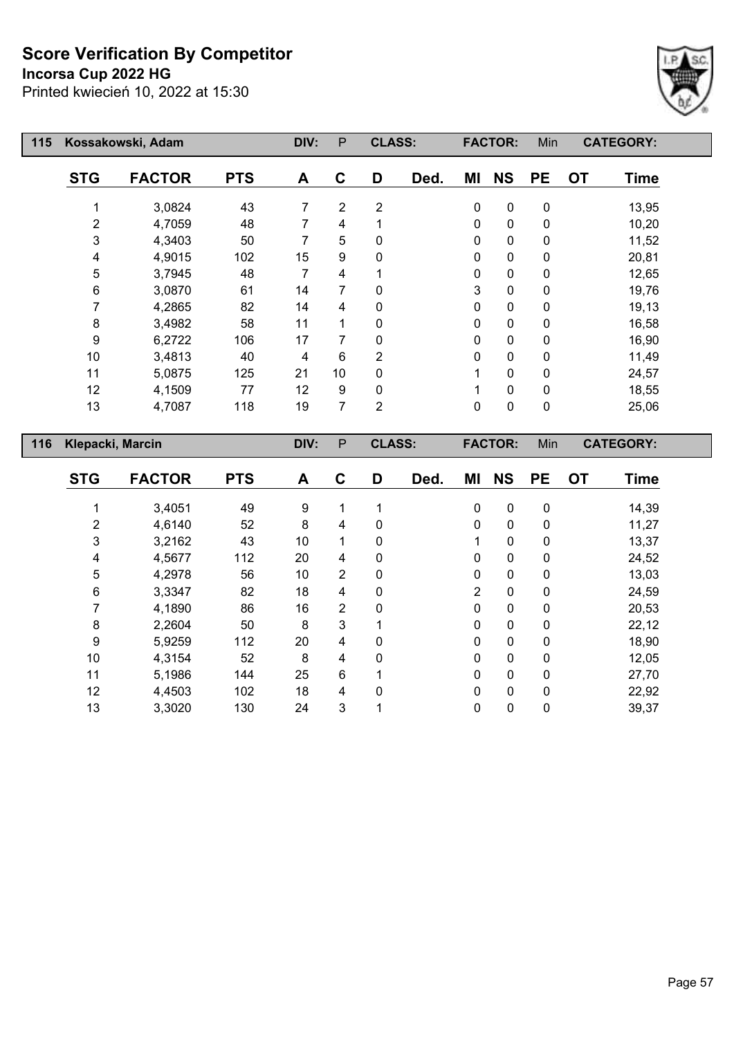# Score Verification By Competitor

**Incorsa Cup 2022 HG**

Printed kwiecień 10, 2022 at 15:30

| 115 | Kossakowski, Adam | | DIV: | P | CLASS: | | FACTOR: | | Min | CATEGORY: | |
|---|---|---|---|---|---|---|---|---|---|---|---|
| **STG** | **FACTOR** | **PTS** | **A** | **C** | **D** | **Ded.** | **MI** | **NS** | **PE** | **OT** | **Time** |
| 1 | 3,0824 | 43 | 7 | 2 | 2 | | 0 | 0 | 0 | | 13,95 |
| 2 | 4,7059 | 48 | 7 | 4 | 1 | | 0 | 0 | 0 | | 10,20 |
| 3 | 4,3403 | 50 | 7 | 5 | 0 | | 0 | 0 | 0 | | 11,52 |
| 4 | 4,9015 | 102 | 15 | 9 | 0 | | 0 | 0 | 0 | | 20,81 |
| 5 | 3,7945 | 48 | 7 | 4 | 1 | | 0 | 0 | 0 | | 12,65 |
| 6 | 3,0870 | 61 | 14 | 7 | 0 | | 3 | 0 | 0 | | 19,76 |
| 7 | 4,2865 | 82 | 14 | 4 | 0 | | 0 | 0 | 0 | | 19,13 |
| 8 | 3,4982 | 58 | 11 | 1 | 0 | | 0 | 0 | 0 | | 16,58 |
| 9 | 6,2722 | 106 | 17 | 7 | 0 | | 0 | 0 | 0 | | 16,90 |
| 10 | 3,4813 | 40 | 4 | 6 | 2 | | 0 | 0 | 0 | | 11,49 |
| 11 | 5,0875 | 125 | 21 | 10 | 0 | | 1 | 0 | 0 | | 24,57 |
| 12 | 4,1509 | 77 | 12 | 9 | 0 | | 1 | 0 | 0 | | 18,55 |
| 13 | 4,7087 | 118 | 19 | 7 | 2 | | 0 | 0 | 0 | | 25,06 |

| 116 | Klepacki, Marcin | | DIV: | P | CLASS: | | FACTOR: | | Min | CATEGORY: | |
|---|---|---|---|---|---|---|---|---|---|---|---|
| **STG** | **FACTOR** | **PTS** | **A** | **C** | **D** | **Ded.** | **MI** | **NS** | **PE** | **OT** | **Time** |
| 1 | 3,4051 | 49 | 9 | 1 | 1 | | 0 | 0 | 0 | | 14,39 |
| 2 | 4,6140 | 52 | 8 | 4 | 0 | | 0 | 0 | 0 | | 11,27 |
| 3 | 3,2162 | 43 | 10 | 1 | 0 | | 1 | 0 | 0 | | 13,37 |
| 4 | 4,5677 | 112 | 20 | 4 | 0 | | 0 | 0 | 0 | | 24,52 |
| 5 | 4,2978 | 56 | 10 | 2 | 0 | | 0 | 0 | 0 | | 13,03 |
| 6 | 3,3347 | 82 | 18 | 4 | 0 | | 2 | 0 | 0 | | 24,59 |
| 7 | 4,1890 | 86 | 16 | 2 | 0 | | 0 | 0 | 0 | | 20,53 |
| 8 | 2,2604 | 50 | 8 | 3 | 1 | | 0 | 0 | 0 | | 22,12 |
| 9 | 5,9259 | 112 | 20 | 4 | 0 | | 0 | 0 | 0 | | 18,90 |
| 10 | 4,3154 | 52 | 8 | 4 | 0 | | 0 | 0 | 0 | | 12,05 |
| 11 | 5,1986 | 144 | 25 | 6 | 1 | | 0 | 0 | 0 | | 27,70 |
| 12 | 4,4503 | 102 | 18 | 4 | 0 | | 0 | 0 | 0 | | 22,92 |
| 13 | 3,3020 | 130 | 24 | 3 | 1 | | 0 | 0 | 0 | | 39,37 |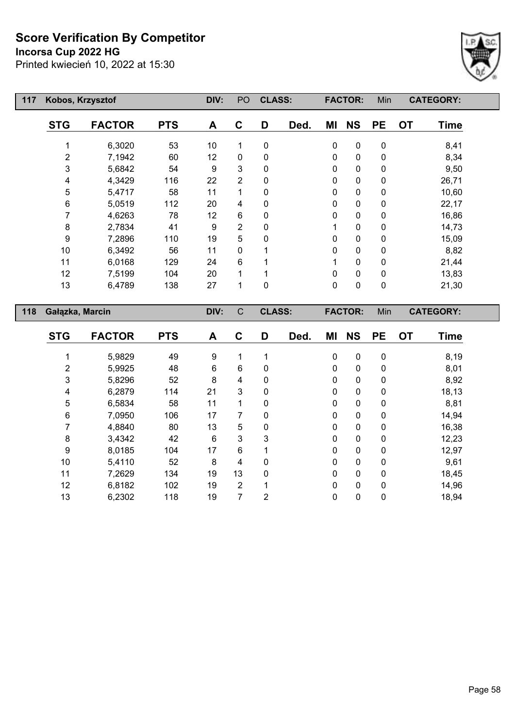# Score Verification By Competitor

**Incorsa Cup 2022 HG**

Printed kwiecień 10, 2022 at 15:30

| 117 | Kobos, Krzysztof | | DIV: | PO | CLASS: | | FACTOR: | | Min | CATEGORY: | |
|---|---|---|---|---|---|---|---|---|---|---|---|
| STG | FACTOR | PTS | A | C | D | Ded. | MI | NS | PE | OT | Time |
| 1 | 6,3020 | 53 | 10 | 1 | 0 | | 0 | 0 | 0 | | 8,41 |
| 2 | 7,1942 | 60 | 12 | 0 | 0 | | 0 | 0 | 0 | | 8,34 |
| 3 | 5,6842 | 54 | 9 | 3 | 0 | | 0 | 0 | 0 | | 9,50 |
| 4 | 4,3429 | 116 | 22 | 2 | 0 | | 0 | 0 | 0 | | 26,71 |
| 5 | 5,4717 | 58 | 11 | 1 | 0 | | 0 | 0 | 0 | | 10,60 |
| 6 | 5,0519 | 112 | 20 | 4 | 0 | | 0 | 0 | 0 | | 22,17 |
| 7 | 4,6263 | 78 | 12 | 6 | 0 | | 0 | 0 | 0 | | 16,86 |
| 8 | 2,7834 | 41 | 9 | 2 | 0 | | 1 | 0 | 0 | | 14,73 |
| 9 | 7,2896 | 110 | 19 | 5 | 0 | | 0 | 0 | 0 | | 15,09 |
| 10 | 6,3492 | 56 | 11 | 0 | 1 | | 0 | 0 | 0 | | 8,82 |
| 11 | 6,0168 | 129 | 24 | 6 | 1 | | 1 | 0 | 0 | | 21,44 |
| 12 | 7,5199 | 104 | 20 | 1 | 1 | | 0 | 0 | 0 | | 13,83 |
| 13 | 6,4789 | 138 | 27 | 1 | 0 | | 0 | 0 | 0 | | 21,30 |

| 118 | Gałązka, Marcin | | DIV: | C | CLASS: | | FACTOR: | | Min | CATEGORY: | |
|---|---|---|---|---|---|---|---|---|---|---|---|
| STG | FACTOR | PTS | A | C | D | Ded. | MI | NS | PE | OT | Time |
| 1 | 5,9829 | 49 | 9 | 1 | 1 | | 0 | 0 | 0 | | 8,19 |
| 2 | 5,9925 | 48 | 6 | 6 | 0 | | 0 | 0 | 0 | | 8,01 |
| 3 | 5,8296 | 52 | 8 | 4 | 0 | | 0 | 0 | 0 | | 8,92 |
| 4 | 6,2879 | 114 | 21 | 3 | 0 | | 0 | 0 | 0 | | 18,13 |
| 5 | 6,5834 | 58 | 11 | 1 | 0 | | 0 | 0 | 0 | | 8,81 |
| 6 | 7,0950 | 106 | 17 | 7 | 0 | | 0 | 0 | 0 | | 14,94 |
| 7 | 4,8840 | 80 | 13 | 5 | 0 | | 0 | 0 | 0 | | 16,38 |
| 8 | 3,4342 | 42 | 6 | 3 | 3 | | 0 | 0 | 0 | | 12,23 |
| 9 | 8,0185 | 104 | 17 | 6 | 1 | | 0 | 0 | 0 | | 12,97 |
| 10 | 5,4110 | 52 | 8 | 4 | 0 | | 0 | 0 | 0 | | 9,61 |
| 11 | 7,2629 | 134 | 19 | 13 | 0 | | 0 | 0 | 0 | | 18,45 |
| 12 | 6,8182 | 102 | 19 | 2 | 1 | | 0 | 0 | 0 | | 14,96 |
| 13 | 6,2302 | 118 | 19 | 7 | 2 | | 0 | 0 | 0 | | 18,94 |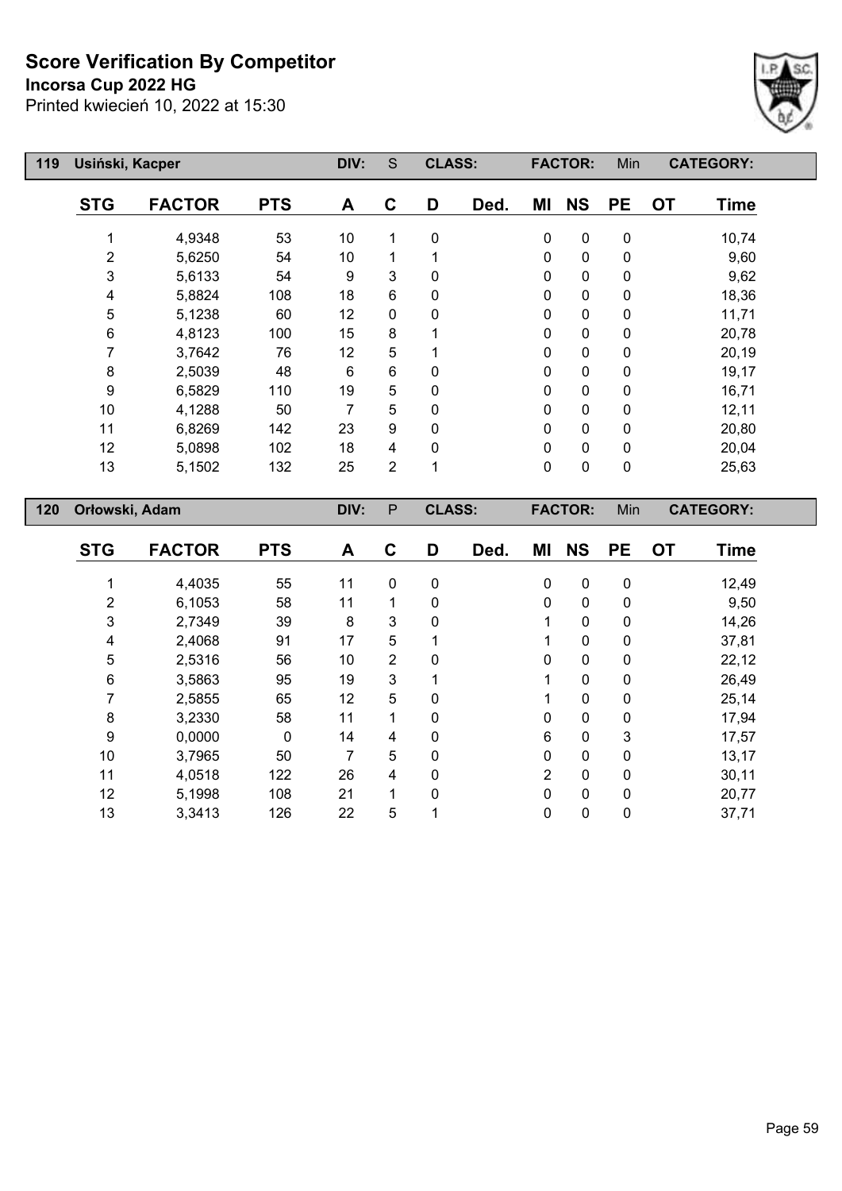# Score Verification By Competitor

**Incorsa Cup 2022 HG**

Printed kwiecień 10, 2022 at 15:30

| 119 | Usiński, Kacper | | DIV: | S | CLASS: | | FACTOR: | | Min | CATEGORY: | |
|---|---|---|---|---|---|---|---|---|---|---|---|
| **STG** | **FACTOR** | **PTS** | **A** | **C** | **D** | **Ded.** | **MI** | **NS** | **PE** | **OT** | **Time** |
| 1 | 4,9348 | 53 | 10 | 1 | 0 | | 0 | 0 | 0 | | 10,74 |
| 2 | 5,6250 | 54 | 10 | 1 | 1 | | 0 | 0 | 0 | | 9,60 |
| 3 | 5,6133 | 54 | 9 | 3 | 0 | | 0 | 0 | 0 | | 9,62 |
| 4 | 5,8824 | 108 | 18 | 6 | 0 | | 0 | 0 | 0 | | 18,36 |
| 5 | 5,1238 | 60 | 12 | 0 | 0 | | 0 | 0 | 0 | | 11,71 |
| 6 | 4,8123 | 100 | 15 | 8 | 1 | | 0 | 0 | 0 | | 20,78 |
| 7 | 3,7642 | 76 | 12 | 5 | 1 | | 0 | 0 | 0 | | 20,19 |
| 8 | 2,5039 | 48 | 6 | 6 | 0 | | 0 | 0 | 0 | | 19,17 |
| 9 | 6,5829 | 110 | 19 | 5 | 0 | | 0 | 0 | 0 | | 16,71 |
| 10 | 4,1288 | 50 | 7 | 5 | 0 | | 0 | 0 | 0 | | 12,11 |
| 11 | 6,8269 | 142 | 23 | 9 | 0 | | 0 | 0 | 0 | | 20,80 |
| 12 | 5,0898 | 102 | 18 | 4 | 0 | | 0 | 0 | 0 | | 20,04 |
| 13 | 5,1502 | 132 | 25 | 2 | 1 | | 0 | 0 | 0 | | 25,63 |

| 120 | Orłowski, Adam | | DIV: | P | CLASS: | | FACTOR: | | Min | CATEGORY: | |
|---|---|---|---|---|---|---|---|---|---|---|---|
| **STG** | **FACTOR** | **PTS** | **A** | **C** | **D** | **Ded.** | **MI** | **NS** | **PE** | **OT** | **Time** |
| 1 | 4,4035 | 55 | 11 | 0 | 0 | | 0 | 0 | 0 | | 12,49 |
| 2 | 6,1053 | 58 | 11 | 1 | 0 | | 0 | 0 | 0 | | 9,50 |
| 3 | 2,7349 | 39 | 8 | 3 | 0 | | 1 | 0 | 0 | | 14,26 |
| 4 | 2,4068 | 91 | 17 | 5 | 1 | | 1 | 0 | 0 | | 37,81 |
| 5 | 2,5316 | 56 | 10 | 2 | 0 | | 0 | 0 | 0 | | 22,12 |
| 6 | 3,5863 | 95 | 19 | 3 | 1 | | 1 | 0 | 0 | | 26,49 |
| 7 | 2,5855 | 65 | 12 | 5 | 0 | | 1 | 0 | 0 | | 25,14 |
| 8 | 3,2330 | 58 | 11 | 1 | 0 | | 0 | 0 | 0 | | 17,94 |
| 9 | 0,0000 | 0 | 14 | 4 | 0 | | 6 | 0 | 3 | | 17,57 |
| 10 | 3,7965 | 50 | 7 | 5 | 0 | | 0 | 0 | 0 | | 13,17 |
| 11 | 4,0518 | 122 | 26 | 4 | 0 | | 2 | 0 | 0 | | 30,11 |
| 12 | 5,1998 | 108 | 21 | 1 | 0 | | 0 | 0 | 0 | | 20,77 |
| 13 | 3,3413 | 126 | 22 | 5 | 1 | | 0 | 0 | 0 | | 37,71 |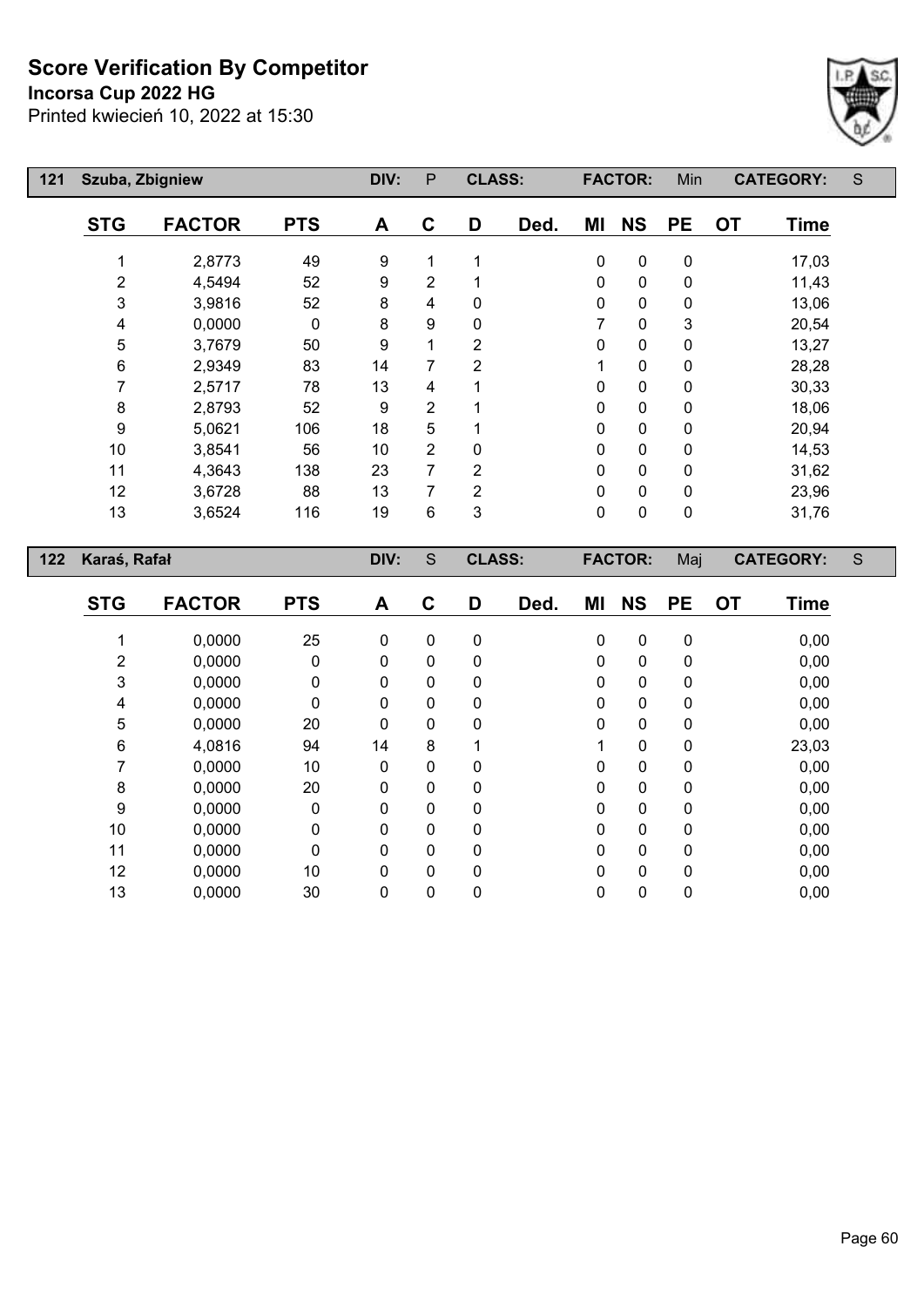# Score Verification By Competitor

**Incorsa Cup 2022 HG**

Printed kwiecień 10, 2022 at 15:30

| 121 | Szuba, Zbigniew | DIV: | P | CLASS: | | FACTOR: | Min | CATEGORY: | S |
|---|---|---|---|---|---|---|---|---|---|

| STG | FACTOR | PTS | A | C | D | Ded. | MI | NS | PE | OT | Time |
|---|---|---|---|---|---|---|---|---|---|---|---|
| 1 | 2,8773 | 49 | 9 | 1 | 1 | | 0 | 0 | 0 | | 17,03 |
| 2 | 4,5494 | 52 | 9 | 2 | 1 | | 0 | 0 | 0 | | 11,43 |
| 3 | 3,9816 | 52 | 8 | 4 | 0 | | 0 | 0 | 0 | | 13,06 |
| 4 | 0,0000 | 0 | 8 | 9 | 0 | | 7 | 0 | 3 | | 20,54 |
| 5 | 3,7679 | 50 | 9 | 1 | 2 | | 0 | 0 | 0 | | 13,27 |
| 6 | 2,9349 | 83 | 14 | 7 | 2 | | 1 | 0 | 0 | | 28,28 |
| 7 | 2,5717 | 78 | 13 | 4 | 1 | | 0 | 0 | 0 | | 30,33 |
| 8 | 2,8793 | 52 | 9 | 2 | 1 | | 0 | 0 | 0 | | 18,06 |
| 9 | 5,0621 | 106 | 18 | 5 | 1 | | 0 | 0 | 0 | | 20,94 |
| 10 | 3,8541 | 56 | 10 | 2 | 0 | | 0 | 0 | 0 | | 14,53 |
| 11 | 4,3643 | 138 | 23 | 7 | 2 | | 0 | 0 | 0 | | 31,62 |
| 12 | 3,6728 | 88 | 13 | 7 | 2 | | 0 | 0 | 0 | | 23,96 |
| 13 | 3,6524 | 116 | 19 | 6 | 3 | | 0 | 0 | 0 | | 31,76 |

| 122 | Karaś, Rafał | DIV: | S | CLASS: | | FACTOR: | Maj | CATEGORY: | S |
|---|---|---|---|---|---|---|---|---|---|

| STG | FACTOR | PTS | A | C | D | Ded. | MI | NS | PE | OT | Time |
|---|---|---|---|---|---|---|---|---|---|---|---|
| 1 | 0,0000 | 25 | 0 | 0 | 0 | | 0 | 0 | 0 | | 0,00 |
| 2 | 0,0000 | 0 | 0 | 0 | 0 | | 0 | 0 | 0 | | 0,00 |
| 3 | 0,0000 | 0 | 0 | 0 | 0 | | 0 | 0 | 0 | | 0,00 |
| 4 | 0,0000 | 0 | 0 | 0 | 0 | | 0 | 0 | 0 | | 0,00 |
| 5 | 0,0000 | 20 | 0 | 0 | 0 | | 0 | 0 | 0 | | 0,00 |
| 6 | 4,0816 | 94 | 14 | 8 | 1 | | 1 | 0 | 0 | | 23,03 |
| 7 | 0,0000 | 10 | 0 | 0 | 0 | | 0 | 0 | 0 | | 0,00 |
| 8 | 0,0000 | 20 | 0 | 0 | 0 | | 0 | 0 | 0 | | 0,00 |
| 9 | 0,0000 | 0 | 0 | 0 | 0 | | 0 | 0 | 0 | | 0,00 |
| 10 | 0,0000 | 0 | 0 | 0 | 0 | | 0 | 0 | 0 | | 0,00 |
| 11 | 0,0000 | 0 | 0 | 0 | 0 | | 0 | 0 | 0 | | 0,00 |
| 12 | 0,0000 | 10 | 0 | 0 | 0 | | 0 | 0 | 0 | | 0,00 |
| 13 | 0,0000 | 30 | 0 | 0 | 0 | | 0 | 0 | 0 | | 0,00 |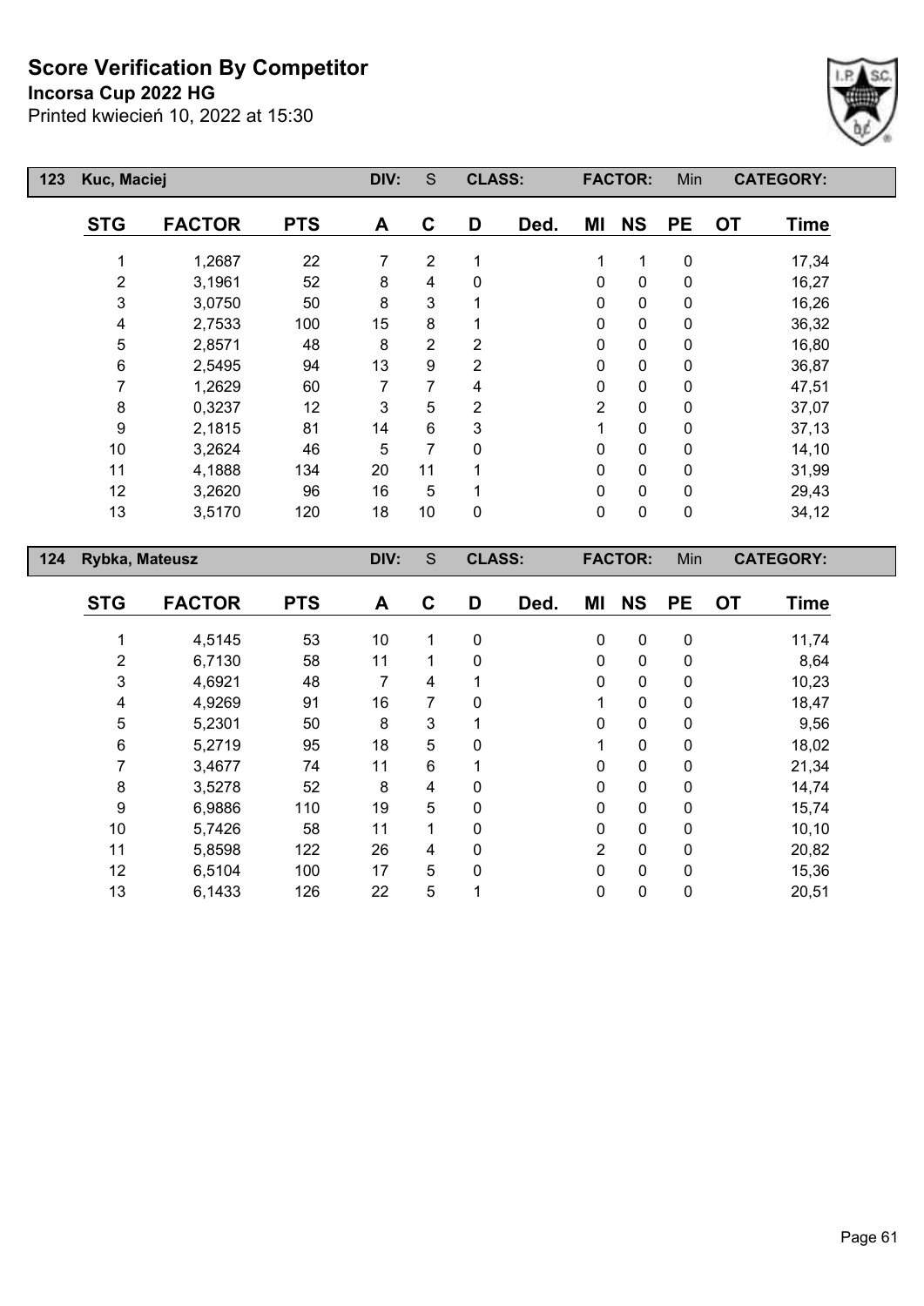# Score Verification By Competitor

**Incorsa Cup 2022 HG**

Printed kwiecień 10, 2022 at 15:30

| 123 | Kuc, Maciej | | DIV: | S | CLASS: | | FACTOR: | | Min | CATEGORY: | |
|---|---|---|---|---|---|---|---|---|---|---|---|

| STG | FACTOR | PTS | A | C | D | Ded. | MI | NS | PE | OT | Time |
|---|---|---|---|---|---|---|---|---|---|---|---|
| 1 | 1,2687 | 22 | 7 | 2 | 1 | | 1 | 1 | 0 | | 17,34 |
| 2 | 3,1961 | 52 | 8 | 4 | 0 | | 0 | 0 | 0 | | 16,27 |
| 3 | 3,0750 | 50 | 8 | 3 | 1 | | 0 | 0 | 0 | | 16,26 |
| 4 | 2,7533 | 100 | 15 | 8 | 1 | | 0 | 0 | 0 | | 36,32 |
| 5 | 2,8571 | 48 | 8 | 2 | 2 | | 0 | 0 | 0 | | 16,80 |
| 6 | 2,5495 | 94 | 13 | 9 | 2 | | 0 | 0 | 0 | | 36,87 |
| 7 | 1,2629 | 60 | 7 | 7 | 4 | | 0 | 0 | 0 | | 47,51 |
| 8 | 0,3237 | 12 | 3 | 5 | 2 | | 2 | 0 | 0 | | 37,07 |
| 9 | 2,1815 | 81 | 14 | 6 | 3 | | 1 | 0 | 0 | | 37,13 |
| 10 | 3,2624 | 46 | 5 | 7 | 0 | | 0 | 0 | 0 | | 14,10 |
| 11 | 4,1888 | 134 | 20 | 11 | 1 | | 0 | 0 | 0 | | 31,99 |
| 12 | 3,2620 | 96 | 16 | 5 | 1 | | 0 | 0 | 0 | | 29,43 |
| 13 | 3,5170 | 120 | 18 | 10 | 0 | | 0 | 0 | 0 | | 34,12 |

| 124 | Rybka, Mateusz | | DIV: | S | CLASS: | | FACTOR: | | Min | CATEGORY: | |
|---|---|---|---|---|---|---|---|---|---|---|---|

| STG | FACTOR | PTS | A | C | D | Ded. | MI | NS | PE | OT | Time |
|---|---|---|---|---|---|---|---|---|---|---|---|
| 1 | 4,5145 | 53 | 10 | 1 | 0 | | 0 | 0 | 0 | | 11,74 |
| 2 | 6,7130 | 58 | 11 | 1 | 0 | | 0 | 0 | 0 | | 8,64 |
| 3 | 4,6921 | 48 | 7 | 4 | 1 | | 0 | 0 | 0 | | 10,23 |
| 4 | 4,9269 | 91 | 16 | 7 | 0 | | 1 | 0 | 0 | | 18,47 |
| 5 | 5,2301 | 50 | 8 | 3 | 1 | | 0 | 0 | 0 | | 9,56 |
| 6 | 5,2719 | 95 | 18 | 5 | 0 | | 1 | 0 | 0 | | 18,02 |
| 7 | 3,4677 | 74 | 11 | 6 | 1 | | 0 | 0 | 0 | | 21,34 |
| 8 | 3,5278 | 52 | 8 | 4 | 0 | | 0 | 0 | 0 | | 14,74 |
| 9 | 6,9886 | 110 | 19 | 5 | 0 | | 0 | 0 | 0 | | 15,74 |
| 10 | 5,7426 | 58 | 11 | 1 | 0 | | 0 | 0 | 0 | | 10,10 |
| 11 | 5,8598 | 122 | 26 | 4 | 0 | | 2 | 0 | 0 | | 20,82 |
| 12 | 6,5104 | 100 | 17 | 5 | 0 | | 0 | 0 | 0 | | 15,36 |
| 13 | 6,1433 | 126 | 22 | 5 | 1 | | 0 | 0 | 0 | | 20,51 |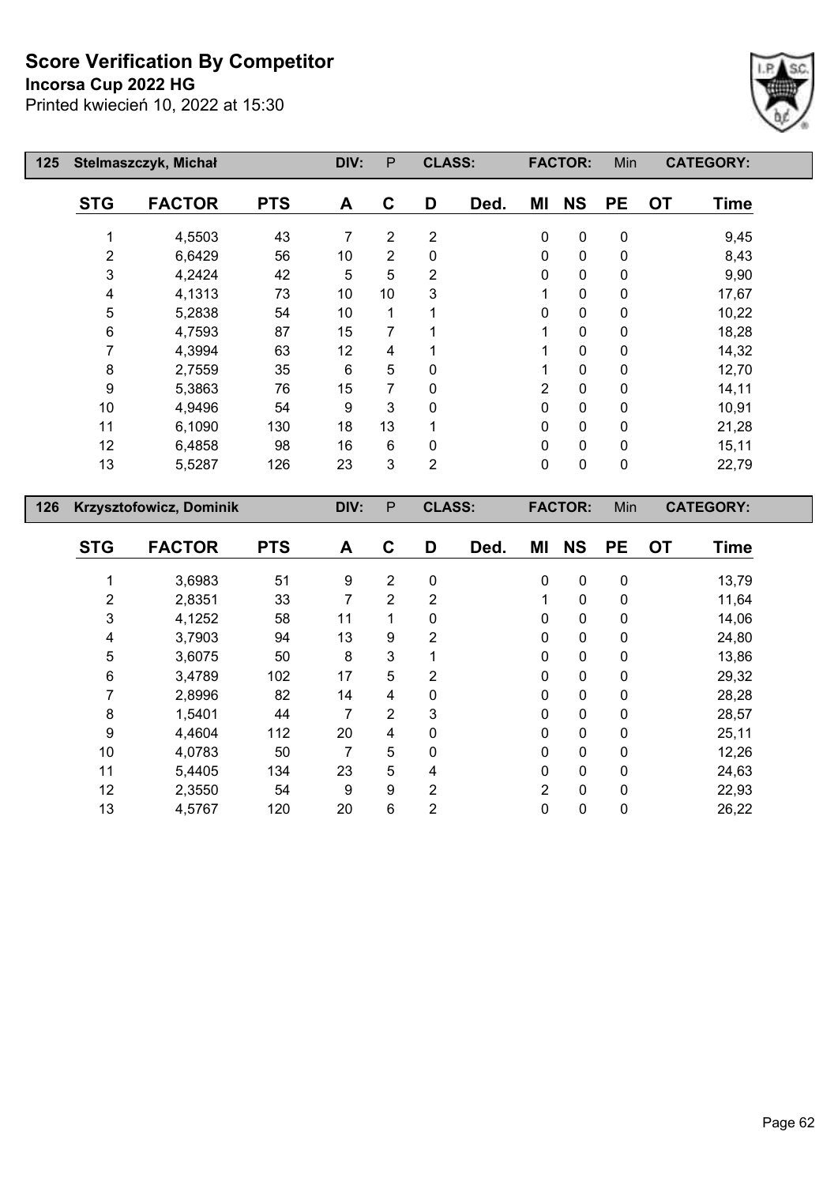# Score Verification By Competitor

**Incorsa Cup 2022 HG**

Printed kwiecień 10, 2022 at 15:30

| 125 | Stelmaszczyk, Michał | | DIV: | P | CLASS: | | FACTOR: | | Min | CATEGORY: | |
|---|---|---|---|---|---|---|---|---|---|---|---|
| STG | FACTOR | PTS | A | C | D | Ded. | MI | NS | PE | OT | Time |
| 1 | 4,5503 | 43 | 7 | 2 | 2 | | 0 | 0 | 0 | | 9,45 |
| 2 | 6,6429 | 56 | 10 | 2 | 0 | | 0 | 0 | 0 | | 8,43 |
| 3 | 4,2424 | 42 | 5 | 5 | 2 | | 0 | 0 | 0 | | 9,90 |
| 4 | 4,1313 | 73 | 10 | 10 | 3 | | 1 | 0 | 0 | | 17,67 |
| 5 | 5,2838 | 54 | 10 | 1 | 1 | | 0 | 0 | 0 | | 10,22 |
| 6 | 4,7593 | 87 | 15 | 7 | 1 | | 1 | 0 | 0 | | 18,28 |
| 7 | 4,3994 | 63 | 12 | 4 | 1 | | 1 | 0 | 0 | | 14,32 |
| 8 | 2,7559 | 35 | 6 | 5 | 0 | | 1 | 0 | 0 | | 12,70 |
| 9 | 5,3863 | 76 | 15 | 7 | 0 | | 2 | 0 | 0 | | 14,11 |
| 10 | 4,9496 | 54 | 9 | 3 | 0 | | 0 | 0 | 0 | | 10,91 |
| 11 | 6,1090 | 130 | 18 | 13 | 1 | | 0 | 0 | 0 | | 21,28 |
| 12 | 6,4858 | 98 | 16 | 6 | 0 | | 0 | 0 | 0 | | 15,11 |
| 13 | 5,5287 | 126 | 23 | 3 | 2 | | 0 | 0 | 0 | | 22,79 |

| 126 | Krzysztofowicz, Dominik | | DIV: | P | CLASS: | | FACTOR: | | Min | CATEGORY: | |
|---|---|---|---|---|---|---|---|---|---|---|---|
| STG | FACTOR | PTS | A | C | D | Ded. | MI | NS | PE | OT | Time |
| 1 | 3,6983 | 51 | 9 | 2 | 0 | | 0 | 0 | 0 | | 13,79 |
| 2 | 2,8351 | 33 | 7 | 2 | 2 | | 1 | 0 | 0 | | 11,64 |
| 3 | 4,1252 | 58 | 11 | 1 | 0 | | 0 | 0 | 0 | | 14,06 |
| 4 | 3,7903 | 94 | 13 | 9 | 2 | | 0 | 0 | 0 | | 24,80 |
| 5 | 3,6075 | 50 | 8 | 3 | 1 | | 0 | 0 | 0 | | 13,86 |
| 6 | 3,4789 | 102 | 17 | 5 | 2 | | 0 | 0 | 0 | | 29,32 |
| 7 | 2,8996 | 82 | 14 | 4 | 0 | | 0 | 0 | 0 | | 28,28 |
| 8 | 1,5401 | 44 | 7 | 2 | 3 | | 0 | 0 | 0 | | 28,57 |
| 9 | 4,4604 | 112 | 20 | 4 | 0 | | 0 | 0 | 0 | | 25,11 |
| 10 | 4,0783 | 50 | 7 | 5 | 0 | | 0 | 0 | 0 | | 12,26 |
| 11 | 5,4405 | 134 | 23 | 5 | 4 | | 0 | 0 | 0 | | 24,63 |
| 12 | 2,3550 | 54 | 9 | 9 | 2 | | 2 | 0 | 0 | | 22,93 |
| 13 | 4,5767 | 120 | 20 | 6 | 2 | | 0 | 0 | 0 | | 26,22 |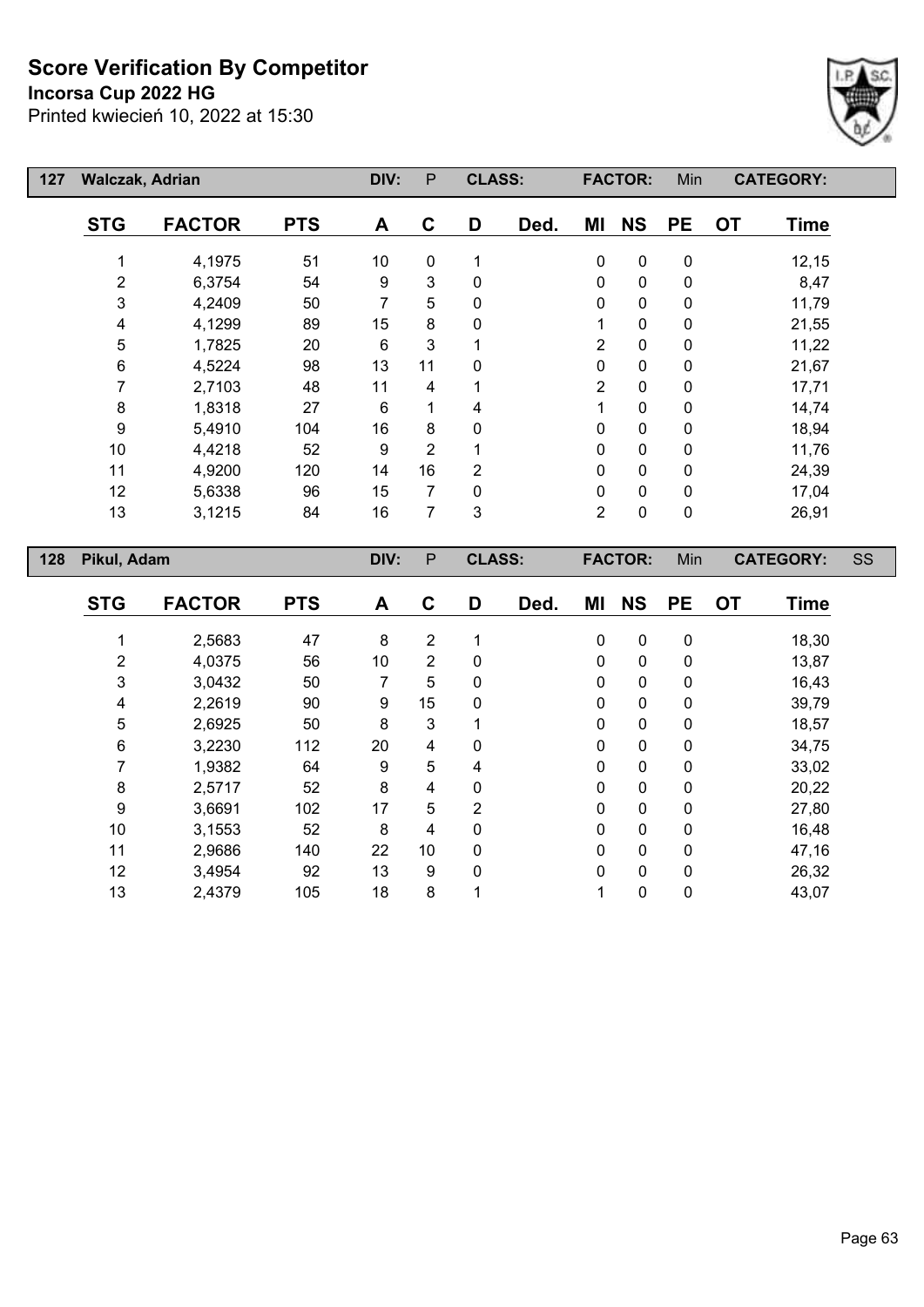# Score Verification By Competitor

**Incorsa Cup 2022 HG**

Printed kwiecień 10, 2022 at 15:30

| 127 | Walczak, Adrian | | DIV: | P | CLASS: | | FACTOR: | | Min | CATEGORY: | |
|---|---|---|---|---|---|---|---|---|---|---|---|
| **STG** | **FACTOR** | **PTS** | **A** | **C** | **D** | **Ded.** | **MI** | **NS** | **PE** | **OT** | **Time** |
| 1 | 4,1975 | 51 | 10 | 0 | 1 | | 0 | 0 | 0 | | 12,15 |
| 2 | 6,3754 | 54 | 9 | 3 | 0 | | 0 | 0 | 0 | | 8,47 |
| 3 | 4,2409 | 50 | 7 | 5 | 0 | | 0 | 0 | 0 | | 11,79 |
| 4 | 4,1299 | 89 | 15 | 8 | 0 | | 1 | 0 | 0 | | 21,55 |
| 5 | 1,7825 | 20 | 6 | 3 | 1 | | 2 | 0 | 0 | | 11,22 |
| 6 | 4,5224 | 98 | 13 | 11 | 0 | | 0 | 0 | 0 | | 21,67 |
| 7 | 2,7103 | 48 | 11 | 4 | 1 | | 2 | 0 | 0 | | 17,71 |
| 8 | 1,8318 | 27 | 6 | 1 | 4 | | 1 | 0 | 0 | | 14,74 |
| 9 | 5,4910 | 104 | 16 | 8 | 0 | | 0 | 0 | 0 | | 18,94 |
| 10 | 4,4218 | 52 | 9 | 2 | 1 | | 0 | 0 | 0 | | 11,76 |
| 11 | 4,9200 | 120 | 14 | 16 | 2 | | 0 | 0 | 0 | | 24,39 |
| 12 | 5,6338 | 96 | 15 | 7 | 0 | | 0 | 0 | 0 | | 17,04 |
| 13 | 3,1215 | 84 | 16 | 7 | 3 | | 2 | 0 | 0 | | 26,91 |

| 128 | Pikul, Adam | | DIV: | P | CLASS: | | FACTOR: | | Min | CATEGORY: | SS |
|---|---|---|---|---|---|---|---|---|---|---|---|
| **STG** | **FACTOR** | **PTS** | **A** | **C** | **D** | **Ded.** | **MI** | **NS** | **PE** | **OT** | **Time** |
| 1 | 2,5683 | 47 | 8 | 2 | 1 | | 0 | 0 | 0 | | 18,30 |
| 2 | 4,0375 | 56 | 10 | 2 | 0 | | 0 | 0 | 0 | | 13,87 |
| 3 | 3,0432 | 50 | 7 | 5 | 0 | | 0 | 0 | 0 | | 16,43 |
| 4 | 2,2619 | 90 | 9 | 15 | 0 | | 0 | 0 | 0 | | 39,79 |
| 5 | 2,6925 | 50 | 8 | 3 | 1 | | 0 | 0 | 0 | | 18,57 |
| 6 | 3,2230 | 112 | 20 | 4 | 0 | | 0 | 0 | 0 | | 34,75 |
| 7 | 1,9382 | 64 | 9 | 5 | 4 | | 0 | 0 | 0 | | 33,02 |
| 8 | 2,5717 | 52 | 8 | 4 | 0 | | 0 | 0 | 0 | | 20,22 |
| 9 | 3,6691 | 102 | 17 | 5 | 2 | | 0 | 0 | 0 | | 27,80 |
| 10 | 3,1553 | 52 | 8 | 4 | 0 | | 0 | 0 | 0 | | 16,48 |
| 11 | 2,9686 | 140 | 22 | 10 | 0 | | 0 | 0 | 0 | | 47,16 |
| 12 | 3,4954 | 92 | 13 | 9 | 0 | | 0 | 0 | 0 | | 26,32 |
| 13 | 2,4379 | 105 | 18 | 8 | 1 | | 1 | 0 | 0 | | 43,07 |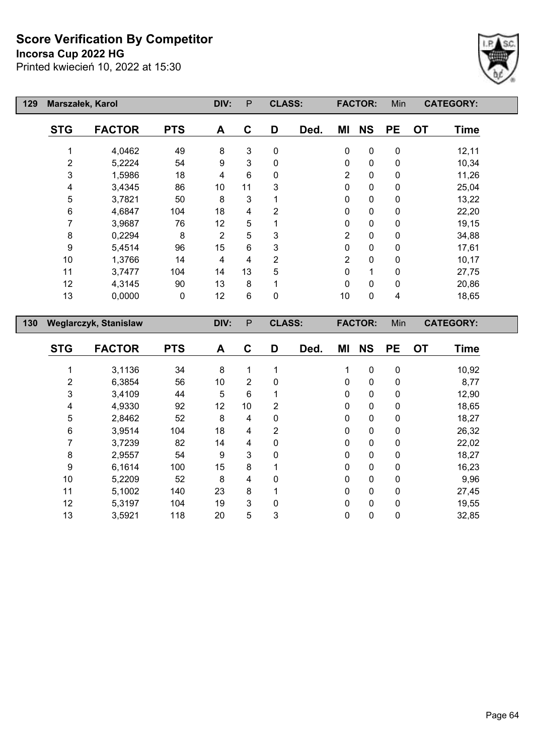# Score Verification By Competitor

**Incorsa Cup 2022 HG**

Printed kwiecień 10, 2022 at 15:30

| 129 | Marszałek, Karol | | DIV: | P | CLASS: | | FACTOR: | | Min | CATEGORY: | |
|---|---|---|---|---|---|---|---|---|---|---|---|
| **STG** | **FACTOR** | **PTS** | **A** | **C** | **D** | **Ded.** | **MI** | **NS** | **PE** | **OT** | **Time** |
| 1 | 4,0462 | 49 | 8 | 3 | 0 | | 0 | 0 | 0 | | 12,11 |
| 2 | 5,2224 | 54 | 9 | 3 | 0 | | 0 | 0 | 0 | | 10,34 |
| 3 | 1,5986 | 18 | 4 | 6 | 0 | | 2 | 0 | 0 | | 11,26 |
| 4 | 3,4345 | 86 | 10 | 11 | 3 | | 0 | 0 | 0 | | 25,04 |
| 5 | 3,7821 | 50 | 8 | 3 | 1 | | 0 | 0 | 0 | | 13,22 |
| 6 | 4,6847 | 104 | 18 | 4 | 2 | | 0 | 0 | 0 | | 22,20 |
| 7 | 3,9687 | 76 | 12 | 5 | 1 | | 0 | 0 | 0 | | 19,15 |
| 8 | 0,2294 | 8 | 2 | 5 | 3 | | 2 | 0 | 0 | | 34,88 |
| 9 | 5,4514 | 96 | 15 | 6 | 3 | | 0 | 0 | 0 | | 17,61 |
| 10 | 1,3766 | 14 | 4 | 4 | 2 | | 2 | 0 | 0 | | 10,17 |
| 11 | 3,7477 | 104 | 14 | 13 | 5 | | 0 | 1 | 0 | | 27,75 |
| 12 | 4,3145 | 90 | 13 | 8 | 1 | | 0 | 0 | 0 | | 20,86 |
| 13 | 0,0000 | 0 | 12 | 6 | 0 | | 10 | 0 | 4 | | 18,65 |

| 130 | Weglarczyk, Stanislaw | | DIV: | P | CLASS: | | FACTOR: | | Min | CATEGORY: | |
|---|---|---|---|---|---|---|---|---|---|---|---|
| **STG** | **FACTOR** | **PTS** | **A** | **C** | **D** | **Ded.** | **MI** | **NS** | **PE** | **OT** | **Time** |
| 1 | 3,1136 | 34 | 8 | 1 | 1 | | 1 | 0 | 0 | | 10,92 |
| 2 | 6,3854 | 56 | 10 | 2 | 0 | | 0 | 0 | 0 | | 8,77 |
| 3 | 3,4109 | 44 | 5 | 6 | 1 | | 0 | 0 | 0 | | 12,90 |
| 4 | 4,9330 | 92 | 12 | 10 | 2 | | 0 | 0 | 0 | | 18,65 |
| 5 | 2,8462 | 52 | 8 | 4 | 0 | | 0 | 0 | 0 | | 18,27 |
| 6 | 3,9514 | 104 | 18 | 4 | 2 | | 0 | 0 | 0 | | 26,32 |
| 7 | 3,7239 | 82 | 14 | 4 | 0 | | 0 | 0 | 0 | | 22,02 |
| 8 | 2,9557 | 54 | 9 | 3 | 0 | | 0 | 0 | 0 | | 18,27 |
| 9 | 6,1614 | 100 | 15 | 8 | 1 | | 0 | 0 | 0 | | 16,23 |
| 10 | 5,2209 | 52 | 8 | 4 | 0 | | 0 | 0 | 0 | | 9,96 |
| 11 | 5,1002 | 140 | 23 | 8 | 1 | | 0 | 0 | 0 | | 27,45 |
| 12 | 5,3197 | 104 | 19 | 3 | 0 | | 0 | 0 | 0 | | 19,55 |
| 13 | 3,5921 | 118 | 20 | 5 | 3 | | 0 | 0 | 0 | | 32,85 |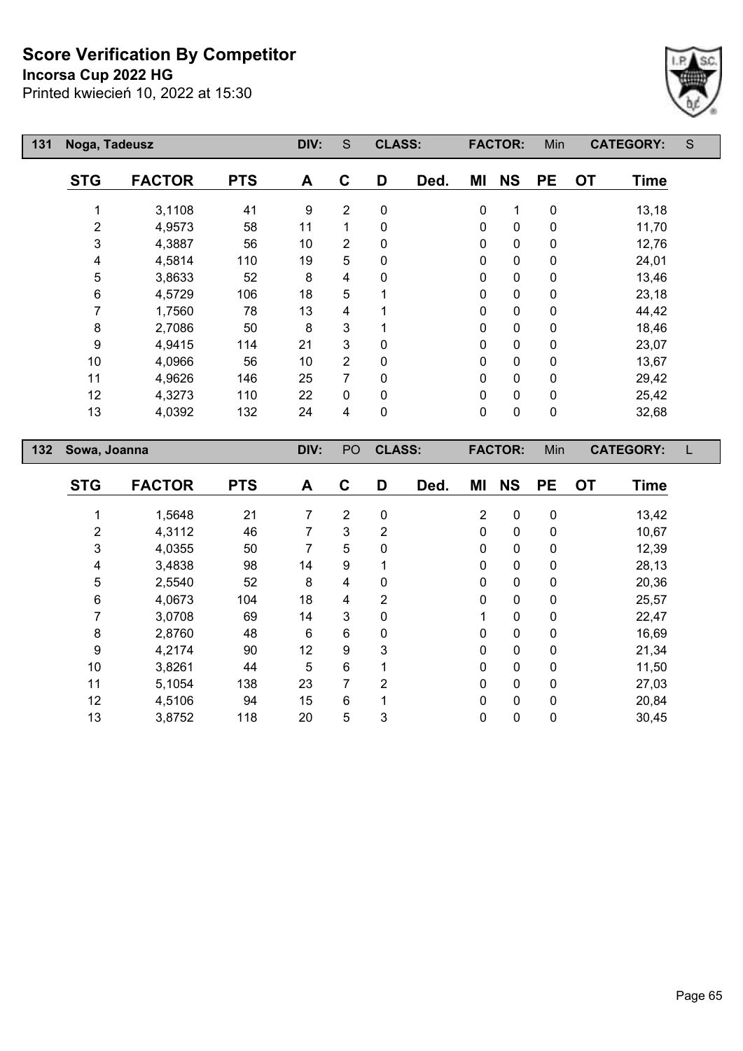# Score Verification By Competitor

**Incorsa Cup 2022 HG**

Printed kwiecień 10, 2022 at 15:30

| 131 | Noga, Tadeusz | | DIV: | S | CLASS: | | FACTOR: | | Min | CATEGORY: | S |
|---|---|---|---|---|---|---|---|---|---|---|---|
| **STG** | **FACTOR** | **PTS** | **A** | **C** | **D** | **Ded.** | **MI** | **NS** | **PE** | **OT** | **Time** |
| 1 | 3,1108 | 41 | 9 | 2 | 0 | | 0 | 1 | 0 | | 13,18 |
| 2 | 4,9573 | 58 | 11 | 1 | 0 | | 0 | 0 | 0 | | 11,70 |
| 3 | 4,3887 | 56 | 10 | 2 | 0 | | 0 | 0 | 0 | | 12,76 |
| 4 | 4,5814 | 110 | 19 | 5 | 0 | | 0 | 0 | 0 | | 24,01 |
| 5 | 3,8633 | 52 | 8 | 4 | 0 | | 0 | 0 | 0 | | 13,46 |
| 6 | 4,5729 | 106 | 18 | 5 | 1 | | 0 | 0 | 0 | | 23,18 |
| 7 | 1,7560 | 78 | 13 | 4 | 1 | | 0 | 0 | 0 | | 44,42 |
| 8 | 2,7086 | 50 | 8 | 3 | 1 | | 0 | 0 | 0 | | 18,46 |
| 9 | 4,9415 | 114 | 21 | 3 | 0 | | 0 | 0 | 0 | | 23,07 |
| 10 | 4,0966 | 56 | 10 | 2 | 0 | | 0 | 0 | 0 | | 13,67 |
| 11 | 4,9626 | 146 | 25 | 7 | 0 | | 0 | 0 | 0 | | 29,42 |
| 12 | 4,3273 | 110 | 22 | 0 | 0 | | 0 | 0 | 0 | | 25,42 |
| 13 | 4,0392 | 132 | 24 | 4 | 0 | | 0 | 0 | 0 | | 32,68 |

| 132 | Sowa, Joanna | | DIV: | PO | CLASS: | | FACTOR: | | Min | CATEGORY: | L |
|---|---|---|---|---|---|---|---|---|---|---|---|
| **STG** | **FACTOR** | **PTS** | **A** | **C** | **D** | **Ded.** | **MI** | **NS** | **PE** | **OT** | **Time** |
| 1 | 1,5648 | 21 | 7 | 2 | 0 | | 2 | 0 | 0 | | 13,42 |
| 2 | 4,3112 | 46 | 7 | 3 | 2 | | 0 | 0 | 0 | | 10,67 |
| 3 | 4,0355 | 50 | 7 | 5 | 0 | | 0 | 0 | 0 | | 12,39 |
| 4 | 3,4838 | 98 | 14 | 9 | 1 | | 0 | 0 | 0 | | 28,13 |
| 5 | 2,5540 | 52 | 8 | 4 | 0 | | 0 | 0 | 0 | | 20,36 |
| 6 | 4,0673 | 104 | 18 | 4 | 2 | | 0 | 0 | 0 | | 25,57 |
| 7 | 3,0708 | 69 | 14 | 3 | 0 | | 1 | 0 | 0 | | 22,47 |
| 8 | 2,8760 | 48 | 6 | 6 | 0 | | 0 | 0 | 0 | | 16,69 |
| 9 | 4,2174 | 90 | 12 | 9 | 3 | | 0 | 0 | 0 | | 21,34 |
| 10 | 3,8261 | 44 | 5 | 6 | 1 | | 0 | 0 | 0 | | 11,50 |
| 11 | 5,1054 | 138 | 23 | 7 | 2 | | 0 | 0 | 0 | | 27,03 |
| 12 | 4,5106 | 94 | 15 | 6 | 1 | | 0 | 0 | 0 | | 20,84 |
| 13 | 3,8752 | 118 | 20 | 5 | 3 | | 0 | 0 | 0 | | 30,45 |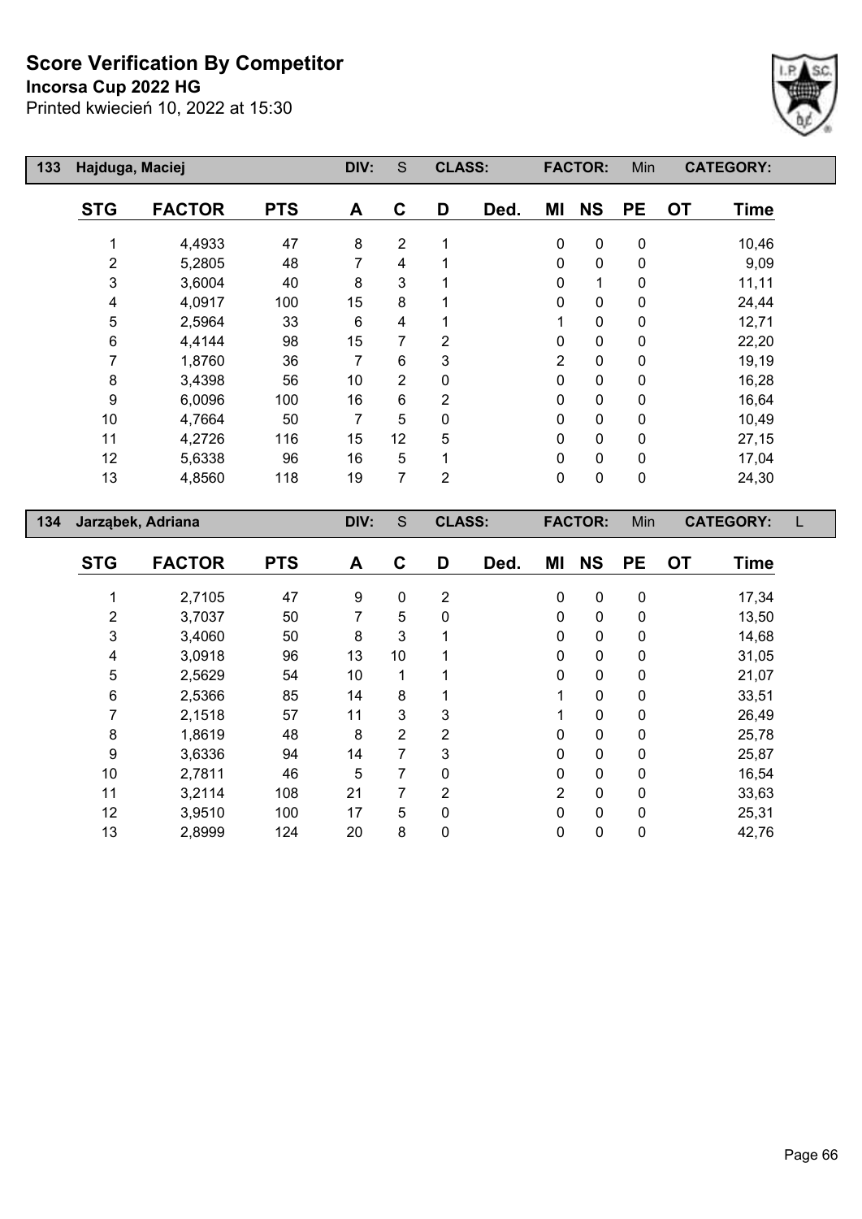# Score Verification By Competitor

**Incorsa Cup 2022 HG**

Printed kwiecień 10, 2022 at 15:30

| 133 | Hajduga, Maciej | | DIV: | S | CLASS: | | FACTOR: | Min | | CATEGORY: | |
|---|---|---|---|---|---|---|---|---|---|---|---|
| **STG** | **FACTOR** | **PTS** | **A** | **C** | **D** | **Ded.** | **MI** | **NS** | **PE** | **OT** | **Time** |
| 1 | 4,4933 | 47 | 8 | 2 | 1 | | 0 | 0 | 0 | | 10,46 |
| 2 | 5,2805 | 48 | 7 | 4 | 1 | | 0 | 0 | 0 | | 9,09 |
| 3 | 3,6004 | 40 | 8 | 3 | 1 | | 0 | 1 | 0 | | 11,11 |
| 4 | 4,0917 | 100 | 15 | 8 | 1 | | 0 | 0 | 0 | | 24,44 |
| 5 | 2,5964 | 33 | 6 | 4 | 1 | | 1 | 0 | 0 | | 12,71 |
| 6 | 4,4144 | 98 | 15 | 7 | 2 | | 0 | 0 | 0 | | 22,20 |
| 7 | 1,8760 | 36 | 7 | 6 | 3 | | 2 | 0 | 0 | | 19,19 |
| 8 | 3,4398 | 56 | 10 | 2 | 0 | | 0 | 0 | 0 | | 16,28 |
| 9 | 6,0096 | 100 | 16 | 6 | 2 | | 0 | 0 | 0 | | 16,64 |
| 10 | 4,7664 | 50 | 7 | 5 | 0 | | 0 | 0 | 0 | | 10,49 |
| 11 | 4,2726 | 116 | 15 | 12 | 5 | | 0 | 0 | 0 | | 27,15 |
| 12 | 5,6338 | 96 | 16 | 5 | 1 | | 0 | 0 | 0 | | 17,04 |
| 13 | 4,8560 | 118 | 19 | 7 | 2 | | 0 | 0 | 0 | | 24,30 |

| 134 | Jarząbek, Adriana | | DIV: | S | CLASS: | | FACTOR: | Min | | CATEGORY: | L |
|---|---|---|---|---|---|---|---|---|---|---|---|
| **STG** | **FACTOR** | **PTS** | **A** | **C** | **D** | **Ded.** | **MI** | **NS** | **PE** | **OT** | **Time** |
| 1 | 2,7105 | 47 | 9 | 0 | 2 | | 0 | 0 | 0 | | 17,34 |
| 2 | 3,7037 | 50 | 7 | 5 | 0 | | 0 | 0 | 0 | | 13,50 |
| 3 | 3,4060 | 50 | 8 | 3 | 1 | | 0 | 0 | 0 | | 14,68 |
| 4 | 3,0918 | 96 | 13 | 10 | 1 | | 0 | 0 | 0 | | 31,05 |
| 5 | 2,5629 | 54 | 10 | 1 | 1 | | 0 | 0 | 0 | | 21,07 |
| 6 | 2,5366 | 85 | 14 | 8 | 1 | | 1 | 0 | 0 | | 33,51 |
| 7 | 2,1518 | 57 | 11 | 3 | 3 | | 1 | 0 | 0 | | 26,49 |
| 8 | 1,8619 | 48 | 8 | 2 | 2 | | 0 | 0 | 0 | | 25,78 |
| 9 | 3,6336 | 94 | 14 | 7 | 3 | | 0 | 0 | 0 | | 25,87 |
| 10 | 2,7811 | 46 | 5 | 7 | 0 | | 0 | 0 | 0 | | 16,54 |
| 11 | 3,2114 | 108 | 21 | 7 | 2 | | 2 | 0 | 0 | | 33,63 |
| 12 | 3,9510 | 100 | 17 | 5 | 0 | | 0 | 0 | 0 | | 25,31 |
| 13 | 2,8999 | 124 | 20 | 8 | 0 | | 0 | 0 | 0 | | 42,76 |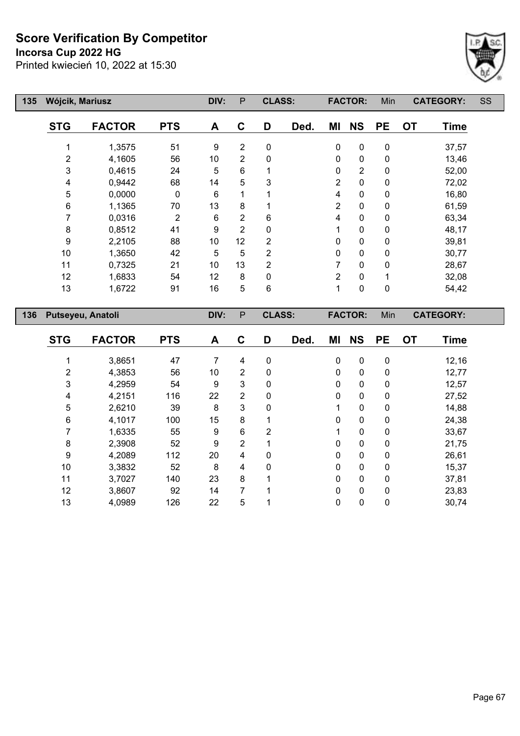# Score Verification By Competitor

**Incorsa Cup 2022 HG**

Printed kwiecień 10, 2022 at 15:30

| 135 | Wójcik, Mariusz | | DIV: | P | CLASS: | | FACTOR: | | Min | | CATEGORY: | SS |
|---|---|---|---|---|---|---|---|---|---|---|---|---|
| STG | FACTOR | PTS | A | C | D | Ded. | MI | NS | PE | OT | Time | |
| 1 | 1,3575 | 51 | 9 | 2 | 0 | | 0 | 0 | 0 | | 37,57 | |
| 2 | 4,1605 | 56 | 10 | 2 | 0 | | 0 | 0 | 0 | | 13,46 | |
| 3 | 0,4615 | 24 | 5 | 6 | 1 | | 0 | 2 | 0 | | 52,00 | |
| 4 | 0,9442 | 68 | 14 | 5 | 3 | | 2 | 0 | 0 | | 72,02 | |
| 5 | 0,0000 | 0 | 6 | 1 | 1 | | 4 | 0 | 0 | | 16,80 | |
| 6 | 1,1365 | 70 | 13 | 8 | 1 | | 2 | 0 | 0 | | 61,59 | |
| 7 | 0,0316 | 2 | 6 | 2 | 6 | | 4 | 0 | 0 | | 63,34 | |
| 8 | 0,8512 | 41 | 9 | 2 | 0 | | 1 | 0 | 0 | | 48,17 | |
| 9 | 2,2105 | 88 | 10 | 12 | 2 | | 0 | 0 | 0 | | 39,81 | |
| 10 | 1,3650 | 42 | 5 | 5 | 2 | | 0 | 0 | 0 | | 30,77 | |
| 11 | 0,7325 | 21 | 10 | 13 | 2 | | 7 | 0 | 0 | | 28,67 | |
| 12 | 1,6833 | 54 | 12 | 8 | 0 | | 2 | 0 | 1 | | 32,08 | |
| 13 | 1,6722 | 91 | 16 | 5 | 6 | | 1 | 0 | 0 | | 54,42 | |

| 136 | Putseyeu, Anatoli | | DIV: | P | CLASS: | | FACTOR: | | Min | | CATEGORY: | |
|---|---|---|---|---|---|---|---|---|---|---|---|---|
| STG | FACTOR | PTS | A | C | D | Ded. | MI | NS | PE | OT | Time | |
| 1 | 3,8651 | 47 | 7 | 4 | 0 | | 0 | 0 | 0 | | 12,16 | |
| 2 | 4,3853 | 56 | 10 | 2 | 0 | | 0 | 0 | 0 | | 12,77 | |
| 3 | 4,2959 | 54 | 9 | 3 | 0 | | 0 | 0 | 0 | | 12,57 | |
| 4 | 4,2151 | 116 | 22 | 2 | 0 | | 0 | 0 | 0 | | 27,52 | |
| 5 | 2,6210 | 39 | 8 | 3 | 0 | | 1 | 0 | 0 | | 14,88 | |
| 6 | 4,1017 | 100 | 15 | 8 | 1 | | 0 | 0 | 0 | | 24,38 | |
| 7 | 1,6335 | 55 | 9 | 6 | 2 | | 1 | 0 | 0 | | 33,67 | |
| 8 | 2,3908 | 52 | 9 | 2 | 1 | | 0 | 0 | 0 | | 21,75 | |
| 9 | 4,2089 | 112 | 20 | 4 | 0 | | 0 | 0 | 0 | | 26,61 | |
| 10 | 3,3832 | 52 | 8 | 4 | 0 | | 0 | 0 | 0 | | 15,37 | |
| 11 | 3,7027 | 140 | 23 | 8 | 1 | | 0 | 0 | 0 | | 37,81 | |
| 12 | 3,8607 | 92 | 14 | 7 | 1 | | 0 | 0 | 0 | | 23,83 | |
| 13 | 4,0989 | 126 | 22 | 5 | 1 | | 0 | 0 | 0 | | 30,74 | |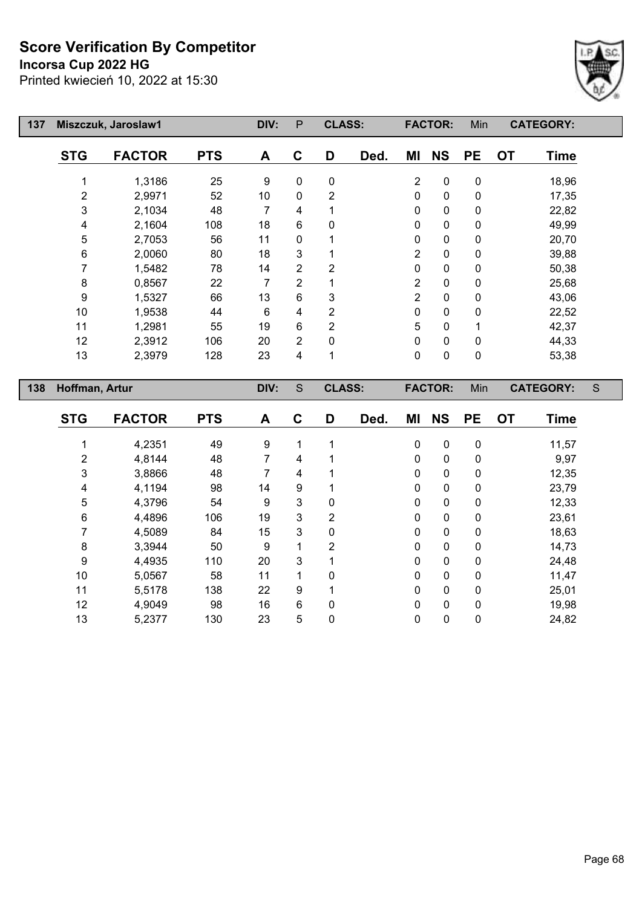# Score Verification By Competitor

**Incorsa Cup 2022 HG**

Printed kwiecień 10, 2022 at 15:30

| 137 | Miszczuk, Jaroslaw1 | | DIV: | P | CLASS: | | FACTOR: | | Min | | CATEGORY: |
|---|---|---|---|---|---|---|---|---|---|---|---|
| **STG** | **FACTOR** | **PTS** | **A** | **C** | **D** | **Ded.** | **MI** | **NS** | **PE** | **OT** | **Time** |
| 1 | 1,3186 | 25 | 9 | 0 | 0 | | 2 | 0 | 0 | | 18,96 |
| 2 | 2,9971 | 52 | 10 | 0 | 2 | | 0 | 0 | 0 | | 17,35 |
| 3 | 2,1034 | 48 | 7 | 4 | 1 | | 0 | 0 | 0 | | 22,82 |
| 4 | 2,1604 | 108 | 18 | 6 | 0 | | 0 | 0 | 0 | | 49,99 |
| 5 | 2,7053 | 56 | 11 | 0 | 1 | | 0 | 0 | 0 | | 20,70 |
| 6 | 2,0060 | 80 | 18 | 3 | 1 | | 2 | 0 | 0 | | 39,88 |
| 7 | 1,5482 | 78 | 14 | 2 | 2 | | 0 | 0 | 0 | | 50,38 |
| 8 | 0,8567 | 22 | 7 | 2 | 1 | | 2 | 0 | 0 | | 25,68 |
| 9 | 1,5327 | 66 | 13 | 6 | 3 | | 2 | 0 | 0 | | 43,06 |
| 10 | 1,9538 | 44 | 6 | 4 | 2 | | 0 | 0 | 0 | | 22,52 |
| 11 | 1,2981 | 55 | 19 | 6 | 2 | | 5 | 0 | 1 | | 42,37 |
| 12 | 2,3912 | 106 | 20 | 2 | 0 | | 0 | 0 | 0 | | 44,33 |
| 13 | 2,3979 | 128 | 23 | 4 | 1 | | 0 | 0 | 0 | | 53,38 |

| 138 | Hoffman, Artur | | DIV: | S | CLASS: | | FACTOR: | | Min | | CATEGORY: S |
|---|---|---|---|---|---|---|---|---|---|---|---|
| **STG** | **FACTOR** | **PTS** | **A** | **C** | **D** | **Ded.** | **MI** | **NS** | **PE** | **OT** | **Time** |
| 1 | 4,2351 | 49 | 9 | 1 | 1 | | 0 | 0 | 0 | | 11,57 |
| 2 | 4,8144 | 48 | 7 | 4 | 1 | | 0 | 0 | 0 | | 9,97 |
| 3 | 3,8866 | 48 | 7 | 4 | 1 | | 0 | 0 | 0 | | 12,35 |
| 4 | 4,1194 | 98 | 14 | 9 | 1 | | 0 | 0 | 0 | | 23,79 |
| 5 | 4,3796 | 54 | 9 | 3 | 0 | | 0 | 0 | 0 | | 12,33 |
| 6 | 4,4896 | 106 | 19 | 3 | 2 | | 0 | 0 | 0 | | 23,61 |
| 7 | 4,5089 | 84 | 15 | 3 | 0 | | 0 | 0 | 0 | | 18,63 |
| 8 | 3,3944 | 50 | 9 | 1 | 2 | | 0 | 0 | 0 | | 14,73 |
| 9 | 4,4935 | 110 | 20 | 3 | 1 | | 0 | 0 | 0 | | 24,48 |
| 10 | 5,0567 | 58 | 11 | 1 | 0 | | 0 | 0 | 0 | | 11,47 |
| 11 | 5,5178 | 138 | 22 | 9 | 1 | | 0 | 0 | 0 | | 25,01 |
| 12 | 4,9049 | 98 | 16 | 6 | 0 | | 0 | 0 | 0 | | 19,98 |
| 13 | 5,2377 | 130 | 23 | 5 | 0 | | 0 | 0 | 0 | | 24,82 |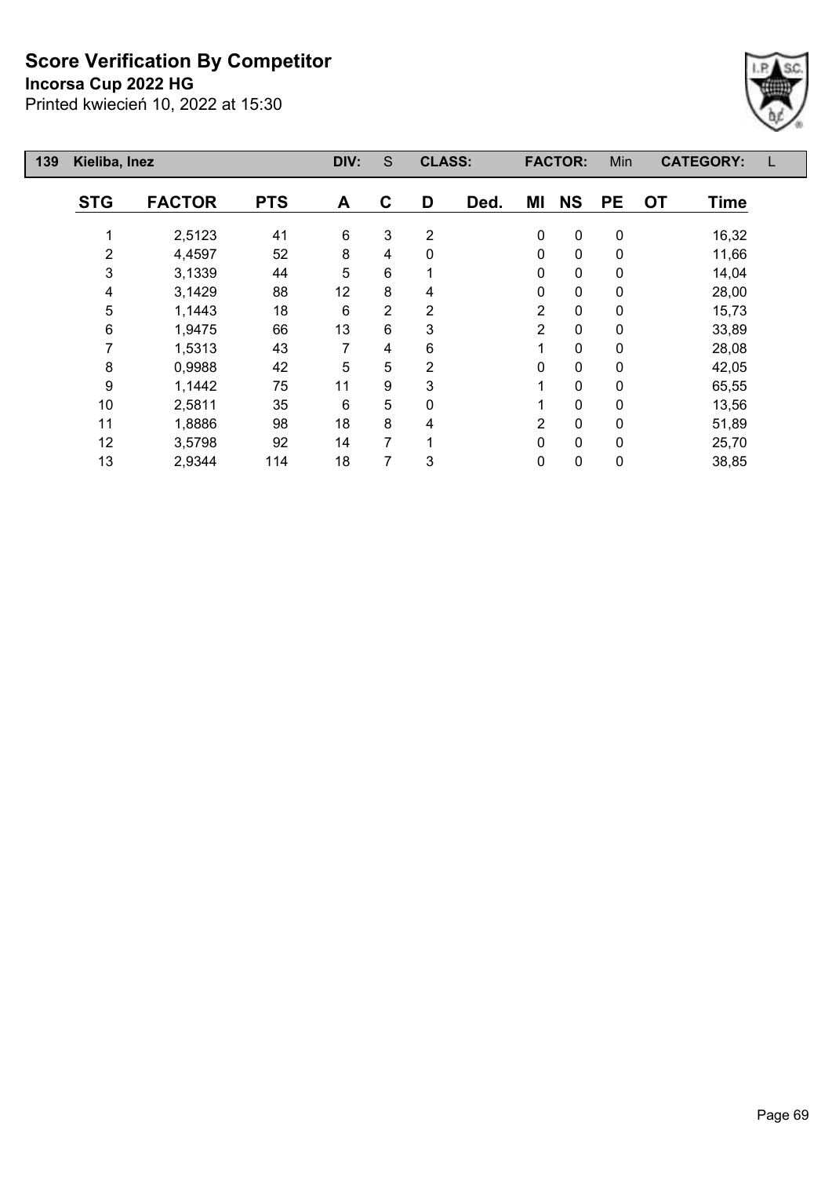# Score Verification By Competitor

**Incorsa Cup 2022 HG**

Printed kwiecień 10, 2022 at 15:30

| 139 | Kieliba, Inez | DIV: | S | CLASS: | FACTOR: | Min | CATEGORY: | L |
|---|---|---|---|---|---|---|---|---|

| STG | FACTOR | PTS | A | C | D | Ded. | MI | NS | PE | OT | Time |
|---|---|---|---|---|---|---|---|---|---|---|---|
| 1 | 2,5123 | 41 | 6 | 3 | 2 | | 0 | 0 | 0 | | 16,32 |
| 2 | 4,4597 | 52 | 8 | 4 | 0 | | 0 | 0 | 0 | | 11,66 |
| 3 | 3,1339 | 44 | 5 | 6 | 1 | | 0 | 0 | 0 | | 14,04 |
| 4 | 3,1429 | 88 | 12 | 8 | 4 | | 0 | 0 | 0 | | 28,00 |
| 5 | 1,1443 | 18 | 6 | 2 | 2 | | 2 | 0 | 0 | | 15,73 |
| 6 | 1,9475 | 66 | 13 | 6 | 3 | | 2 | 0 | 0 | | 33,89 |
| 7 | 1,5313 | 43 | 7 | 4 | 6 | | 1 | 0 | 0 | | 28,08 |
| 8 | 0,9988 | 42 | 5 | 5 | 2 | | 0 | 0 | 0 | | 42,05 |
| 9 | 1,1442 | 75 | 11 | 9 | 3 | | 1 | 0 | 0 | | 65,55 |
| 10 | 2,5811 | 35 | 6 | 5 | 0 | | 1 | 0 | 0 | | 13,56 |
| 11 | 1,8886 | 98 | 18 | 8 | 4 | | 2 | 0 | 0 | | 51,89 |
| 12 | 3,5798 | 92 | 14 | 7 | 1 | | 0 | 0 | 0 | | 25,70 |
| 13 | 2,9344 | 114 | 18 | 7 | 3 | | 0 | 0 | 0 | | 38,85 |